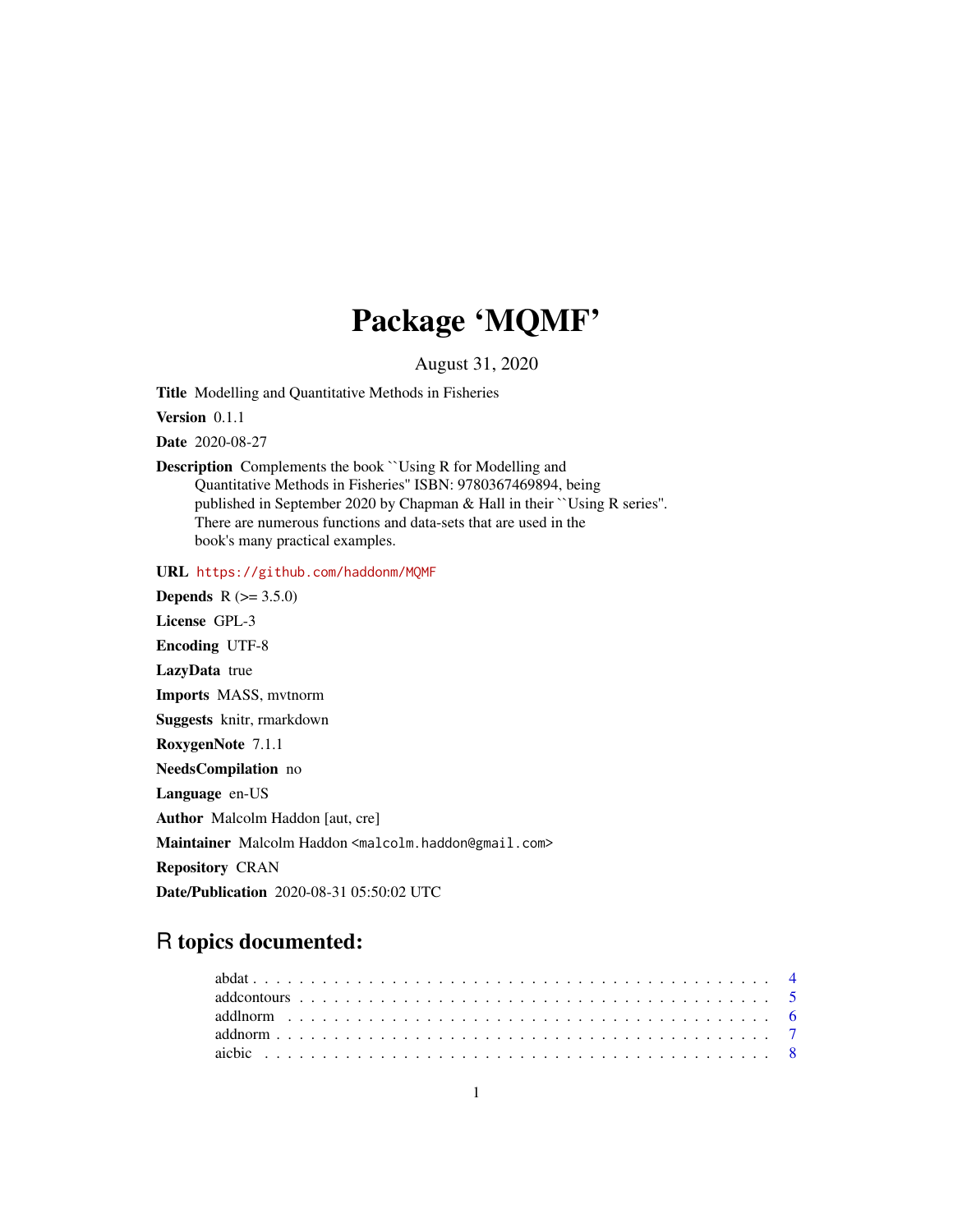# Package 'MQMF'

August 31, 2020

**Title** Modelling and Quantitative Methods in Fisheries

**Version** 0.1.1

**Date** 2020-08-27

**Description** Complements the book ``Using R for Modelling and Quantitative Methods in Fisheries'' ISBN: 9780367469894, being published in September 2020 by Chapman & Hall in their ``Using R series''. There are numerous functions and data-sets that are used in the book's many practical examples.

**URL** https://github.com/haddonm/MQMF

**Depends** R (>= 3.5.0)

**License** GPL-3

**Encoding** UTF-8

**LazyData** true

**Imports** MASS, mvtnorm

**Suggests** knitr, rmarkdown

**RoxygenNote** 7.1.1

**NeedsCompilation** no

**Language** en-US

**Author** Malcolm Haddon [aut, cre]

**Maintainer** Malcolm Haddon <malcolm.haddon@gmail.com>

**Repository** CRAN

**Date/Publication** 2020-08-31 05:50:02 UTC

## R topics documented:

| | |
|---|---|
| abdat | 4 |
| addcontours | 5 |
| addlnorm | 6 |
| addnorm | 7 |
| aicbic | 8 |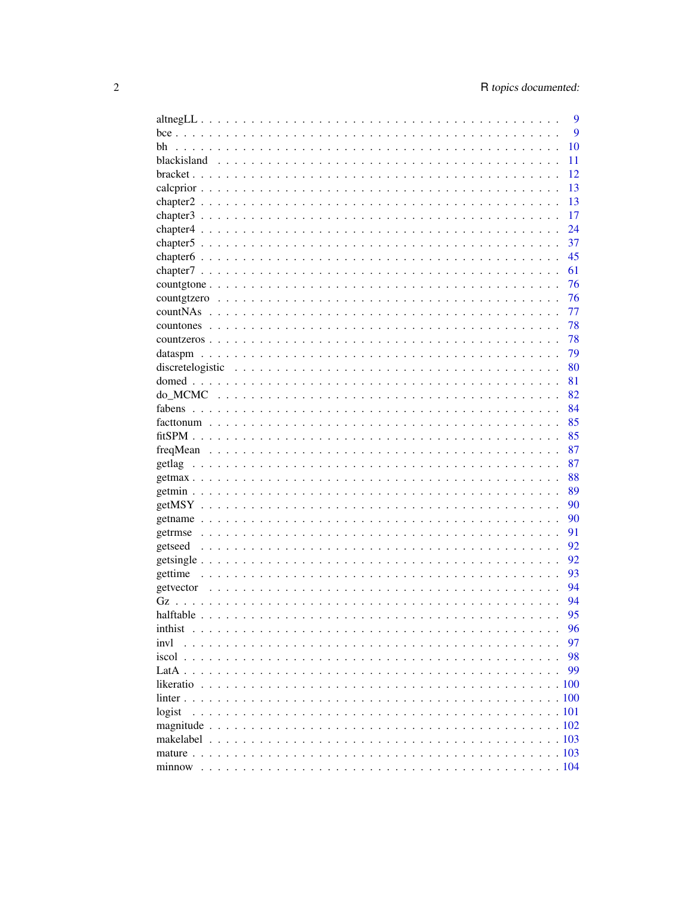altnegLL . . . . . . . . . . . . . . . . . . . . . . . . . . . . . . . . . . . . . . . . 9
bce . . . . . . . . . . . . . . . . . . . . . . . . . . . . . . . . . . . . . . . . . . 9
bh . . . . . . . . . . . . . . . . . . . . . . . . . . . . . . . . . . . . . . . . . . 10
blackisland . . . . . . . . . . . . . . . . . . . . . . . . . . . . . . . . . . . . . 11
bracket . . . . . . . . . . . . . . . . . . . . . . . . . . . . . . . . . . . . . . . 12
calcprior . . . . . . . . . . . . . . . . . . . . . . . . . . . . . . . . . . . . . . 13
chapter2 . . . . . . . . . . . . . . . . . . . . . . . . . . . . . . . . . . . . . . 13
chapter3 . . . . . . . . . . . . . . . . . . . . . . . . . . . . . . . . . . . . . . 17
chapter4 . . . . . . . . . . . . . . . . . . . . . . . . . . . . . . . . . . . . . . 24
chapter5 . . . . . . . . . . . . . . . . . . . . . . . . . . . . . . . . . . . . . . 37
chapter6 . . . . . . . . . . . . . . . . . . . . . . . . . . . . . . . . . . . . . . 45
chapter7 . . . . . . . . . . . . . . . . . . . . . . . . . . . . . . . . . . . . . . 61
countgtone . . . . . . . . . . . . . . . . . . . . . . . . . . . . . . . . . . . . . 76
countgtzero . . . . . . . . . . . . . . . . . . . . . . . . . . . . . . . . . . . . 76
countNAs . . . . . . . . . . . . . . . . . . . . . . . . . . . . . . . . . . . . . . 77
countones . . . . . . . . . . . . . . . . . . . . . . . . . . . . . . . . . . . . . 78
countzeros . . . . . . . . . . . . . . . . . . . . . . . . . . . . . . . . . . . . . 78
dataspm . . . . . . . . . . . . . . . . . . . . . . . . . . . . . . . . . . . . . . 79
discretelogistic . . . . . . . . . . . . . . . . . . . . . . . . . . . . . . . . . 80
domed . . . . . . . . . . . . . . . . . . . . . . . . . . . . . . . . . . . . . . . 81
do_MCMC . . . . . . . . . . . . . . . . . . . . . . . . . . . . . . . . . . . . . . 82
fabens . . . . . . . . . . . . . . . . . . . . . . . . . . . . . . . . . . . . . . . 84
facttonum . . . . . . . . . . . . . . . . . . . . . . . . . . . . . . . . . . . . . 85
fitSPM . . . . . . . . . . . . . . . . . . . . . . . . . . . . . . . . . . . . . . . 85
freqMean . . . . . . . . . . . . . . . . . . . . . . . . . . . . . . . . . . . . . . 87
getlag . . . . . . . . . . . . . . . . . . . . . . . . . . . . . . . . . . . . . . . 87
getmax . . . . . . . . . . . . . . . . . . . . . . . . . . . . . . . . . . . . . . . 88
getmin . . . . . . . . . . . . . . . . . . . . . . . . . . . . . . . . . . . . . . . 89
getMSY . . . . . . . . . . . . . . . . . . . . . . . . . . . . . . . . . . . . . . . 90
getname . . . . . . . . . . . . . . . . . . . . . . . . . . . . . . . . . . . . . . 90
getrmse . . . . . . . . . . . . . . . . . . . . . . . . . . . . . . . . . . . . . . 91
getseed . . . . . . . . . . . . . . . . . . . . . . . . . . . . . . . . . . . . . . 92
getsingle . . . . . . . . . . . . . . . . . . . . . . . . . . . . . . . . . . . . . 92
gettime . . . . . . . . . . . . . . . . . . . . . . . . . . . . . . . . . . . . . . 93
getvector . . . . . . . . . . . . . . . . . . . . . . . . . . . . . . . . . . . . . 94
Gz . . . . . . . . . . . . . . . . . . . . . . . . . . . . . . . . . . . . . . . . . 94
halftable . . . . . . . . . . . . . . . . . . . . . . . . . . . . . . . . . . . . . 95
inthist . . . . . . . . . . . . . . . . . . . . . . . . . . . . . . . . . . . . . . 96
invl . . . . . . . . . . . . . . . . . . . . . . . . . . . . . . . . . . . . . . . . 97
iscol . . . . . . . . . . . . . . . . . . . . . . . . . . . . . . . . . . . . . . . 98
LatA . . . . . . . . . . . . . . . . . . . . . . . . . . . . . . . . . . . . . . . . 99
likeratio . . . . . . . . . . . . . . . . . . . . . . . . . . . . . . . . . . . . . 100
linter . . . . . . . . . . . . . . . . . . . . . . . . . . . . . . . . . . . . . . . 100
logist . . . . . . . . . . . . . . . . . . . . . . . . . . . . . . . . . . . . . . . 101
magnitude . . . . . . . . . . . . . . . . . . . . . . . . . . . . . . . . . . . . . 102
makelabel . . . . . . . . . . . . . . . . . . . . . . . . . . . . . . . . . . . . . 103
mature . . . . . . . . . . . . . . . . . . . . . . . . . . . . . . . . . . . . . . . 103
minnow . . . . . . . . . . . . . . . . . . . . . . . . . . . . . . . . . . . . . . . 104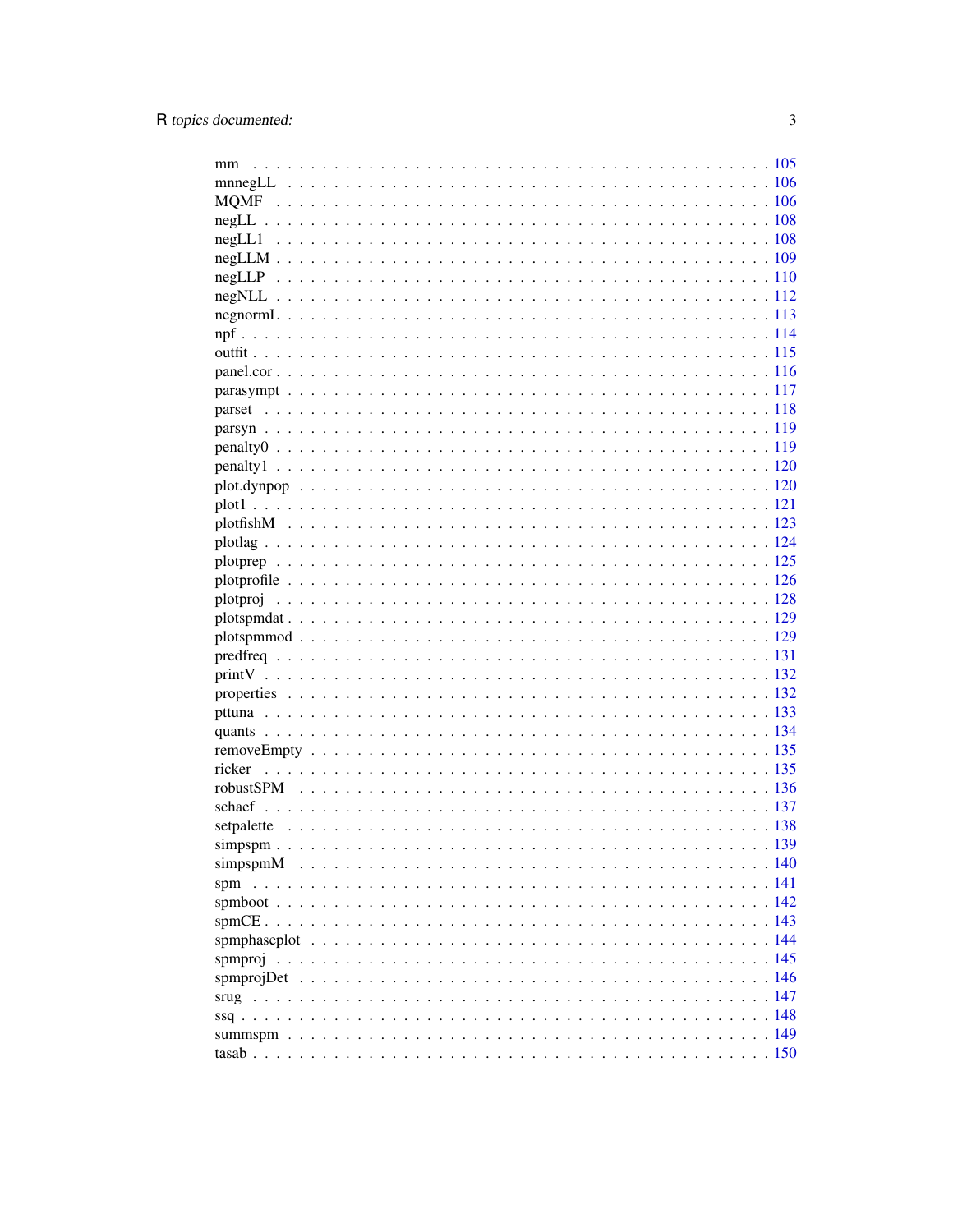mm . . . . . . . . . . . . . . . . . . . . . . . . . . . . . . . . . . . . . . . . 105
mnnegLL . . . . . . . . . . . . . . . . . . . . . . . . . . . . . . . . . . . . . 106
MQMF . . . . . . . . . . . . . . . . . . . . . . . . . . . . . . . . . . . . . . 106
negLL . . . . . . . . . . . . . . . . . . . . . . . . . . . . . . . . . . . . . . 108
negLL1 . . . . . . . . . . . . . . . . . . . . . . . . . . . . . . . . . . . . . 108
negLLM . . . . . . . . . . . . . . . . . . . . . . . . . . . . . . . . . . . . . 109
negLLP . . . . . . . . . . . . . . . . . . . . . . . . . . . . . . . . . . . . . 110
negNLL . . . . . . . . . . . . . . . . . . . . . . . . . . . . . . . . . . . . . 112
negnormL . . . . . . . . . . . . . . . . . . . . . . . . . . . . . . . . . . . . 113
npf . . . . . . . . . . . . . . . . . . . . . . . . . . . . . . . . . . . . . . . 114
outfit . . . . . . . . . . . . . . . . . . . . . . . . . . . . . . . . . . . . . . 115
panel.cor . . . . . . . . . . . . . . . . . . . . . . . . . . . . . . . . . . . . 116
parasympt . . . . . . . . . . . . . . . . . . . . . . . . . . . . . . . . . . . . 117
parset . . . . . . . . . . . . . . . . . . . . . . . . . . . . . . . . . . . . . . 118
parsyn . . . . . . . . . . . . . . . . . . . . . . . . . . . . . . . . . . . . . . 119
penalty0 . . . . . . . . . . . . . . . . . . . . . . . . . . . . . . . . . . . . . 119
penalty1 . . . . . . . . . . . . . . . . . . . . . . . . . . . . . . . . . . . . . 120
plot.dynpop . . . . . . . . . . . . . . . . . . . . . . . . . . . . . . . . . . . 120
plot1 . . . . . . . . . . . . . . . . . . . . . . . . . . . . . . . . . . . . . . 121
plotfishM . . . . . . . . . . . . . . . . . . . . . . . . . . . . . . . . . . . . 123
plotlag . . . . . . . . . . . . . . . . . . . . . . . . . . . . . . . . . . . . . 124
plotprep . . . . . . . . . . . . . . . . . . . . . . . . . . . . . . . . . . . . . 125
plotprofile . . . . . . . . . . . . . . . . . . . . . . . . . . . . . . . . . . . 126
plotproj . . . . . . . . . . . . . . . . . . . . . . . . . . . . . . . . . . . . . 128
plotspmdat . . . . . . . . . . . . . . . . . . . . . . . . . . . . . . . . . . . 129
plotspmmod . . . . . . . . . . . . . . . . . . . . . . . . . . . . . . . . . . . 129
predfreq . . . . . . . . . . . . . . . . . . . . . . . . . . . . . . . . . . . . . 131
printV . . . . . . . . . . . . . . . . . . . . . . . . . . . . . . . . . . . . . . 132
properties . . . . . . . . . . . . . . . . . . . . . . . . . . . . . . . . . . . . 132
pttuna . . . . . . . . . . . . . . . . . . . . . . . . . . . . . . . . . . . . . . 133
quants . . . . . . . . . . . . . . . . . . . . . . . . . . . . . . . . . . . . . . 134
removeEmpty . . . . . . . . . . . . . . . . . . . . . . . . . . . . . . . . . . 135
ricker . . . . . . . . . . . . . . . . . . . . . . . . . . . . . . . . . . . . . . 135
robustSPM . . . . . . . . . . . . . . . . . . . . . . . . . . . . . . . . . . . . 136
schaef . . . . . . . . . . . . . . . . . . . . . . . . . . . . . . . . . . . . . . 137
setpalette . . . . . . . . . . . . . . . . . . . . . . . . . . . . . . . . . . . . 138
simpspm . . . . . . . . . . . . . . . . . . . . . . . . . . . . . . . . . . . . . 139
simpspmM . . . . . . . . . . . . . . . . . . . . . . . . . . . . . . . . . . . . 140
spm . . . . . . . . . . . . . . . . . . . . . . . . . . . . . . . . . . . . . . . 141
spmboot . . . . . . . . . . . . . . . . . . . . . . . . . . . . . . . . . . . . . 142
spmCE . . . . . . . . . . . . . . . . . . . . . . . . . . . . . . . . . . . . . . 143
spmphaseplot . . . . . . . . . . . . . . . . . . . . . . . . . . . . . . . . . . 144
spmproj . . . . . . . . . . . . . . . . . . . . . . . . . . . . . . . . . . . . . 145
spmprojDet . . . . . . . . . . . . . . . . . . . . . . . . . . . . . . . . . . . 146
srug . . . . . . . . . . . . . . . . . . . . . . . . . . . . . . . . . . . . . . . 147
ssq . . . . . . . . . . . . . . . . . . . . . . . . . . . . . . . . . . . . . . . . 148
summspm . . . . . . . . . . . . . . . . . . . . . . . . . . . . . . . . . . . . . 149
tasab . . . . . . . . . . . . . . . . . . . . . . . . . . . . . . . . . . . . . . . 150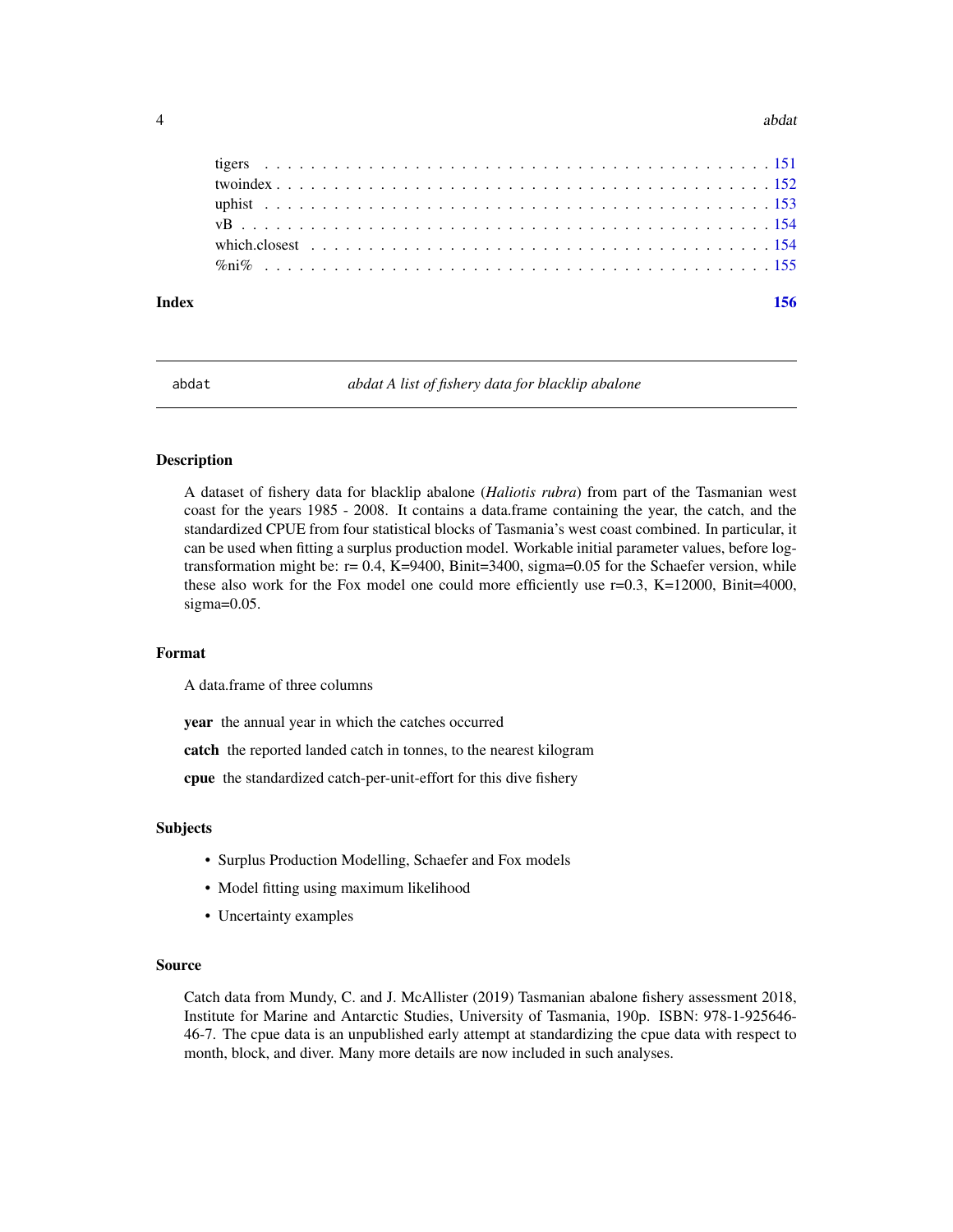tigers . . . . . . . . . . . . . . . . . . . . . . . . . . . . . . . . . . . . . . . . . . 151
twoindex . . . . . . . . . . . . . . . . . . . . . . . . . . . . . . . . . . . . . . . . . 152
uphist . . . . . . . . . . . . . . . . . . . . . . . . . . . . . . . . . . . . . . . . . . 153
vB . . . . . . . . . . . . . . . . . . . . . . . . . . . . . . . . . . . . . . . . . . . 154
which.closest . . . . . . . . . . . . . . . . . . . . . . . . . . . . . . . . . . . . . . 154
%ni% . . . . . . . . . . . . . . . . . . . . . . . . . . . . . . . . . . . . . . . . . . 155

**Index** **156**

---

abdat *abdat A list of fishery data for blacklip abalone*

---

### Description

A dataset of fishery data for blacklip abalone (*Haliotis rubra*) from part of the Tasmanian west coast for the years 1985 - 2008. It contains a data.frame containing the year, the catch, and the standardized CPUE from four statistical blocks of Tasmania's west coast combined. In particular, it can be used when fitting a surplus production model. Workable initial parameter values, before log-transformation might be: r= 0.4, K=9400, Binit=3400, sigma=0.05 for the Schaefer version, while these also work for the Fox model one could more efficiently use r=0.3, K=12000, Binit=4000, sigma=0.05.

### Format

A data.frame of three columns

**year** the annual year in which the catches occurred

**catch** the reported landed catch in tonnes, to the nearest kilogram

**cpue** the standardized catch-per-unit-effort for this dive fishery

### Subjects

- Surplus Production Modelling, Schaefer and Fox models
- Model fitting using maximum likelihood
- Uncertainty examples

### Source

Catch data from Mundy, C. and J. McAllister (2019) Tasmanian abalone fishery assessment 2018, Institute for Marine and Antarctic Studies, University of Tasmania, 190p. ISBN: 978-1-925646-46-7. The cpue data is an unpublished early attempt at standardizing the cpue data with respect to month, block, and diver. Many more details are now included in such analyses.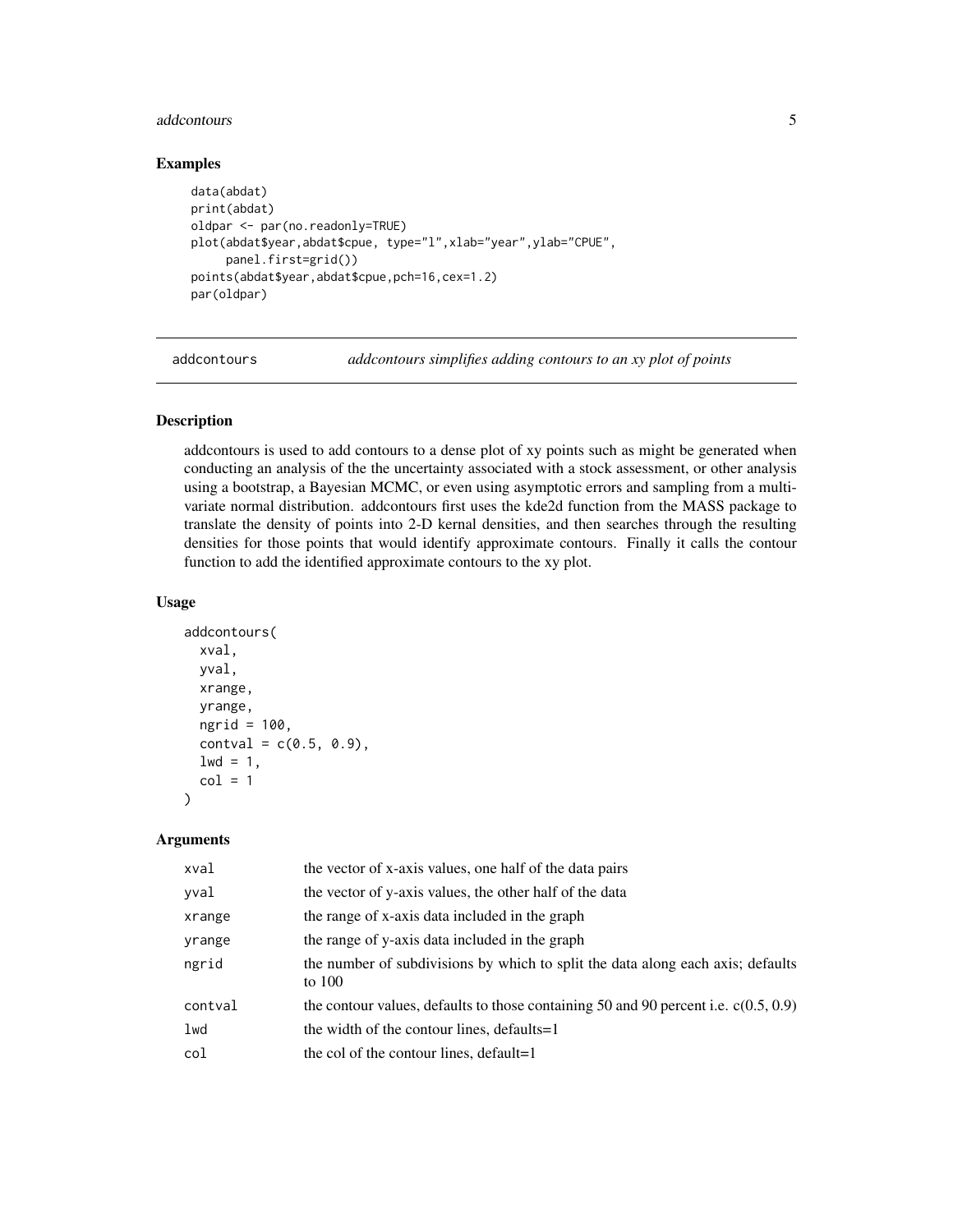## Examples

```
data(abdat)
print(abdat)
oldpar <- par(no.readonly=TRUE)
plot(abdat$year,abdat$cpue, type="l",xlab="year",ylab="CPUE",
     panel.first=grid())
points(abdat$year,abdat$cpue,pch=16,cex=1.2)
par(oldpar)
```

---

addcontours *addcontours simplifies adding contours to an xy plot of points*

---

## Description

addcontours is used to add contours to a dense plot of xy points such as might be generated when conducting an analysis of the the uncertainty associated with a stock assessment, or other analysis using a bootstrap, a Bayesian MCMC, or even using asymptotic errors and sampling from a multivariate normal distribution. addcontours first uses the kde2d function from the MASS package to translate the density of points into 2-D kernal densities, and then searches through the resulting densities for those points that would identify approximate contours. Finally it calls the contour function to add the identified approximate contours to the xy plot.

## Usage

```
addcontours(
  xval,
  yval,
  xrange,
  yrange,
  ngrid = 100,
  contval = c(0.5, 0.9),
  lwd = 1,
  col = 1
)
```

## Arguments

| | |
|---|---|
| xval | the vector of x-axis values, one half of the data pairs |
| yval | the vector of y-axis values, the other half of the data |
| xrange | the range of x-axis data included in the graph |
| yrange | the range of y-axis data included in the graph |
| ngrid | the number of subdivisions by which to split the data along each axis; defaults to 100 |
| contval | the contour values, defaults to those containing 50 and 90 percent i.e. c(0.5, 0.9) |
| lwd | the width of the contour lines, defaults=1 |
| col | the col of the contour lines, default=1 |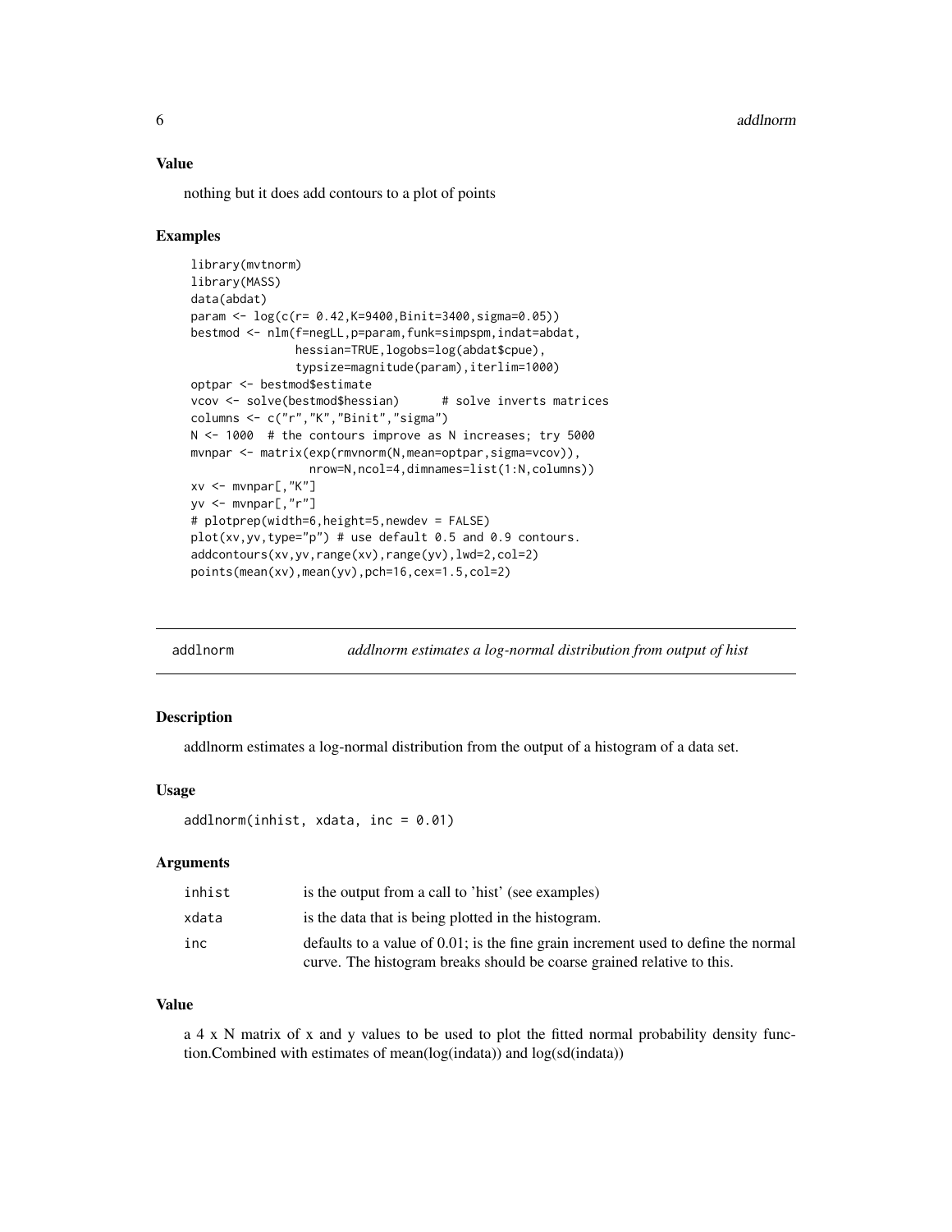### Value

nothing but it does add contours to a plot of points

### Examples

```
library(mvtnorm)
library(MASS)
data(abdat)
param <- log(c(r= 0.42,K=9400,Binit=3400,sigma=0.05))
bestmod <- nlm(f=negLL,p=param,funk=simpspm,indat=abdat,
               hessian=TRUE,logobs=log(abdat$cpue),
               typsize=magnitude(param),iterlim=1000)
optpar <- bestmod$estimate
vcov <- solve(bestmod$hessian)      # solve inverts matrices
columns <- c("r","K","Binit","sigma")
N <- 1000  # the contours improve as N increases; try 5000
mvnpar <- matrix(exp(rmvnorm(N,mean=optpar,sigma=vcov)),
                 nrow=N,ncol=4,dimnames=list(1:N,columns))
xv <- mvnpar[,"K"]
yv <- mvnpar[,"r"]
# plotprep(width=6,height=5,newdev = FALSE)
plot(xv,yv,type="p") # use default 0.5 and 0.9 contours.
addcontours(xv,yv,range(xv),range(yv),lwd=2,col=2)
points(mean(xv),mean(yv),pch=16,cex=1.5,col=2)
```

---

## addlnorm — *addlnorm estimates a log-normal distribution from output of hist*

### Description

addlnorm estimates a log-normal distribution from the output of a histogram of a data set.

### Usage

```
addlnorm(inhist, xdata, inc = 0.01)
```

### Arguments

| | |
|---|---|
| `inhist` | is the output from a call to 'hist' (see examples) |
| `xdata` | is the data that is being plotted in the histogram. |
| `inc` | defaults to a value of 0.01; is the fine grain increment used to define the normal curve. The histogram breaks should be coarse grained relative to this. |

### Value

a 4 x N matrix of x and y values to be used to plot the fitted normal probability density function.Combined with estimates of mean(log(indata)) and log(sd(indata))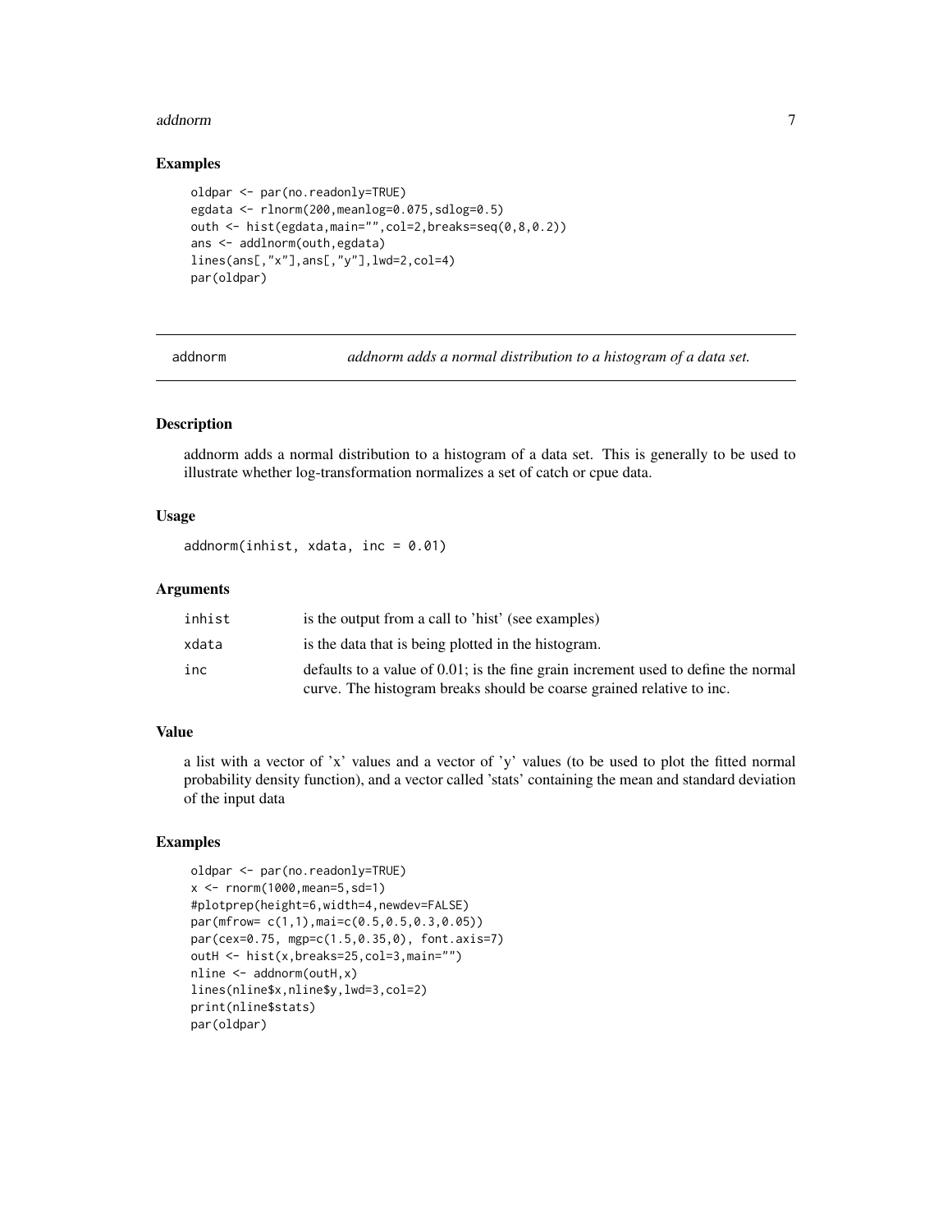## Examples

```
oldpar <- par(no.readonly=TRUE)
egdata <- rlnorm(200,meanlog=0.075,sdlog=0.5)
outh <- hist(egdata,main="",col=2,breaks=seq(0,8,0.2))
ans <- addlnorm(outh,egdata)
lines(ans[,"x"],ans[,"y"],lwd=2,col=4)
par(oldpar)
```

---

# addnorm — *addnorm adds a normal distribution to a histogram of a data set.*

## Description

addnorm adds a normal distribution to a histogram of a data set. This is generally to be used to illustrate whether log-transformation normalizes a set of catch or cpue data.

## Usage

```
addnorm(inhist, xdata, inc = 0.01)
```

## Arguments

| | |
|---|---|
| inhist | is the output from a call to 'hist' (see examples) |
| xdata | is the data that is being plotted in the histogram. |
| inc | defaults to a value of 0.01; is the fine grain increment used to define the normal curve. The histogram breaks should be coarse grained relative to inc. |

## Value

a list with a vector of 'x' values and a vector of 'y' values (to be used to plot the fitted normal probability density function), and a vector called 'stats' containing the mean and standard deviation of the input data

## Examples

```
oldpar <- par(no.readonly=TRUE)
x <- rnorm(1000,mean=5,sd=1)
#plotprep(height=6,width=4,newdev=FALSE)
par(mfrow= c(1,1),mai=c(0.5,0.5,0.3,0.05))
par(cex=0.75, mgp=c(1.5,0.35,0), font.axis=7)
outH <- hist(x,breaks=25,col=3,main="")
nline <- addnorm(outH,x)
lines(nline$x,nline$y,lwd=3,col=2)
print(nline$stats)
par(oldpar)
```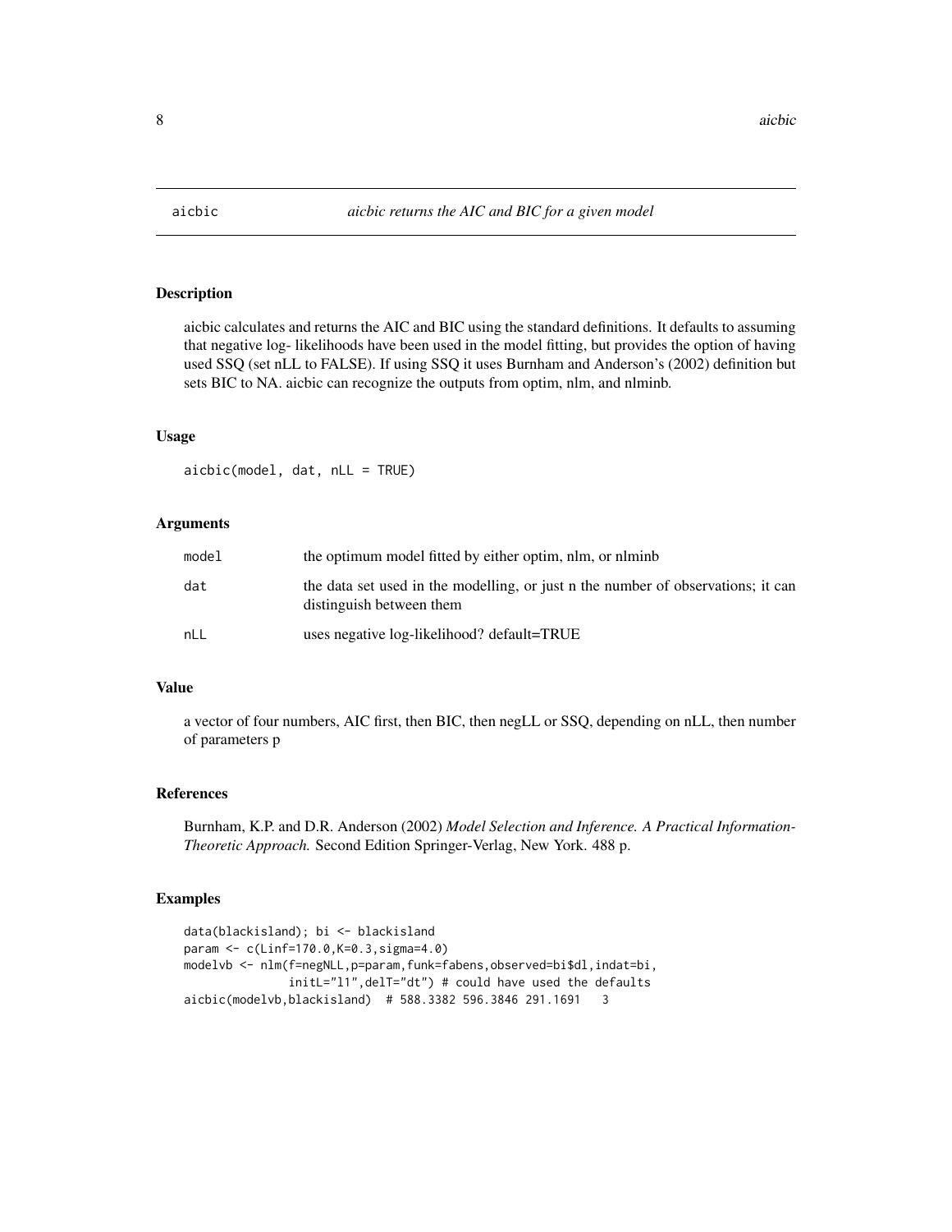## aicbic — *aicbic returns the AIC and BIC for a given model*

### Description

aicbic calculates and returns the AIC and BIC using the standard definitions. It defaults to assuming that negative log- likelihoods have been used in the model fitting, but provides the option of having used SSQ (set nLL to FALSE). If using SSQ it uses Burnham and Anderson's (2002) definition but sets BIC to NA. aicbic can recognize the outputs from optim, nlm, and nlminb.

### Usage

```
aicbic(model, dat, nLL = TRUE)
```

### Arguments

| | |
|---|---|
| model | the optimum model fitted by either optim, nlm, or nlminb |
| dat | the data set used in the modelling, or just n the number of observations; it can distinguish between them |
| nLL | uses negative log-likelihood? default=TRUE |

### Value

a vector of four numbers, AIC first, then BIC, then negLL or SSQ, depending on nLL, then number of parameters p

### References

Burnham, K.P. and D.R. Anderson (2002) *Model Selection and Inference. A Practical Information-Theoretic Approach.* Second Edition Springer-Verlag, New York. 488 p.

### Examples

```
data(blackisland); bi <- blackisland
param <- c(Linf=170.0,K=0.3,sigma=4.0)
modelvb <- nlm(f=negNLL,p=param,funk=fabens,observed=bi$dl,indat=bi,
               initL="l1",delT="dt") # could have used the defaults
aicbic(modelvb,blackisland)  # 588.3382 596.3846 291.1691   3
```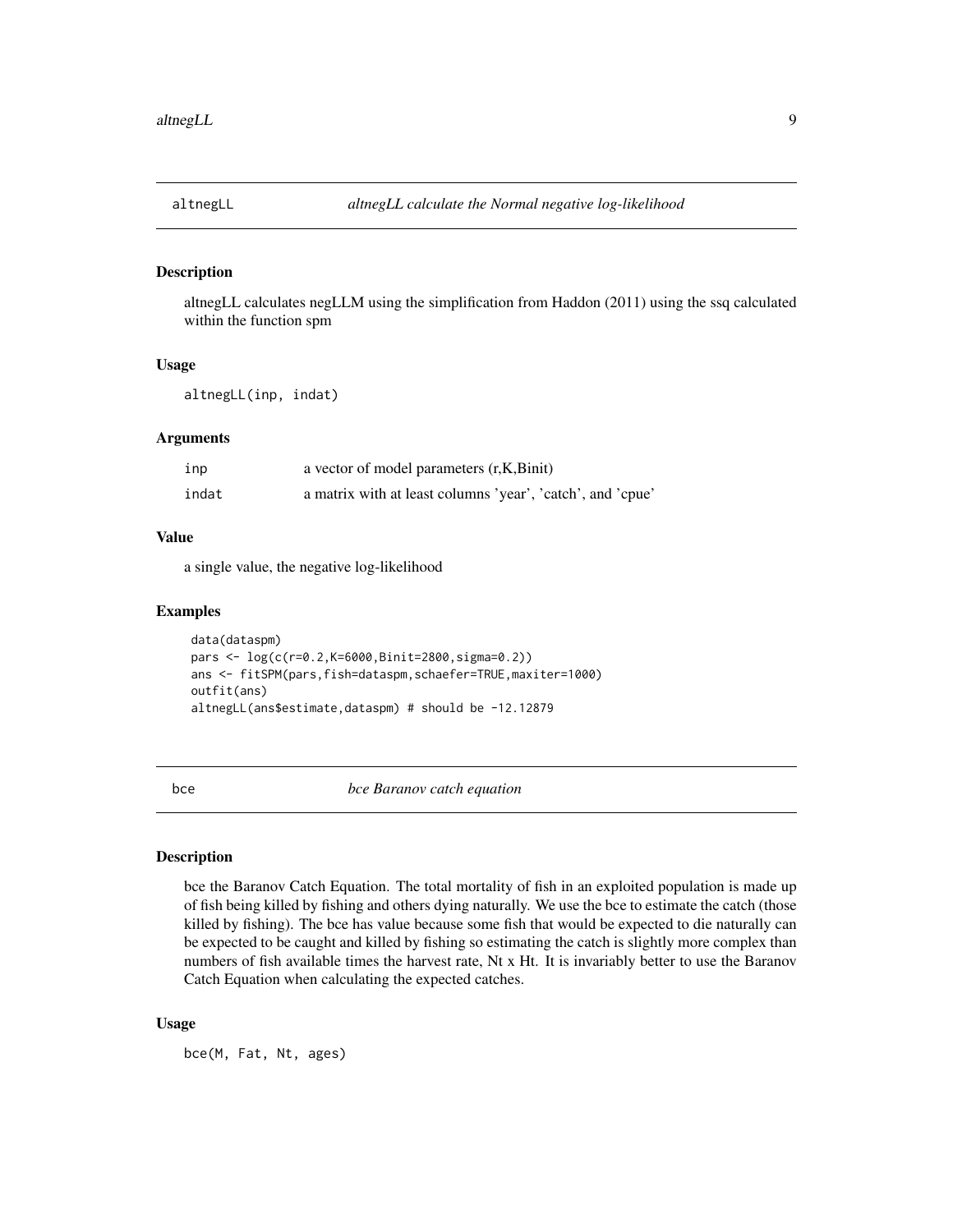## altnegLL — *altnegLL calculate the Normal negative log-likelihood*

### Description

altnegLL calculates negLLM using the simplification from Haddon (2011) using the ssq calculated within the function spm

### Usage

```
altnegLL(inp, indat)
```

### Arguments

| | |
|---|---|
| inp | a vector of model parameters (r,K,Binit) |
| indat | a matrix with at least columns 'year', 'catch', and 'cpue' |

### Value

a single value, the negative log-likelihood

### Examples

```
data(dataspm)
pars <- log(c(r=0.2,K=6000,Binit=2800,sigma=0.2))
ans <- fitSPM(pars,fish=dataspm,schaefer=TRUE,maxiter=1000)
outfit(ans)
altnegLL(ans$estimate,dataspm) # should be -12.12879
```

## bce — *bce Baranov catch equation*

### Description

bce the Baranov Catch Equation. The total mortality of fish in an exploited population is made up of fish being killed by fishing and others dying naturally. We use the bce to estimate the catch (those killed by fishing). The bce has value because some fish that would be expected to die naturally can be expected to be caught and killed by fishing so estimating the catch is slightly more complex than numbers of fish available times the harvest rate, Nt x Ht. It is invariably better to use the Baranov Catch Equation when calculating the expected catches.

### Usage

```
bce(M, Fat, Nt, ages)
```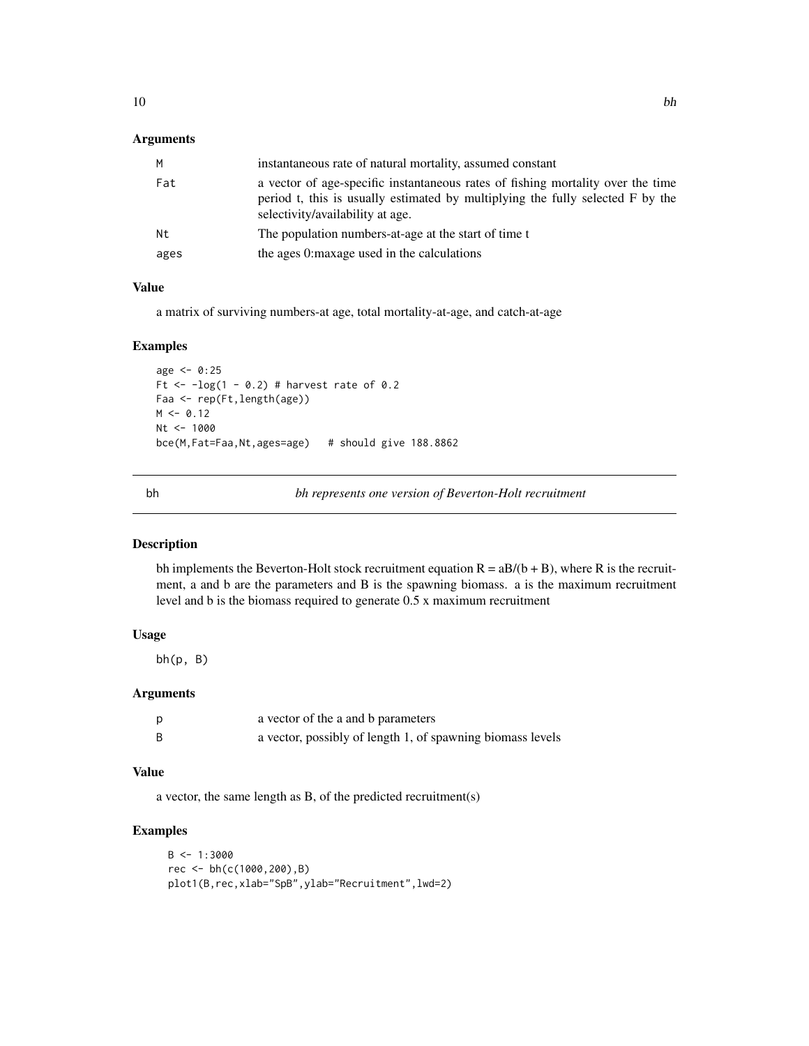### Arguments

| | |
|---|---|
| M | instantaneous rate of natural mortality, assumed constant |
| Fat | a vector of age-specific instantaneous rates of fishing mortality over the time period t, this is usually estimated by multiplying the fully selected F by the selectivity/availability at age. |
| Nt | The population numbers-at-age at the start of time t |
| ages | the ages 0:maxage used in the calculations |

### Value

a matrix of surviving numbers-at age, total mortality-at-age, and catch-at-age

### Examples

```
age <- 0:25
Ft <- -log(1 - 0.2) # harvest rate of 0.2
Faa <- rep(Ft,length(age))
M <- 0.12
Nt <- 1000
bce(M,Fat=Faa,Nt,ages=age)   # should give 188.8862
```

---

## bh — *bh represents one version of Beverton-Holt recruitment*

### Description

bh implements the Beverton-Holt stock recruitment equation $R = aB/(b + B)$, where R is the recruitment, a and b are the parameters and B is the spawning biomass. a is the maximum recruitment level and b is the biomass required to generate 0.5 x maximum recruitment

### Usage

```
bh(p, B)
```

### Arguments

| | |
|---|---|
| p | a vector of the a and b parameters |
| B | a vector, possibly of length 1, of spawning biomass levels |

### Value

a vector, the same length as B, of the predicted recruitment(s)

### Examples

```
B <- 1:3000
rec <- bh(c(1000,200),B)
plot1(B,rec,xlab="SpB",ylab="Recruitment",lwd=2)
```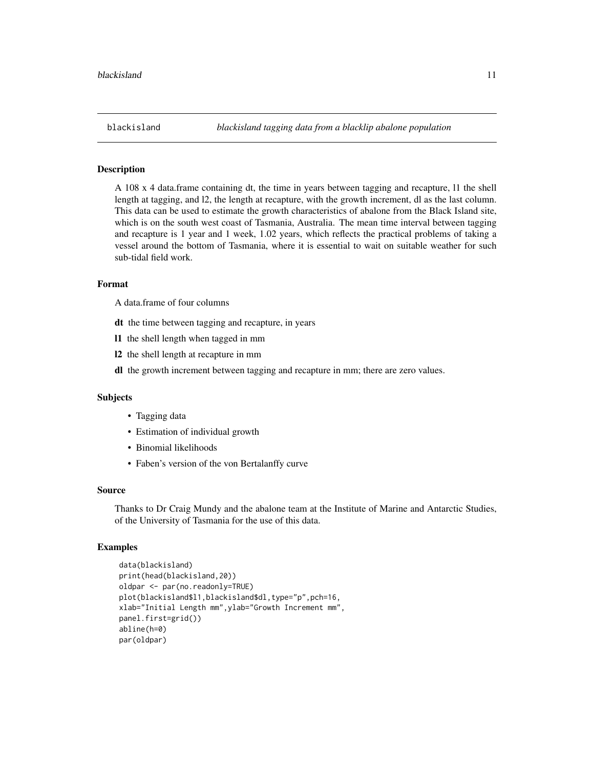# blackisland *blackisland tagging data from a blacklip abalone population*

## Description

A 108 x 4 data.frame containing dt, the time in years between tagging and recapture, l1 the shell length at tagging, and l2, the length at recapture, with the growth increment, dl as the last column. This data can be used to estimate the growth characteristics of abalone from the Black Island site, which is on the south west coast of Tasmania, Australia. The mean time interval between tagging and recapture is 1 year and 1 week, 1.02 years, which reflects the practical problems of taking a vessel around the bottom of Tasmania, where it is essential to wait on suitable weather for such sub-tidal field work.

## Format

A data.frame of four columns

- **dt** the time between tagging and recapture, in years
- **l1** the shell length when tagged in mm
- **l2** the shell length at recapture in mm
- **dl** the growth increment between tagging and recapture in mm; there are zero values.

## Subjects

- Tagging data
- Estimation of individual growth
- Binomial likelihoods
- Faben's version of the von Bertalanffy curve

## Source

Thanks to Dr Craig Mundy and the abalone team at the Institute of Marine and Antarctic Studies, of the University of Tasmania for the use of this data.

## Examples

```
data(blackisland)
print(head(blackisland,20))
oldpar <- par(no.readonly=TRUE)
plot(blackisland$l1,blackisland$dl,type="p",pch=16,
xlab="Initial Length mm",ylab="Growth Increment mm",
panel.first=grid())
abline(h=0)
par(oldpar)
```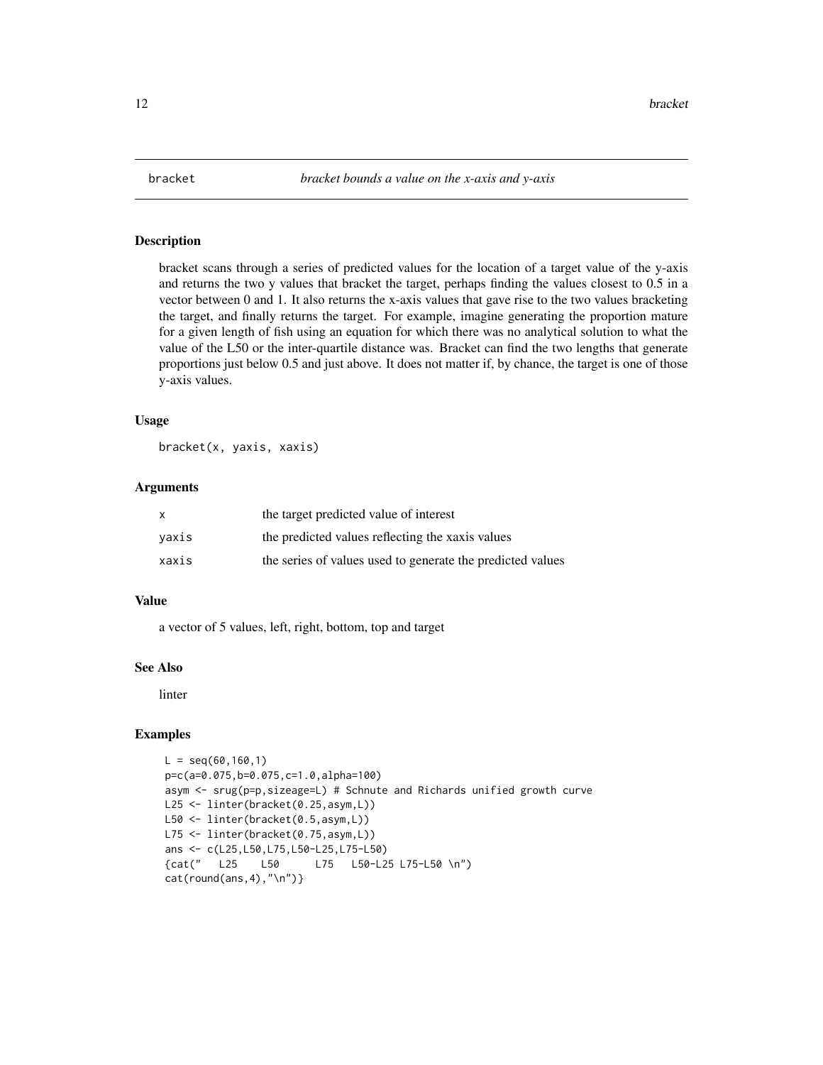# bracket — *bracket bounds a value on the x-axis and y-axis*

## Description

bracket scans through a series of predicted values for the location of a target value of the y-axis and returns the two y values that bracket the target, perhaps finding the values closest to 0.5 in a vector between 0 and 1. It also returns the x-axis values that gave rise to the two values bracketing the target, and finally returns the target. For example, imagine generating the proportion mature for a given length of fish using an equation for which there was no analytical solution to what the value of the L50 or the inter-quartile distance was. Bracket can find the two lengths that generate proportions just below 0.5 and just above. It does not matter if, by chance, the target is one of those y-axis values.

## Usage

```
bracket(x, yaxis, xaxis)
```

## Arguments

| | |
|---|---|
| x | the target predicted value of interest |
| yaxis | the predicted values reflecting the xaxis values |
| xaxis | the series of values used to generate the predicted values |

## Value

a vector of 5 values, left, right, bottom, top and target

## See Also

linter

## Examples

```
L = seq(60,160,1)
p=c(a=0.075,b=0.075,c=1.0,alpha=100)
asym <- srug(p=p,sizeage=L) # Schnute and Richards unified growth curve
L25 <- linter(bracket(0.25,asym,L))
L50 <- linter(bracket(0.5,asym,L))
L75 <- linter(bracket(0.75,asym,L))
ans <- c(L25,L50,L75,L50-L25,L75-L50)
{cat("   L25    L50      L75   L50-L25 L75-L50 \n")
cat(round(ans,4),"\n")}
```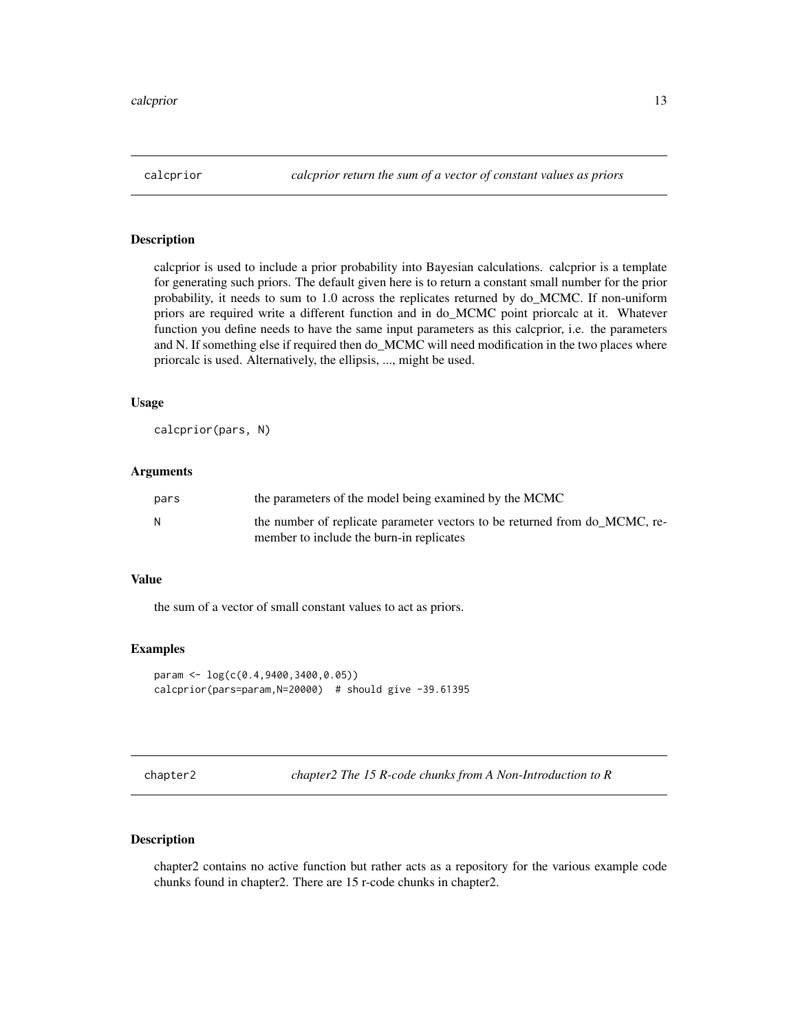## calcprior *calcprior return the sum of a vector of constant values as priors*

### Description

calcprior is used to include a prior probability into Bayesian calculations. calcprior is a template for generating such priors. The default given here is to return a constant small number for the prior probability, it needs to sum to 1.0 across the replicates returned by do_MCMC. If non-uniform priors are required write a different function and in do_MCMC point priorcalc at it. Whatever function you define needs to have the same input parameters as this calcprior, i.e. the parameters and N. If something else if required then do_MCMC will need modification in the two places where priorcalc is used. Alternatively, the ellipsis, ..., might be used.

### Usage

```
calcprior(pars, N)
```

### Arguments

| | |
|---|---|
| pars | the parameters of the model being examined by the MCMC |
| N | the number of replicate parameter vectors to be returned from do_MCMC, remember to include the burn-in replicates |

### Value

the sum of a vector of small constant values to act as priors.

### Examples

```
param <- log(c(0.4,9400,3400,0.05))
calcprior(pars=param,N=20000)  # should give -39.61395
```

## chapter2 *chapter2 The 15 R-code chunks from A Non-Introduction to R*

### Description

chapter2 contains no active function but rather acts as a repository for the various example code chunks found in chapter2. There are 15 r-code chunks in chapter2.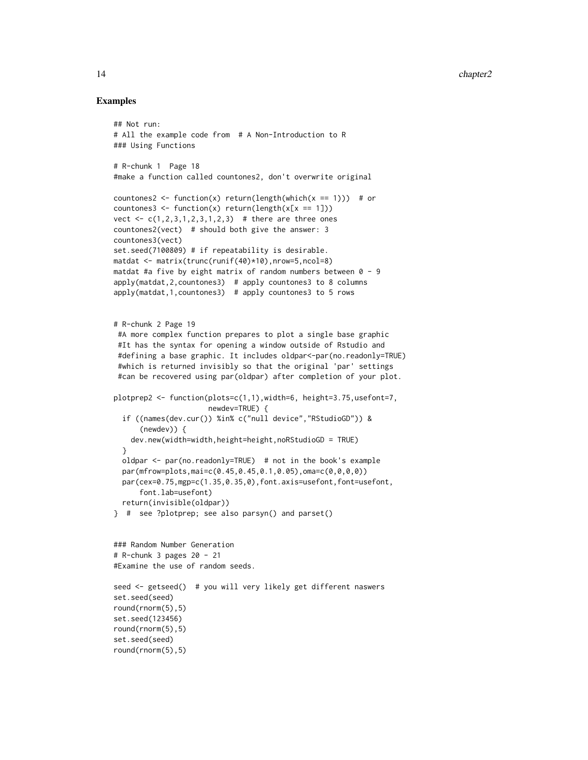## Examples

```
## Not run:
# All the example code from  # A Non-Introduction to R
### Using Functions

# R-chunk 1  Page 18
#make a function called countones2, don't overwrite original

countones2 <- function(x) return(length(which(x == 1)))  # or
countones3 <- function(x) return(length(x[x == 1]))
vect <- c(1,2,3,1,2,3,1,2,3)  # there are three ones
countones2(vect)  # should both give the answer: 3
countones3(vect)
set.seed(7100809) # if repeatability is desirable.
matdat <- matrix(trunc(runif(40)*10),nrow=5,ncol=8)
matdat #a five by eight matrix of random numbers between 0 - 9
apply(matdat,2,countones3)  # apply countones3 to 8 columns
apply(matdat,1,countones3)  # apply countones3 to 5 rows


# R-chunk 2 Page 19
 #A more complex function prepares to plot a single base graphic
 #It has the syntax for opening a window outside of Rstudio and
 #defining a base graphic. It includes oldpar<-par(no.readonly=TRUE)
 #which is returned invisibly so that the original 'par' settings
 #can be recovered using par(oldpar) after completion of your plot.

plotprep2 <- function(plots=c(1,1),width=6, height=3.75,usefont=7,
                      newdev=TRUE) {
  if ((names(dev.cur()) %in% c("null device","RStudioGD")) &
      (newdev)) {
    dev.new(width=width,height=height,noRStudioGD = TRUE)
  }
  oldpar <- par(no.readonly=TRUE)  # not in the book's example
  par(mfrow=plots,mai=c(0.45,0.45,0.1,0.05),oma=c(0,0,0,0))
  par(cex=0.75,mgp=c(1.35,0.35,0),font.axis=usefont,font=usefont,
      font.lab=usefont)
  return(invisible(oldpar))
}  #  see ?plotprep; see also parsyn() and parset()


### Random Number Generation
# R-chunk 3 pages 20 - 21
#Examine the use of random seeds.

seed <- getseed()  # you will very likely get different naswers
set.seed(seed)
round(rnorm(5),5)
set.seed(123456)
round(rnorm(5),5)
set.seed(seed)
round(rnorm(5),5)
```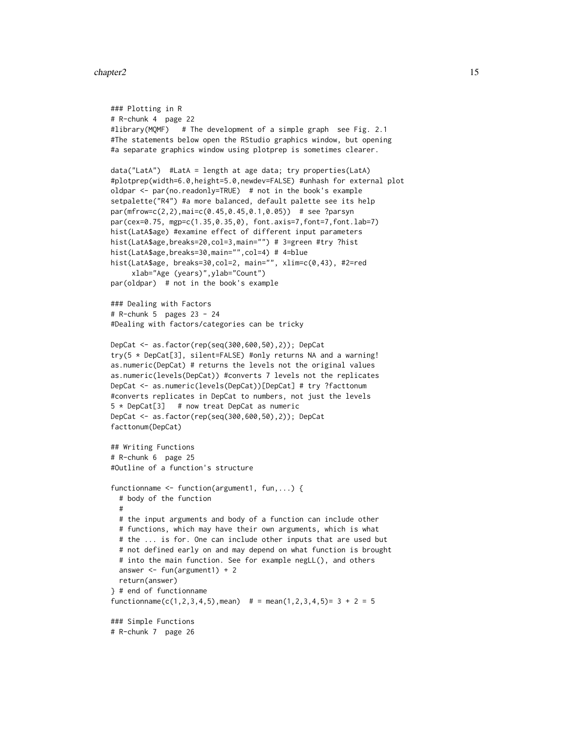```
### Plotting in R
# R-chunk 4  page 22
#library(MQMF)   # The development of a simple graph  see Fig. 2.1
#The statements below open the RStudio graphics window, but opening
#a separate graphics window using plotprep is sometimes clearer.

data("LatA")  #LatA = length at age data; try properties(LatA)
#plotprep(width=6.0,height=5.0,newdev=FALSE) #unhash for external plot
oldpar <- par(no.readonly=TRUE)  # not in the book's example
setpalette("R4") #a more balanced, default palette see its help
par(mfrow=c(2,2),mai=c(0.45,0.45,0.1,0.05))  # see ?parsyn
par(cex=0.75, mgp=c(1.35,0.35,0), font.axis=7,font=7,font.lab=7)
hist(LatA$age) #examine effect of different input parameters
hist(LatA$age,breaks=20,col=3,main="") # 3=green #try ?hist
hist(LatA$age,breaks=30,main="",col=4) # 4=blue
hist(LatA$age, breaks=30,col=2, main="", xlim=c(0,43), #2=red
     xlab="Age (years)",ylab="Count")
par(oldpar)  # not in the book's example

### Dealing with Factors
# R-chunk 5  pages 23 - 24
#Dealing with factors/categories can be tricky

DepCat <- as.factor(rep(seq(300,600,50),2)); DepCat
try(5 * DepCat[3], silent=FALSE) #only returns NA and a warning!
as.numeric(DepCat) # returns the levels not the original values
as.numeric(levels(DepCat)) #converts 7 levels not the replicates
DepCat <- as.numeric(levels(DepCat))[DepCat] # try ?facttonum
#converts replicates in DepCat to numbers, not just the levels
5 * DepCat[3]   # now treat DepCat as numeric
DepCat <- as.factor(rep(seq(300,600,50),2)); DepCat
facttonum(DepCat)

## Writing Functions
# R-chunk 6  page 25
#Outline of a function's structure

functionname <- function(argument1, fun,...) {
  # body of the function
  #
  # the input arguments and body of a function can include other
  # functions, which may have their own arguments, which is what
  # the ... is for. One can include other inputs that are used but
  # not defined early on and may depend on what function is brought
  # into the main function. See for example negLL(), and others
  answer <- fun(argument1) + 2
  return(answer)
} # end of functionname
functionname(c(1,2,3,4,5),mean)  # = mean(1,2,3,4,5)= 3 + 2 = 5

### Simple Functions
# R-chunk 7  page 26
```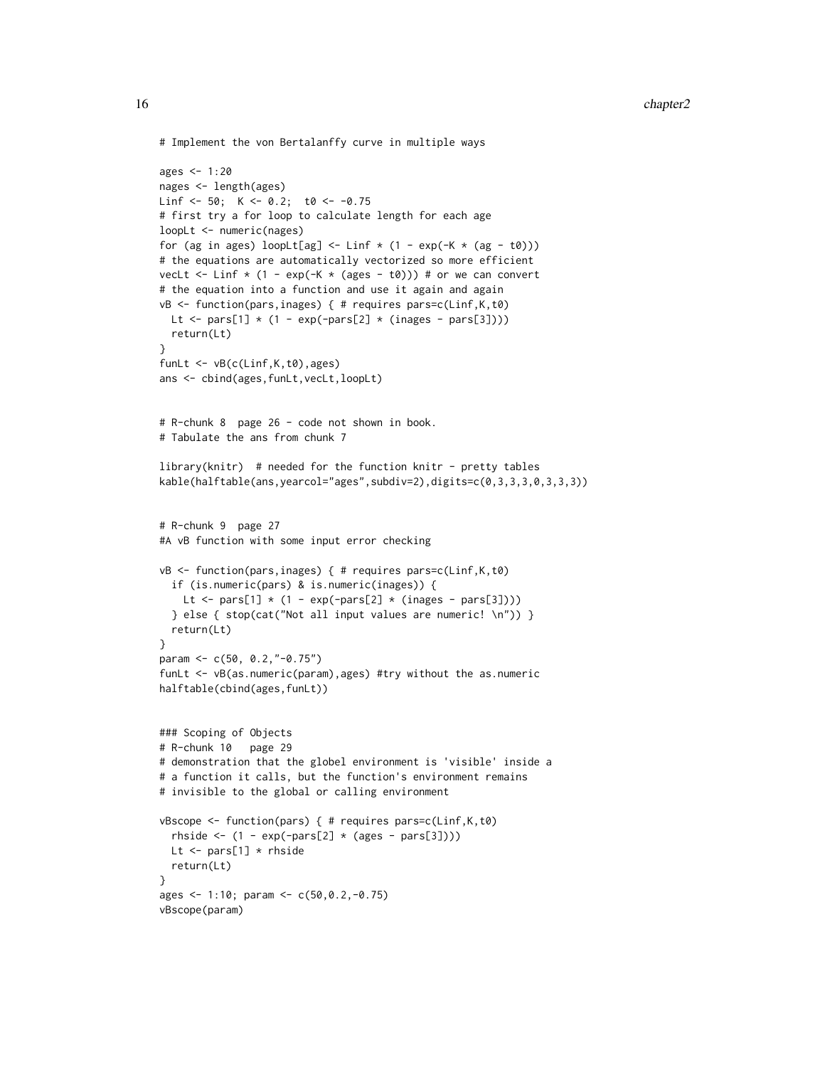```
# Implement the von Bertalanffy curve in multiple ways

ages <- 1:20
nages <- length(ages)
Linf <- 50;  K <- 0.2;  t0 <- -0.75
# first try a for loop to calculate length for each age
loopLt <- numeric(nages)
for (ag in ages) loopLt[ag] <- Linf * (1 - exp(-K * (ag - t0)))
# the equations are automatically vectorized so more efficient
vecLt <- Linf * (1 - exp(-K * (ages - t0))) # or we can convert
# the equation into a function and use it again and again
vB <- function(pars,inages) { # requires pars=c(Linf,K,t0)
  Lt <- pars[1] * (1 - exp(-pars[2] * (inages - pars[3])))
  return(Lt)
}
funLt <- vB(c(Linf,K,t0),ages)
ans <- cbind(ages,funLt,vecLt,loopLt)


# R-chunk 8  page 26 - code not shown in book.
# Tabulate the ans from chunk 7

library(knitr)  # needed for the function knitr - pretty tables
kable(halftable(ans,yearcol="ages",subdiv=2),digits=c(0,3,3,3,0,3,3,3))


# R-chunk 9  page 27
#A vB function with some input error checking

vB <- function(pars,inages) { # requires pars=c(Linf,K,t0)
  if (is.numeric(pars) & is.numeric(inages)) {
    Lt <- pars[1] * (1 - exp(-pars[2] * (inages - pars[3])))
  } else { stop(cat("Not all input values are numeric! \n")) }
  return(Lt)
}
param <- c(50, 0.2,"-0.75")
funLt <- vB(as.numeric(param),ages) #try without the as.numeric
halftable(cbind(ages,funLt))


### Scoping of Objects
# R-chunk 10   page 29
# demonstration that the globel environment is 'visible' inside a
# a function it calls, but the function's environment remains
# invisible to the global or calling environment

vBscope <- function(pars) { # requires pars=c(Linf,K,t0)
  rhside <- (1 - exp(-pars[2] * (ages - pars[3])))
  Lt <- pars[1] * rhside
  return(Lt)
}
ages <- 1:10; param <- c(50,0.2,-0.75)
vBscope(param)
```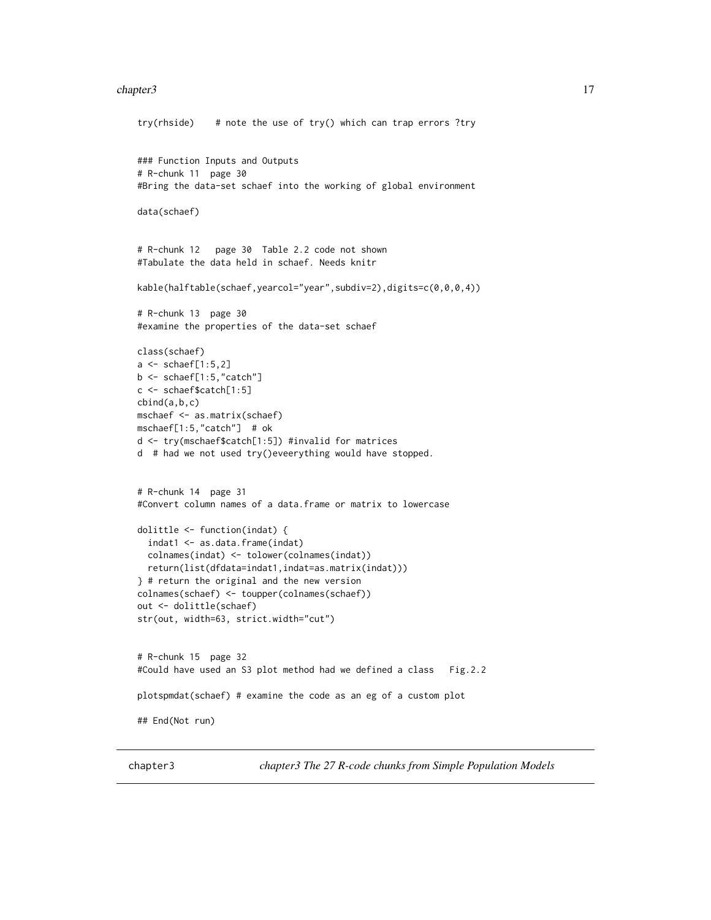```
try(rhside)    # note the use of try() which can trap errors ?try


### Function Inputs and Outputs
# R-chunk 11  page 30
#Bring the data-set schaef into the working of global environment

data(schaef)


# R-chunk 12   page 30  Table 2.2 code not shown
#Tabulate the data held in schaef. Needs knitr

kable(halftable(schaef,yearcol="year",subdiv=2),digits=c(0,0,0,4))

# R-chunk 13  page 30
#examine the properties of the data-set schaef

class(schaef)
a <- schaef[1:5,2]
b <- schaef[1:5,"catch"]
c <- schaef$catch[1:5]
cbind(a,b,c)
mschaef <- as.matrix(schaef)
mschaef[1:5,"catch"]  # ok
d <- try(mschaef$catch[1:5]) #invalid for matrices
d  # had we not used try()eveerything would have stopped.


# R-chunk 14  page 31
#Convert column names of a data.frame or matrix to lowercase

dolittle <- function(indat) {
  indat1 <- as.data.frame(indat)
  colnames(indat) <- tolower(colnames(indat))
  return(list(dfdata=indat1,indat=as.matrix(indat)))
} # return the original and the new version
colnames(schaef) <- toupper(colnames(schaef))
out <- dolittle(schaef)
str(out, width=63, strict.width="cut")


# R-chunk 15  page 32
#Could have used an S3 plot method had we defined a class   Fig.2.2

plotspmdat(schaef) # examine the code as an eg of a custom plot

## End(Not run)
```

---

chapter3 *chapter3 The 27 R-code chunks from Simple Population Models*

---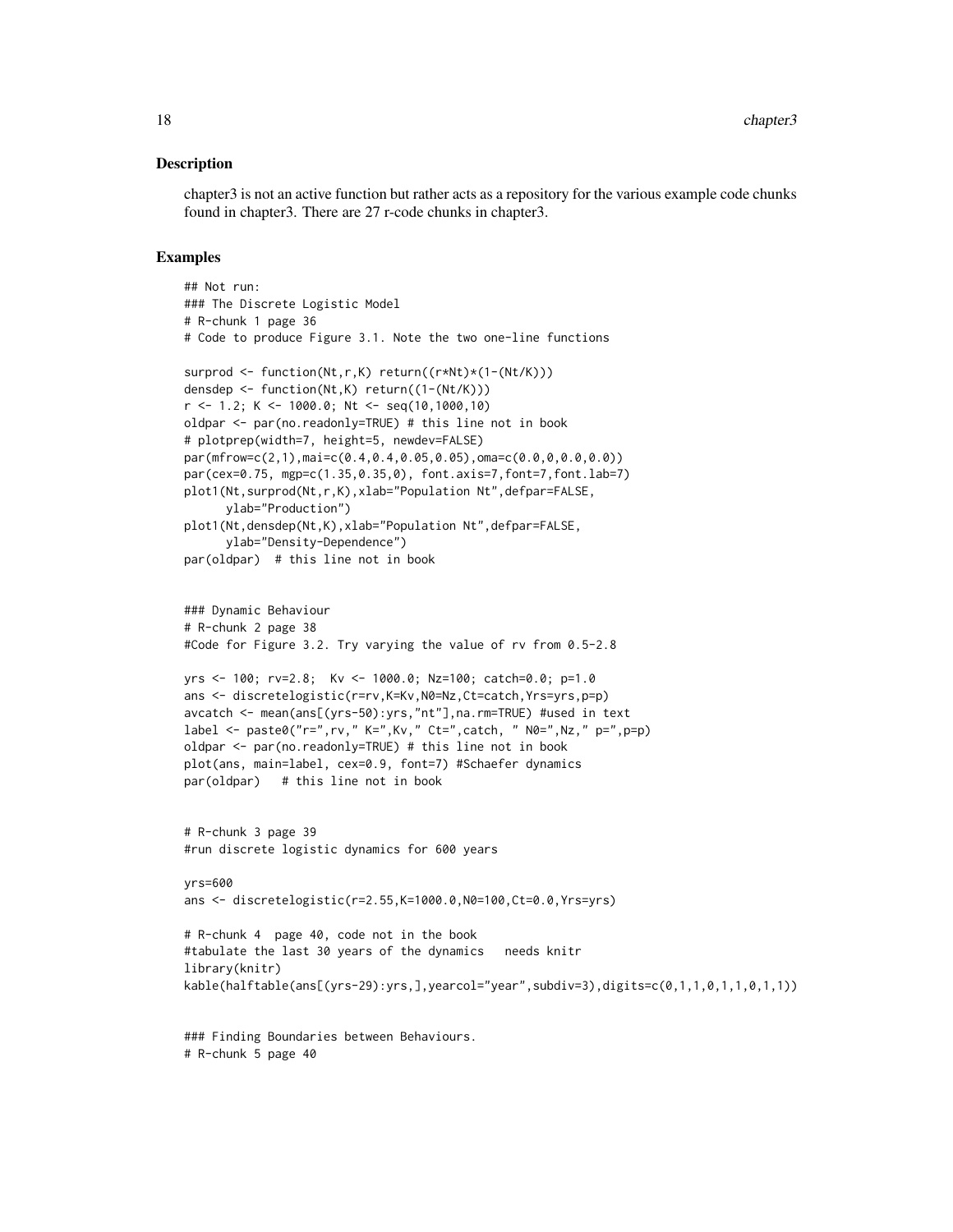## Description

chapter3 is not an active function but rather acts as a repository for the various example code chunks found in chapter3. There are 27 r-code chunks in chapter3.

## Examples

```
## Not run:
### The Discrete Logistic Model
# R-chunk 1 page 36
# Code to produce Figure 3.1. Note the two one-line functions

surprod <- function(Nt,r,K) return((r*Nt)*(1-(Nt/K)))
densdep <- function(Nt,K) return((1-(Nt/K)))
r <- 1.2; K <- 1000.0; Nt <- seq(10,1000,10)
oldpar <- par(no.readonly=TRUE) # this line not in book
# plotprep(width=7, height=5, newdev=FALSE)
par(mfrow=c(2,1),mai=c(0.4,0.4,0.05,0.05),oma=c(0.0,0,0.0,0.0))
par(cex=0.75, mgp=c(1.35,0.35,0), font.axis=7,font=7,font.lab=7)
plot1(Nt,surprod(Nt,r,K),xlab="Population Nt",defpar=FALSE,
      ylab="Production")
plot1(Nt,densdep(Nt,K),xlab="Population Nt",defpar=FALSE,
      ylab="Density-Dependence")
par(oldpar)  # this line not in book


### Dynamic Behaviour
# R-chunk 2 page 38
#Code for Figure 3.2. Try varying the value of rv from 0.5-2.8

yrs <- 100; rv=2.8;  Kv <- 1000.0; Nz=100; catch=0.0; p=1.0
ans <- discretelogistic(r=rv,K=Kv,N0=Nz,Ct=catch,Yrs=yrs,p=p)
avcatch <- mean(ans[(yrs-50):yrs,"nt"],na.rm=TRUE) #used in text
label <- paste0("r=",rv," K=",Kv," Ct=",catch, " N0=",Nz," p=",p=p)
oldpar <- par(no.readonly=TRUE) # this line not in book
plot(ans, main=label, cex=0.9, font=7) #Schaefer dynamics
par(oldpar)   # this line not in book


# R-chunk 3 page 39
#run discrete logistic dynamics for 600 years

yrs=600
ans <- discretelogistic(r=2.55,K=1000.0,N0=100,Ct=0.0,Yrs=yrs)

# R-chunk 4  page 40, code not in the book
#tabulate the last 30 years of the dynamics   needs knitr
library(knitr)
kable(halftable(ans[(yrs-29):yrs,],yearcol="year",subdiv=3),digits=c(0,1,1,0,1,1,0,1,1))


### Finding Boundaries between Behaviours.
# R-chunk 5 page 40
```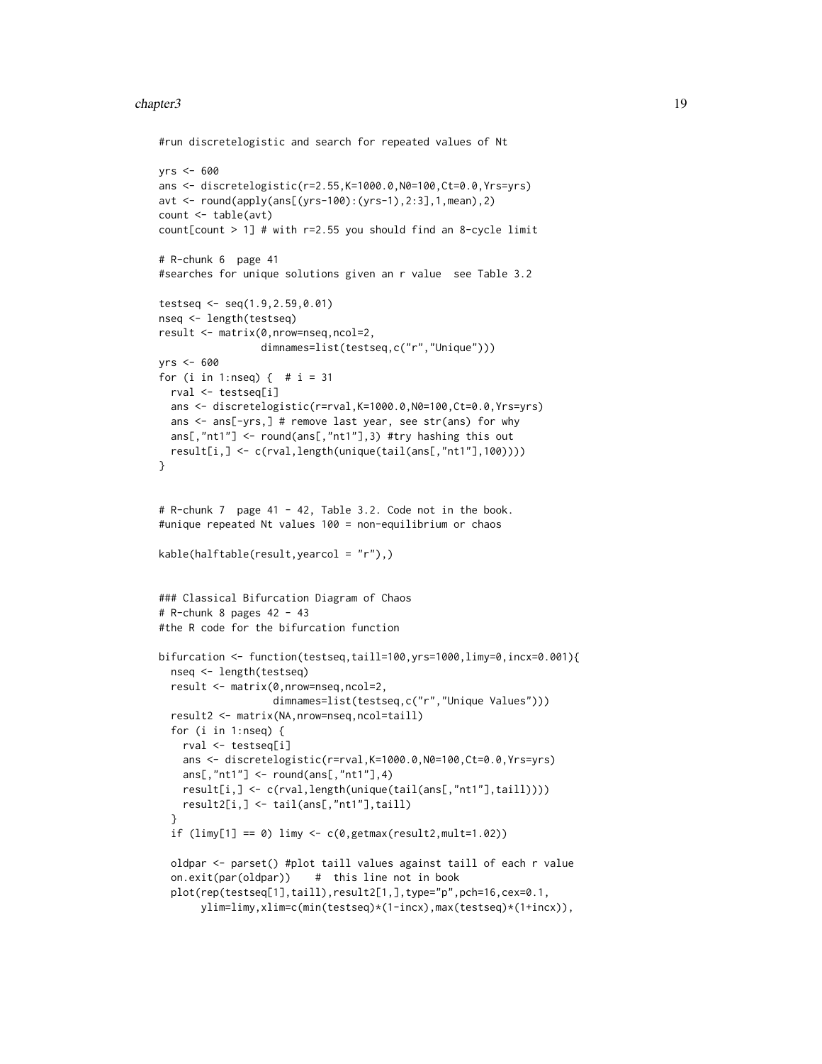```
#run discretelogistic and search for repeated values of Nt

yrs <- 600
ans <- discretelogistic(r=2.55,K=1000.0,N0=100,Ct=0.0,Yrs=yrs)
avt <- round(apply(ans[(yrs-100):(yrs-1),2:3],1,mean),2)
count <- table(avt)
count[count > 1] # with r=2.55 you should find an 8-cycle limit

# R-chunk 6  page 41
#searches for unique solutions given an r value  see Table 3.2

testseq <- seq(1.9,2.59,0.01)
nseq <- length(testseq)
result <- matrix(0,nrow=nseq,ncol=2,
                 dimnames=list(testseq,c("r","Unique")))
yrs <- 600
for (i in 1:nseq) {  # i = 31
  rval <- testseq[i]
  ans <- discretelogistic(r=rval,K=1000.0,N0=100,Ct=0.0,Yrs=yrs)
  ans <- ans[-yrs,] # remove last year, see str(ans) for why
  ans[,"nt1"] <- round(ans[,"nt1"],3) #try hashing this out
  result[i,] <- c(rval,length(unique(tail(ans[,"nt1"],100))))
}


# R-chunk 7  page 41 - 42, Table 3.2. Code not in the book.
#unique repeated Nt values 100 = non-equilibrium or chaos

kable(halftable(result,yearcol = "r"),)


### Classical Bifurcation Diagram of Chaos
# R-chunk 8 pages 42 - 43
#the R code for the bifurcation function

bifurcation <- function(testseq,taill=100,yrs=1000,limy=0,incx=0.001){
  nseq <- length(testseq)
  result <- matrix(0,nrow=nseq,ncol=2,
                   dimnames=list(testseq,c("r","Unique Values")))
  result2 <- matrix(NA,nrow=nseq,ncol=taill)
  for (i in 1:nseq) {
    rval <- testseq[i]
    ans <- discretelogistic(r=rval,K=1000.0,N0=100,Ct=0.0,Yrs=yrs)
    ans[,"nt1"] <- round(ans[,"nt1"],4)
    result[i,] <- c(rval,length(unique(tail(ans[,"nt1"],taill))))
    result2[i,] <- tail(ans[,"nt1"],taill)
  }
  if (limy[1] == 0) limy <- c(0,getmax(result2,mult=1.02))

  oldpar <- parset() #plot taill values against taill of each r value
  on.exit(par(oldpar))    #  this line not in book
  plot(rep(testseq[1],taill),result2[1,],type="p",pch=16,cex=0.1,
       ylim=limy,xlim=c(min(testseq)*(1-incx),max(testseq)*(1+incx)),
```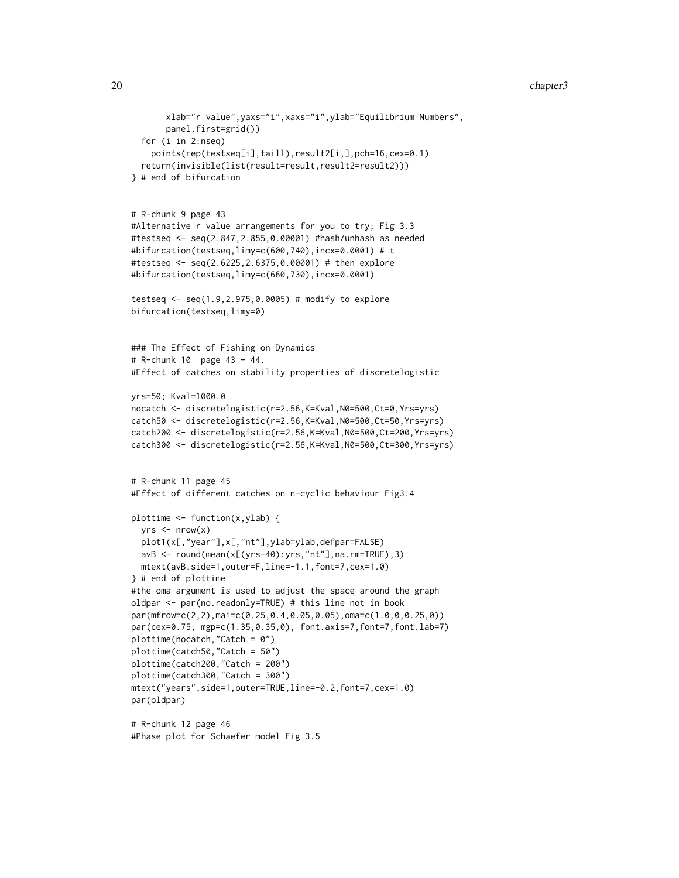```
       xlab="r value",yaxs="i",xaxs="i",ylab="Equilibrium Numbers",
       panel.first=grid())
  for (i in 2:nseq)
    points(rep(testseq[i],taill),result2[i,],pch=16,cex=0.1)
  return(invisible(list(result=result,result2=result2)))
} # end of bifurcation


# R-chunk 9 page 43
#Alternative r value arrangements for you to try; Fig 3.3
#testseq <- seq(2.847,2.855,0.00001) #hash/unhash as needed
#bifurcation(testseq,limy=c(600,740),incx=0.0001) # t
#testseq <- seq(2.6225,2.6375,0.00001) # then explore
#bifurcation(testseq,limy=c(660,730),incx=0.0001)

testseq <- seq(1.9,2.975,0.0005) # modify to explore
bifurcation(testseq,limy=0)


### The Effect of Fishing on Dynamics
# R-chunk 10  page 43 - 44.
#Effect of catches on stability properties of discretelogistic

yrs=50; Kval=1000.0
nocatch <- discretelogistic(r=2.56,K=Kval,N0=500,Ct=0,Yrs=yrs)
catch50 <- discretelogistic(r=2.56,K=Kval,N0=500,Ct=50,Yrs=yrs)
catch200 <- discretelogistic(r=2.56,K=Kval,N0=500,Ct=200,Yrs=yrs)
catch300 <- discretelogistic(r=2.56,K=Kval,N0=500,Ct=300,Yrs=yrs)


# R-chunk 11 page 45
#Effect of different catches on n-cyclic behaviour Fig3.4

plottime <- function(x,ylab) {
  yrs <- nrow(x)
  plot1(x[,"year"],x[,"nt"],ylab=ylab,defpar=FALSE)
  avB <- round(mean(x[(yrs-40):yrs,"nt"],na.rm=TRUE),3)
  mtext(avB,side=1,outer=F,line=-1.1,font=7,cex=1.0)
} # end of plottime
#the oma argument is used to adjust the space around the graph
oldpar <- par(no.readonly=TRUE) # this line not in book
par(mfrow=c(2,2),mai=c(0.25,0.4,0.05,0.05),oma=c(1.0,0,0.25,0))
par(cex=0.75, mgp=c(1.35,0.35,0), font.axis=7,font=7,font.lab=7)
plottime(nocatch,"Catch = 0")
plottime(catch50,"Catch = 50")
plottime(catch200,"Catch = 200")
plottime(catch300,"Catch = 300")
mtext("years",side=1,outer=TRUE,line=-0.2,font=7,cex=1.0)
par(oldpar)

# R-chunk 12 page 46
#Phase plot for Schaefer model Fig 3.5
```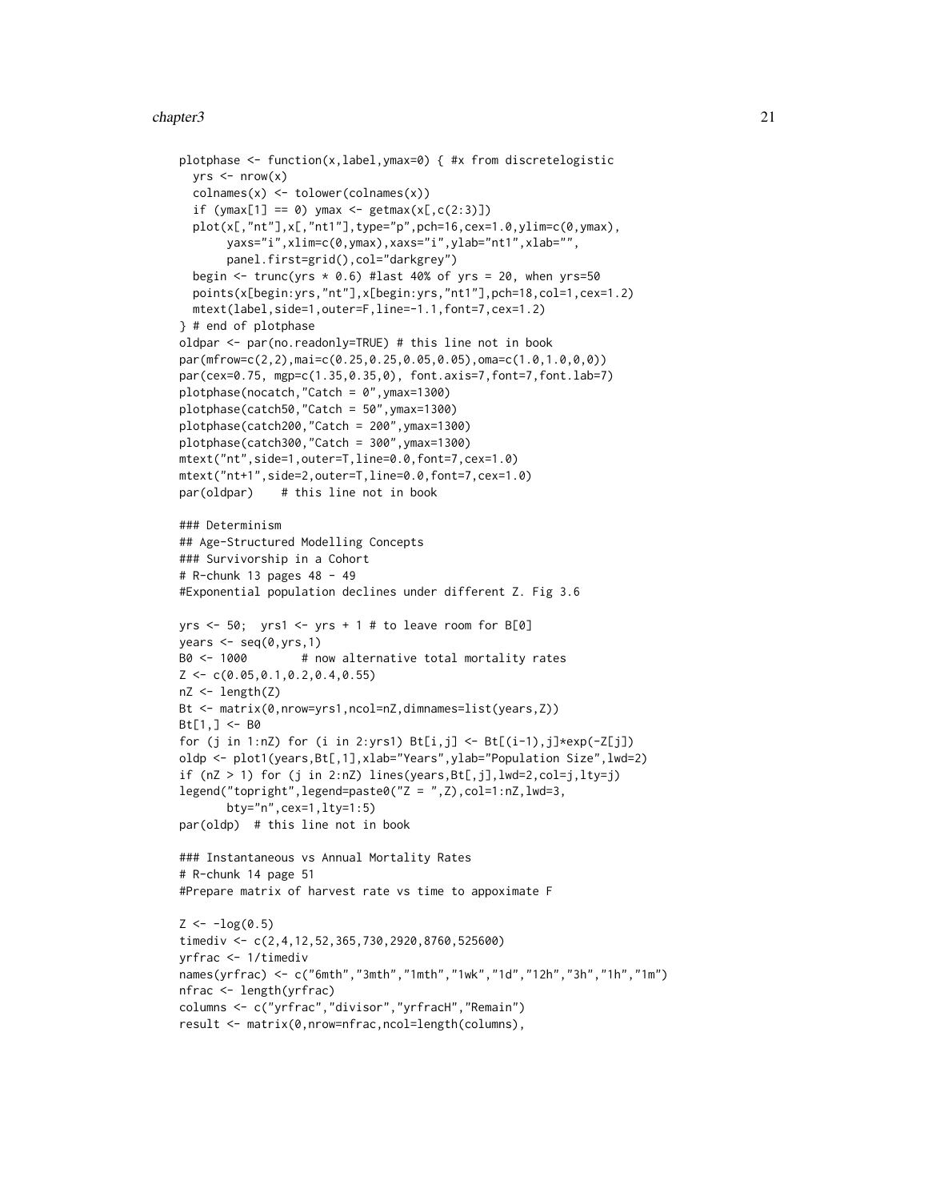```
plotphase <- function(x,label,ymax=0) { #x from discretelogistic
  yrs <- nrow(x)
  colnames(x) <- tolower(colnames(x))
  if (ymax[1] == 0) ymax <- getmax(x[,c(2:3)])
  plot(x[,"nt"],x[,"nt1"],type="p",pch=16,cex=1.0,ylim=c(0,ymax),
       yaxs="i",xlim=c(0,ymax),xaxs="i",ylab="nt1",xlab="",
       panel.first=grid(),col="darkgrey")
  begin <- trunc(yrs * 0.6) #last 40% of yrs = 20, when yrs=50
  points(x[begin:yrs,"nt"],x[begin:yrs,"nt1"],pch=18,col=1,cex=1.2)
  mtext(label,side=1,outer=F,line=-1.1,font=7,cex=1.2)
} # end of plotphase
oldpar <- par(no.readonly=TRUE) # this line not in book
par(mfrow=c(2,2),mai=c(0.25,0.25,0.05,0.05),oma=c(1.0,1.0,0,0))
par(cex=0.75, mgp=c(1.35,0.35,0), font.axis=7,font=7,font.lab=7)
plotphase(nocatch,"Catch = 0",ymax=1300)
plotphase(catch50,"Catch = 50",ymax=1300)
plotphase(catch200,"Catch = 200",ymax=1300)
plotphase(catch300,"Catch = 300",ymax=1300)
mtext("nt",side=1,outer=T,line=0.0,font=7,cex=1.0)
mtext("nt+1",side=2,outer=T,line=0.0,font=7,cex=1.0)
par(oldpar)    # this line not in book

### Determinism
## Age-Structured Modelling Concepts
### Survivorship in a Cohort
# R-chunk 13 pages 48 - 49
#Exponential population declines under different Z. Fig 3.6

yrs <- 50;  yrs1 <- yrs + 1 # to leave room for B[0]
years <- seq(0,yrs,1)
B0 <- 1000        # now alternative total mortality rates
Z <- c(0.05,0.1,0.2,0.4,0.55)
nZ <- length(Z)
Bt <- matrix(0,nrow=yrs1,ncol=nZ,dimnames=list(years,Z))
Bt[1,] <- B0
for (j in 1:nZ) for (i in 2:yrs1) Bt[i,j] <- Bt[(i-1),j]*exp(-Z[j])
oldp <- plot1(years,Bt[,1],xlab="Years",ylab="Population Size",lwd=2)
if (nZ > 1) for (j in 2:nZ) lines(years,Bt[,j],lwd=2,col=j,lty=j)
legend("topright",legend=paste0("Z = ",Z),col=1:nZ,lwd=3,
       bty="n",cex=1,lty=1:5)
par(oldp)  # this line not in book

### Instantaneous vs Annual Mortality Rates
# R-chunk 14 page 51
#Prepare matrix of harvest rate vs time to appoximate F

Z <- -log(0.5)
timediv <- c(2,4,12,52,365,730,2920,8760,525600)
yrfrac <- 1/timediv
names(yrfrac) <- c("6mth","3mth","1mth","1wk","1d","12h","3h","1h","1m")
nfrac <- length(yrfrac)
columns <- c("yrfrac","divisor","yrfracH","Remain")
result <- matrix(0,nrow=nfrac,ncol=length(columns),
```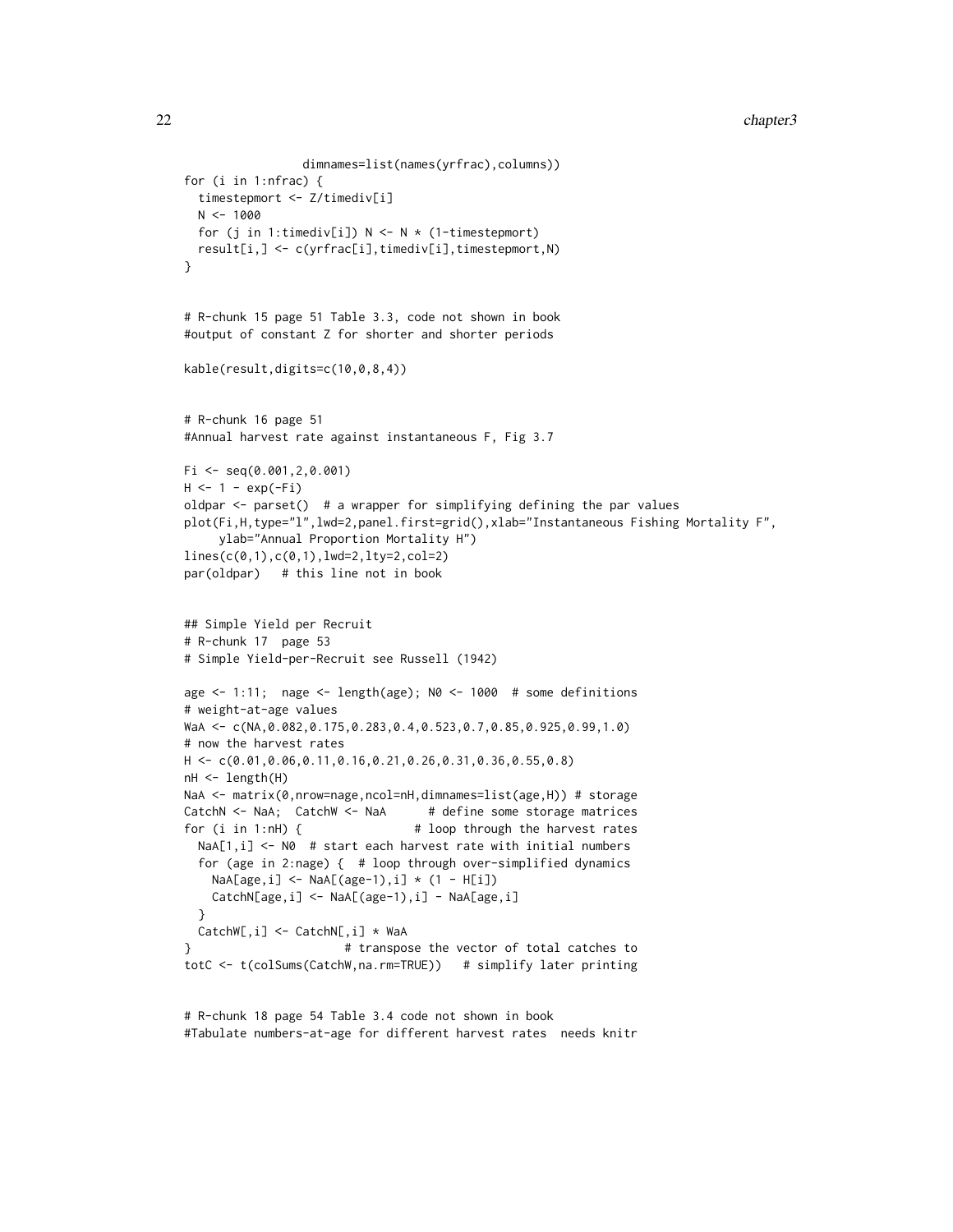```
                 dimnames=list(names(yrfrac),columns))
for (i in 1:nfrac) {
  timestepmort <- Z/timediv[i]
  N <- 1000
  for (j in 1:timediv[i]) N <- N * (1-timestepmort)
  result[i,] <- c(yrfrac[i],timediv[i],timestepmort,N)
}


# R-chunk 15 page 51 Table 3.3, code not shown in book
#output of constant Z for shorter and shorter periods

kable(result,digits=c(10,0,8,4))


# R-chunk 16 page 51
#Annual harvest rate against instantaneous F, Fig 3.7

Fi <- seq(0.001,2,0.001)
H <- 1 - exp(-Fi)
oldpar <- parset()  # a wrapper for simplifying defining the par values
plot(Fi,H,type="l",lwd=2,panel.first=grid(),xlab="Instantaneous Fishing Mortality F",
     ylab="Annual Proportion Mortality H")
lines(c(0,1),c(0,1),lwd=2,lty=2,col=2)
par(oldpar)   # this line not in book


## Simple Yield per Recruit
# R-chunk 17  page 53
# Simple Yield-per-Recruit see Russell (1942)

age <- 1:11;  nage <- length(age); N0 <- 1000  # some definitions
# weight-at-age values
WaA <- c(NA,0.082,0.175,0.283,0.4,0.523,0.7,0.85,0.925,0.99,1.0)
# now the harvest rates
H <- c(0.01,0.06,0.11,0.16,0.21,0.26,0.31,0.36,0.55,0.8)
nH <- length(H)
NaA <- matrix(0,nrow=nage,ncol=nH,dimnames=list(age,H)) # storage
CatchN <- NaA;  CatchW <- NaA      # define some storage matrices
for (i in 1:nH) {                # loop through the harvest rates
  NaA[1,i] <- N0  # start each harvest rate with initial numbers
  for (age in 2:nage) {  # loop through over-simplified dynamics
    NaA[age,i] <- NaA[(age-1),i] * (1 - H[i])
    CatchN[age,i] <- NaA[(age-1),i] - NaA[age,i]
  }
  CatchW[,i] <- CatchN[,i] * WaA
}                       # transpose the vector of total catches to
totC <- t(colSums(CatchW,na.rm=TRUE))   # simplify later printing


# R-chunk 18 page 54 Table 3.4 code not shown in book
#Tabulate numbers-at-age for different harvest rates  needs knitr
```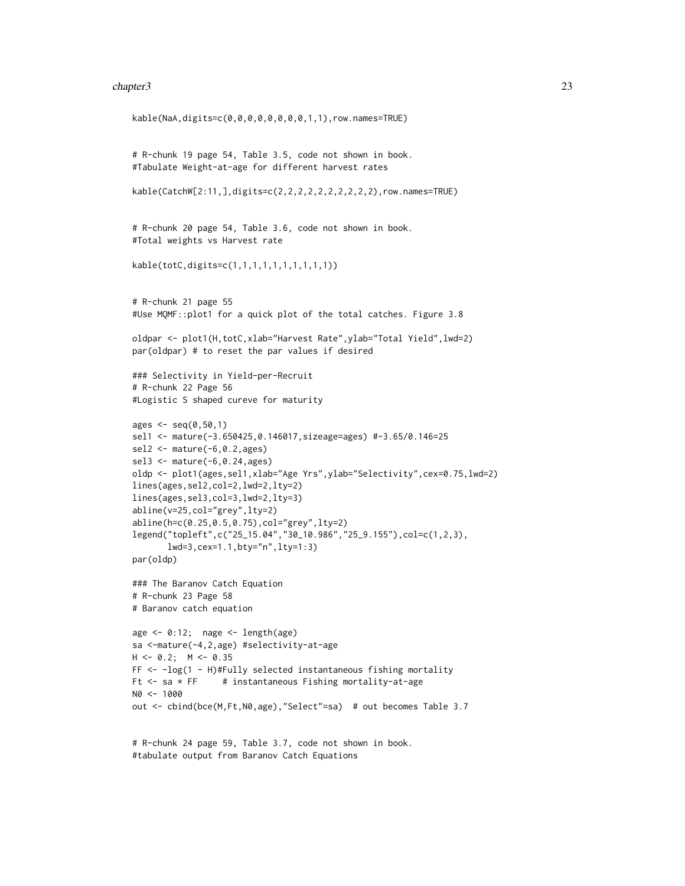```
kable(NaA,digits=c(0,0,0,0,0,0,0,0,1,1),row.names=TRUE)


# R-chunk 19 page 54, Table 3.5, code not shown in book.
#Tabulate Weight-at-age for different harvest rates

kable(CatchW[2:11,],digits=c(2,2,2,2,2,2,2,2,2,2),row.names=TRUE)


# R-chunk 20 page 54, Table 3.6, code not shown in book.
#Total weights vs Harvest rate

kable(totC,digits=c(1,1,1,1,1,1,1,1,1,1))


# R-chunk 21 page 55
#Use MQMF::plot1 for a quick plot of the total catches. Figure 3.8

oldpar <- plot1(H,totC,xlab="Harvest Rate",ylab="Total Yield",lwd=2)
par(oldpar) # to reset the par values if desired

### Selectivity in Yield-per-Recruit
# R-chunk 22 Page 56
#Logistic S shaped cureve for maturity

ages <- seq(0,50,1)
sel1 <- mature(-3.650425,0.146017,sizeage=ages) #-3.65/0.146=25
sel2 <- mature(-6,0.2,ages)
sel3 <- mature(-6,0.24,ages)
oldp <- plot1(ages,sel1,xlab="Age Yrs",ylab="Selectivity",cex=0.75,lwd=2)
lines(ages,sel2,col=2,lwd=2,lty=2)
lines(ages,sel3,col=3,lwd=2,lty=3)
abline(v=25,col="grey",lty=2)
abline(h=c(0.25,0.5,0.75),col="grey",lty=2)
legend("topleft",c("25_15.04","30_10.986","25_9.155"),col=c(1,2,3),
       lwd=3,cex=1.1,bty="n",lty=1:3)
par(oldp)

### The Baranov Catch Equation
# R-chunk 23 Page 58
# Baranov catch equation

age <- 0:12;  nage <- length(age)
sa <-mature(-4,2,age) #selectivity-at-age
H <- 0.2;  M <- 0.35
FF <- -log(1 - H)#Fully selected instantaneous fishing mortality
Ft <- sa * FF     # instantaneous Fishing mortality-at-age
N0 <- 1000
out <- cbind(bce(M,Ft,N0,age),"Select"=sa)  # out becomes Table 3.7


# R-chunk 24 page 59, Table 3.7, code not shown in book.
#tabulate output from Baranov Catch Equations
```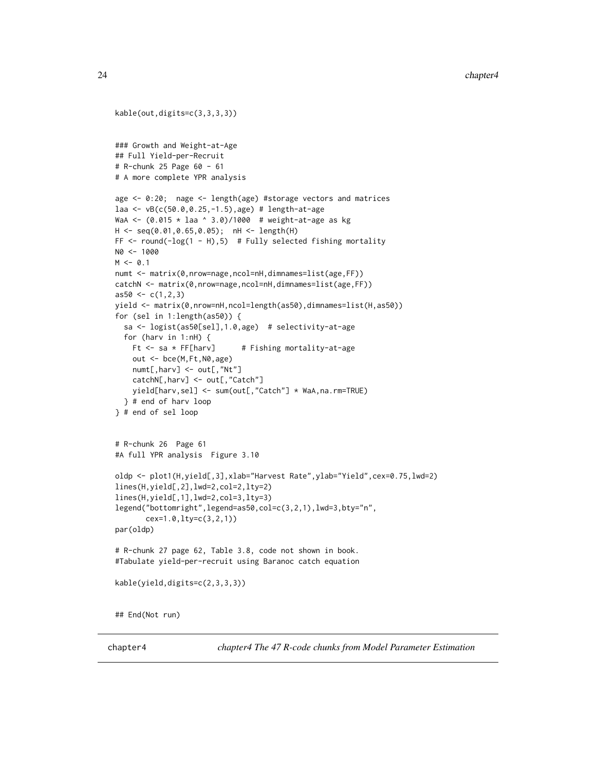```
kable(out,digits=c(3,3,3,3))


### Growth and Weight-at-Age
## Full Yield-per-Recruit
# R-chunk 25 Page 60 - 61
# A more complete YPR analysis

age <- 0:20;  nage <- length(age) #storage vectors and matrices
laa <- vB(c(50.0,0.25,-1.5),age) # length-at-age
WaA <- (0.015 * laa ^ 3.0)/1000  # weight-at-age as kg
H <- seq(0.01,0.65,0.05);  nH <- length(H)
FF <- round(-log(1 - H),5)  # Fully selected fishing mortality
N0 <- 1000
M <- 0.1
numt <- matrix(0,nrow=nage,ncol=nH,dimnames=list(age,FF))
catchN <- matrix(0,nrow=nage,ncol=nH,dimnames=list(age,FF))
as50 <- c(1,2,3)
yield <- matrix(0,nrow=nH,ncol=length(as50),dimnames=list(H,as50))
for (sel in 1:length(as50)) {
  sa <- logist(as50[sel],1.0,age)  # selectivity-at-age
  for (harv in 1:nH) {
    Ft <- sa * FF[harv]      # Fishing mortality-at-age
    out <- bce(M,Ft,N0,age)
    numt[,harv] <- out[,"Nt"]
    catchN[,harv] <- out[,"Catch"]
    yield[harv,sel] <- sum(out[,"Catch"] * WaA,na.rm=TRUE)
  } # end of harv loop
} # end of sel loop


# R-chunk 26  Page 61
#A full YPR analysis  Figure 3.10

oldp <- plot1(H,yield[,3],xlab="Harvest Rate",ylab="Yield",cex=0.75,lwd=2)
lines(H,yield[,2],lwd=2,col=2,lty=2)
lines(H,yield[,1],lwd=2,col=3,lty=3)
legend("bottomright",legend=as50,col=c(3,2,1),lwd=3,bty="n",
       cex=1.0,lty=c(3,2,1))
par(oldp)

# R-chunk 27 page 62, Table 3.8, code not shown in book.
#Tabulate yield-per-recruit using Baranoc catch equation

kable(yield,digits=c(2,3,3,3))


## End(Not run)
```

chapter4 &nbsp;&nbsp;&nbsp;&nbsp; *chapter4 The 47 R-code chunks from Model Parameter Estimation*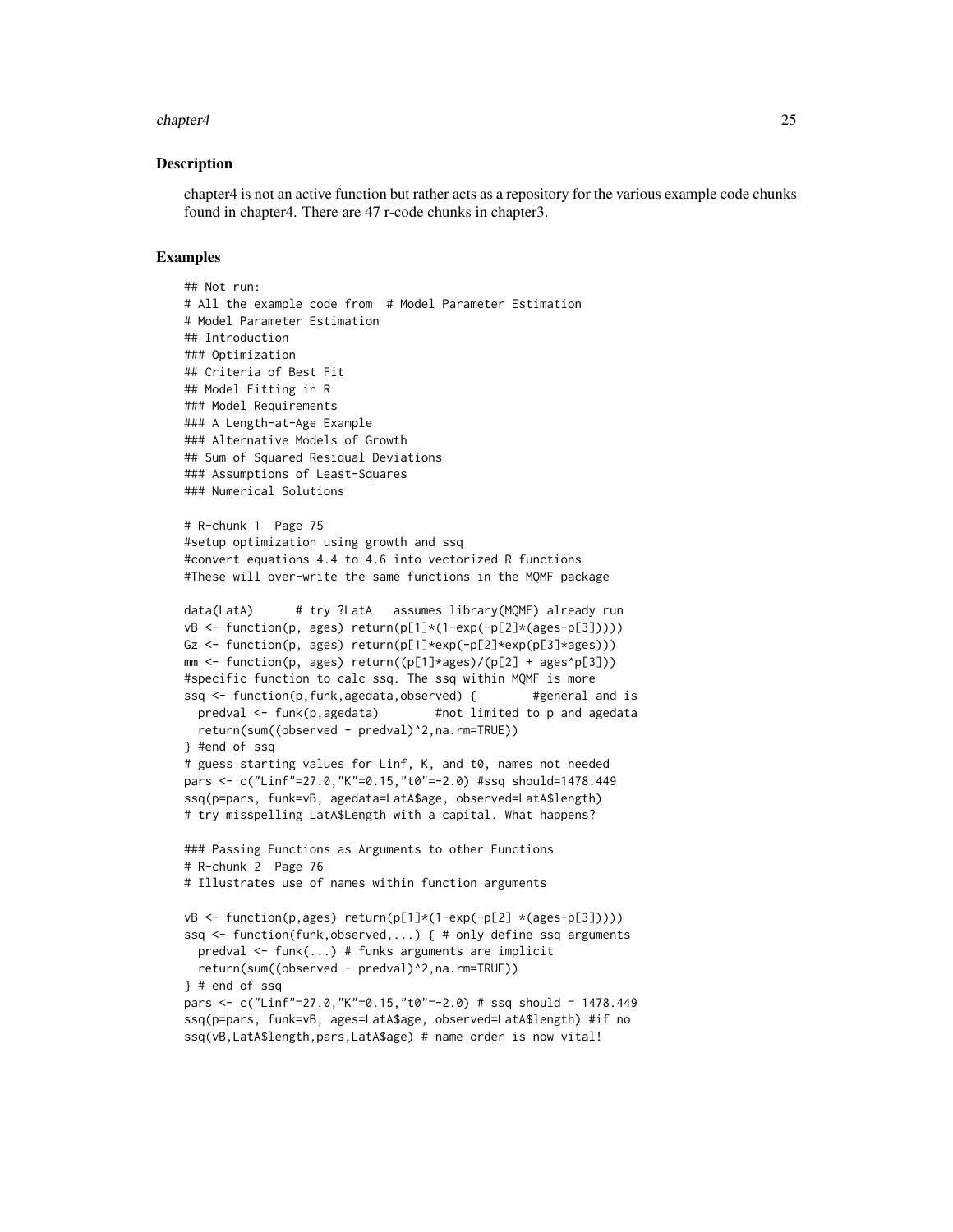## Description

chapter4 is not an active function but rather acts as a repository for the various example code chunks found in chapter4. There are 47 r-code chunks in chapter3.

## Examples

```
## Not run:
# All the example code from  # Model Parameter Estimation
# Model Parameter Estimation
## Introduction
### Optimization
## Criteria of Best Fit
## Model Fitting in R
### Model Requirements
### A Length-at-Age Example
### Alternative Models of Growth
## Sum of Squared Residual Deviations
### Assumptions of Least-Squares
### Numerical Solutions

# R-chunk 1  Page 75
#setup optimization using growth and ssq
#convert equations 4.4 to 4.6 into vectorized R functions
#These will over-write the same functions in the MQMF package

data(LatA)      # try ?LatA   assumes library(MQMF) already run
vB <- function(p, ages) return(p[1]*(1-exp(-p[2]*(ages-p[3]))))
Gz <- function(p, ages) return(p[1]*exp(-p[2]*exp(p[3]*ages)))
mm <- function(p, ages) return((p[1]*ages)/(p[2] + ages^p[3]))
#specific function to calc ssq. The ssq within MQMF is more
ssq <- function(p,funk,agedata,observed) {        #general and is
  predval <- funk(p,agedata)        #not limited to p and agedata
  return(sum((observed - predval)^2,na.rm=TRUE))
} #end of ssq
# guess starting values for Linf, K, and t0, names not needed
pars <- c("Linf"=27.0,"K"=0.15,"t0"=-2.0) #ssq should=1478.449
ssq(p=pars, funk=vB, agedata=LatA$age, observed=LatA$length)
# try misspelling LatA$Length with a capital. What happens?

### Passing Functions as Arguments to other Functions
# R-chunk 2  Page 76
# Illustrates use of names within function arguments

vB <- function(p,ages) return(p[1]*(1-exp(-p[2] *(ages-p[3]))))
ssq <- function(funk,observed,...) { # only define ssq arguments
  predval <- funk(...) # funks arguments are implicit
  return(sum((observed - predval)^2,na.rm=TRUE))
} # end of ssq
pars <- c("Linf"=27.0,"K"=0.15,"t0"=-2.0) # ssq should = 1478.449
ssq(p=pars, funk=vB, ages=LatA$age, observed=LatA$length) #if no
ssq(vB,LatA$length,pars,LatA$age) # name order is now vital!
```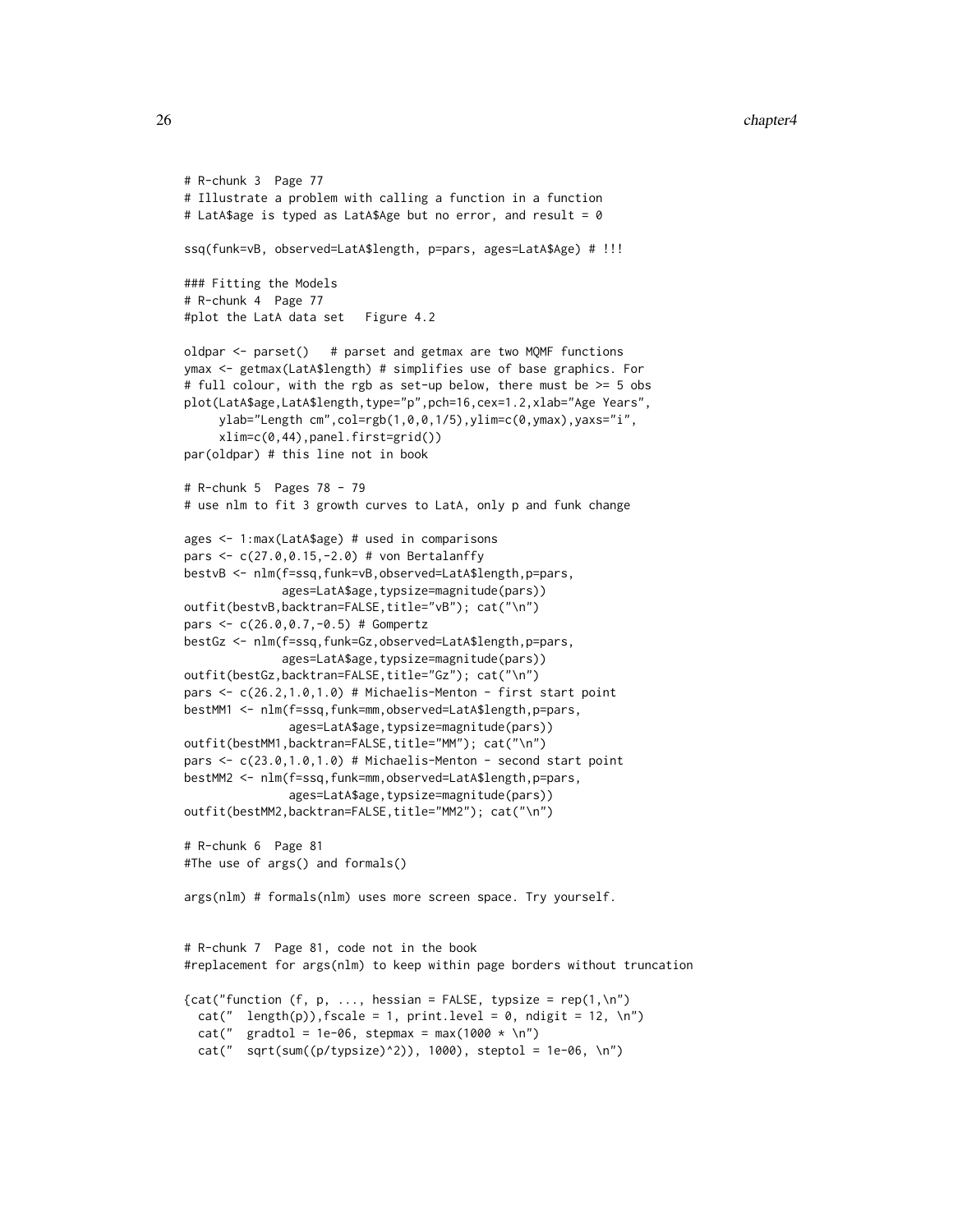```
# R-chunk 3  Page 77
# Illustrate a problem with calling a function in a function
# LatA$age is typed as LatA$Age but no error, and result = 0

ssq(funk=vB, observed=LatA$length, p=pars, ages=LatA$Age) # !!!

### Fitting the Models
# R-chunk 4  Page 77
#plot the LatA data set   Figure 4.2

oldpar <- parset()   # parset and getmax are two MQMF functions
ymax <- getmax(LatA$length) # simplifies use of base graphics. For
# full colour, with the rgb as set-up below, there must be >= 5 obs
plot(LatA$age,LatA$length,type="p",pch=16,cex=1.2,xlab="Age Years",
     ylab="Length cm",col=rgb(1,0,0,1/5),ylim=c(0,ymax),yaxs="i",
     xlim=c(0,44),panel.first=grid())
par(oldpar) # this line not in book

# R-chunk 5  Pages 78 - 79
# use nlm to fit 3 growth curves to LatA, only p and funk change

ages <- 1:max(LatA$age) # used in comparisons
pars <- c(27.0,0.15,-2.0) # von Bertalanffy
bestvB <- nlm(f=ssq,funk=vB,observed=LatA$length,p=pars,
              ages=LatA$age,typsize=magnitude(pars))
outfit(bestvB,backtran=FALSE,title="vB"); cat("\n")
pars <- c(26.0,0.7,-0.5) # Gompertz
bestGz <- nlm(f=ssq,funk=Gz,observed=LatA$length,p=pars,
              ages=LatA$age,typsize=magnitude(pars))
outfit(bestGz,backtran=FALSE,title="Gz"); cat("\n")
pars <- c(26.2,1.0,1.0) # Michaelis-Menton - first start point
bestMM1 <- nlm(f=ssq,funk=mm,observed=LatA$length,p=pars,
               ages=LatA$age,typsize=magnitude(pars))
outfit(bestMM1,backtran=FALSE,title="MM"); cat("\n")
pars <- c(23.0,1.0,1.0) # Michaelis-Menton - second start point
bestMM2 <- nlm(f=ssq,funk=mm,observed=LatA$length,p=pars,
               ages=LatA$age,typsize=magnitude(pars))
outfit(bestMM2,backtran=FALSE,title="MM2"); cat("\n")

# R-chunk 6  Page 81
#The use of args() and formals()

args(nlm) # formals(nlm) uses more screen space. Try yourself.


# R-chunk 7  Page 81, code not in the book
#replacement for args(nlm) to keep within page borders without truncation

{cat("function (f, p, ..., hessian = FALSE, typsize = rep(1,\n")
  cat("  length(p)),fscale = 1, print.level = 0, ndigit = 12, \n")
  cat("  gradtol = 1e-06, stepmax = max(1000 * \n")
  cat("  sqrt(sum((p/typsize)^2)), 1000), steptol = 1e-06, \n")
```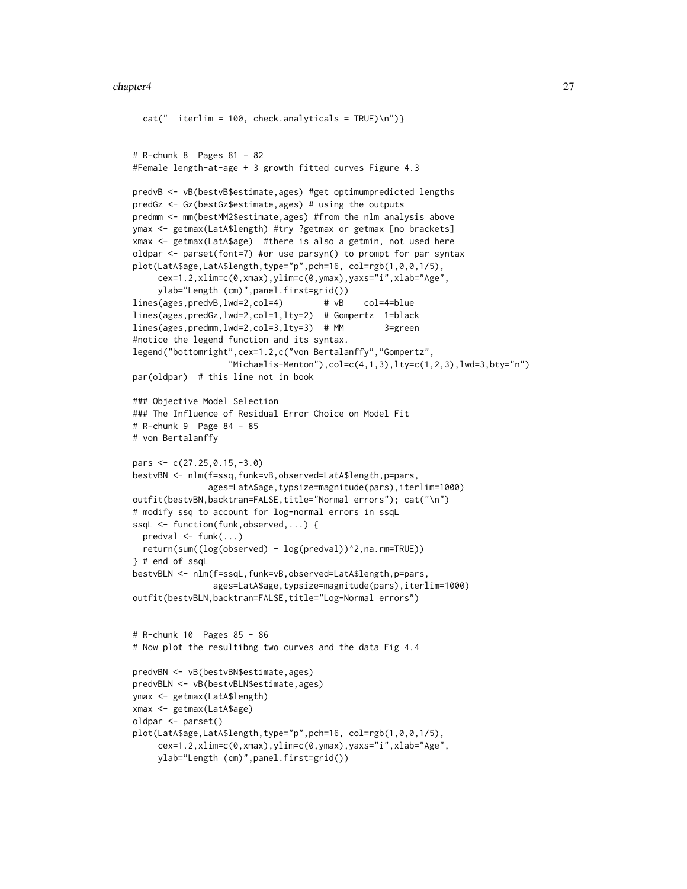```
  cat("  iterlim = 100, check.analyticals = TRUE)\n")}


# R-chunk 8  Pages 81 - 82
#Female length-at-age + 3 growth fitted curves Figure 4.3

predvB <- vB(bestvB$estimate,ages) #get optimumpredicted lengths
predGz <- Gz(bestGz$estimate,ages) # using the outputs
predmm <- mm(bestMM2$estimate,ages) #from the nlm analysis above
ymax <- getmax(LatA$length) #try ?getmax or getmax [no brackets]
xmax <- getmax(LatA$age)  #there is also a getmin, not used here
oldpar <- parset(font=7) #or use parsyn() to prompt for par syntax
plot(LatA$age,LatA$length,type="p",pch=16, col=rgb(1,0,0,1/5),
     cex=1.2,xlim=c(0,xmax),ylim=c(0,ymax),yaxs="i",xlab="Age",
     ylab="Length (cm)",panel.first=grid())
lines(ages,predvB,lwd=2,col=4)        # vB    col=4=blue
lines(ages,predGz,lwd=2,col=1,lty=2)  # Gompertz  1=black
lines(ages,predmm,lwd=2,col=3,lty=3)  # MM        3=green
#notice the legend function and its syntax.
legend("bottomright",cex=1.2,c("von Bertalanffy","Gompertz",
                  "Michaelis-Menton"),col=c(4,1,3),lty=c(1,2,3),lwd=3,bty="n")
par(oldpar)  # this line not in book

### Objective Model Selection
### The Influence of Residual Error Choice on Model Fit
# R-chunk 9  Page 84 - 85
# von Bertalanffy

pars <- c(27.25,0.15,-3.0)
bestvBN <- nlm(f=ssq,funk=vB,observed=LatA$length,p=pars,
               ages=LatA$age,typsize=magnitude(pars),iterlim=1000)
outfit(bestvBN,backtran=FALSE,title="Normal errors"); cat("\n")
# modify ssq to account for log-normal errors in ssqL
ssqL <- function(funk,observed,...) {
  predval <- funk(...)
  return(sum((log(observed) - log(predval))^2,na.rm=TRUE))
} # end of ssqL
bestvBLN <- nlm(f=ssqL,funk=vB,observed=LatA$length,p=pars,
                ages=LatA$age,typsize=magnitude(pars),iterlim=1000)
outfit(bestvBLN,backtran=FALSE,title="Log-Normal errors")


# R-chunk 10  Pages 85 - 86
# Now plot the resultibng two curves and the data Fig 4.4

predvBN <- vB(bestvBN$estimate,ages)
predvBLN <- vB(bestvBLN$estimate,ages)
ymax <- getmax(LatA$length)
xmax <- getmax(LatA$age)
oldpar <- parset()
plot(LatA$age,LatA$length,type="p",pch=16, col=rgb(1,0,0,1/5),
     cex=1.2,xlim=c(0,xmax),ylim=c(0,ymax),yaxs="i",xlab="Age",
     ylab="Length (cm)",panel.first=grid())
```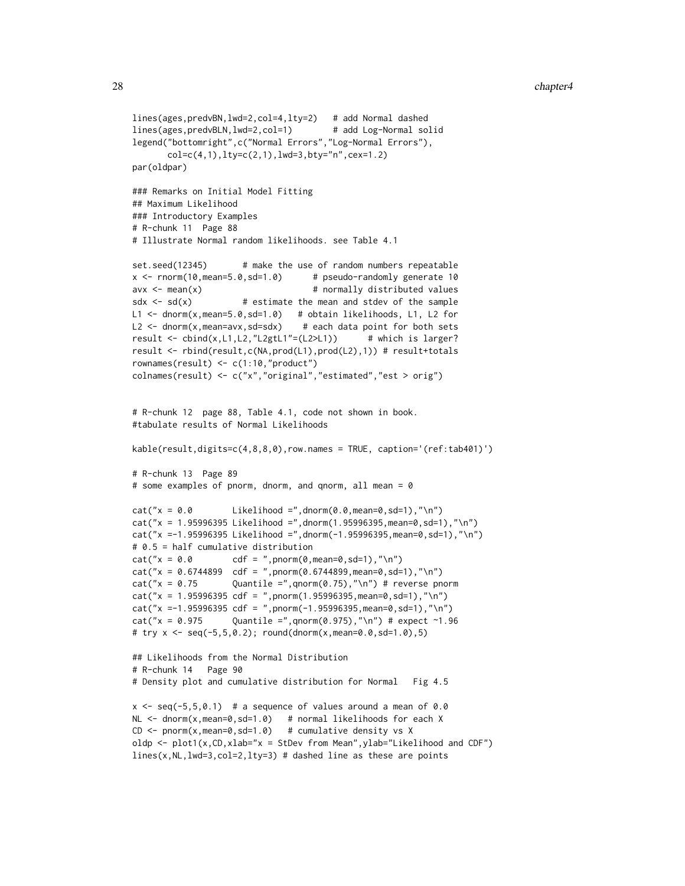```
lines(ages,predvBN,lwd=2,col=4,lty=2)   # add Normal dashed
lines(ages,predvBLN,lwd=2,col=1)        # add Log-Normal solid
legend("bottomright",c("Normal Errors","Log-Normal Errors"),
       col=c(4,1),lty=c(2,1),lwd=3,bty="n",cex=1.2)
par(oldpar)

### Remarks on Initial Model Fitting
## Maximum Likelihood
### Introductory Examples
# R-chunk 11  Page 88
# Illustrate Normal random likelihoods. see Table 4.1

set.seed(12345)       # make the use of random numbers repeatable
x <- rnorm(10,mean=5.0,sd=1.0)      # pseudo-randomly generate 10
avx <- mean(x)                      # normally distributed values
sdx <- sd(x)          # estimate the mean and stdev of the sample
L1 <- dnorm(x,mean=5.0,sd=1.0)   # obtain likelihoods, L1, L2 for
L2 <- dnorm(x,mean=avx,sd=sdx)    # each data point for both sets
result <- cbind(x,L1,L2,"L2gtL1"=(L2>L1))      # which is larger?
result <- rbind(result,c(NA,prod(L1),prod(L2),1)) # result+totals
rownames(result) <- c(1:10,"product")
colnames(result) <- c("x","original","estimated","est > orig")


# R-chunk 12  page 88, Table 4.1, code not shown in book.
#tabulate results of Normal Likelihoods

kable(result,digits=c(4,8,8,0),row.names = TRUE, caption='(ref:tab401)')

# R-chunk 13  Page 89
# some examples of pnorm, dnorm, and qnorm, all mean = 0

cat("x = 0.0        Likelihood =",dnorm(0.0,mean=0,sd=1),"\n")
cat("x = 1.95996395 Likelihood =",dnorm(1.95996395,mean=0,sd=1),"\n")
cat("x =-1.95996395 Likelihood =",dnorm(-1.95996395,mean=0,sd=1),"\n")
# 0.5 = half cumulative distribution
cat("x = 0.0        cdf = ",pnorm(0,mean=0,sd=1),"\n")
cat("x = 0.6744899  cdf = ",pnorm(0.6744899,mean=0,sd=1),"\n")
cat("x = 0.75       Quantile =",qnorm(0.75),"\n") # reverse pnorm
cat("x = 1.95996395 cdf = ",pnorm(1.95996395,mean=0,sd=1),"\n")
cat("x =-1.95996395 cdf = ",pnorm(-1.95996395,mean=0,sd=1),"\n")
cat("x = 0.975      Quantile =",qnorm(0.975),"\n") # expect ~1.96
# try x <- seq(-5,5,0.2); round(dnorm(x,mean=0.0,sd=1.0),5)

## Likelihoods from the Normal Distribution
# R-chunk 14   Page 90
# Density plot and cumulative distribution for Normal   Fig 4.5

x <- seq(-5,5,0.1)  # a sequence of values around a mean of 0.0
NL <- dnorm(x,mean=0,sd=1.0)   # normal likelihoods for each X
CD <- pnorm(x,mean=0,sd=1.0)   # cumulative density vs X
oldp <- plot1(x,CD,xlab="x = StDev from Mean",ylab="Likelihood and CDF")
lines(x,NL,lwd=3,col=2,lty=3) # dashed line as these are points
```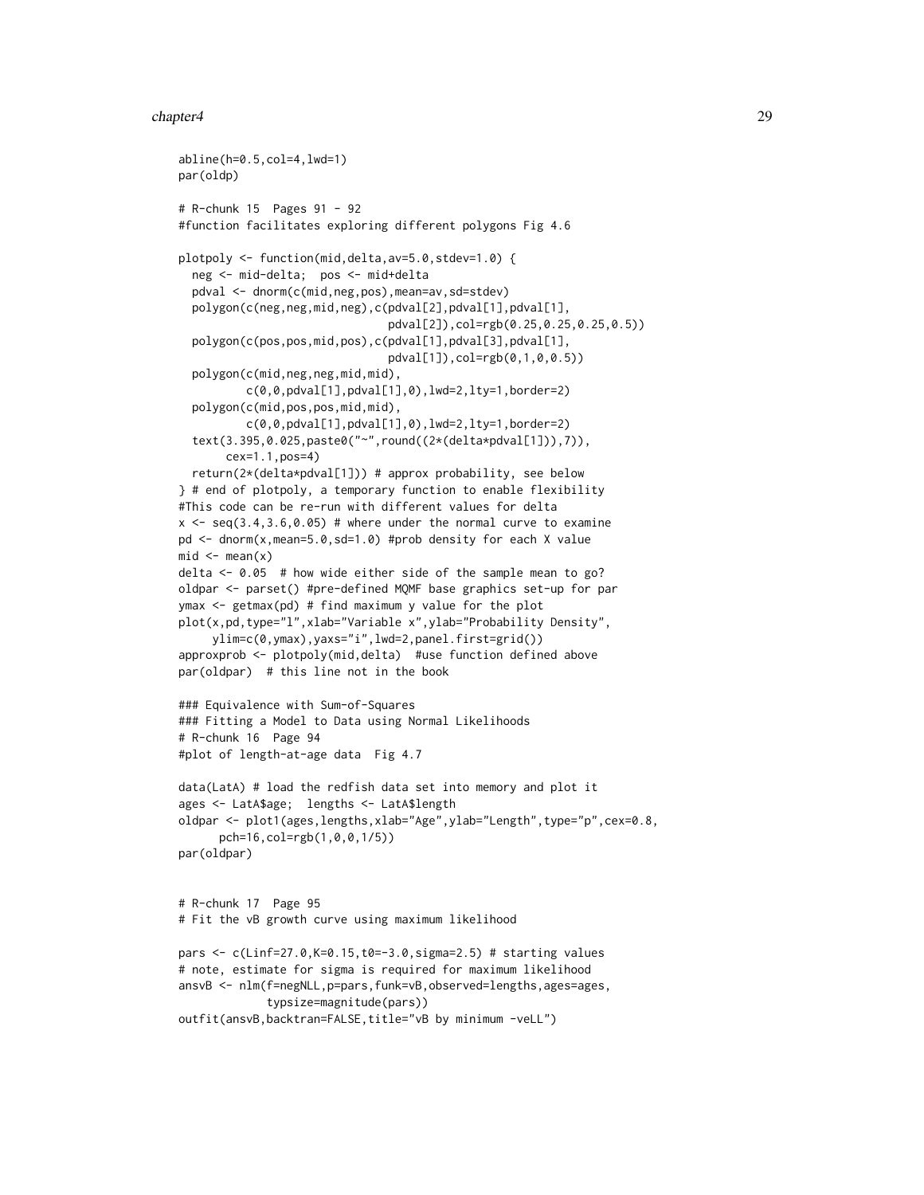```
abline(h=0.5,col=4,lwd=1)
par(oldp)

# R-chunk 15  Pages 91 - 92
#function facilitates exploring different polygons Fig 4.6

plotpoly <- function(mid,delta,av=5.0,stdev=1.0) {
  neg <- mid-delta;  pos <- mid+delta
  pdval <- dnorm(c(mid,neg,pos),mean=av,sd=stdev)
  polygon(c(neg,neg,mid,neg),c(pdval[2],pdval[1],pdval[1],
                              pdval[2]),col=rgb(0.25,0.25,0.25,0.5))
  polygon(c(pos,pos,mid,pos),c(pdval[1],pdval[3],pdval[1],
                              pdval[1]),col=rgb(0,1,0,0.5))
  polygon(c(mid,neg,neg,mid,mid),
          c(0,0,pdval[1],pdval[1],0),lwd=2,lty=1,border=2)
  polygon(c(mid,pos,pos,mid,mid),
          c(0,0,pdval[1],pdval[1],0),lwd=2,lty=1,border=2)
  text(3.395,0.025,paste0("~",round((2*(delta*pdval[1])),7)),
       cex=1.1,pos=4)
  return(2*(delta*pdval[1])) # approx probability, see below
} # end of plotpoly, a temporary function to enable flexibility
#This code can be re-run with different values for delta
x <- seq(3.4,3.6,0.05) # where under the normal curve to examine
pd <- dnorm(x,mean=5.0,sd=1.0) #prob density for each X value
mid <- mean(x)
delta <- 0.05  # how wide either side of the sample mean to go?
oldpar <- parset() #pre-defined MQMF base graphics set-up for par
ymax <- getmax(pd) # find maximum y value for the plot
plot(x,pd,type="l",xlab="Variable x",ylab="Probability Density",
     ylim=c(0,ymax),yaxs="i",lwd=2,panel.first=grid())
approxprob <- plotpoly(mid,delta)  #use function defined above
par(oldpar)  # this line not in the book

### Equivalence with Sum-of-Squares
### Fitting a Model to Data using Normal Likelihoods
# R-chunk 16  Page 94
#plot of length-at-age data  Fig 4.7

data(LatA) # load the redfish data set into memory and plot it
ages <- LatA$age;  lengths <- LatA$length
oldpar <- plot1(ages,lengths,xlab="Age",ylab="Length",type="p",cex=0.8,
      pch=16,col=rgb(1,0,0,1/5))
par(oldpar)


# R-chunk 17  Page 95
# Fit the vB growth curve using maximum likelihood

pars <- c(Linf=27.0,K=0.15,t0=-3.0,sigma=2.5) # starting values
# note, estimate for sigma is required for maximum likelihood
ansvB <- nlm(f=negNLL,p=pars,funk=vB,observed=lengths,ages=ages,
             typsize=magnitude(pars))
outfit(ansvB,backtran=FALSE,title="vB by minimum -veLL")
```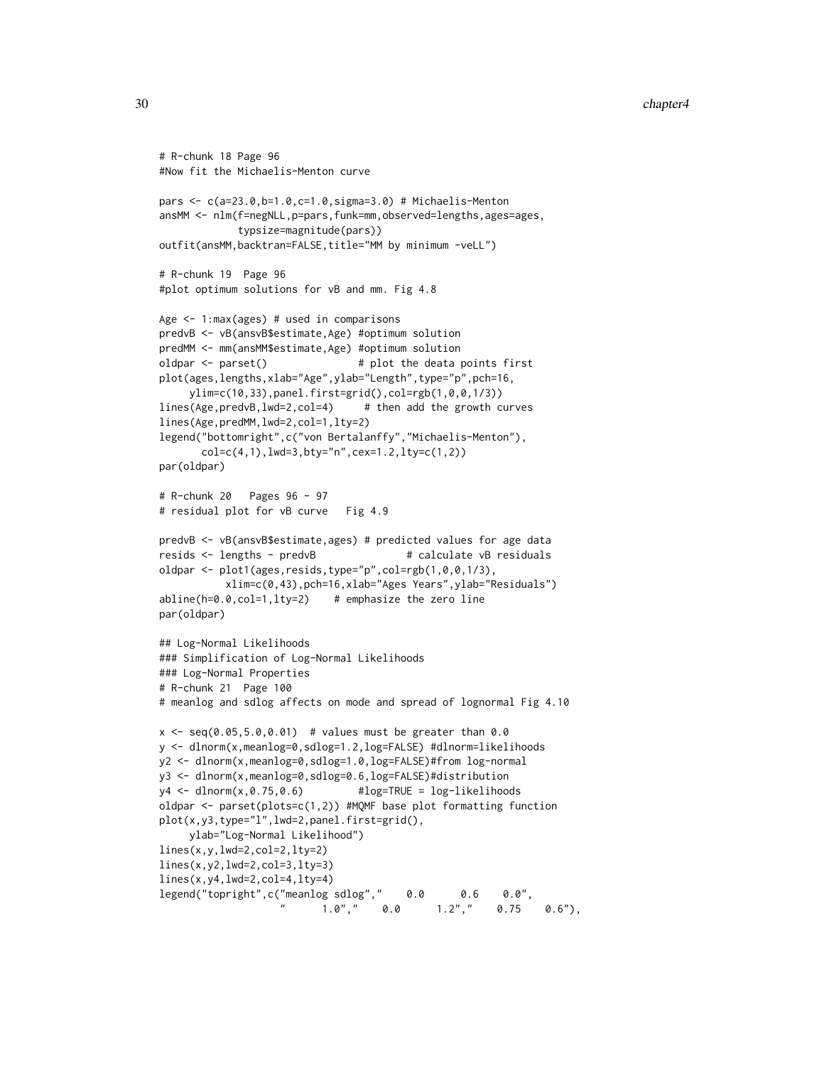```
# R-chunk 18 Page 96
#Now fit the Michaelis-Menton curve

pars <- c(a=23.0,b=1.0,c=1.0,sigma=3.0) # Michaelis-Menton
ansMM <- nlm(f=negNLL,p=pars,funk=mm,observed=lengths,ages=ages,
             typsize=magnitude(pars))
outfit(ansMM,backtran=FALSE,title="MM by minimum -veLL")

# R-chunk 19  Page 96
#plot optimum solutions for vB and mm. Fig 4.8

Age <- 1:max(ages) # used in comparisons
predvB <- vB(ansvB$estimate,Age) #optimum solution
predMM <- mm(ansMM$estimate,Age) #optimum solution
oldpar <- parset()               # plot the deata points first
plot(ages,lengths,xlab="Age",ylab="Length",type="p",pch=16,
     ylim=c(10,33),panel.first=grid(),col=rgb(1,0,0,1/3))
lines(Age,predvB,lwd=2,col=4)     # then add the growth curves
lines(Age,predMM,lwd=2,col=1,lty=2)
legend("bottomright",c("von Bertalanffy","Michaelis-Menton"),
       col=c(4,1),lwd=3,bty="n",cex=1.2,lty=c(1,2))
par(oldpar)

# R-chunk 20   Pages 96 - 97
# residual plot for vB curve   Fig 4.9

predvB <- vB(ansvB$estimate,ages) # predicted values for age data
resids <- lengths - predvB              # calculate vB residuals
oldpar <- plot1(ages,resids,type="p",col=rgb(1,0,0,1/3),
           xlim=c(0,43),pch=16,xlab="Ages Years",ylab="Residuals")
abline(h=0.0,col=1,lty=2)    # emphasize the zero line
par(oldpar)

## Log-Normal Likelihoods
### Simplification of Log-Normal Likelihoods
### Log-Normal Properties
# R-chunk 21  Page 100
# meanlog and sdlog affects on mode and spread of lognormal Fig 4.10

x <- seq(0.05,5.0,0.01)  # values must be greater than 0.0
y <- dlnorm(x,meanlog=0,sdlog=1.2,log=FALSE) #dlnorm=likelihoods
y2 <- dlnorm(x,meanlog=0,sdlog=1.0,log=FALSE)#from log-normal
y3 <- dlnorm(x,meanlog=0,sdlog=0.6,log=FALSE)#distribution
y4 <- dlnorm(x,0.75,0.6)         #log=TRUE = log-likelihoods
oldpar <- parset(plots=c(1,2)) #MQMF base plot formatting function
plot(x,y3,type="l",lwd=2,panel.first=grid(),
     ylab="Log-Normal Likelihood")
lines(x,y,lwd=2,col=2,lty=2)
lines(x,y2,lwd=2,col=3,lty=3)
lines(x,y4,lwd=2,col=4,lty=4)
legend("topright",c("meanlog sdlog","    0.0      0.6    0.0",
                  "      1.0","    0.0      1.2","    0.75    0.6"),
```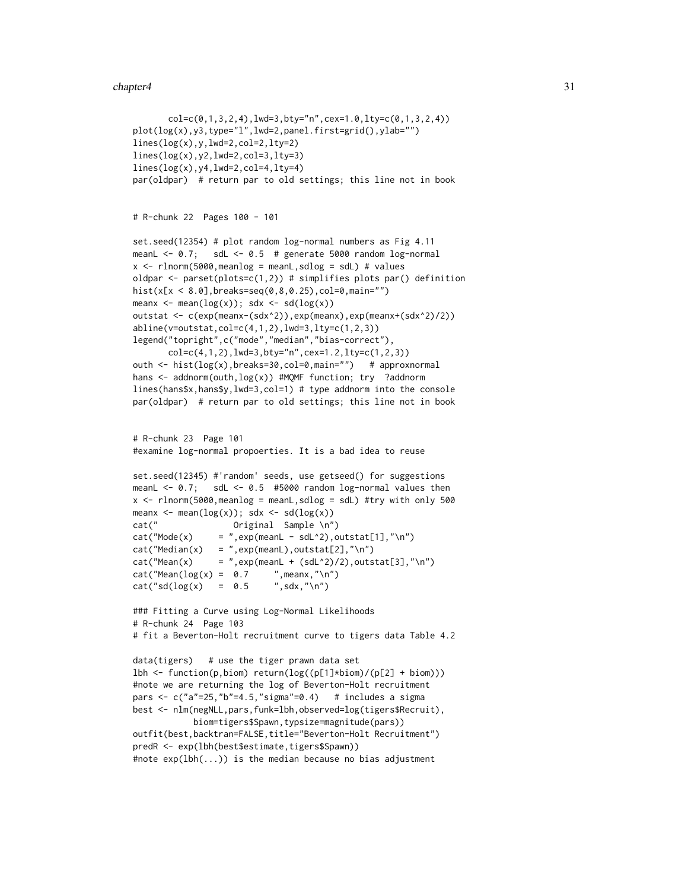```
       col=c(0,1,3,2,4),lwd=3,bty="n",cex=1.0,lty=c(0,1,3,2,4))
plot(log(x),y3,type="l",lwd=2,panel.first=grid(),ylab="")
lines(log(x),y,lwd=2,col=2,lty=2)
lines(log(x),y2,lwd=2,col=3,lty=3)
lines(log(x),y4,lwd=2,col=4,lty=4)
par(oldpar)  # return par to old settings; this line not in book


# R-chunk 22  Pages 100 - 101

set.seed(12354) # plot random log-normal numbers as Fig 4.11
meanL <- 0.7;   sdL <- 0.5  # generate 5000 random log-normal
x <- rlnorm(5000,meanlog = meanL,sdlog = sdL) # values
oldpar <- parset(plots=c(1,2)) # simplifies plots par() definition
hist(x[x < 8.0],breaks=seq(0,8,0.25),col=0,main="")
meanx <- mean(log(x)); sdx <- sd(log(x))
outstat <- c(exp(meanx-(sdx^2)),exp(meanx),exp(meanx+(sdx^2)/2))
abline(v=outstat,col=c(4,1,2),lwd=3,lty=c(1,2,3))
legend("topright",c("mode","median","bias-correct"),
       col=c(4,1,2),lwd=3,bty="n",cex=1.2,lty=c(1,2,3))
outh <- hist(log(x),breaks=30,col=0,main="")   # approxnormal
hans <- addnorm(outh,log(x)) #MQMF function; try  ?addnorm
lines(hans$x,hans$y,lwd=3,col=1) # type addnorm into the console
par(oldpar)  # return par to old settings; this line not in book


# R-chunk 23  Page 101
#examine log-normal propoerties. It is a bad idea to reuse

set.seed(12345) #'random' seeds, use getseed() for suggestions
meanL <- 0.7;   sdL <- 0.5  #5000 random log-normal values then
x <- rlnorm(5000,meanlog = meanL,sdlog = sdL) #try with only 500
meanx <- mean(log(x)); sdx <- sd(log(x))
cat("               Original  Sample \n")
cat("Mode(x)     = ",exp(meanL - sdL^2),outstat[1],"\n")
cat("Median(x)   = ",exp(meanL),outstat[2],"\n")
cat("Mean(x)     = ",exp(meanL + (sdL^2)/2),outstat[3],"\n")
cat("Mean(log(x) =  0.7     ",meanx,"\n")
cat("sd(log(x)   =  0.5     ",sdx,"\n")

### Fitting a Curve using Log-Normal Likelihoods
# R-chunk 24  Page 103
# fit a Beverton-Holt recruitment curve to tigers data Table 4.2

data(tigers)   # use the tiger prawn data set
lbh <- function(p,biom) return(log((p[1]*biom)/(p[2] + biom)))
#note we are returning the log of Beverton-Holt recruitment
pars <- c("a"=25,"b"=4.5,"sigma"=0.4)   # includes a sigma
best <- nlm(negNLL,pars,funk=lbh,observed=log(tigers$Recruit),
           biom=tigers$Spawn,typsize=magnitude(pars))
outfit(best,backtran=FALSE,title="Beverton-Holt Recruitment")
predR <- exp(lbh(best$estimate,tigers$Spawn))
#note exp(lbh(...)) is the median because no bias adjustment
```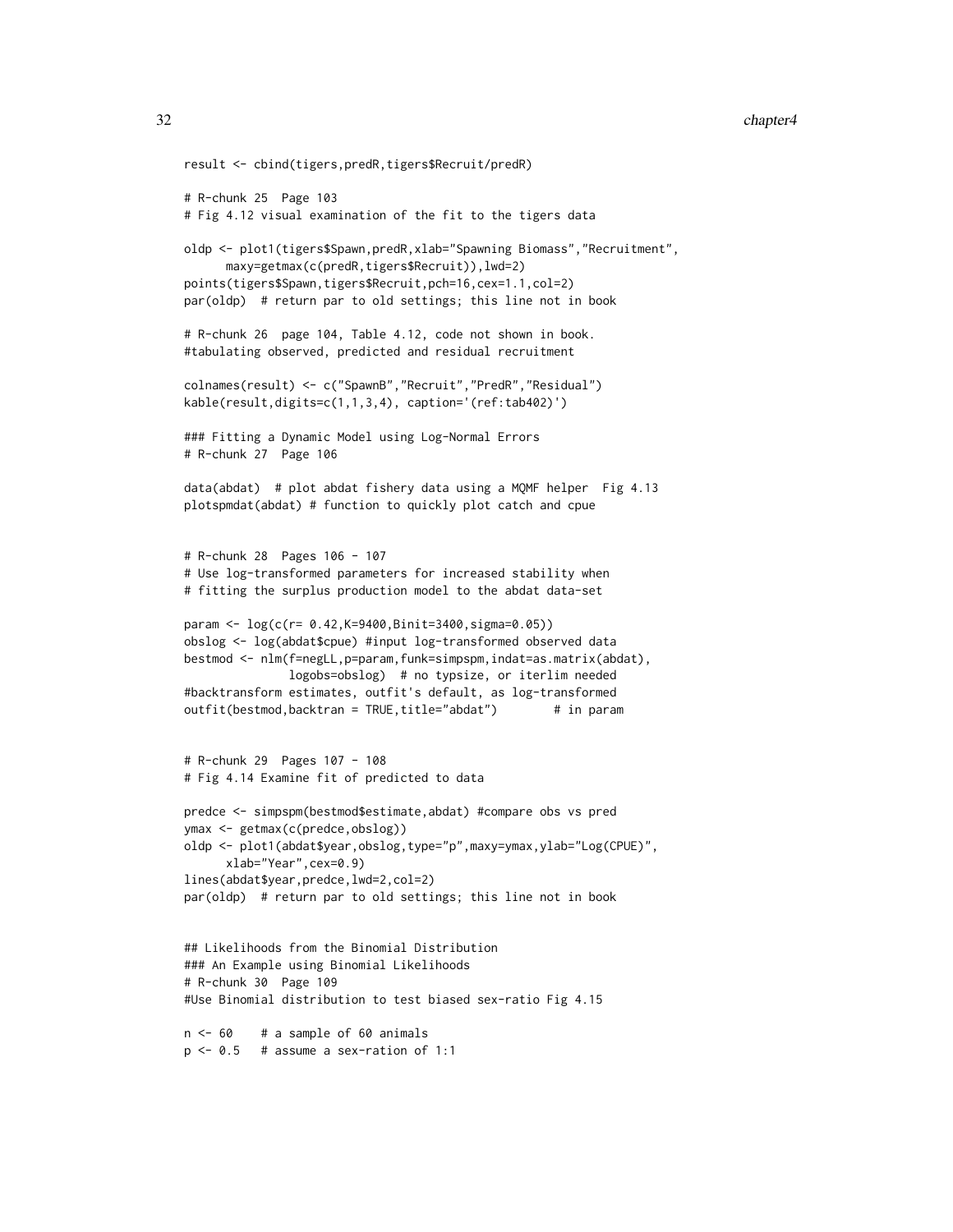```
result <- cbind(tigers,predR,tigers$Recruit/predR)

# R-chunk 25  Page 103
# Fig 4.12 visual examination of the fit to the tigers data

oldp <- plot1(tigers$Spawn,predR,xlab="Spawning Biomass","Recruitment",
      maxy=getmax(c(predR,tigers$Recruit)),lwd=2)
points(tigers$Spawn,tigers$Recruit,pch=16,cex=1.1,col=2)
par(oldp)  # return par to old settings; this line not in book

# R-chunk 26  page 104, Table 4.12, code not shown in book.
#tabulating observed, predicted and residual recruitment

colnames(result) <- c("SpawnB","Recruit","PredR","Residual")
kable(result,digits=c(1,1,3,4), caption='(ref:tab402)')

### Fitting a Dynamic Model using Log-Normal Errors
# R-chunk 27  Page 106

data(abdat)  # plot abdat fishery data using a MQMF helper  Fig 4.13
plotspmdat(abdat) # function to quickly plot catch and cpue


# R-chunk 28  Pages 106 - 107
# Use log-transformed parameters for increased stability when
# fitting the surplus production model to the abdat data-set

param <- log(c(r= 0.42,K=9400,Binit=3400,sigma=0.05))
obslog <- log(abdat$cpue) #input log-transformed observed data
bestmod <- nlm(f=negLL,p=param,funk=simpspm,indat=as.matrix(abdat),
               logobs=obslog)  # no typsize, or iterlim needed
#backtransform estimates, outfit's default, as log-transformed
outfit(bestmod,backtran = TRUE,title="abdat")        # in param


# R-chunk 29  Pages 107 - 108
# Fig 4.14 Examine fit of predicted to data

predce <- simpspm(bestmod$estimate,abdat) #compare obs vs pred
ymax <- getmax(c(predce,obslog))
oldp <- plot1(abdat$year,obslog,type="p",maxy=ymax,ylab="Log(CPUE)",
      xlab="Year",cex=0.9)
lines(abdat$year,predce,lwd=2,col=2)
par(oldp)  # return par to old settings; this line not in book


## Likelihoods from the Binomial Distribution
### An Example using Binomial Likelihoods
# R-chunk 30  Page 109
#Use Binomial distribution to test biased sex-ratio Fig 4.15

n <- 60    # a sample of 60 animals
p <- 0.5   # assume a sex-ration of 1:1
```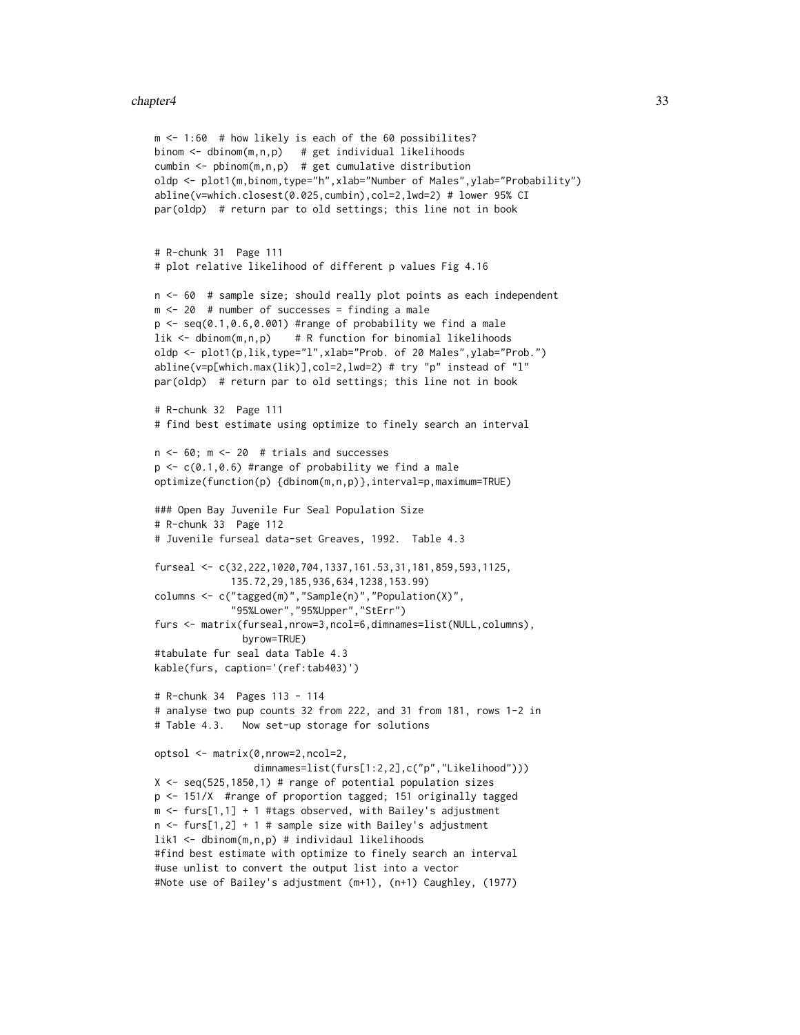```
m <- 1:60  # how likely is each of the 60 possibilites?
binom <- dbinom(m,n,p)   # get individual likelihoods
cumbin <- pbinom(m,n,p)  # get cumulative distribution
oldp <- plot1(m,binom,type="h",xlab="Number of Males",ylab="Probability")
abline(v=which.closest(0.025,cumbin),col=2,lwd=2) # lower 95% CI
par(oldp)  # return par to old settings; this line not in book


# R-chunk 31  Page 111
# plot relative likelihood of different p values Fig 4.16

n <- 60  # sample size; should really plot points as each independent
m <- 20  # number of successes = finding a male
p <- seq(0.1,0.6,0.001) #range of probability we find a male
lik <- dbinom(m,n,p)    # R function for binomial likelihoods
oldp <- plot1(p,lik,type="l",xlab="Prob. of 20 Males",ylab="Prob.")
abline(v=p[which.max(lik)],col=2,lwd=2) # try "p" instead of "l"
par(oldp)  # return par to old settings; this line not in book

# R-chunk 32  Page 111
# find best estimate using optimize to finely search an interval

n <- 60; m <- 20  # trials and successes
p <- c(0.1,0.6) #range of probability we find a male
optimize(function(p) {dbinom(m,n,p)},interval=p,maximum=TRUE)

### Open Bay Juvenile Fur Seal Population Size
# R-chunk 33  Page 112
# Juvenile furseal data-set Greaves, 1992.  Table 4.3

furseal <- c(32,222,1020,704,1337,161.53,31,181,859,593,1125,
             135.72,29,185,936,634,1238,153.99)
columns <- c("tagged(m)","Sample(n)","Population(X)",
             "95%Lower","95%Upper","StErr")
furs <- matrix(furseal,nrow=3,ncol=6,dimnames=list(NULL,columns),
               byrow=TRUE)
#tabulate fur seal data Table 4.3
kable(furs, caption='(ref:tab403)')

# R-chunk 34  Pages 113 - 114
# analyse two pup counts 32 from 222, and 31 from 181, rows 1-2 in
# Table 4.3.   Now set-up storage for solutions

optsol <- matrix(0,nrow=2,ncol=2,
                 dimnames=list(furs[1:2,2],c("p","Likelihood")))
X <- seq(525,1850,1) # range of potential population sizes
p <- 151/X  #range of proportion tagged; 151 originally tagged
m <- furs[1,1] + 1 #tags observed, with Bailey's adjustment
n <- furs[1,2] + 1 # sample size with Bailey's adjustment
lik1 <- dbinom(m,n,p) # individaul likelihoods
#find best estimate with optimize to finely search an interval
#use unlist to convert the output list into a vector
#Note use of Bailey's adjustment (m+1), (n+1) Caughley, (1977)
```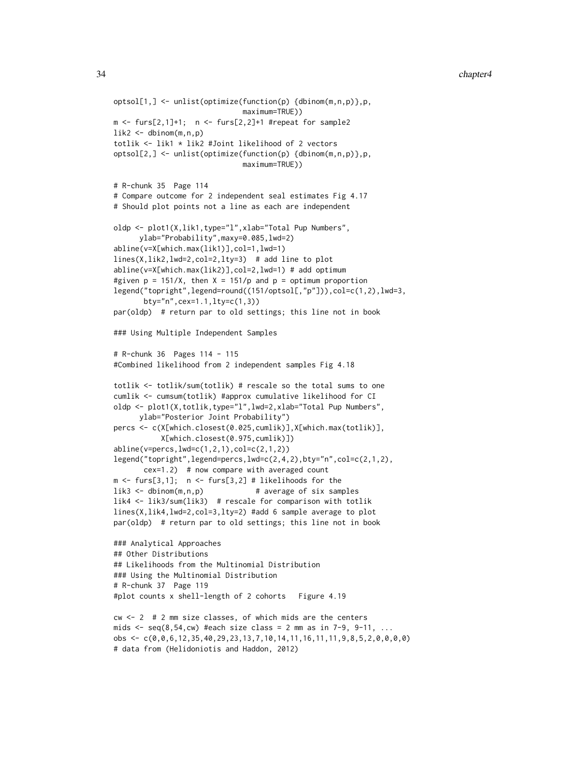```
optsol[1,] <- unlist(optimize(function(p) {dbinom(m,n,p)},p,
                              maximum=TRUE))
m <- furs[2,1]+1;  n <- furs[2,2]+1 #repeat for sample2
lik2 <- dbinom(m,n,p)
totlik <- lik1 * lik2 #Joint likelihood of 2 vectors
optsol[2,] <- unlist(optimize(function(p) {dbinom(m,n,p)},p,
                              maximum=TRUE))

# R-chunk 35  Page 114
# Compare outcome for 2 independent seal estimates Fig 4.17
# Should plot points not a line as each are independent

oldp <- plot1(X,lik1,type="l",xlab="Total Pup Numbers",
      ylab="Probability",maxy=0.085,lwd=2)
abline(v=X[which.max(lik1)],col=1,lwd=1)
lines(X,lik2,lwd=2,col=2,lty=3)  # add line to plot
abline(v=X[which.max(lik2)],col=2,lwd=1) # add optimum
#given p = 151/X, then X = 151/p and p = optimum proportion
legend("topright",legend=round((151/optsol[,"p"])),col=c(1,2),lwd=3,
       bty="n",cex=1.1,lty=c(1,3))
par(oldp)  # return par to old settings; this line not in book

### Using Multiple Independent Samples

# R-chunk 36  Pages 114 - 115
#Combined likelihood from 2 independent samples Fig 4.18

totlik <- totlik/sum(totlik) # rescale so the total sums to one
cumlik <- cumsum(totlik) #approx cumulative likelihood for CI
oldp <- plot1(X,totlik,type="l",lwd=2,xlab="Total Pup Numbers",
      ylab="Posterior Joint Probability")
percs <- c(X[which.closest(0.025,cumlik)],X[which.max(totlik)],
           X[which.closest(0.975,cumlik)])
abline(v=percs,lwd=c(1,2,1),col=c(2,1,2))
legend("topright",legend=percs,lwd=c(2,4,2),bty="n",col=c(2,1,2),
       cex=1.2)  # now compare with averaged count
m <- furs[3,1];  n <- furs[3,2] # likelihoods for the
lik3 <- dbinom(m,n,p)            # average of six samples
lik4 <- lik3/sum(lik3)  # rescale for comparison with totlik
lines(X,lik4,lwd=2,col=3,lty=2) #add 6 sample average to plot
par(oldp)  # return par to old settings; this line not in book

### Analytical Approaches
## Other Distributions
## Likelihoods from the Multinomial Distribution
### Using the Multinomial Distribution
# R-chunk 37  Page 119
#plot counts x shell-length of 2 cohorts   Figure 4.19

cw <- 2  # 2 mm size classes, of which mids are the centers
mids <- seq(8,54,cw) #each size class = 2 mm as in 7-9, 9-11, ...
obs <- c(0,0,6,12,35,40,29,23,13,7,10,14,11,16,11,11,9,8,5,2,0,0,0,0)
# data from (Helidoniotis and Haddon, 2012)
```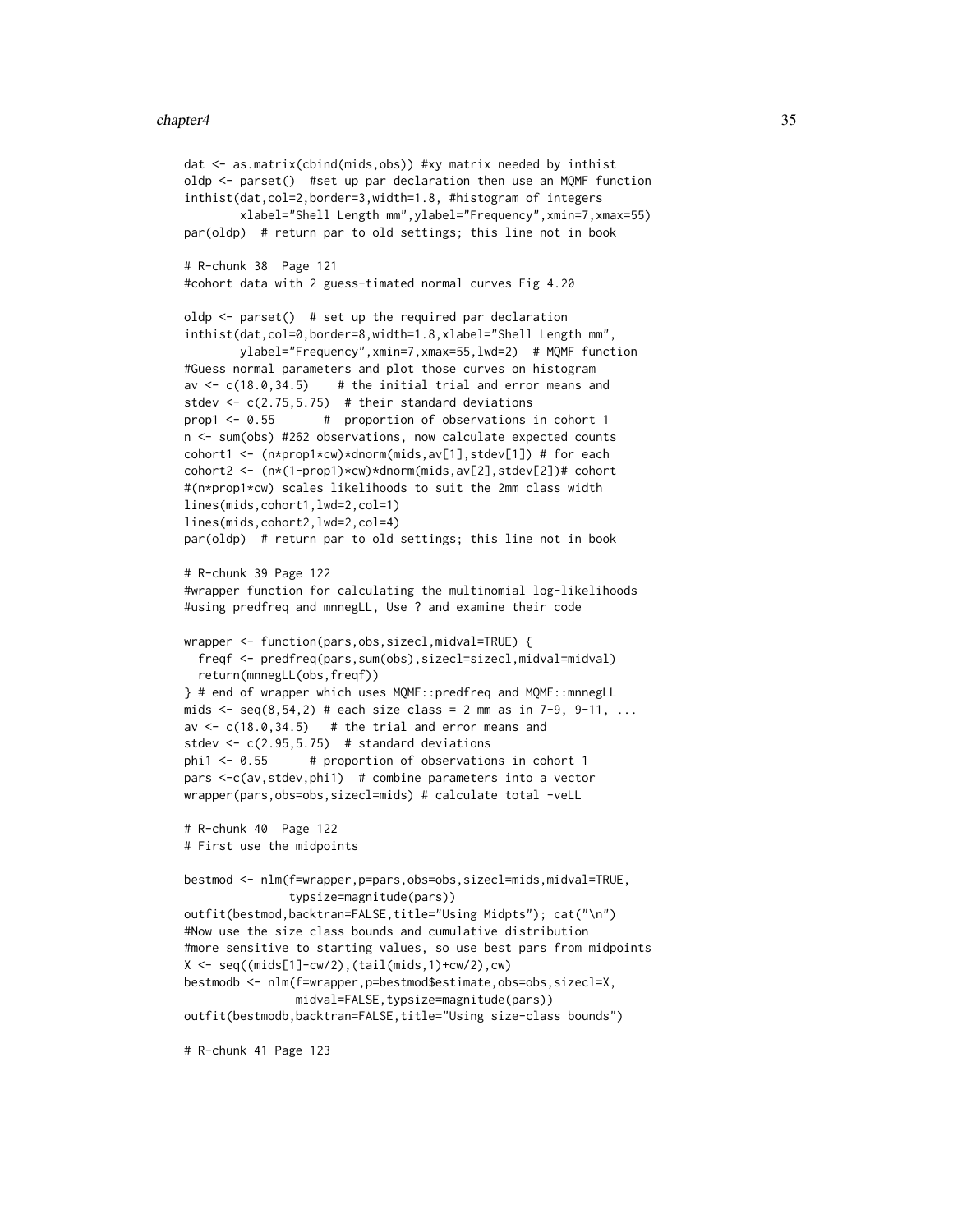```
dat <- as.matrix(cbind(mids,obs)) #xy matrix needed by inthist
oldp <- parset()  #set up par declaration then use an MQMF function
inthist(dat,col=2,border=3,width=1.8, #histogram of integers
        xlabel="Shell Length mm",ylabel="Frequency",xmin=7,xmax=55)
par(oldp)  # return par to old settings; this line not in book

# R-chunk 38  Page 121
#cohort data with 2 guess-timated normal curves Fig 4.20

oldp <- parset()  # set up the required par declaration
inthist(dat,col=0,border=8,width=1.8,xlabel="Shell Length mm",
        ylabel="Frequency",xmin=7,xmax=55,lwd=2)  # MQMF function
#Guess normal parameters and plot those curves on histogram
av <- c(18.0,34.5)    # the initial trial and error means and
stdev <- c(2.75,5.75)  # their standard deviations
prop1 <- 0.55       #  proportion of observations in cohort 1
n <- sum(obs) #262 observations, now calculate expected counts
cohort1 <- (n*prop1*cw)*dnorm(mids,av[1],stdev[1]) # for each
cohort2 <- (n*(1-prop1)*cw)*dnorm(mids,av[2],stdev[2])# cohort
#(n*prop1*cw) scales likelihoods to suit the 2mm class width
lines(mids,cohort1,lwd=2,col=1)
lines(mids,cohort2,lwd=2,col=4)
par(oldp)  # return par to old settings; this line not in book

# R-chunk 39 Page 122
#wrapper function for calculating the multinomial log-likelihoods
#using predfreq and mnnegLL, Use ? and examine their code

wrapper <- function(pars,obs,sizecl,midval=TRUE) {
  freqf <- predfreq(pars,sum(obs),sizecl=sizecl,midval=midval)
  return(mnnegLL(obs,freqf))
} # end of wrapper which uses MQMF::predfreq and MQMF::mnnegLL
mids <- seq(8,54,2) # each size class = 2 mm as in 7-9, 9-11, ...
av <- c(18.0,34.5)   # the trial and error means and
stdev <- c(2.95,5.75)  # standard deviations
phi1 <- 0.55      # proportion of observations in cohort 1
pars <-c(av,stdev,phi1)  # combine parameters into a vector
wrapper(pars,obs=obs,sizecl=mids) # calculate total -veLL

# R-chunk 40  Page 122
# First use the midpoints

bestmod <- nlm(f=wrapper,p=pars,obs=obs,sizecl=mids,midval=TRUE,
              typsize=magnitude(pars))
outfit(bestmod,backtran=FALSE,title="Using Midpts"); cat("\n")
#Now use the size class bounds and cumulative distribution
#more sensitive to starting values, so use best pars from midpoints
X <- seq((mids[1]-cw/2),(tail(mids,1)+cw/2),cw)
bestmodb <- nlm(f=wrapper,p=bestmod$estimate,obs=obs,sizecl=X,
               midval=FALSE,typsize=magnitude(pars))
outfit(bestmodb,backtran=FALSE,title="Using size-class bounds")

# R-chunk 41 Page 123
```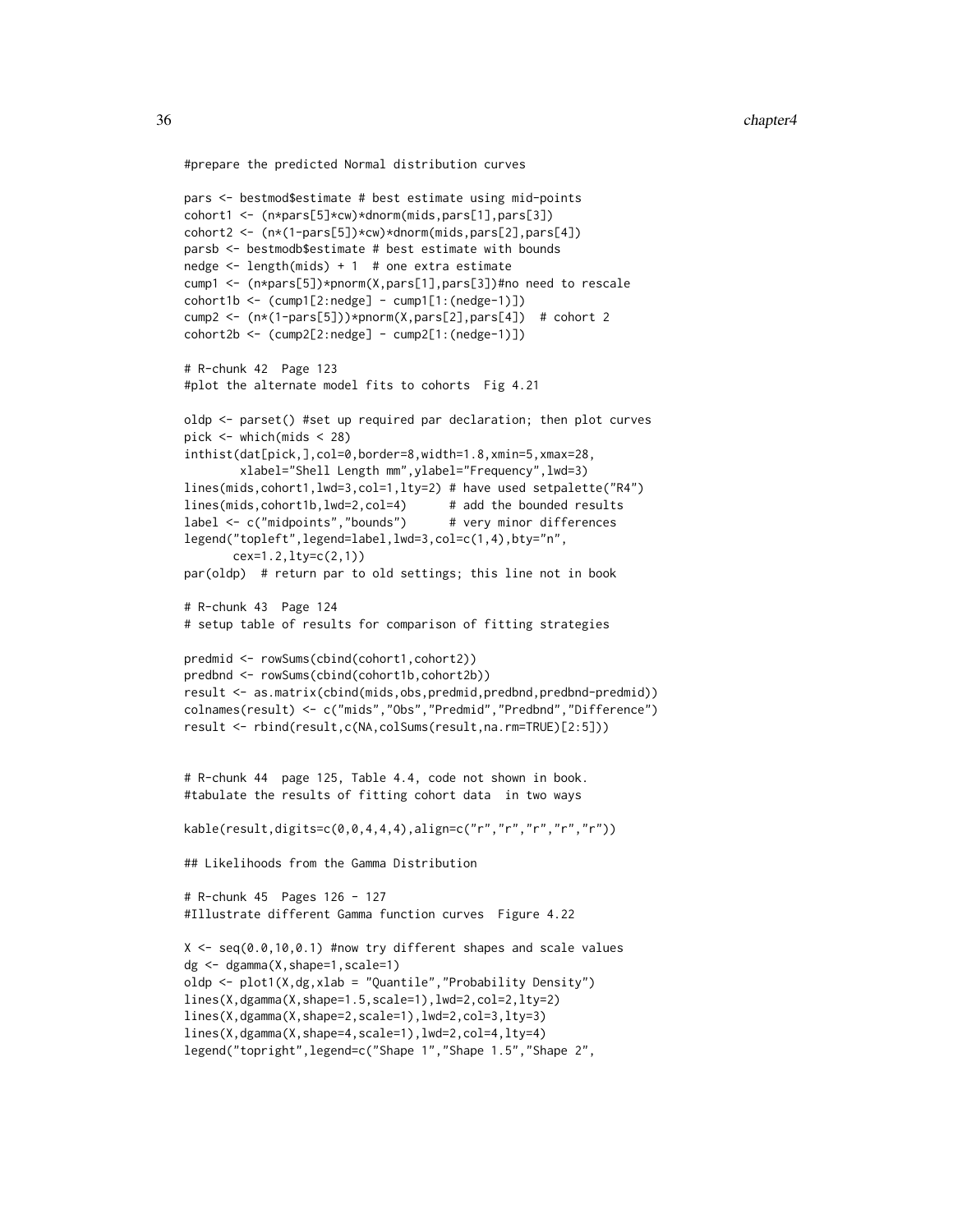```
#prepare the predicted Normal distribution curves

pars <- bestmod$estimate # best estimate using mid-points
cohort1 <- (n*pars[5]*cw)*dnorm(mids,pars[1],pars[3])
cohort2 <- (n*(1-pars[5])*cw)*dnorm(mids,pars[2],pars[4])
parsb <- bestmodb$estimate # best estimate with bounds
nedge <- length(mids) + 1  # one extra estimate
cump1 <- (n*pars[5])*pnorm(X,pars[1],pars[3])#no need to rescale
cohort1b <- (cump1[2:nedge] - cump1[1:(nedge-1)])
cump2 <- (n*(1-pars[5]))*pnorm(X,pars[2],pars[4])  # cohort 2
cohort2b <- (cump2[2:nedge] - cump2[1:(nedge-1)])

# R-chunk 42  Page 123
#plot the alternate model fits to cohorts  Fig 4.21

oldp <- parset() #set up required par declaration; then plot curves
pick <- which(mids < 28)
inthist(dat[pick,],col=0,border=8,width=1.8,xmin=5,xmax=28,
        xlabel="Shell Length mm",ylabel="Frequency",lwd=3)
lines(mids,cohort1,lwd=3,col=1,lty=2) # have used setpalette("R4")
lines(mids,cohort1b,lwd=2,col=4)      # add the bounded results
label <- c("midpoints","bounds")      # very minor differences
legend("topleft",legend=label,lwd=3,col=c(1,4),bty="n",
       cex=1.2,lty=c(2,1))
par(oldp)  # return par to old settings; this line not in book

# R-chunk 43  Page 124
# setup table of results for comparison of fitting strategies

predmid <- rowSums(cbind(cohort1,cohort2))
predbnd <- rowSums(cbind(cohort1b,cohort2b))
result <- as.matrix(cbind(mids,obs,predmid,predbnd,predbnd-predmid))
colnames(result) <- c("mids","Obs","Predmid","Predbnd","Difference")
result <- rbind(result,c(NA,colSums(result,na.rm=TRUE)[2:5]))


# R-chunk 44  page 125, Table 4.4, code not shown in book.
#tabulate the results of fitting cohort data  in two ways

kable(result,digits=c(0,0,4,4,4),align=c("r","r","r","r","r"))

## Likelihoods from the Gamma Distribution

# R-chunk 45  Pages 126 - 127
#Illustrate different Gamma function curves  Figure 4.22

X <- seq(0.0,10,0.1) #now try different shapes and scale values
dg <- dgamma(X,shape=1,scale=1)
oldp <- plot1(X,dg,xlab = "Quantile","Probability Density")
lines(X,dgamma(X,shape=1.5,scale=1),lwd=2,col=2,lty=2)
lines(X,dgamma(X,shape=2,scale=1),lwd=2,col=3,lty=3)
lines(X,dgamma(X,shape=4,scale=1),lwd=2,col=4,lty=4)
legend("topright",legend=c("Shape 1","Shape 1.5","Shape 2",
```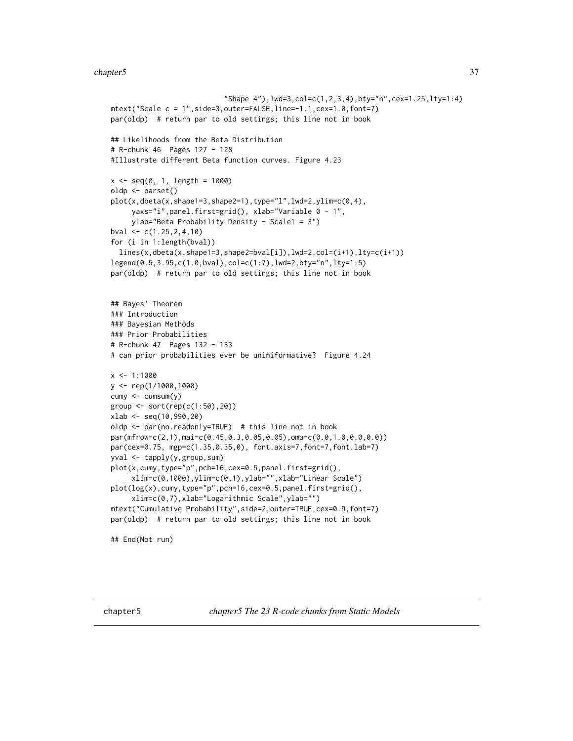```
                          "Shape 4"),lwd=3,col=c(1,2,3,4),bty="n",cex=1.25,lty=1:4)
mtext("Scale c = 1",side=3,outer=FALSE,line=-1.1,cex=1.0,font=7)
par(oldp)  # return par to old settings; this line not in book

## Likelihoods from the Beta Distribution
# R-chunk 46  Pages 127 - 128
#Illustrate different Beta function curves. Figure 4.23

x <- seq(0, 1, length = 1000)
oldp <- parset()
plot(x,dbeta(x,shape1=3,shape2=1),type="l",lwd=2,ylim=c(0,4),
     yaxs="i",panel.first=grid(), xlab="Variable 0 - 1",
     ylab="Beta Probability Density - Scale1 = 3")
bval <- c(1.25,2,4,10)
for (i in 1:length(bval))
  lines(x,dbeta(x,shape1=3,shape2=bval[i]),lwd=2,col=(i+1),lty=c(i+1))
legend(0.5,3.95,c(1.0,bval),col=c(1:7),lwd=2,bty="n",lty=1:5)
par(oldp)  # return par to old settings; this line not in book


## Bayes' Theorem
### Introduction
### Bayesian Methods
### Prior Probabilities
# R-chunk 47  Pages 132 - 133
# can prior probabilities ever be uninformative?  Figure 4.24

x <- 1:1000
y <- rep(1/1000,1000)
cumy <- cumsum(y)
group <- sort(rep(c(1:50),20))
xlab <- seq(10,990,20)
oldp <- par(no.readonly=TRUE)  # this line not in book
par(mfrow=c(2,1),mai=c(0.45,0.3,0.05,0.05),oma=c(0.0,1.0,0.0,0.0))
par(cex=0.75, mgp=c(1.35,0.35,0), font.axis=7,font=7,font.lab=7)
yval <- tapply(y,group,sum)
plot(x,cumy,type="p",pch=16,cex=0.5,panel.first=grid(),
     xlim=c(0,1000),ylim=c(0,1),ylab="",xlab="Linear Scale")
plot(log(x),cumy,type="p",pch=16,cex=0.5,panel.first=grid(),
     xlim=c(0,7),xlab="Logarithmic Scale",ylab="")
mtext("Cumulative Probability",side=2,outer=TRUE,cex=0.9,font=7)
par(oldp)  # return par to old settings; this line not in book

## End(Not run)
```

---

chapter5 *chapter5 The 23 R-code chunks from Static Models*

---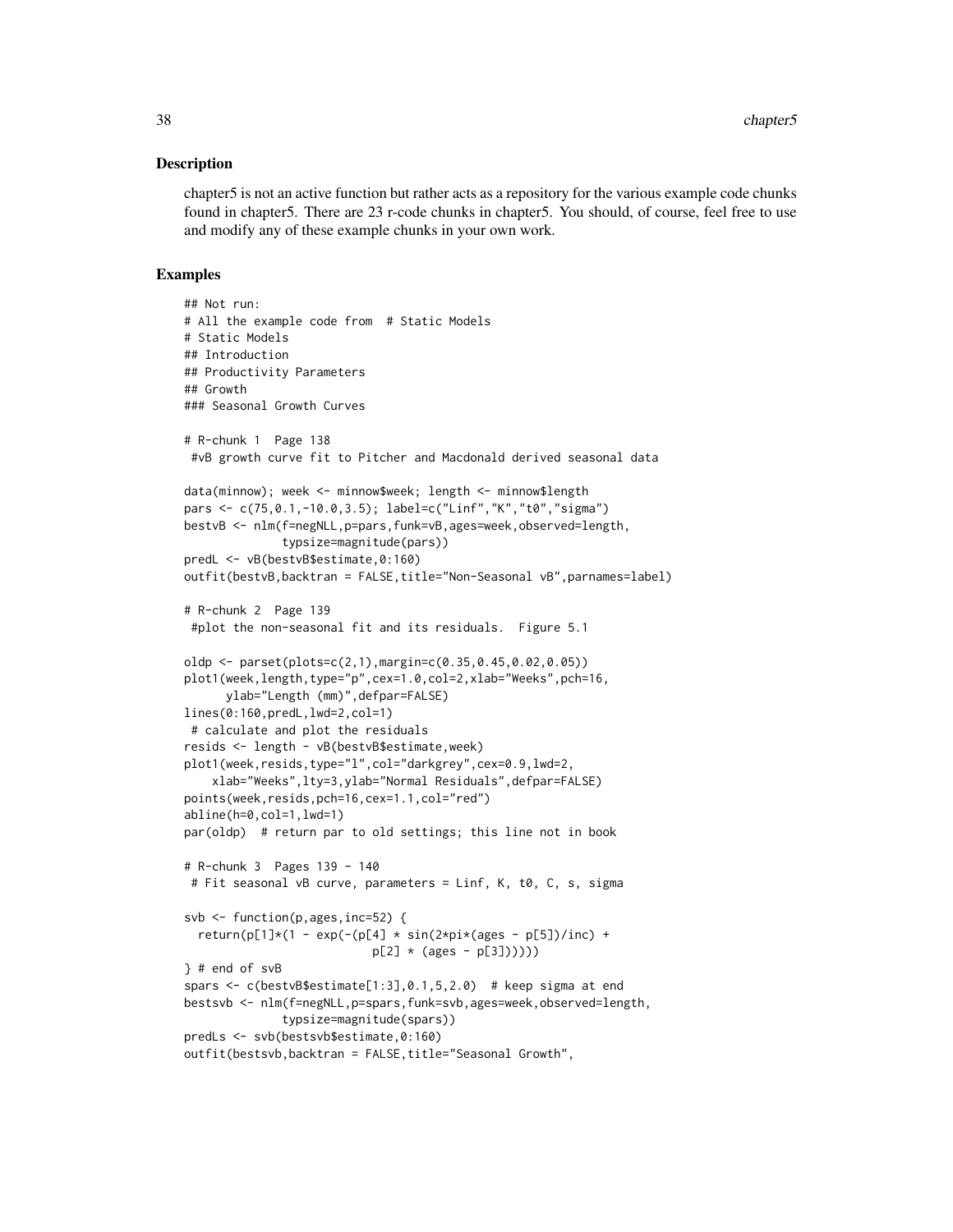## Description

chapter5 is not an active function but rather acts as a repository for the various example code chunks found in chapter5. There are 23 r-code chunks in chapter5. You should, of course, feel free to use and modify any of these example chunks in your own work.

## Examples

```
## Not run:
# All the example code from  # Static Models
# Static Models
## Introduction
## Productivity Parameters
## Growth
### Seasonal Growth Curves

# R-chunk 1  Page 138
 #vB growth curve fit to Pitcher and Macdonald derived seasonal data

data(minnow); week <- minnow$week; length <- minnow$length
pars <- c(75,0.1,-10.0,3.5); label=c("Linf","K","t0","sigma")
bestvB <- nlm(f=negNLL,p=pars,funk=vB,ages=week,observed=length,
              typsize=magnitude(pars))
predL <- vB(bestvB$estimate,0:160)
outfit(bestvB,backtran = FALSE,title="Non-Seasonal vB",parnames=label)

# R-chunk 2  Page 139
 #plot the non-seasonal fit and its residuals.  Figure 5.1

oldp <- parset(plots=c(2,1),margin=c(0.35,0.45,0.02,0.05))
plot1(week,length,type="p",cex=1.0,col=2,xlab="Weeks",pch=16,
      ylab="Length (mm)",defpar=FALSE)
lines(0:160,predL,lwd=2,col=1)
 # calculate and plot the residuals
resids <- length - vB(bestvB$estimate,week)
plot1(week,resids,type="l",col="darkgrey",cex=0.9,lwd=2,
    xlab="Weeks",lty=3,ylab="Normal Residuals",defpar=FALSE)
points(week,resids,pch=16,cex=1.1,col="red")
abline(h=0,col=1,lwd=1)
par(oldp)  # return par to old settings; this line not in book

# R-chunk 3  Pages 139 - 140
 # Fit seasonal vB curve, parameters = Linf, K, t0, C, s, sigma

svb <- function(p,ages,inc=52) {
  return(p[1]*(1 - exp(-(p[4] * sin(2*pi*(ages - p[5])/inc) +
                          p[2] * (ages - p[3])))))
} # end of svB
spars <- c(bestvB$estimate[1:3],0.1,5,2.0)  # keep sigma at end
bestsvb <- nlm(f=negNLL,p=spars,funk=svb,ages=week,observed=length,
              typsize=magnitude(spars))
predLs <- svb(bestsvb$estimate,0:160)
outfit(bestsvb,backtran = FALSE,title="Seasonal Growth",
```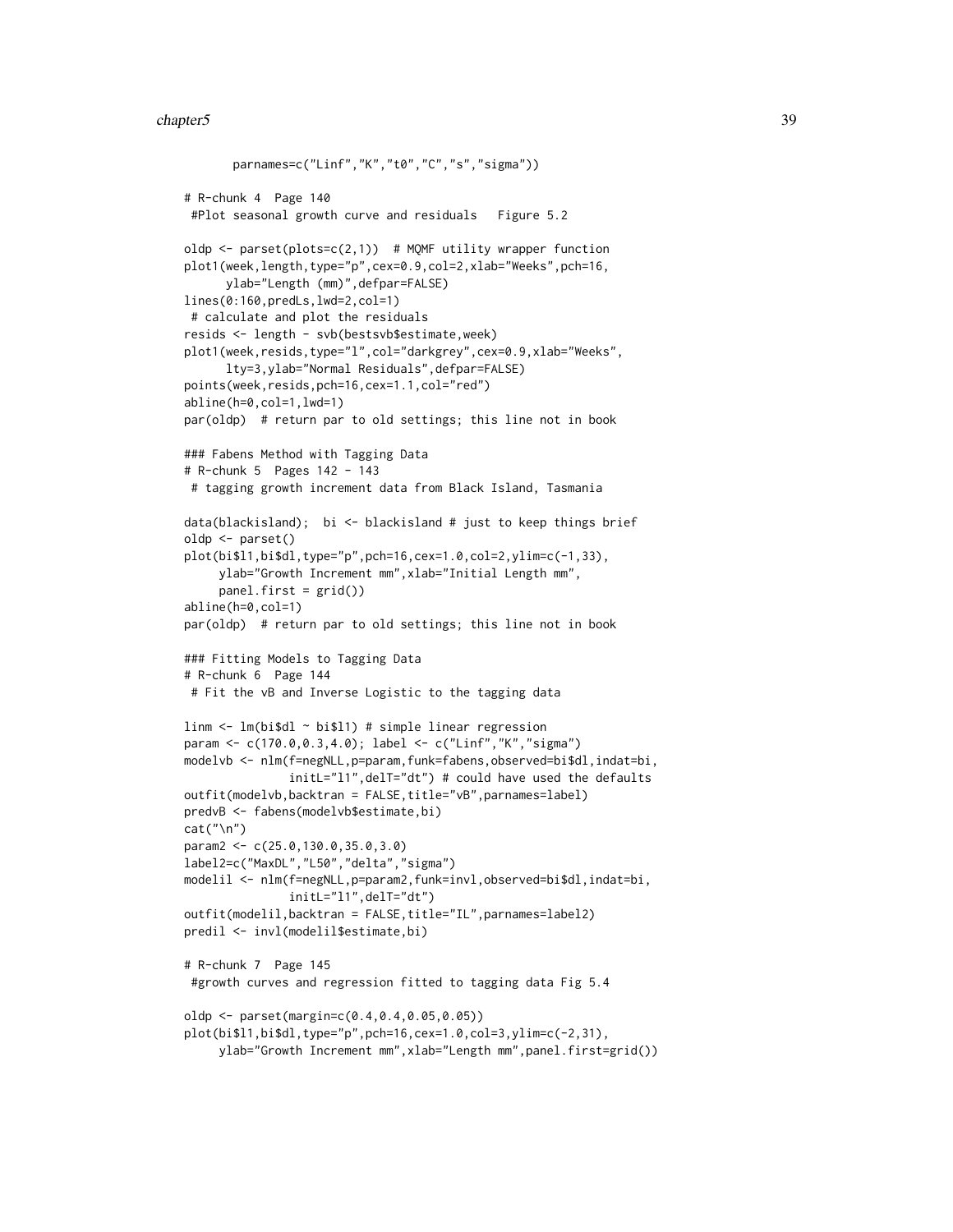```
        parnames=c("Linf","K","t0","C","s","sigma"))

# R-chunk 4  Page 140
 #Plot seasonal growth curve and residuals   Figure 5.2

oldp <- parset(plots=c(2,1))  # MQMF utility wrapper function
plot1(week,length,type="p",cex=0.9,col=2,xlab="Weeks",pch=16,
      ylab="Length (mm)",defpar=FALSE)
lines(0:160,predLs,lwd=2,col=1)
 # calculate and plot the residuals
resids <- length - svb(bestsvb$estimate,week)
plot1(week,resids,type="l",col="darkgrey",cex=0.9,xlab="Weeks",
      lty=3,ylab="Normal Residuals",defpar=FALSE)
points(week,resids,pch=16,cex=1.1,col="red")
abline(h=0,col=1,lwd=1)
par(oldp)  # return par to old settings; this line not in book

### Fabens Method with Tagging Data
# R-chunk 5  Pages 142 - 143
 # tagging growth increment data from Black Island, Tasmania

data(blackisland);  bi <- blackisland # just to keep things brief
oldp <- parset()
plot(bi$l1,bi$dl,type="p",pch=16,cex=1.0,col=2,ylim=c(-1,33),
     ylab="Growth Increment mm",xlab="Initial Length mm",
     panel.first = grid())
abline(h=0,col=1)
par(oldp)  # return par to old settings; this line not in book

### Fitting Models to Tagging Data
# R-chunk 6  Page 144
 # Fit the vB and Inverse Logistic to the tagging data

linm <- lm(bi$dl ~ bi$l1) # simple linear regression
param <- c(170.0,0.3,4.0); label <- c("Linf","K","sigma")
modelvb <- nlm(f=negNLL,p=param,funk=fabens,observed=bi$dl,indat=bi,
               initL="l1",delT="dt") # could have used the defaults
outfit(modelvb,backtran = FALSE,title="vB",parnames=label)
predvB <- fabens(modelvb$estimate,bi)
cat("\n")
param2 <- c(25.0,130.0,35.0,3.0)
label2=c("MaxDL","L50","delta","sigma")
modelil <- nlm(f=negNLL,p=param2,funk=invl,observed=bi$dl,indat=bi,
               initL="l1",delT="dt")
outfit(modelil,backtran = FALSE,title="IL",parnames=label2)
predil <- invl(modelil$estimate,bi)

# R-chunk 7  Page 145
 #growth curves and regression fitted to tagging data Fig 5.4

oldp <- parset(margin=c(0.4,0.4,0.05,0.05))
plot(bi$l1,bi$dl,type="p",pch=16,cex=1.0,col=3,ylim=c(-2,31),
     ylab="Growth Increment mm",xlab="Length mm",panel.first=grid())
```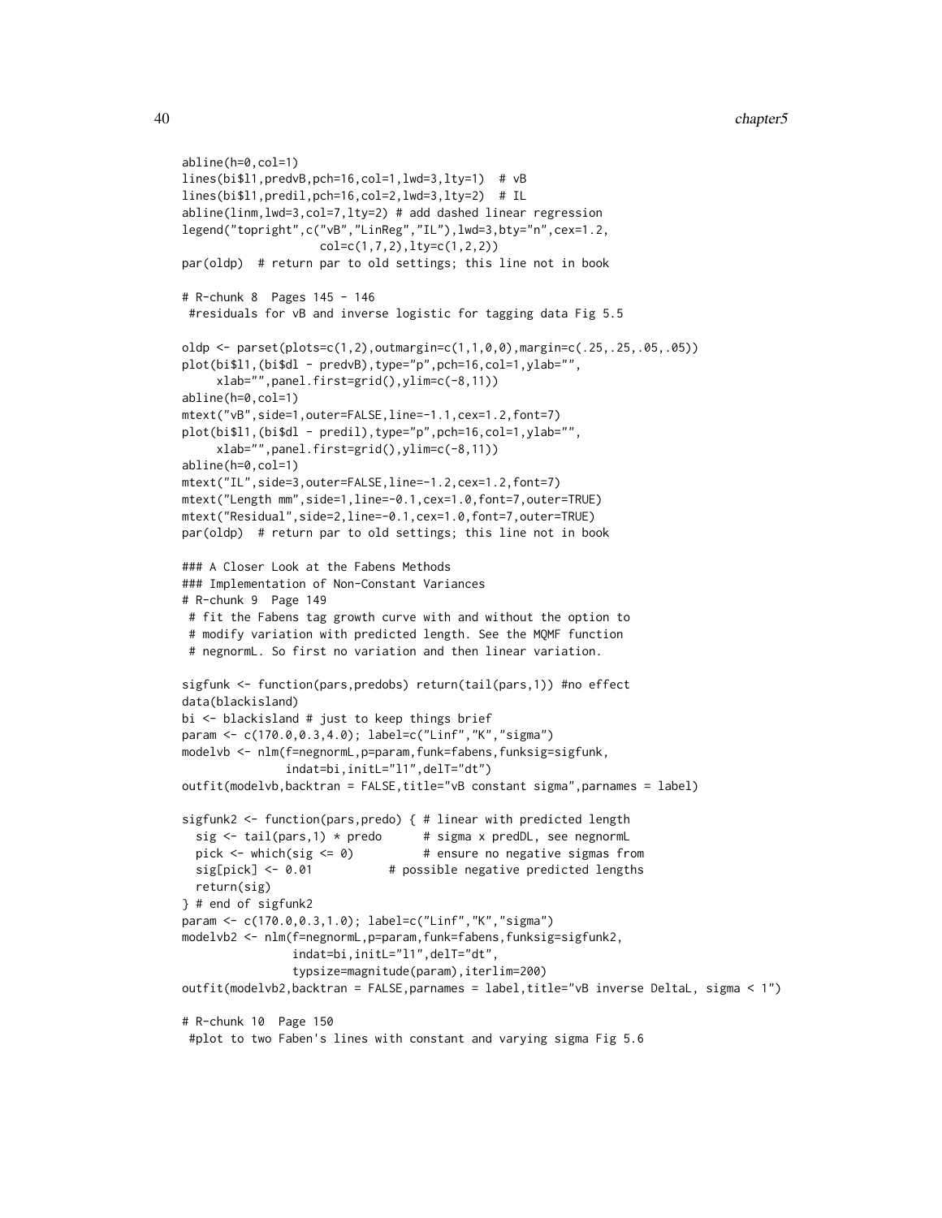```
abline(h=0,col=1)
lines(bi$l1,predvB,pch=16,col=1,lwd=3,lty=1)  # vB
lines(bi$l1,predil,pch=16,col=2,lwd=3,lty=2)  # IL
abline(linm,lwd=3,col=7,lty=2) # add dashed linear regression
legend("topright",c("vB","LinReg","IL"),lwd=3,bty="n",cex=1.2,
                  col=c(1,7,2),lty=c(1,2,2))
par(oldp)  # return par to old settings; this line not in book

# R-chunk 8  Pages 145 - 146
 #residuals for vB and inverse logistic for tagging data Fig 5.5

oldp <- parset(plots=c(1,2),outmargin=c(1,1,0,0),margin=c(.25,.25,.05,.05))
plot(bi$l1,(bi$dl - predvB),type="p",pch=16,col=1,ylab="",
     xlab="",panel.first=grid(),ylim=c(-8,11))
abline(h=0,col=1)
mtext("vB",side=1,outer=FALSE,line=-1.1,cex=1.2,font=7)
plot(bi$l1,(bi$dl - predil),type="p",pch=16,col=1,ylab="",
     xlab="",panel.first=grid(),ylim=c(-8,11))
abline(h=0,col=1)
mtext("IL",side=3,outer=FALSE,line=-1.2,cex=1.2,font=7)
mtext("Length mm",side=1,line=-0.1,cex=1.0,font=7,outer=TRUE)
mtext("Residual",side=2,line=-0.1,cex=1.0,font=7,outer=TRUE)
par(oldp)  # return par to old settings; this line not in book

### A Closer Look at the Fabens Methods
### Implementation of Non-Constant Variances
# R-chunk 9  Page 149
 # fit the Fabens tag growth curve with and without the option to
 # modify variation with predicted length. See the MQMF function
 # negnormL. So first no variation and then linear variation.

sigfunk <- function(pars,predobs) return(tail(pars,1)) #no effect
data(blackisland)
bi <- blackisland # just to keep things brief
param <- c(170.0,0.3,4.0); label=c("Linf","K","sigma")
modelvb <- nlm(f=negnormL,p=param,funk=fabens,funksig=sigfunk,
              indat=bi,initL="l1",delT="dt")
outfit(modelvb,backtran = FALSE,title="vB constant sigma",parnames = label)

sigfunk2 <- function(pars,predo) { # linear with predicted length
  sig <- tail(pars,1) * predo      # sigma x predDL, see negnormL
  pick <- which(sig <= 0)          # ensure no negative sigmas from
  sig[pick] <- 0.01           # possible negative predicted lengths
  return(sig)
} # end of sigfunk2
param <- c(170.0,0.3,1.0); label=c("Linf","K","sigma")
modelvb2 <- nlm(f=negnormL,p=param,funk=fabens,funksig=sigfunk2,
               indat=bi,initL="l1",delT="dt",
               typsize=magnitude(param),iterlim=200)
outfit(modelvb2,backtran = FALSE,parnames = label,title="vB inverse DeltaL, sigma < 1")

# R-chunk 10  Page 150
 #plot to two Faben's lines with constant and varying sigma Fig 5.6
```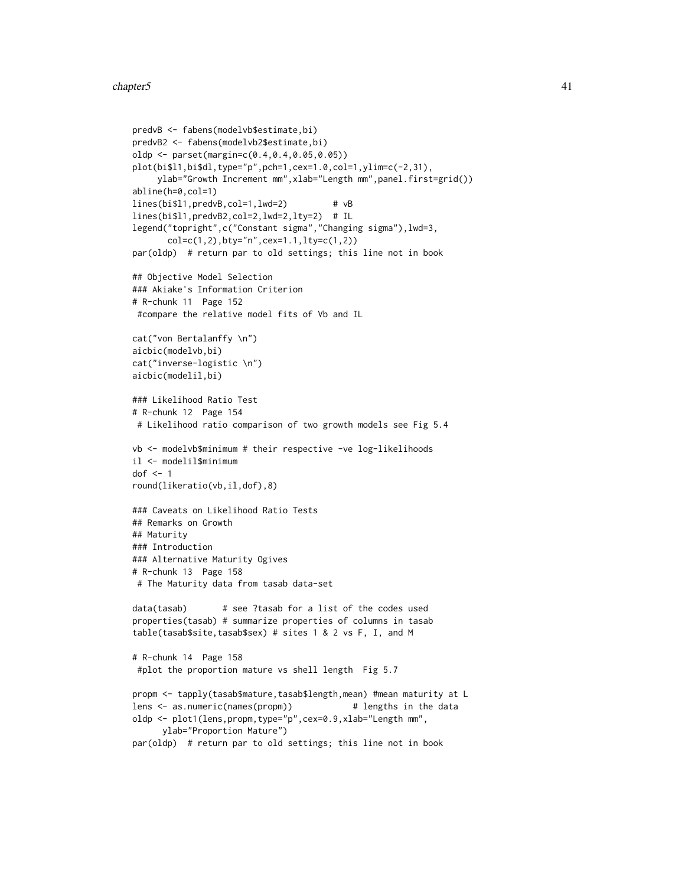```
predvB <- fabens(modelvb$estimate,bi)
predvB2 <- fabens(modelvb2$estimate,bi)
oldp <- parset(margin=c(0.4,0.4,0.05,0.05))
plot(bi$l1,bi$dl,type="p",pch=1,cex=1.0,col=1,ylim=c(-2,31),
     ylab="Growth Increment mm",xlab="Length mm",panel.first=grid())
abline(h=0,col=1)
lines(bi$l1,predvB,col=1,lwd=2)         # vB
lines(bi$l1,predvB2,col=2,lwd=2,lty=2)  # IL
legend("topright",c("Constant sigma","Changing sigma"),lwd=3,
       col=c(1,2),bty="n",cex=1.1,lty=c(1,2))
par(oldp)  # return par to old settings; this line not in book

## Objective Model Selection
### Akiake's Information Criterion
# R-chunk 11  Page 152
 #compare the relative model fits of Vb and IL

cat("von Bertalanffy \n")
aicbic(modelvb,bi)
cat("inverse-logistic \n")
aicbic(modelil,bi)

### Likelihood Ratio Test
# R-chunk 12  Page 154
 # Likelihood ratio comparison of two growth models see Fig 5.4

vb <- modelvb$minimum # their respective -ve log-likelihoods
il <- modelil$minimum
dof <- 1
round(likeratio(vb,il,dof),8)

### Caveats on Likelihood Ratio Tests
## Remarks on Growth
## Maturity
### Introduction
### Alternative Maturity Ogives
# R-chunk 13  Page 158
 # The Maturity data from tasab data-set

data(tasab)       # see ?tasab for a list of the codes used
properties(tasab) # summarize properties of columns in tasab
table(tasab$site,tasab$sex) # sites 1 & 2 vs F, I, and M

# R-chunk 14  Page 158
 #plot the proportion mature vs shell length  Fig 5.7

propm <- tapply(tasab$mature,tasab$length,mean) #mean maturity at L
lens <- as.numeric(names(propm))            # lengths in the data
oldp <- plot1(lens,propm,type="p",cex=0.9,xlab="Length mm",
      ylab="Proportion Mature")
par(oldp)  # return par to old settings; this line not in book
```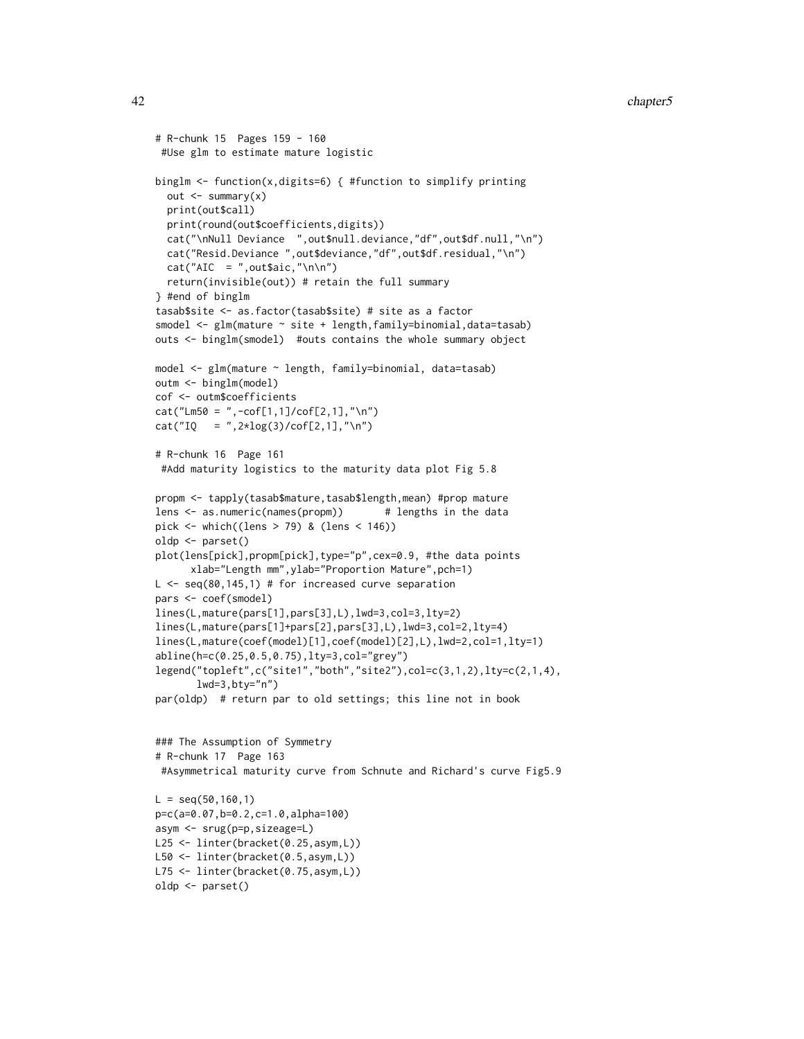```
# R-chunk 15  Pages 159 - 160
 #Use glm to estimate mature logistic

binglm <- function(x,digits=6) { #function to simplify printing
  out <- summary(x)
  print(out$call)
  print(round(out$coefficients,digits))
  cat("\nNull Deviance  ",out$null.deviance,"df",out$df.null,"\n")
  cat("Resid.Deviance ",out$deviance,"df",out$df.residual,"\n")
  cat("AIC  = ",out$aic,"\n\n")
  return(invisible(out)) # retain the full summary
} #end of binglm
tasab$site <- as.factor(tasab$site) # site as a factor
smodel <- glm(mature ~ site + length,family=binomial,data=tasab)
outs <- binglm(smodel)  #outs contains the whole summary object

model <- glm(mature ~ length, family=binomial, data=tasab)
outm <- binglm(model)
cof <- outm$coefficients
cat("Lm50 = ",-cof[1,1]/cof[2,1],"\n")
cat("IQ   = ",2*log(3)/cof[2,1],"\n")

# R-chunk 16  Page 161
 #Add maturity logistics to the maturity data plot Fig 5.8

propm <- tapply(tasab$mature,tasab$length,mean) #prop mature
lens <- as.numeric(names(propm))       # lengths in the data
pick <- which((lens > 79) & (lens < 146))
oldp <- parset()
plot(lens[pick],propm[pick],type="p",cex=0.9, #the data points
      xlab="Length mm",ylab="Proportion Mature",pch=1)
L <- seq(80,145,1) # for increased curve separation
pars <- coef(smodel)
lines(L,mature(pars[1],pars[3],L),lwd=3,col=3,lty=2)
lines(L,mature(pars[1]+pars[2],pars[3],L),lwd=3,col=2,lty=4)
lines(L,mature(coef(model)[1],coef(model)[2],L),lwd=2,col=1,lty=1)
abline(h=c(0.25,0.5,0.75),lty=3,col="grey")
legend("topleft",c("site1","both","site2"),col=c(3,1,2),lty=c(2,1,4),
       lwd=3,bty="n")
par(oldp)  # return par to old settings; this line not in book


### The Assumption of Symmetry
# R-chunk 17  Page 163
 #Asymmetrical maturity curve from Schnute and Richard's curve Fig5.9

L = seq(50,160,1)
p=c(a=0.07,b=0.2,c=1.0,alpha=100)
asym <- srug(p=p,sizeage=L)
L25 <- linter(bracket(0.25,asym,L))
L50 <- linter(bracket(0.5,asym,L))
L75 <- linter(bracket(0.75,asym,L))
oldp <- parset()
```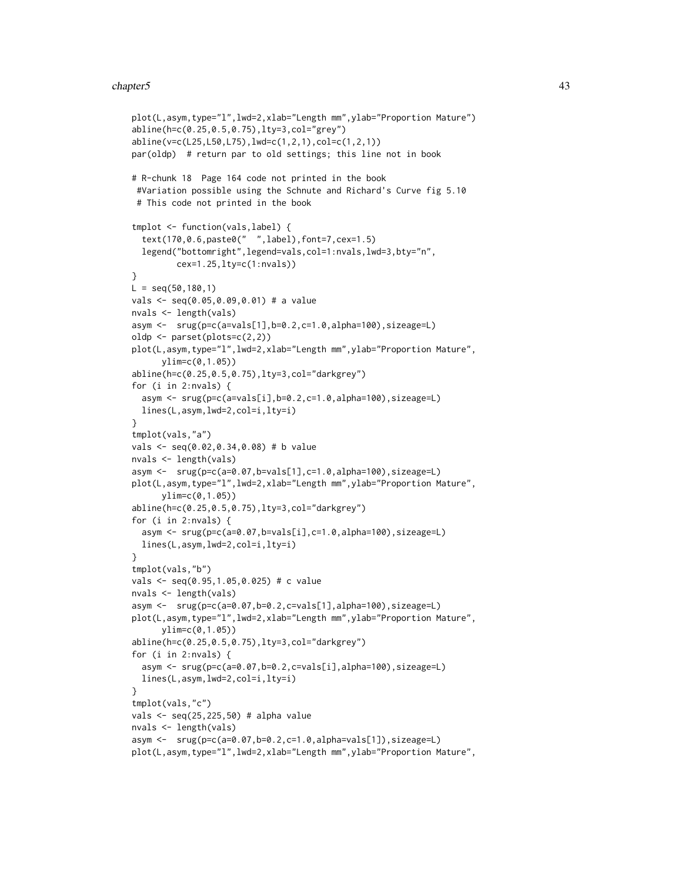```
plot(L,asym,type="l",lwd=2,xlab="Length mm",ylab="Proportion Mature")
abline(h=c(0.25,0.5,0.75),lty=3,col="grey")
abline(v=c(L25,L50,L75),lwd=c(1,2,1),col=c(1,2,1))
par(oldp)  # return par to old settings; this line not in book

# R-chunk 18  Page 164 code not printed in the book
 #Variation possible using the Schnute and Richard's Curve fig 5.10
 # This code not printed in the book

tmplot <- function(vals,label) {
  text(170,0.6,paste0("  ",label),font=7,cex=1.5)
  legend("bottomright",legend=vals,col=1:nvals,lwd=3,bty="n",
         cex=1.25,lty=c(1:nvals))
}
L = seq(50,180,1)
vals <- seq(0.05,0.09,0.01) # a value
nvals <- length(vals)
asym <-  srug(p=c(a=vals[1],b=0.2,c=1.0,alpha=100),sizeage=L)
oldp <- parset(plots=c(2,2))
plot(L,asym,type="l",lwd=2,xlab="Length mm",ylab="Proportion Mature",
      ylim=c(0,1.05))
abline(h=c(0.25,0.5,0.75),lty=3,col="darkgrey")
for (i in 2:nvals) {
  asym <- srug(p=c(a=vals[i],b=0.2,c=1.0,alpha=100),sizeage=L)
  lines(L,asym,lwd=2,col=i,lty=i)
}
tmplot(vals,"a")
vals <- seq(0.02,0.34,0.08) # b value
nvals <- length(vals)
asym <-  srug(p=c(a=0.07,b=vals[1],c=1.0,alpha=100),sizeage=L)
plot(L,asym,type="l",lwd=2,xlab="Length mm",ylab="Proportion Mature",
      ylim=c(0,1.05))
abline(h=c(0.25,0.5,0.75),lty=3,col="darkgrey")
for (i in 2:nvals) {
  asym <- srug(p=c(a=0.07,b=vals[i],c=1.0,alpha=100),sizeage=L)
  lines(L,asym,lwd=2,col=i,lty=i)
}
tmplot(vals,"b")
vals <- seq(0.95,1.05,0.025) # c value
nvals <- length(vals)
asym <-  srug(p=c(a=0.07,b=0.2,c=vals[1],alpha=100),sizeage=L)
plot(L,asym,type="l",lwd=2,xlab="Length mm",ylab="Proportion Mature",
      ylim=c(0,1.05))
abline(h=c(0.25,0.5,0.75),lty=3,col="darkgrey")
for (i in 2:nvals) {
  asym <- srug(p=c(a=0.07,b=0.2,c=vals[i],alpha=100),sizeage=L)
  lines(L,asym,lwd=2,col=i,lty=i)
}
tmplot(vals,"c")
vals <- seq(25,225,50) # alpha value
nvals <- length(vals)
asym <-  srug(p=c(a=0.07,b=0.2,c=1.0,alpha=vals[1]),sizeage=L)
plot(L,asym,type="l",lwd=2,xlab="Length mm",ylab="Proportion Mature",
```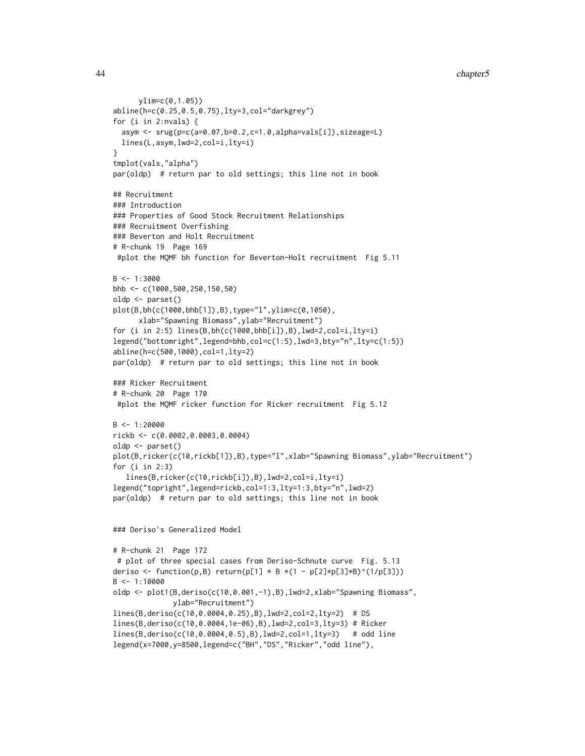```
      ylim=c(0,1.05))
abline(h=c(0.25,0.5,0.75),lty=3,col="darkgrey")
for (i in 2:nvals) {
  asym <- srug(p=c(a=0.07,b=0.2,c=1.0,alpha=vals[i]),sizeage=L)
  lines(L,asym,lwd=2,col=i,lty=i)
}
tmplot(vals,"alpha")
par(oldp)  # return par to old settings; this line not in book

## Recruitment
### Introduction
### Properties of Good Stock Recruitment Relationships
### Recruitment Overfishing
### Beverton and Holt Recruitment
# R-chunk 19  Page 169
 #plot the MQMF bh function for Beverton-Holt recruitment  Fig 5.11

B <- 1:3000
bhb <- c(1000,500,250,150,50)
oldp <- parset()
plot(B,bh(c(1000,bhb[1]),B),type="l",ylim=c(0,1050),
      xlab="Spawning Biomass",ylab="Recruitment")
for (i in 2:5) lines(B,bh(c(1000,bhb[i]),B),lwd=2,col=i,lty=i)
legend("bottomright",legend=bhb,col=c(1:5),lwd=3,bty="n",lty=c(1:5))
abline(h=c(500,1000),col=1,lty=2)
par(oldp)  # return par to old settings; this line not in book

### Ricker Recruitment
# R-chunk 20  Page 170
 #plot the MQMF ricker function for Ricker recruitment  Fig 5.12

B <- 1:20000
rickb <- c(0.0002,0.0003,0.0004)
oldp <- parset()
plot(B,ricker(c(10,rickb[1]),B),type="l",xlab="Spawning Biomass",ylab="Recruitment")
for (i in 2:3)
   lines(B,ricker(c(10,rickb[i]),B),lwd=2,col=i,lty=i)
legend("topright",legend=rickb,col=1:3,lty=1:3,bty="n",lwd=2)
par(oldp)  # return par to old settings; this line not in book


### Deriso's Generalized Model

# R-chunk 21  Page 172
 # plot of three special cases from Deriso-Schnute curve  Fig. 5.13
deriso <- function(p,B) return(p[1] * B *(1 - p[2]*p[3]*B)^(1/p[3]))
B <- 1:10000
oldp <- plot1(B,deriso(c(10,0.001,-1),B),lwd=2,xlab="Spawning Biomass",
             ylab="Recruitment")
lines(B,deriso(c(10,0.0004,0.25),B),lwd=2,col=2,lty=2)  # DS
lines(B,deriso(c(10,0.0004,1e-06),B),lwd=2,col=3,lty=3) # Ricker
lines(B,deriso(c(10,0.0004,0.5),B),lwd=2,col=1,lty=3)   # odd line
legend(x=7000,y=8500,legend=c("BH","DS","Ricker","odd line"),
```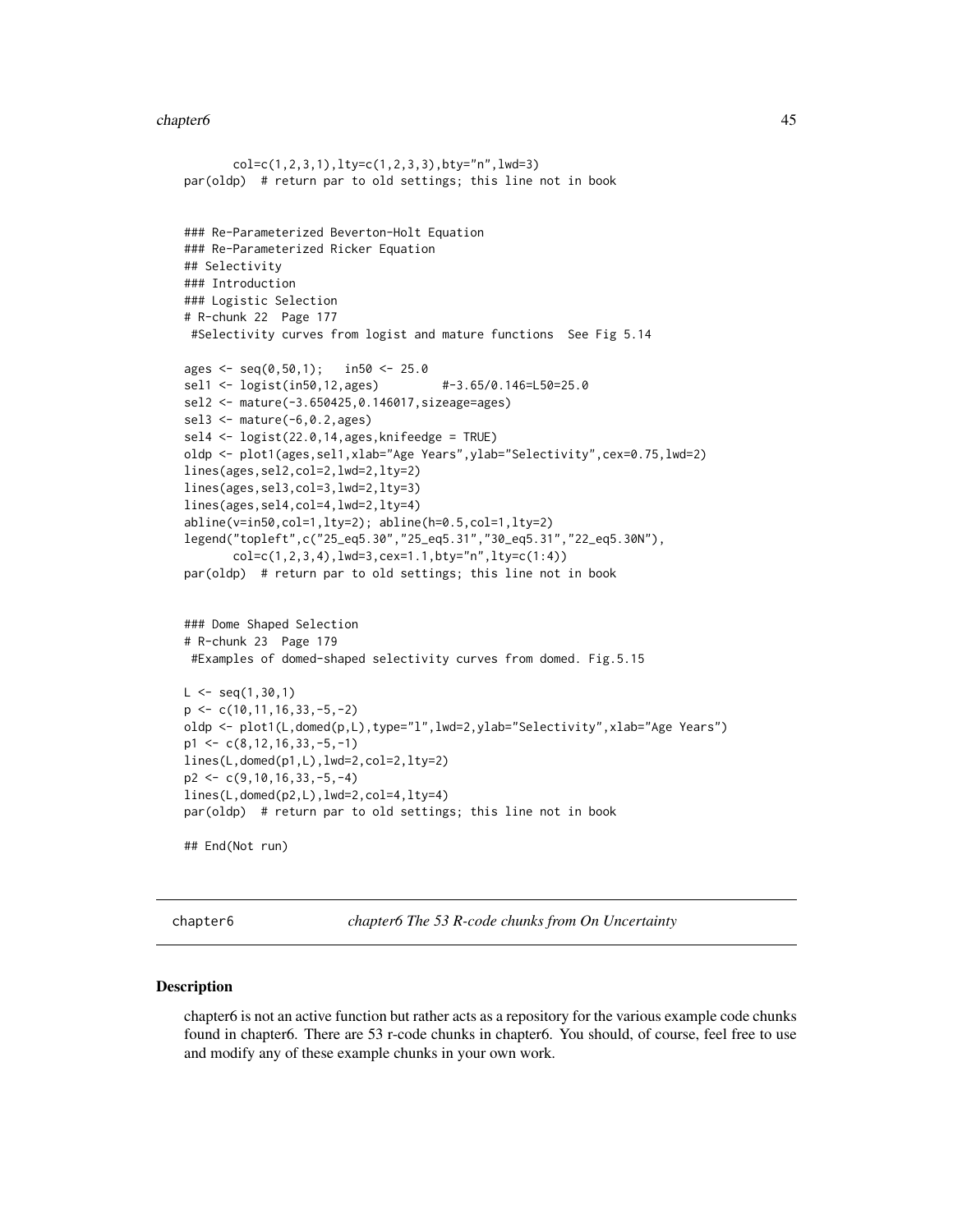```
       col=c(1,2,3,1),lty=c(1,2,3,3),bty="n",lwd=3)
par(oldp)  # return par to old settings; this line not in book


### Re-Parameterized Beverton-Holt Equation
### Re-Parameterized Ricker Equation
## Selectivity
### Introduction
### Logistic Selection
# R-chunk 22  Page 177
 #Selectivity curves from logist and mature functions  See Fig 5.14

ages <- seq(0,50,1);   in50 <- 25.0
sel1 <- logist(in50,12,ages)         #-3.65/0.146=L50=25.0
sel2 <- mature(-3.650425,0.146017,sizeage=ages)
sel3 <- mature(-6,0.2,ages)
sel4 <- logist(22.0,14,ages,knifeedge = TRUE)
oldp <- plot1(ages,sel1,xlab="Age Years",ylab="Selectivity",cex=0.75,lwd=2)
lines(ages,sel2,col=2,lwd=2,lty=2)
lines(ages,sel3,col=3,lwd=2,lty=3)
lines(ages,sel4,col=4,lwd=2,lty=4)
abline(v=in50,col=1,lty=2); abline(h=0.5,col=1,lty=2)
legend("topleft",c("25_eq5.30","25_eq5.31","30_eq5.31","22_eq5.30N"),
       col=c(1,2,3,4),lwd=3,cex=1.1,bty="n",lty=c(1:4))
par(oldp)  # return par to old settings; this line not in book


### Dome Shaped Selection
# R-chunk 23  Page 179
 #Examples of domed-shaped selectivity curves from domed. Fig.5.15

L <- seq(1,30,1)
p <- c(10,11,16,33,-5,-2)
oldp <- plot1(L,domed(p,L),type="l",lwd=2,ylab="Selectivity",xlab="Age Years")
p1 <- c(8,12,16,33,-5,-1)
lines(L,domed(p1,L),lwd=2,col=2,lty=2)
p2 <- c(9,10,16,33,-5,-4)
lines(L,domed(p2,L),lwd=2,col=4,lty=4)
par(oldp)  # return par to old settings; this line not in book

## End(Not run)
```

---

chapter6 *chapter6 The 53 R-code chunks from On Uncertainty*

---

## Description

chapter6 is not an active function but rather acts as a repository for the various example code chunks found in chapter6. There are 53 r-code chunks in chapter6. You should, of course, feel free to use and modify any of these example chunks in your own work.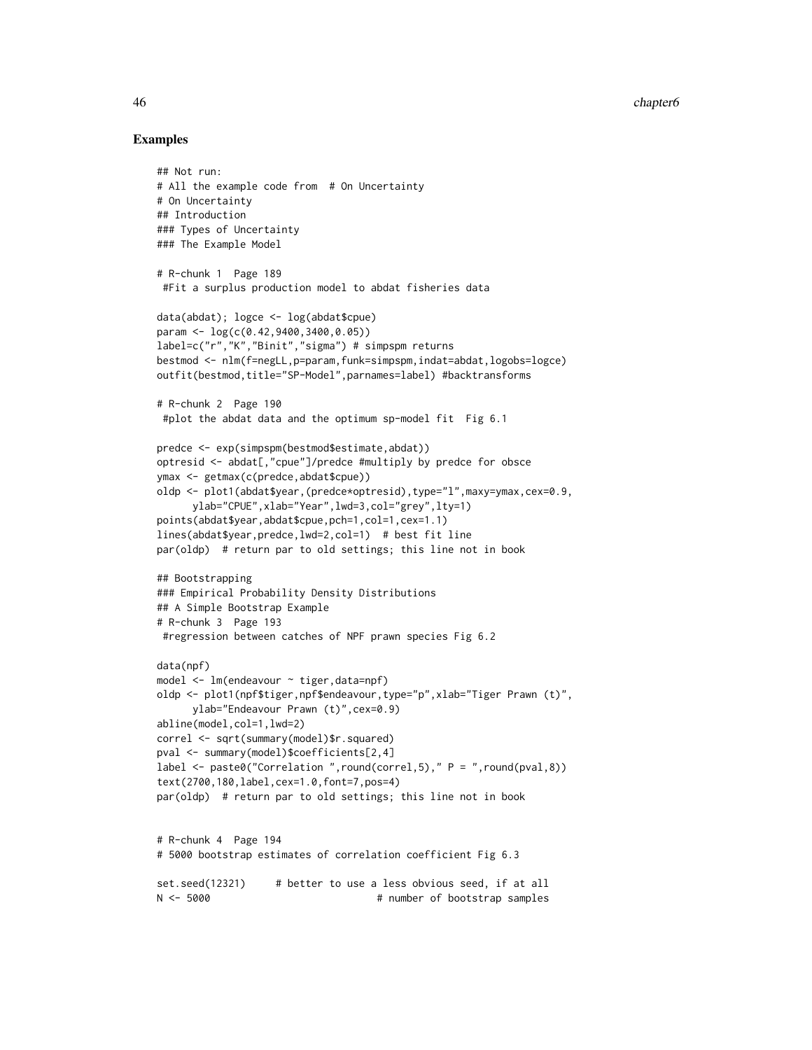### Examples

```
## Not run:
# All the example code from  # On Uncertainty
# On Uncertainty
## Introduction
### Types of Uncertainty
### The Example Model

# R-chunk 1  Page 189
 #Fit a surplus production model to abdat fisheries data

data(abdat); logce <- log(abdat$cpue)
param <- log(c(0.42,9400,3400,0.05))
label=c("r","K","Binit","sigma") # simpspm returns
bestmod <- nlm(f=negLL,p=param,funk=simpspm,indat=abdat,logobs=logce)
outfit(bestmod,title="SP-Model",parnames=label) #backtransforms

# R-chunk 2  Page 190
 #plot the abdat data and the optimum sp-model fit  Fig 6.1

predce <- exp(simpspm(bestmod$estimate,abdat))
optresid <- abdat[,"cpue"]/predce #multiply by predce for obsce
ymax <- getmax(c(predce,abdat$cpue))
oldp <- plot1(abdat$year,(predce*optresid),type="l",maxy=ymax,cex=0.9,
      ylab="CPUE",xlab="Year",lwd=3,col="grey",lty=1)
points(abdat$year,abdat$cpue,pch=1,col=1,cex=1.1)
lines(abdat$year,predce,lwd=2,col=1)  # best fit line
par(oldp)  # return par to old settings; this line not in book

## Bootstrapping
### Empirical Probability Density Distributions
## A Simple Bootstrap Example
# R-chunk 3  Page 193
 #regression between catches of NPF prawn species Fig 6.2

data(npf)
model <- lm(endeavour ~ tiger,data=npf)
oldp <- plot1(npf$tiger,npf$endeavour,type="p",xlab="Tiger Prawn (t)",
      ylab="Endeavour Prawn (t)",cex=0.9)
abline(model,col=1,lwd=2)
correl <- sqrt(summary(model)$r.squared)
pval <- summary(model)$coefficients[2,4]
label <- paste0("Correlation ",round(correl,5)," P = ",round(pval,8))
text(2700,180,label,cex=1.0,font=7,pos=4)
par(oldp)  # return par to old settings; this line not in book


# R-chunk 4  Page 194
# 5000 bootstrap estimates of correlation coefficient Fig 6.3

set.seed(12321)     # better to use a less obvious seed, if at all
N <- 5000                            # number of bootstrap samples
```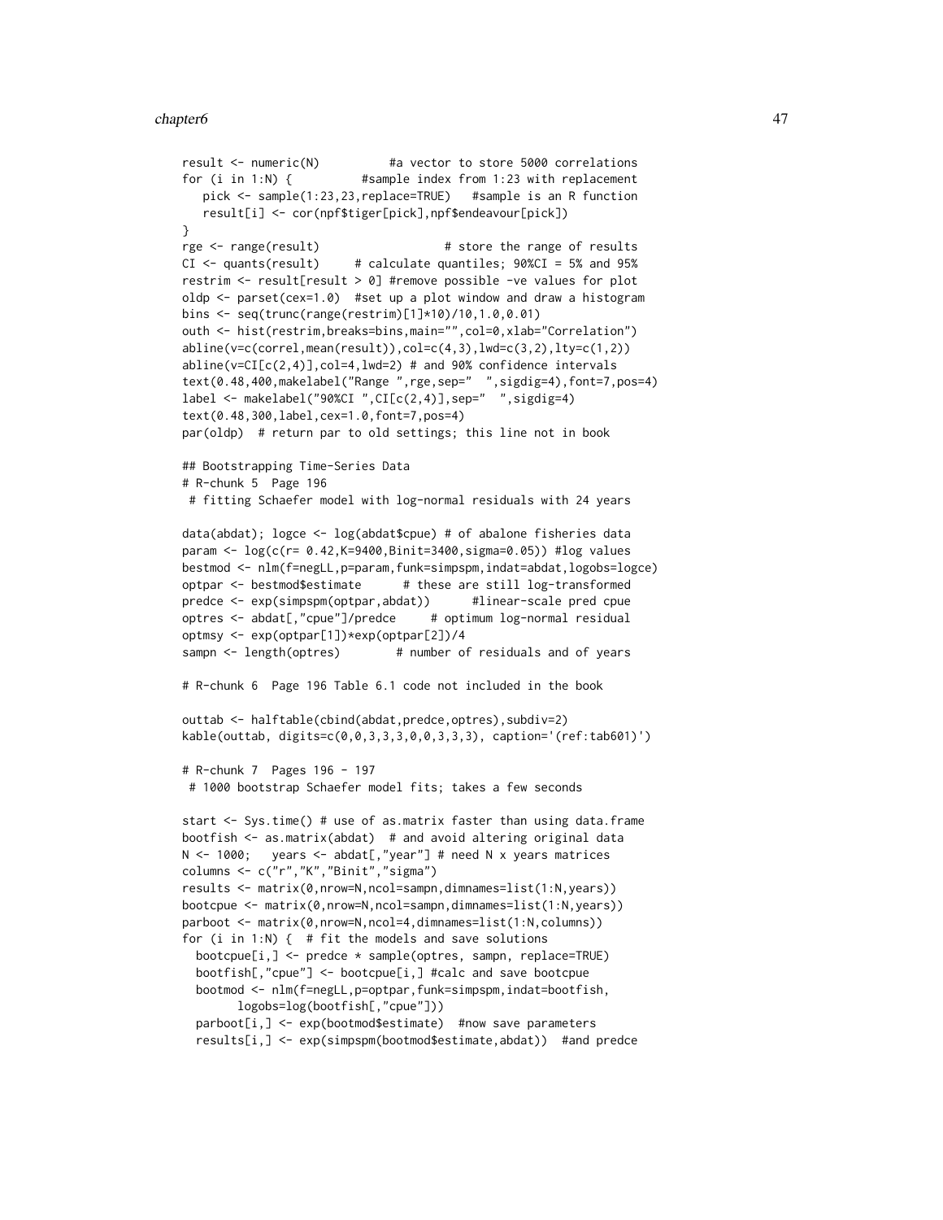```
result <- numeric(N)          #a vector to store 5000 correlations
for (i in 1:N) {          #sample index from 1:23 with replacement
   pick <- sample(1:23,23,replace=TRUE)   #sample is an R function
   result[i] <- cor(npf$tiger[pick],npf$endeavour[pick])
}
rge <- range(result)                  # store the range of results
CI <- quants(result)     # calculate quantiles; 90%CI = 5% and 95%
restrim <- result[result > 0] #remove possible -ve values for plot
oldp <- parset(cex=1.0)  #set up a plot window and draw a histogram
bins <- seq(trunc(range(restrim)[1]*10)/10,1.0,0.01)
outh <- hist(restrim,breaks=bins,main="",col=0,xlab="Correlation")
abline(v=c(correl,mean(result)),col=c(4,3),lwd=c(3,2),lty=c(1,2))
abline(v=CI[c(2,4)],col=4,lwd=2) # and 90% confidence intervals
text(0.48,400,makelabel("Range ",rge,sep="  ",sigdig=4),font=7,pos=4)
label <- makelabel("90%CI ",CI[c(2,4)],sep="  ",sigdig=4)
text(0.48,300,label,cex=1.0,font=7,pos=4)
par(oldp)  # return par to old settings; this line not in book

## Bootstrapping Time-Series Data
# R-chunk 5  Page 196
 # fitting Schaefer model with log-normal residuals with 24 years

data(abdat); logce <- log(abdat$cpue) # of abalone fisheries data
param <- log(c(r= 0.42,K=9400,Binit=3400,sigma=0.05)) #log values
bestmod <- nlm(f=negLL,p=param,funk=simpspm,indat=abdat,logobs=logce)
optpar <- bestmod$estimate      # these are still log-transformed
predce <- exp(simpspm(optpar,abdat))      #linear-scale pred cpue
optres <- abdat[,"cpue"]/predce     # optimum log-normal residual
optmsy <- exp(optpar[1])*exp(optpar[2])/4
sampn <- length(optres)        # number of residuals and of years

# R-chunk 6  Page 196 Table 6.1 code not included in the book

outtab <- halftable(cbind(abdat,predce,optres),subdiv=2)
kable(outtab, digits=c(0,0,3,3,3,0,0,3,3,3), caption='(ref:tab601)')

# R-chunk 7  Pages 196 - 197
 # 1000 bootstrap Schaefer model fits; takes a few seconds

start <- Sys.time() # use of as.matrix faster than using data.frame
bootfish <- as.matrix(abdat)  # and avoid altering original data
N <- 1000;   years <- abdat[,"year"] # need N x years matrices
columns <- c("r","K","Binit","sigma")
results <- matrix(0,nrow=N,ncol=sampn,dimnames=list(1:N,years))
bootcpue <- matrix(0,nrow=N,ncol=sampn,dimnames=list(1:N,years))
parboot <- matrix(0,nrow=N,ncol=4,dimnames=list(1:N,columns))
for (i in 1:N) {  # fit the models and save solutions
  bootcpue[i,] <- predce * sample(optres, sampn, replace=TRUE)
  bootfish[,"cpue"] <- bootcpue[i,] #calc and save bootcpue
  bootmod <- nlm(f=negLL,p=optpar,funk=simpspm,indat=bootfish,
        logobs=log(bootfish[,"cpue"]))
  parboot[i,] <- exp(bootmod$estimate)  #now save parameters
  results[i,] <- exp(simpspm(bootmod$estimate,abdat))  #and predce
```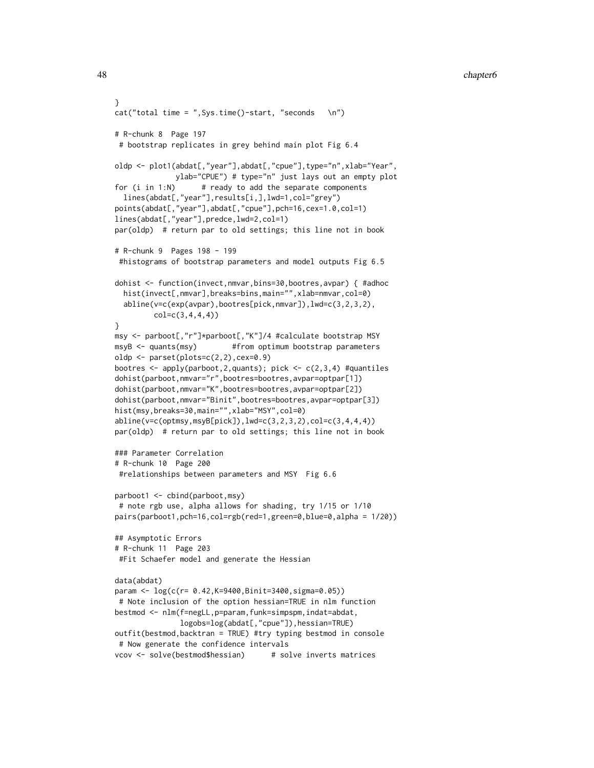```
}
cat("total time = ",Sys.time()-start, "seconds   \n")

# R-chunk 8  Page 197
 # bootstrap replicates in grey behind main plot Fig 6.4

oldp <- plot1(abdat[,"year"],abdat[,"cpue"],type="n",xlab="Year",
              ylab="CPUE") # type="n" just lays out an empty plot
for (i in 1:N)      # ready to add the separate components
  lines(abdat[,"year"],results[i,],lwd=1,col="grey")
points(abdat[,"year"],abdat[,"cpue"],pch=16,cex=1.0,col=1)
lines(abdat[,"year"],predce,lwd=2,col=1)
par(oldp)  # return par to old settings; this line not in book

# R-chunk 9  Pages 198 - 199
 #histograms of bootstrap parameters and model outputs Fig 6.5

dohist <- function(invect,nmvar,bins=30,bootres,avpar) { #adhoc
  hist(invect[,nmvar],breaks=bins,main="",xlab=nmvar,col=0)
  abline(v=c(exp(avpar),bootres[pick,nmvar]),lwd=c(3,2,3,2),
         col=c(3,4,4,4))
}
msy <- parboot[,"r"]*parboot[,"K"]/4 #calculate bootstrap MSY
msyB <- quants(msy)        #from optimum bootstrap parameters
oldp <- parset(plots=c(2,2),cex=0.9)
bootres <- apply(parboot,2,quants); pick <- c(2,3,4) #quantiles
dohist(parboot,nmvar="r",bootres=bootres,avpar=optpar[1])
dohist(parboot,nmvar="K",bootres=bootres,avpar=optpar[2])
dohist(parboot,nmvar="Binit",bootres=bootres,avpar=optpar[3])
hist(msy,breaks=30,main="",xlab="MSY",col=0)
abline(v=c(optmsy,msyB[pick]),lwd=c(3,2,3,2),col=c(3,4,4,4))
par(oldp)  # return par to old settings; this line not in book

### Parameter Correlation
# R-chunk 10  Page 200
 #relationships between parameters and MSY  Fig 6.6

parboot1 <- cbind(parboot,msy)
 # note rgb use, alpha allows for shading, try 1/15 or 1/10
pairs(parboot1,pch=16,col=rgb(red=1,green=0,blue=0,alpha = 1/20))

## Asymptotic Errors
# R-chunk 11  Page 203
 #Fit Schaefer model and generate the Hessian

data(abdat)
param <- log(c(r= 0.42,K=9400,Binit=3400,sigma=0.05))
 # Note inclusion of the option hessian=TRUE in nlm function
bestmod <- nlm(f=negLL,p=param,funk=simpspm,indat=abdat,
               logobs=log(abdat[,"cpue"]),hessian=TRUE)
outfit(bestmod,backtran = TRUE) #try typing bestmod in console
 # Now generate the confidence intervals
vcov <- solve(bestmod$hessian)      # solve inverts matrices
```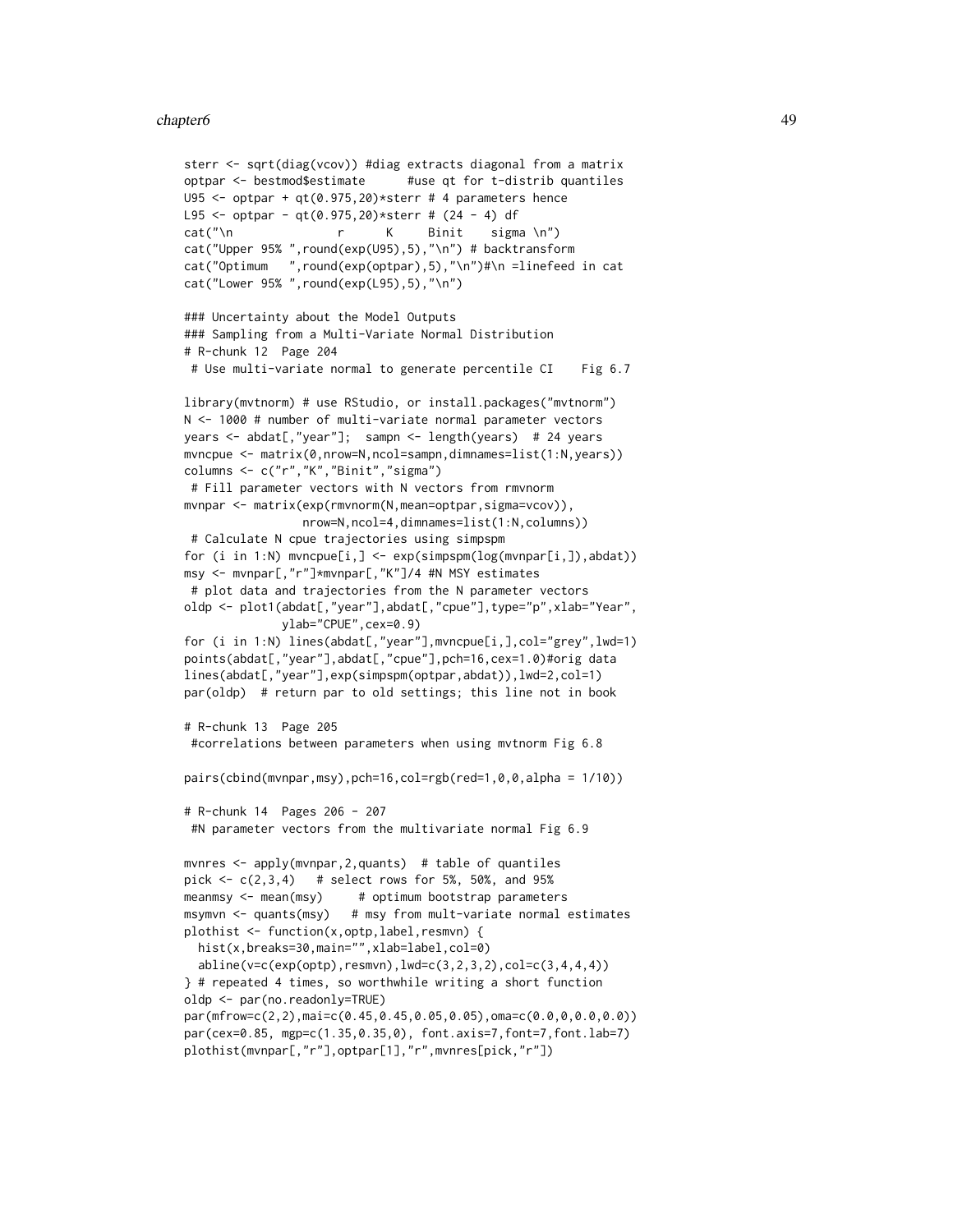```
sterr <- sqrt(diag(vcov)) #diag extracts diagonal from a matrix
optpar <- bestmod$estimate      #use qt for t-distrib quantiles
U95 <- optpar + qt(0.975,20)*sterr # 4 parameters hence
L95 <- optpar - qt(0.975,20)*sterr # (24 - 4) df
cat("\n              r      K     Binit    sigma \n")
cat("Upper 95% ",round(exp(U95),5),"\n") # backtransform
cat("Optimum   ",round(exp(optpar),5),"\n")#\n =linefeed in cat
cat("Lower 95% ",round(exp(L95),5),"\n")

### Uncertainty about the Model Outputs
### Sampling from a Multi-Variate Normal Distribution
# R-chunk 12  Page 204
 # Use multi-variate normal to generate percentile CI    Fig 6.7

library(mvtnorm) # use RStudio, or install.packages("mvtnorm")
N <- 1000 # number of multi-variate normal parameter vectors
years <- abdat[,"year"];  sampn <- length(years)  # 24 years
mvncpue <- matrix(0,nrow=N,ncol=sampn,dimnames=list(1:N,years))
columns <- c("r","K","Binit","sigma")
 # Fill parameter vectors with N vectors from rmvnorm
mvnpar <- matrix(exp(rmvnorm(N,mean=optpar,sigma=vcov)),
                 nrow=N,ncol=4,dimnames=list(1:N,columns))
 # Calculate N cpue trajectories using simpspm
for (i in 1:N) mvncpue[i,] <- exp(simpspm(log(mvnpar[i,]),abdat))
msy <- mvnpar[,"r"]*mvnpar[,"K"]/4 #N MSY estimates
 # plot data and trajectories from the N parameter vectors
oldp <- plot1(abdat[,"year"],abdat[,"cpue"],type="p",xlab="Year",
              ylab="CPUE",cex=0.9)
for (i in 1:N) lines(abdat[,"year"],mvncpue[i,],col="grey",lwd=1)
points(abdat[,"year"],abdat[,"cpue"],pch=16,cex=1.0)#orig data
lines(abdat[,"year"],exp(simpspm(optpar,abdat)),lwd=2,col=1)
par(oldp)  # return par to old settings; this line not in book

# R-chunk 13  Page 205
 #correlations between parameters when using mvtnorm Fig 6.8

pairs(cbind(mvnpar,msy),pch=16,col=rgb(red=1,0,0,alpha = 1/10))

# R-chunk 14  Pages 206 - 207
 #N parameter vectors from the multivariate normal Fig 6.9

mvnres <- apply(mvnpar,2,quants)  # table of quantiles
pick <- c(2,3,4)   # select rows for 5%, 50%, and 95%
meanmsy <- mean(msy)     # optimum bootstrap parameters
msymvn <- quants(msy)   # msy from mult-variate normal estimates
plothist <- function(x,optp,label,resmvn) {
  hist(x,breaks=30,main="",xlab=label,col=0)
  abline(v=c(exp(optp),resmvn),lwd=c(3,2,3,2),col=c(3,4,4,4))
} # repeated 4 times, so worthwhile writing a short function
oldp <- par(no.readonly=TRUE)
par(mfrow=c(2,2),mai=c(0.45,0.45,0.05,0.05),oma=c(0.0,0,0.0,0.0))
par(cex=0.85, mgp=c(1.35,0.35,0), font.axis=7,font=7,font.lab=7)
plothist(mvnpar[,"r"],optpar[1],"r",mvnres[pick,"r"])
```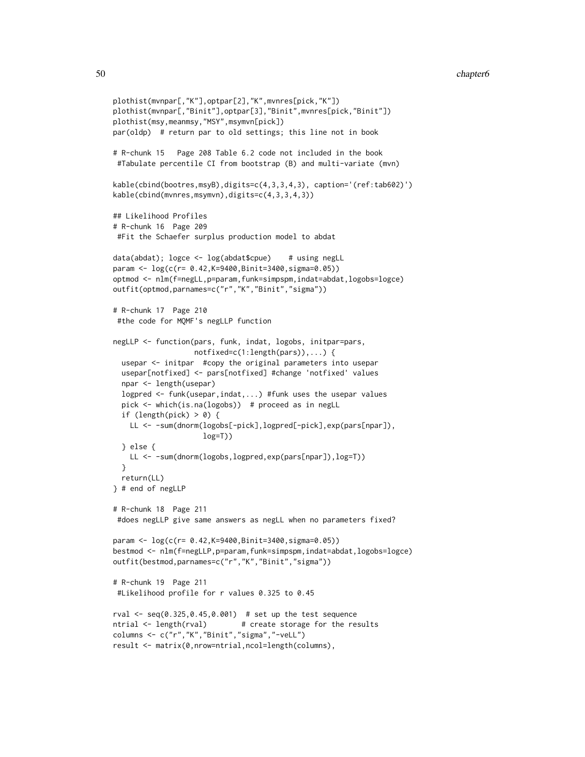```
plothist(mvnpar[,"K"],optpar[2],"K",mvnres[pick,"K"])
plothist(mvnpar[,"Binit"],optpar[3],"Binit",mvnres[pick,"Binit"])
plothist(msy,meanmsy,"MSY",msymvn[pick])
par(oldp)  # return par to old settings; this line not in book

# R-chunk 15   Page 208 Table 6.2 code not included in the book
 #Tabulate percentile CI from bootstrap (B) and multi-variate (mvn)

kable(cbind(bootres,msyB),digits=c(4,3,3,4,3), caption='(ref:tab602)')
kable(cbind(mvnres,msymvn),digits=c(4,3,3,4,3))

## Likelihood Profiles
# R-chunk 16  Page 209
 #Fit the Schaefer surplus production model to abdat

data(abdat); logce <- log(abdat$cpue)    # using negLL
param <- log(c(r= 0.42,K=9400,Binit=3400,sigma=0.05))
optmod <- nlm(f=negLL,p=param,funk=simpspm,indat=abdat,logobs=logce)
outfit(optmod,parnames=c("r","K","Binit","sigma"))

# R-chunk 17  Page 210
 #the code for MQMF's negLLP function

negLLP <- function(pars, funk, indat, logobs, initpar=pars,
                   notfixed=c(1:length(pars)),...) {
  usepar <- initpar  #copy the original parameters into usepar
  usepar[notfixed] <- pars[notfixed] #change 'notfixed' values
  npar <- length(usepar)
  logpred <- funk(usepar,indat,...) #funk uses the usepar values
  pick <- which(is.na(logobs))  # proceed as in negLL
  if (length(pick) > 0) {
    LL <- -sum(dnorm(logobs[-pick],logpred[-pick],exp(pars[npar]),
                     log=T))
  } else {
    LL <- -sum(dnorm(logobs,logpred,exp(pars[npar]),log=T))
  }
  return(LL)
} # end of negLLP

# R-chunk 18  Page 211
 #does negLLP give same answers as negLL when no parameters fixed?

param <- log(c(r= 0.42,K=9400,Binit=3400,sigma=0.05))
bestmod <- nlm(f=negLLP,p=param,funk=simpspm,indat=abdat,logobs=logce)
outfit(bestmod,parnames=c("r","K","Binit","sigma"))

# R-chunk 19  Page 211
 #Likelihood profile for r values 0.325 to 0.45

rval <- seq(0.325,0.45,0.001)  # set up the test sequence
ntrial <- length(rval)        # create storage for the results
columns <- c("r","K","Binit","sigma","-veLL")
result <- matrix(0,nrow=ntrial,ncol=length(columns),
```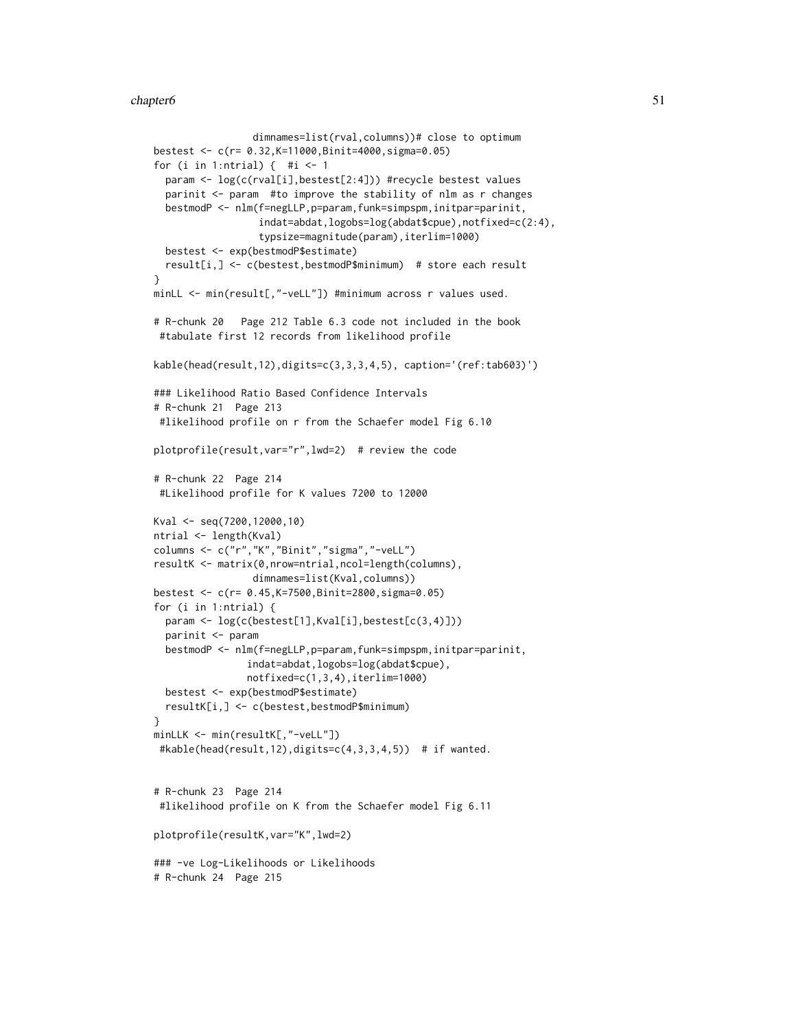```
                  dimnames=list(rval,columns))# close to optimum
bestest <- c(r= 0.32,K=11000,Binit=4000,sigma=0.05)
for (i in 1:ntrial) {  #i <- 1
  param <- log(c(rval[i],bestest[2:4])) #recycle bestest values
  parinit <- param  #to improve the stability of nlm as r changes
  bestmodP <- nlm(f=negLLP,p=param,funk=simpspm,initpar=parinit,
                   indat=abdat,logobs=log(abdat$cpue),notfixed=c(2:4),
                   typsize=magnitude(param),iterlim=1000)
  bestest <- exp(bestmodP$estimate)
  result[i,] <- c(bestest,bestmodP$minimum)  # store each result
}
minLL <- min(result[,"-veLL"]) #minimum across r values used.

# R-chunk 20   Page 212 Table 6.3 code not included in the book
 #tabulate first 12 records from likelihood profile

kable(head(result,12),digits=c(3,3,3,4,5), caption='(ref:tab603)')

### Likelihood Ratio Based Confidence Intervals
# R-chunk 21  Page 213
 #likelihood profile on r from the Schaefer model Fig 6.10

plotprofile(result,var="r",lwd=2)  # review the code

# R-chunk 22  Page 214
 #Likelihood profile for K values 7200 to 12000

Kval <- seq(7200,12000,10)
ntrial <- length(Kval)
columns <- c("r","K","Binit","sigma","-veLL")
resultK <- matrix(0,nrow=ntrial,ncol=length(columns),
                  dimnames=list(Kval,columns))
bestest <- c(r= 0.45,K=7500,Binit=2800,sigma=0.05)
for (i in 1:ntrial) {
  param <- log(c(bestest[1],Kval[i],bestest[c(3,4)]))
  parinit <- param
  bestmodP <- nlm(f=negLLP,p=param,funk=simpspm,initpar=parinit,
                 indat=abdat,logobs=log(abdat$cpue),
                 notfixed=c(1,3,4),iterlim=1000)
  bestest <- exp(bestmodP$estimate)
  resultK[i,] <- c(bestest,bestmodP$minimum)
}
minLLK <- min(resultK[,"-veLL"])
 #kable(head(result,12),digits=c(4,3,3,4,5))  # if wanted.


# R-chunk 23  Page 214
 #likelihood profile on K from the Schaefer model Fig 6.11

plotprofile(resultK,var="K",lwd=2)

### -ve Log-Likelihoods or Likelihoods
# R-chunk 24  Page 215
```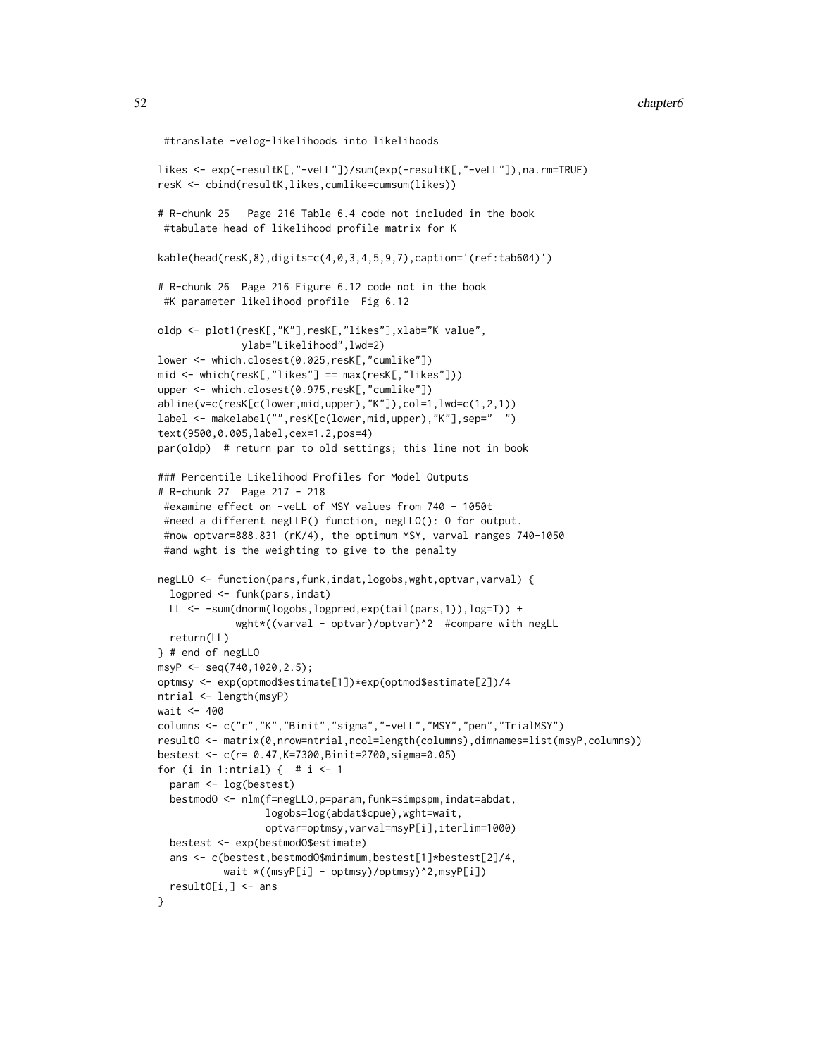```
 #translate -velog-likelihoods into likelihoods

likes <- exp(-resultK[,"-veLL"])/sum(exp(-resultK[,"-veLL"]),na.rm=TRUE)
resK <- cbind(resultK,likes,cumlike=cumsum(likes))

# R-chunk 25   Page 216 Table 6.4 code not included in the book
 #tabulate head of likelihood profile matrix for K

kable(head(resK,8),digits=c(4,0,3,4,5,9,7),caption='(ref:tab604)')

# R-chunk 26  Page 216 Figure 6.12 code not in the book
 #K parameter likelihood profile  Fig 6.12

oldp <- plot1(resK[,"K"],resK[,"likes"],xlab="K value",
              ylab="Likelihood",lwd=2)
lower <- which.closest(0.025,resK[,"cumlike"])
mid <- which(resK[,"likes"] == max(resK[,"likes"]))
upper <- which.closest(0.975,resK[,"cumlike"])
abline(v=c(resK[c(lower,mid,upper),"K"]),col=1,lwd=c(1,2,1))
label <- makelabel("",resK[c(lower,mid,upper),"K"],sep="  ")
text(9500,0.005,label,cex=1.2,pos=4)
par(oldp)  # return par to old settings; this line not in book

### Percentile Likelihood Profiles for Model Outputs
# R-chunk 27  Page 217 - 218
 #examine effect on -veLL of MSY values from 740 - 1050t
 #need a different negLLP() function, negLLO(): O for output.
 #now optvar=888.831 (rK/4), the optimum MSY, varval ranges 740-1050
 #and wght is the weighting to give to the penalty

negLLO <- function(pars,funk,indat,logobs,wght,optvar,varval) {
  logpred <- funk(pars,indat)
  LL <- -sum(dnorm(logobs,logpred,exp(tail(pars,1)),log=T)) +
            wght*((varval - optvar)/optvar)^2  #compare with negLL
  return(LL)
} # end of negLLO
msyP <- seq(740,1020,2.5);
optmsy <- exp(optmod$estimate[1])*exp(optmod$estimate[2])/4
ntrial <- length(msyP)
wait <- 400
columns <- c("r","K","Binit","sigma","-veLL","MSY","pen","TrialMSY")
resultO <- matrix(0,nrow=ntrial,ncol=length(columns),dimnames=list(msyP,columns))
bestest <- c(r= 0.47,K=7300,Binit=2700,sigma=0.05)
for (i in 1:ntrial) {  # i <- 1
  param <- log(bestest)
  bestmodO <- nlm(f=negLLO,p=param,funk=simpspm,indat=abdat,
                  logobs=log(abdat$cpue),wght=wait,
                  optvar=optmsy,varval=msyP[i],iterlim=1000)
  bestest <- exp(bestmodO$estimate)
  ans <- c(bestest,bestmodO$minimum,bestest[1]*bestest[2]/4,
           wait *((msyP[i] - optmsy)/optmsy)^2,msyP[i])
  resultO[i,] <- ans
}
```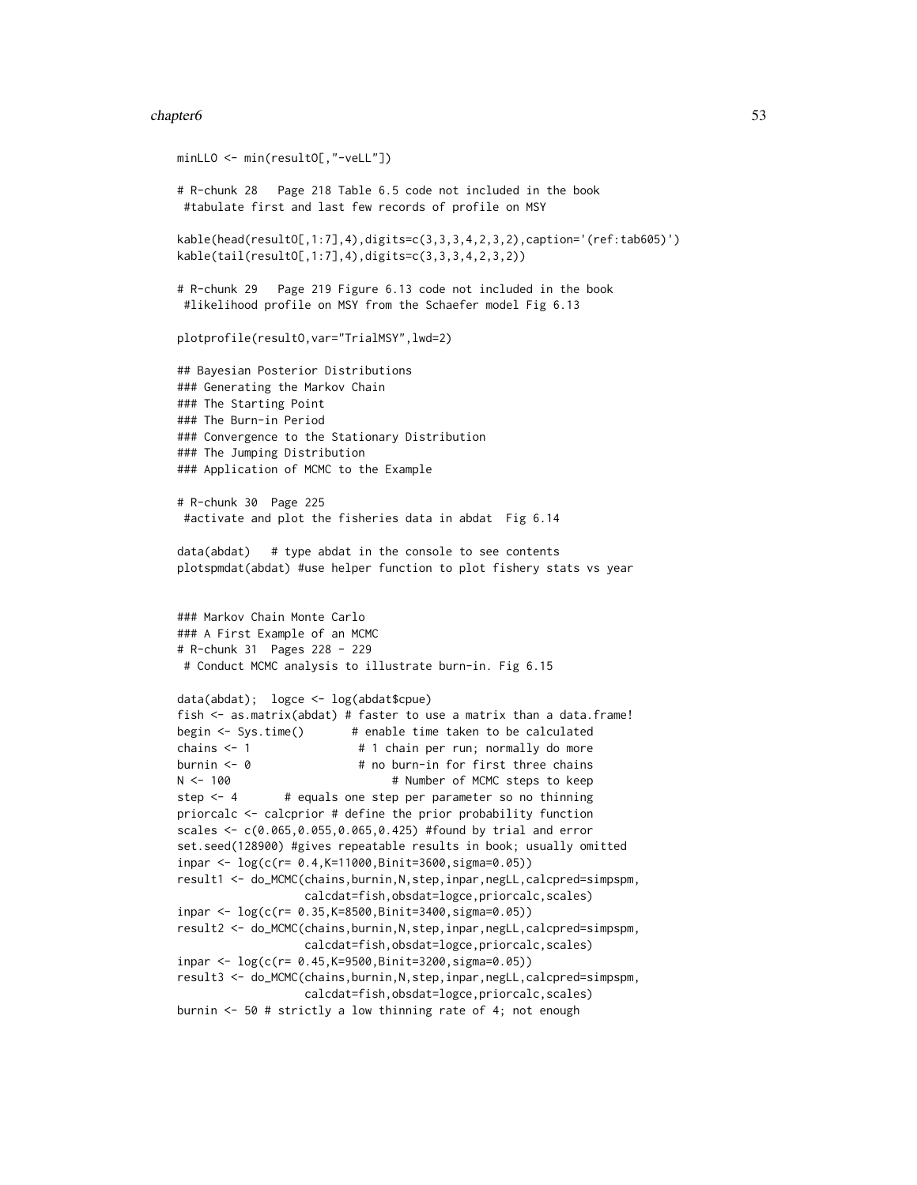```
minLLO <- min(resultO[,"-veLL"])

# R-chunk 28   Page 218 Table 6.5 code not included in the book
 #tabulate first and last few records of profile on MSY

kable(head(resultO[,1:7],4),digits=c(3,3,3,4,2,3,2),caption='(ref:tab605)')
kable(tail(resultO[,1:7],4),digits=c(3,3,3,4,2,3,2))

# R-chunk 29   Page 219 Figure 6.13 code not included in the book
 #likelihood profile on MSY from the Schaefer model Fig 6.13

plotprofile(resultO,var="TrialMSY",lwd=2)

## Bayesian Posterior Distributions
### Generating the Markov Chain
### The Starting Point
### The Burn-in Period
### Convergence to the Stationary Distribution
### The Jumping Distribution
### Application of MCMC to the Example

# R-chunk 30  Page 225
 #activate and plot the fisheries data in abdat  Fig 6.14

data(abdat)   # type abdat in the console to see contents
plotspmdat(abdat) #use helper function to plot fishery stats vs year


### Markov Chain Monte Carlo
### A First Example of an MCMC
# R-chunk 31  Pages 228 - 229
 # Conduct MCMC analysis to illustrate burn-in. Fig 6.15

data(abdat);  logce <- log(abdat$cpue)
fish <- as.matrix(abdat) # faster to use a matrix than a data.frame!
begin <- Sys.time()       # enable time taken to be calculated
chains <- 1                # 1 chain per run; normally do more
burnin <- 0                # no burn-in for first three chains
N <- 100                        # Number of MCMC steps to keep
step <- 4       # equals one step per parameter so no thinning
priorcalc <- calcprior # define the prior probability function
scales <- c(0.065,0.055,0.065,0.425) #found by trial and error
set.seed(128900) #gives repeatable results in book; usually omitted
inpar <- log(c(r= 0.4,K=11000,Binit=3600,sigma=0.05))
result1 <- do_MCMC(chains,burnin,N,step,inpar,negLL,calcpred=simpspm,
                  calcdat=fish,obsdat=logce,priorcalc,scales)
inpar <- log(c(r= 0.35,K=8500,Binit=3400,sigma=0.05))
result2 <- do_MCMC(chains,burnin,N,step,inpar,negLL,calcpred=simpspm,
                  calcdat=fish,obsdat=logce,priorcalc,scales)
inpar <- log(c(r= 0.45,K=9500,Binit=3200,sigma=0.05))
result3 <- do_MCMC(chains,burnin,N,step,inpar,negLL,calcpred=simpspm,
                  calcdat=fish,obsdat=logce,priorcalc,scales)
burnin <- 50 # strictly a low thinning rate of 4; not enough
```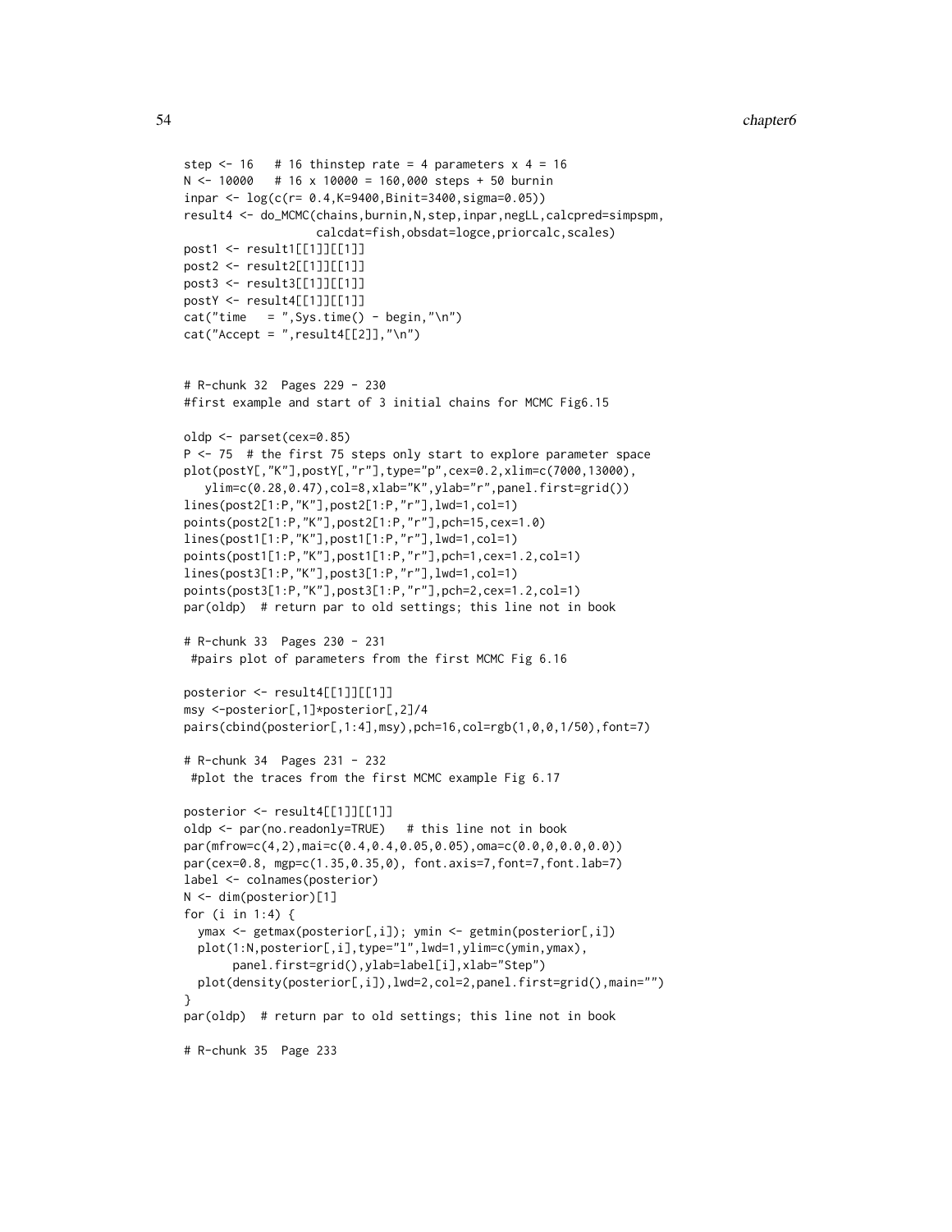```
step <- 16   # 16 thinstep rate = 4 parameters x 4 = 16
N <- 10000   # 16 x 10000 = 160,000 steps + 50 burnin
inpar <- log(c(r= 0.4,K=9400,Binit=3400,sigma=0.05))
result4 <- do_MCMC(chains,burnin,N,step,inpar,negLL,calcpred=simpspm,
                   calcdat=fish,obsdat=logce,priorcalc,scales)
post1 <- result1[[1]][[1]]
post2 <- result2[[1]][[1]]
post3 <- result3[[1]][[1]]
postY <- result4[[1]][[1]]
cat("time   = ",Sys.time() - begin,"\n")
cat("Accept = ",result4[[2]],"\n")


# R-chunk 32  Pages 229 - 230
#first example and start of 3 initial chains for MCMC Fig6.15

oldp <- parset(cex=0.85)
P <- 75  # the first 75 steps only start to explore parameter space
plot(postY[,"K"],postY[,"r"],type="p",cex=0.2,xlim=c(7000,13000),
   ylim=c(0.28,0.47),col=8,xlab="K",ylab="r",panel.first=grid())
lines(post2[1:P,"K"],post2[1:P,"r"],lwd=1,col=1)
points(post2[1:P,"K"],post2[1:P,"r"],pch=15,cex=1.0)
lines(post1[1:P,"K"],post1[1:P,"r"],lwd=1,col=1)
points(post1[1:P,"K"],post1[1:P,"r"],pch=1,cex=1.2,col=1)
lines(post3[1:P,"K"],post3[1:P,"r"],lwd=1,col=1)
points(post3[1:P,"K"],post3[1:P,"r"],pch=2,cex=1.2,col=1)
par(oldp)  # return par to old settings; this line not in book

# R-chunk 33  Pages 230 - 231
 #pairs plot of parameters from the first MCMC Fig 6.16

posterior <- result4[[1]][[1]]
msy <-posterior[,1]*posterior[,2]/4
pairs(cbind(posterior[,1:4],msy),pch=16,col=rgb(1,0,0,1/50),font=7)

# R-chunk 34  Pages 231 - 232
 #plot the traces from the first MCMC example Fig 6.17

posterior <- result4[[1]][[1]]
oldp <- par(no.readonly=TRUE)   # this line not in book
par(mfrow=c(4,2),mai=c(0.4,0.4,0.05,0.05),oma=c(0.0,0,0.0,0.0))
par(cex=0.8, mgp=c(1.35,0.35,0), font.axis=7,font=7,font.lab=7)
label <- colnames(posterior)
N <- dim(posterior)[1]
for (i in 1:4) {
  ymax <- getmax(posterior[,i]); ymin <- getmin(posterior[,i])
  plot(1:N,posterior[,i],type="l",lwd=1,ylim=c(ymin,ymax),
       panel.first=grid(),ylab=label[i],xlab="Step")
  plot(density(posterior[,i]),lwd=2,col=2,panel.first=grid(),main="")
}
par(oldp)  # return par to old settings; this line not in book

# R-chunk 35  Page 233
```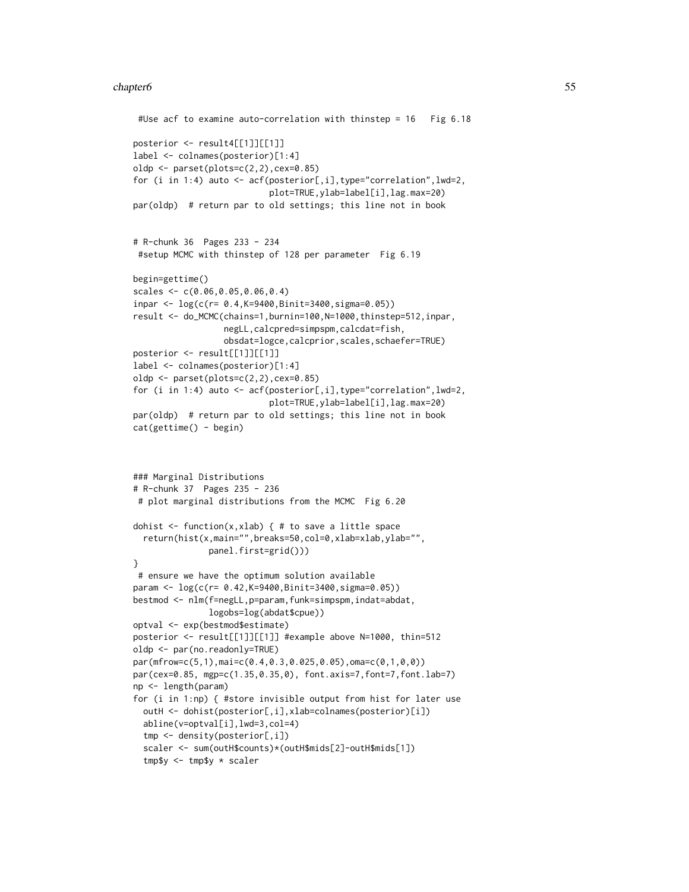```
 #Use acf to examine auto-correlation with thinstep = 16   Fig 6.18

posterior <- result4[[1]][[1]]
label <- colnames(posterior)[1:4]
oldp <- parset(plots=c(2,2),cex=0.85)
for (i in 1:4) auto <- acf(posterior[,i],type="correlation",lwd=2,
                            plot=TRUE,ylab=label[i],lag.max=20)
par(oldp)  # return par to old settings; this line not in book


# R-chunk 36  Pages 233 - 234
 #setup MCMC with thinstep of 128 per parameter  Fig 6.19

begin=gettime()
scales <- c(0.06,0.05,0.06,0.4)
inpar <- log(c(r= 0.4,K=9400,Binit=3400,sigma=0.05))
result <- do_MCMC(chains=1,burnin=100,N=1000,thinstep=512,inpar,
                  negLL,calcpred=simpspm,calcdat=fish,
                  obsdat=logce,calcprior,scales,schaefer=TRUE)
posterior <- result[[1]][[1]]
label <- colnames(posterior)[1:4]
oldp <- parset(plots=c(2,2),cex=0.85)
for (i in 1:4) auto <- acf(posterior[,i],type="correlation",lwd=2,
                            plot=TRUE,ylab=label[i],lag.max=20)
par(oldp)  # return par to old settings; this line not in book
cat(gettime() - begin)



### Marginal Distributions
# R-chunk 37  Pages 235 - 236
 # plot marginal distributions from the MCMC  Fig 6.20

dohist <- function(x,xlab) { # to save a little space
  return(hist(x,main="",breaks=50,col=0,xlab=xlab,ylab="",
              panel.first=grid()))
}
 # ensure we have the optimum solution available
param <- log(c(r= 0.42,K=9400,Binit=3400,sigma=0.05))
bestmod <- nlm(f=negLL,p=param,funk=simpspm,indat=abdat,
              logobs=log(abdat$cpue))
optval <- exp(bestmod$estimate)
posterior <- result[[1]][[1]] #example above N=1000, thin=512
oldp <- par(no.readonly=TRUE)
par(mfrow=c(5,1),mai=c(0.4,0.3,0.025,0.05),oma=c(0,1,0,0))
par(cex=0.85, mgp=c(1.35,0.35,0), font.axis=7,font=7,font.lab=7)
np <- length(param)
for (i in 1:np) { #store invisible output from hist for later use
  outH <- dohist(posterior[,i],xlab=colnames(posterior)[i])
  abline(v=optval[i],lwd=3,col=4)
  tmp <- density(posterior[,i])
  scaler <- sum(outH$counts)*(outH$mids[2]-outH$mids[1])
  tmp$y <- tmp$y * scaler
```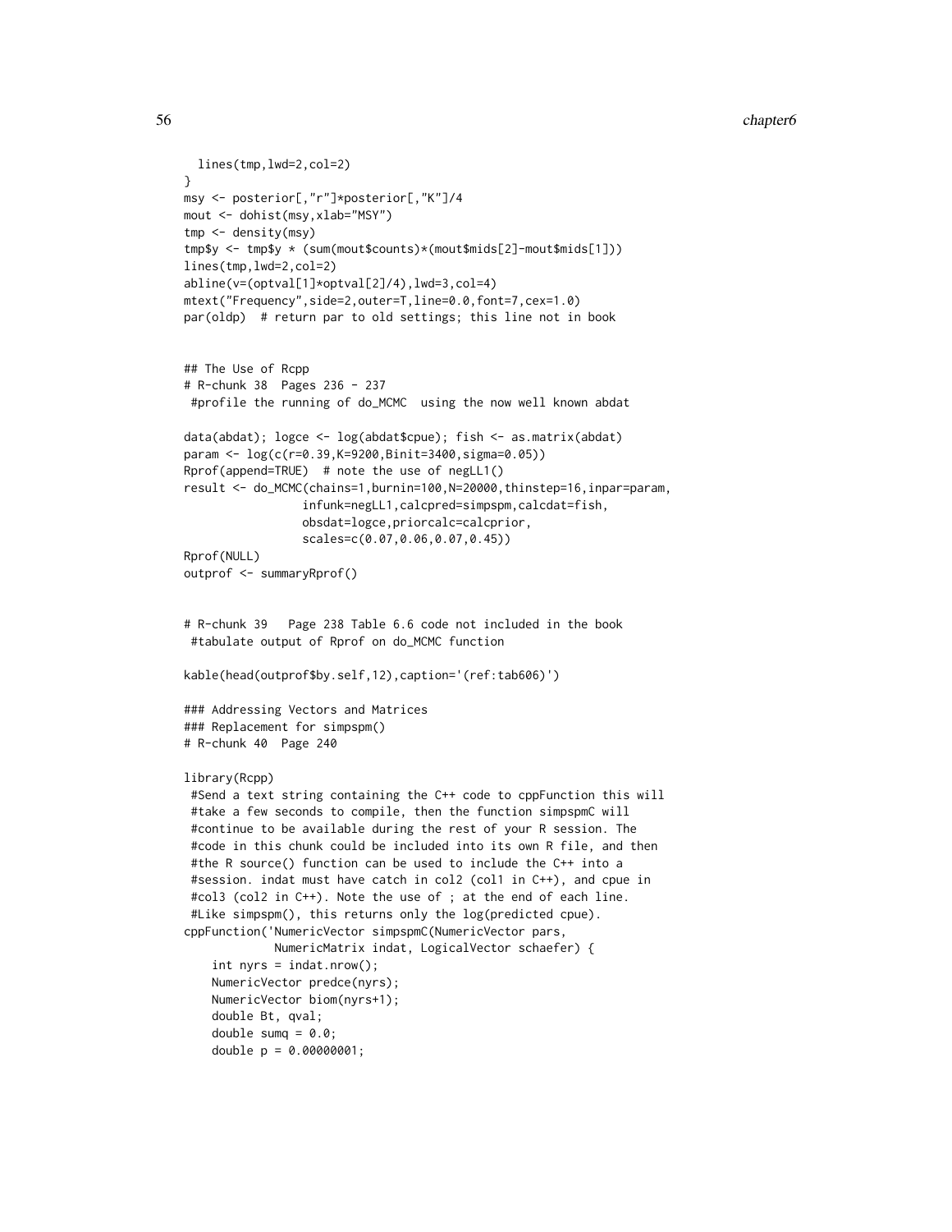```
  lines(tmp,lwd=2,col=2)
}
msy <- posterior[,"r"]*posterior[,"K"]/4
mout <- dohist(msy,xlab="MSY")
tmp <- density(msy)
tmp$y <- tmp$y * (sum(mout$counts)*(mout$mids[2]-mout$mids[1]))
lines(tmp,lwd=2,col=2)
abline(v=(optval[1]*optval[2]/4),lwd=3,col=4)
mtext("Frequency",side=2,outer=T,line=0.0,font=7,cex=1.0)
par(oldp)  # return par to old settings; this line not in book


## The Use of Rcpp
# R-chunk 38  Pages 236 - 237
 #profile the running of do_MCMC  using the now well known abdat

data(abdat); logce <- log(abdat$cpue); fish <- as.matrix(abdat)
param <- log(c(r=0.39,K=9200,Binit=3400,sigma=0.05))
Rprof(append=TRUE)  # note the use of negLL1()
result <- do_MCMC(chains=1,burnin=100,N=20000,thinstep=16,inpar=param,
                  infunk=negLL1,calcpred=simpspm,calcdat=fish,
                  obsdat=logce,priorcalc=calcprior,
                  scales=c(0.07,0.06,0.07,0.45))
Rprof(NULL)
outprof <- summaryRprof()


# R-chunk 39   Page 238 Table 6.6 code not included in the book
 #tabulate output of Rprof on do_MCMC function

kable(head(outprof$by.self,12),caption='(ref:tab606)')

### Addressing Vectors and Matrices
### Replacement for simpspm()
# R-chunk 40  Page 240

library(Rcpp)
 #Send a text string containing the C++ code to cppFunction this will
 #take a few seconds to compile, then the function simpspmC will
 #continue to be available during the rest of your R session. The
 #code in this chunk could be included into its own R file, and then
 #the R source() function can be used to include the C++ into a
 #session. indat must have catch in col2 (col1 in C++), and cpue in
 #col3 (col2 in C++). Note the use of ; at the end of each line.
 #Like simpspm(), this returns only the log(predicted cpue).
cppFunction('NumericVector simpspmC(NumericVector pars,
            NumericMatrix indat, LogicalVector schaefer) {
    int nyrs = indat.nrow();
    NumericVector predce(nyrs);
    NumericVector biom(nyrs+1);
    double Bt, qval;
    double sumq = 0.0;
    double p = 0.00000001;
```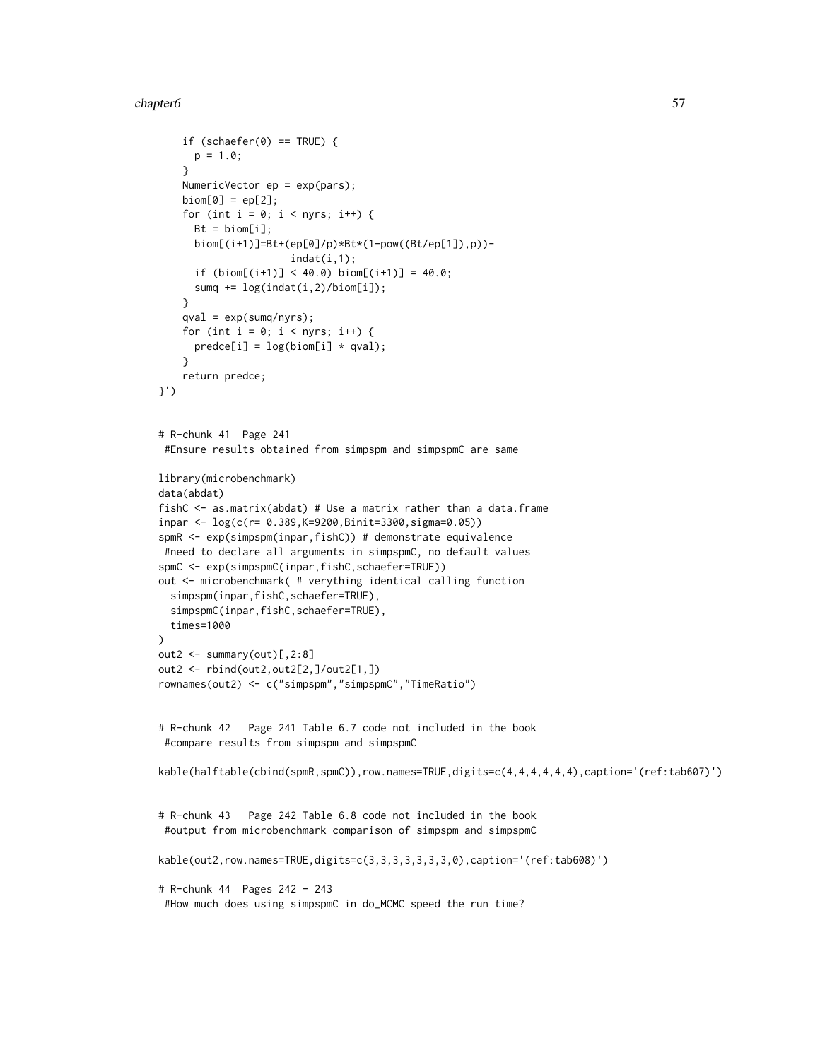```
    if (schaefer(0) == TRUE) {
      p = 1.0;
    }
    NumericVector ep = exp(pars);
    biom[0] = ep[2];
    for (int i = 0; i < nyrs; i++) {
      Bt = biom[i];
      biom[(i+1)]=Bt+(ep[0]/p)*Bt*(1-pow((Bt/ep[1]),p))-
                    indat(i,1);
      if (biom[(i+1)] < 40.0) biom[(i+1)] = 40.0;
      sumq += log(indat(i,2)/biom[i]);
    }
    qval = exp(sumq/nyrs);
    for (int i = 0; i < nyrs; i++) {
      predce[i] = log(biom[i] * qval);
    }
    return predce;
}')


# R-chunk 41  Page 241
 #Ensure results obtained from simpspm and simpspmC are same

library(microbenchmark)
data(abdat)
fishC <- as.matrix(abdat) # Use a matrix rather than a data.frame
inpar <- log(c(r= 0.389,K=9200,Binit=3300,sigma=0.05))
spmR <- exp(simpspm(inpar,fishC)) # demonstrate equivalence
 #need to declare all arguments in simpspmC, no default values
spmC <- exp(simpspmC(inpar,fishC,schaefer=TRUE))
out <- microbenchmark( # verything identical calling function
  simpspm(inpar,fishC,schaefer=TRUE),
  simpspmC(inpar,fishC,schaefer=TRUE),
  times=1000
)
out2 <- summary(out)[,2:8]
out2 <- rbind(out2,out2[2,]/out2[1,])
rownames(out2) <- c("simpspm","simpspmC","TimeRatio")


# R-chunk 42   Page 241 Table 6.7 code not included in the book
 #compare results from simpspm and simpspmC

kable(halftable(cbind(spmR,spmC)),row.names=TRUE,digits=c(4,4,4,4,4,4),caption='(ref:tab607)')


# R-chunk 43   Page 242 Table 6.8 code not included in the book
 #output from microbenchmark comparison of simpspm and simpspmC

kable(out2,row.names=TRUE,digits=c(3,3,3,3,3,3,3,0),caption='(ref:tab608)')

# R-chunk 44  Pages 242 - 243
 #How much does using simpspmC in do_MCMC speed the run time?
```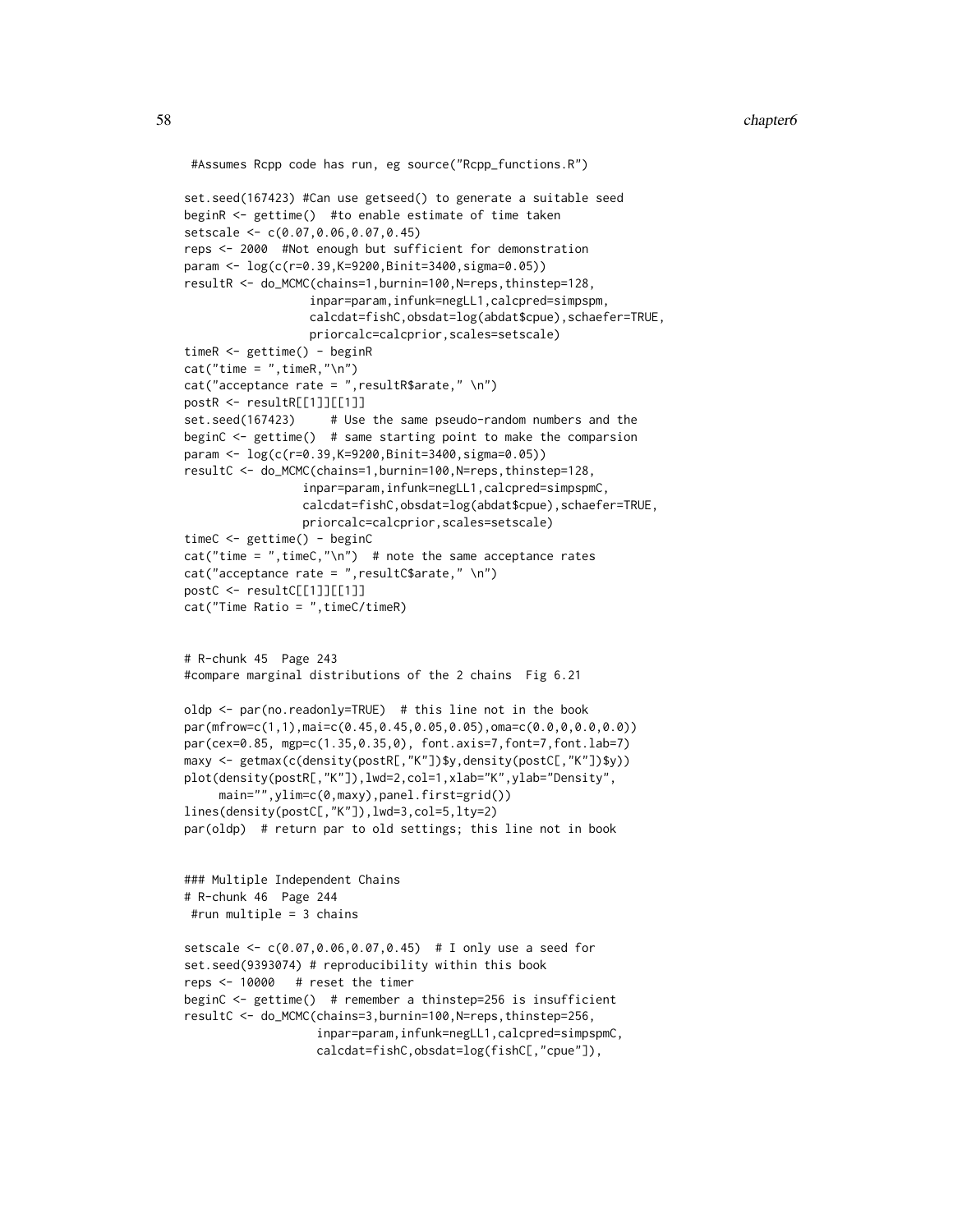```
 #Assumes Rcpp code has run, eg source("Rcpp_functions.R")

set.seed(167423) #Can use getseed() to generate a suitable seed
beginR <- gettime()  #to enable estimate of time taken
setscale <- c(0.07,0.06,0.07,0.45)
reps <- 2000  #Not enough but sufficient for demonstration
param <- log(c(r=0.39,K=9200,Binit=3400,sigma=0.05))
resultR <- do_MCMC(chains=1,burnin=100,N=reps,thinstep=128,
                  inpar=param,infunk=negLL1,calcpred=simpspm,
                  calcdat=fishC,obsdat=log(abdat$cpue),schaefer=TRUE,
                  priorcalc=calcprior,scales=setscale)
timeR <- gettime() - beginR
cat("time = ",timeR,"\n")
cat("acceptance rate = ",resultR$arate," \n")
postR <- resultR[[1]][[1]]
set.seed(167423)     # Use the same pseudo-random numbers and the
beginC <- gettime()  # same starting point to make the comparsion
param <- log(c(r=0.39,K=9200,Binit=3400,sigma=0.05))
resultC <- do_MCMC(chains=1,burnin=100,N=reps,thinstep=128,
                 inpar=param,infunk=negLL1,calcpred=simpspmC,
                 calcdat=fishC,obsdat=log(abdat$cpue),schaefer=TRUE,
                 priorcalc=calcprior,scales=setscale)
timeC <- gettime() - beginC
cat("time = ",timeC,"\n")  # note the same acceptance rates
cat("acceptance rate = ",resultC$arate," \n")
postC <- resultC[[1]][[1]]
cat("Time Ratio = ",timeC/timeR)


# R-chunk 45  Page 243
#compare marginal distributions of the 2 chains  Fig 6.21

oldp <- par(no.readonly=TRUE)  # this line not in the book
par(mfrow=c(1,1),mai=c(0.45,0.45,0.05,0.05),oma=c(0.0,0,0.0,0.0))
par(cex=0.85, mgp=c(1.35,0.35,0), font.axis=7,font=7,font.lab=7)
maxy <- getmax(c(density(postR[,"K"])$y,density(postC[,"K"])$y))
plot(density(postR[,"K"]),lwd=2,col=1,xlab="K",ylab="Density",
     main="",ylim=c(0,maxy),panel.first=grid())
lines(density(postC[,"K"]),lwd=3,col=5,lty=2)
par(oldp)  # return par to old settings; this line not in book


### Multiple Independent Chains
# R-chunk 46  Page 244
 #run multiple = 3 chains

setscale <- c(0.07,0.06,0.07,0.45)  # I only use a seed for
set.seed(9393074) # reproducibility within this book
reps <- 10000   # reset the timer
beginC <- gettime()  # remember a thinstep=256 is insufficient
resultC <- do_MCMC(chains=3,burnin=100,N=reps,thinstep=256,
                   inpar=param,infunk=negLL1,calcpred=simpspmC,
                   calcdat=fishC,obsdat=log(fishC[,"cpue"]),
```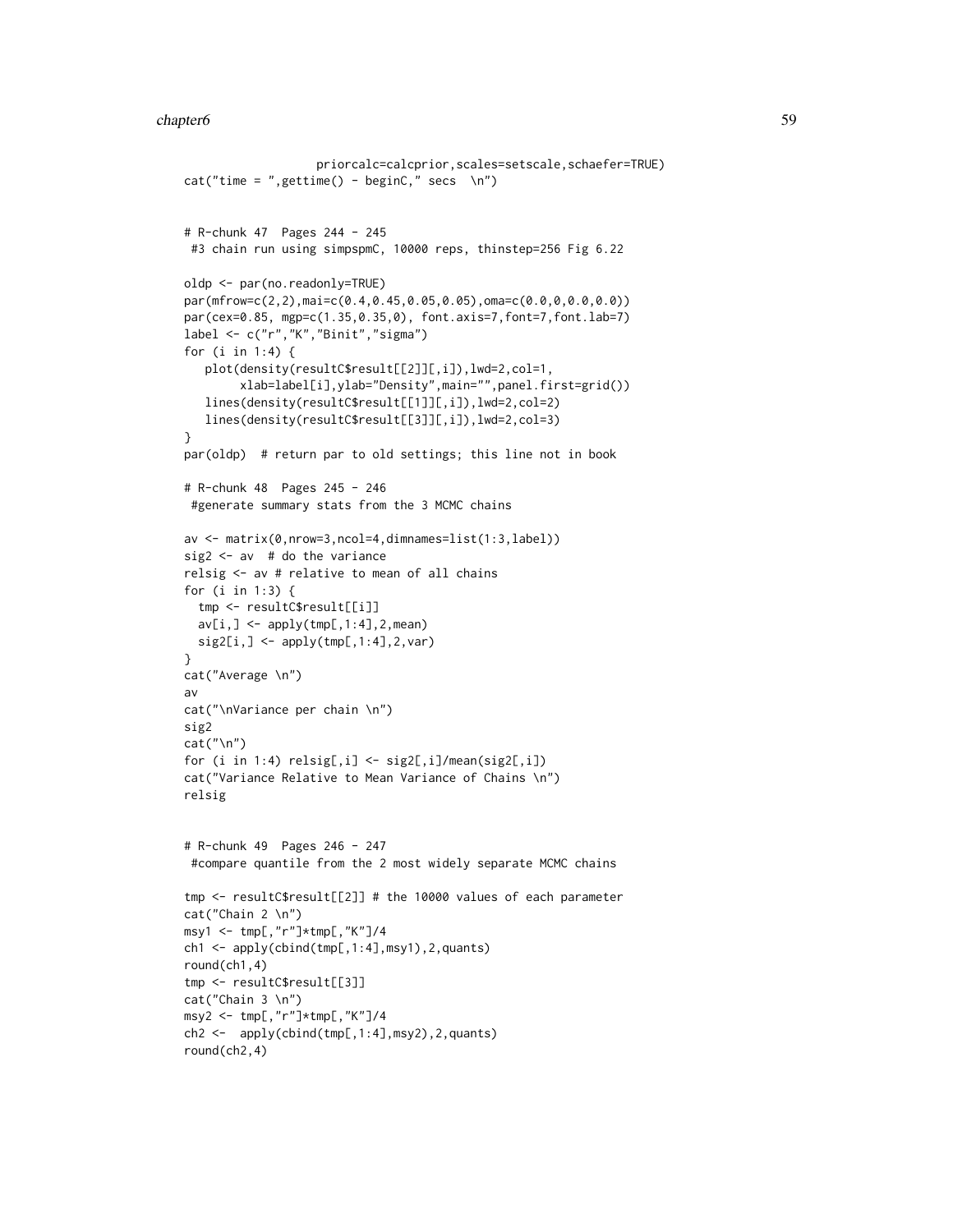```
                    priorcalc=calcprior,scales=setscale,schaefer=TRUE)
cat("time = ",gettime() - beginC," secs  \n")


# R-chunk 47  Pages 244 - 245
 #3 chain run using simpspmC, 10000 reps, thinstep=256 Fig 6.22

oldp <- par(no.readonly=TRUE)
par(mfrow=c(2,2),mai=c(0.4,0.45,0.05,0.05),oma=c(0.0,0,0.0,0.0))
par(cex=0.85, mgp=c(1.35,0.35,0), font.axis=7,font=7,font.lab=7)
label <- c("r","K","Binit","sigma")
for (i in 1:4) {
   plot(density(resultC$result[[2]][,i]),lwd=2,col=1,
        xlab=label[i],ylab="Density",main="",panel.first=grid())
   lines(density(resultC$result[[1]][,i]),lwd=2,col=2)
   lines(density(resultC$result[[3]][,i]),lwd=2,col=3)
}
par(oldp)  # return par to old settings; this line not in book

# R-chunk 48  Pages 245 - 246
 #generate summary stats from the 3 MCMC chains

av <- matrix(0,nrow=3,ncol=4,dimnames=list(1:3,label))
sig2 <- av  # do the variance
relsig <- av # relative to mean of all chains
for (i in 1:3) {
  tmp <- resultC$result[[i]]
  av[i,] <- apply(tmp[,1:4],2,mean)
  sig2[i,] <- apply(tmp[,1:4],2,var)
}
cat("Average \n")
av
cat("\nVariance per chain \n")
sig2
cat("\n")
for (i in 1:4) relsig[,i] <- sig2[,i]/mean(sig2[,i])
cat("Variance Relative to Mean Variance of Chains \n")
relsig


# R-chunk 49  Pages 246 - 247
 #compare quantile from the 2 most widely separate MCMC chains

tmp <- resultC$result[[2]] # the 10000 values of each parameter
cat("Chain 2 \n")
msy1 <- tmp[,"r"]*tmp[,"K"]/4
ch1 <- apply(cbind(tmp[,1:4],msy1),2,quants)
round(ch1,4)
tmp <- resultC$result[[3]]
cat("Chain 3 \n")
msy2 <- tmp[,"r"]*tmp[,"K"]/4
ch2 <-  apply(cbind(tmp[,1:4],msy2),2,quants)
round(ch2,4)
```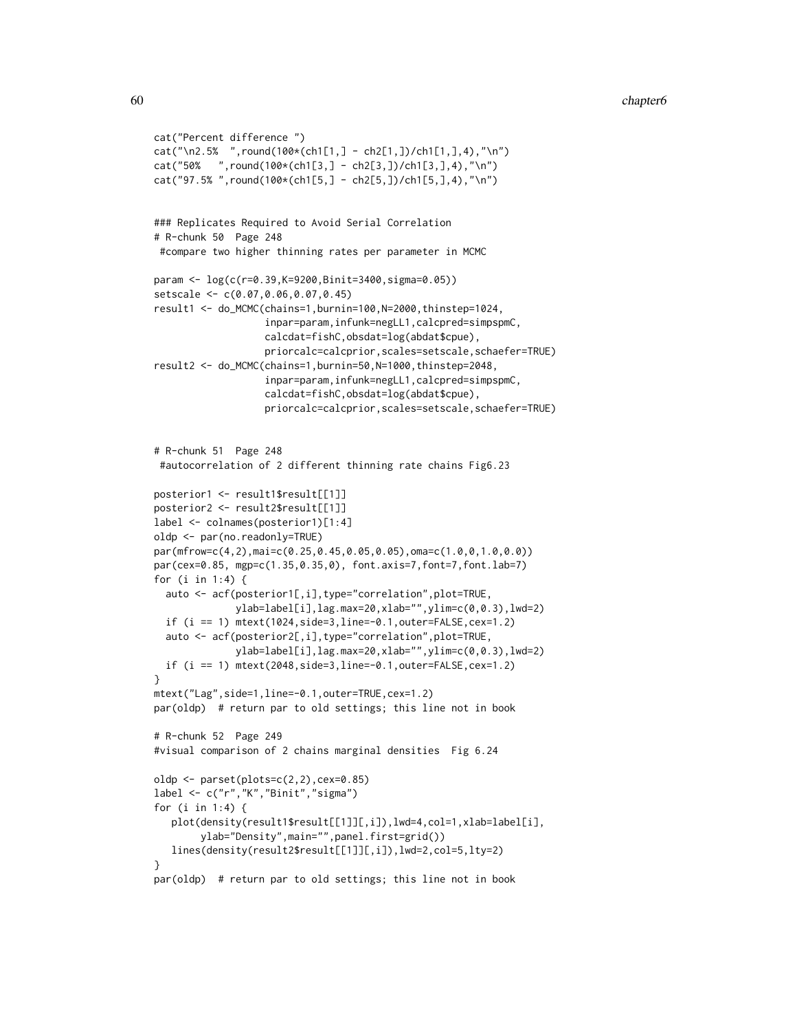```
cat("Percent difference ")
cat("\n2.5%  ",round(100*(ch1[1,] - ch2[1,])/ch1[1,],4),"\n")
cat("50%   ",round(100*(ch1[3,] - ch2[3,])/ch1[3,],4),"\n")
cat("97.5% ",round(100*(ch1[5,] - ch2[5,])/ch1[5,],4),"\n")


### Replicates Required to Avoid Serial Correlation
# R-chunk 50  Page 248
 #compare two higher thinning rates per parameter in MCMC

param <- log(c(r=0.39,K=9200,Binit=3400,sigma=0.05))
setscale <- c(0.07,0.06,0.07,0.45)
result1 <- do_MCMC(chains=1,burnin=100,N=2000,thinstep=1024,
                   inpar=param,infunk=negLL1,calcpred=simpspmC,
                   calcdat=fishC,obsdat=log(abdat$cpue),
                   priorcalc=calcprior,scales=setscale,schaefer=TRUE)
result2 <- do_MCMC(chains=1,burnin=50,N=1000,thinstep=2048,
                   inpar=param,infunk=negLL1,calcpred=simpspmC,
                   calcdat=fishC,obsdat=log(abdat$cpue),
                   priorcalc=calcprior,scales=setscale,schaefer=TRUE)


# R-chunk 51  Page 248
 #autocorrelation of 2 different thinning rate chains Fig6.23

posterior1 <- result1$result[[1]]
posterior2 <- result2$result[[1]]
label <- colnames(posterior1)[1:4]
oldp <- par(no.readonly=TRUE)
par(mfrow=c(4,2),mai=c(0.25,0.45,0.05,0.05),oma=c(1.0,0,1.0,0.0))
par(cex=0.85, mgp=c(1.35,0.35,0), font.axis=7,font=7,font.lab=7)
for (i in 1:4) {
  auto <- acf(posterior1[,i],type="correlation",plot=TRUE,
              ylab=label[i],lag.max=20,xlab="",ylim=c(0,0.3),lwd=2)
  if (i == 1) mtext(1024,side=3,line=-0.1,outer=FALSE,cex=1.2)
  auto <- acf(posterior2[,i],type="correlation",plot=TRUE,
              ylab=label[i],lag.max=20,xlab="",ylim=c(0,0.3),lwd=2)
  if (i == 1) mtext(2048,side=3,line=-0.1,outer=FALSE,cex=1.2)
}
mtext("Lag",side=1,line=-0.1,outer=TRUE,cex=1.2)
par(oldp)  # return par to old settings; this line not in book

# R-chunk 52  Page 249
#visual comparison of 2 chains marginal densities  Fig 6.24

oldp <- parset(plots=c(2,2),cex=0.85)
label <- c("r","K","Binit","sigma")
for (i in 1:4) {
   plot(density(result1$result[[1]][,i]),lwd=4,col=1,xlab=label[i],
        ylab="Density",main="",panel.first=grid())
   lines(density(result2$result[[1]][,i]),lwd=2,col=5,lty=2)
}
par(oldp)  # return par to old settings; this line not in book
```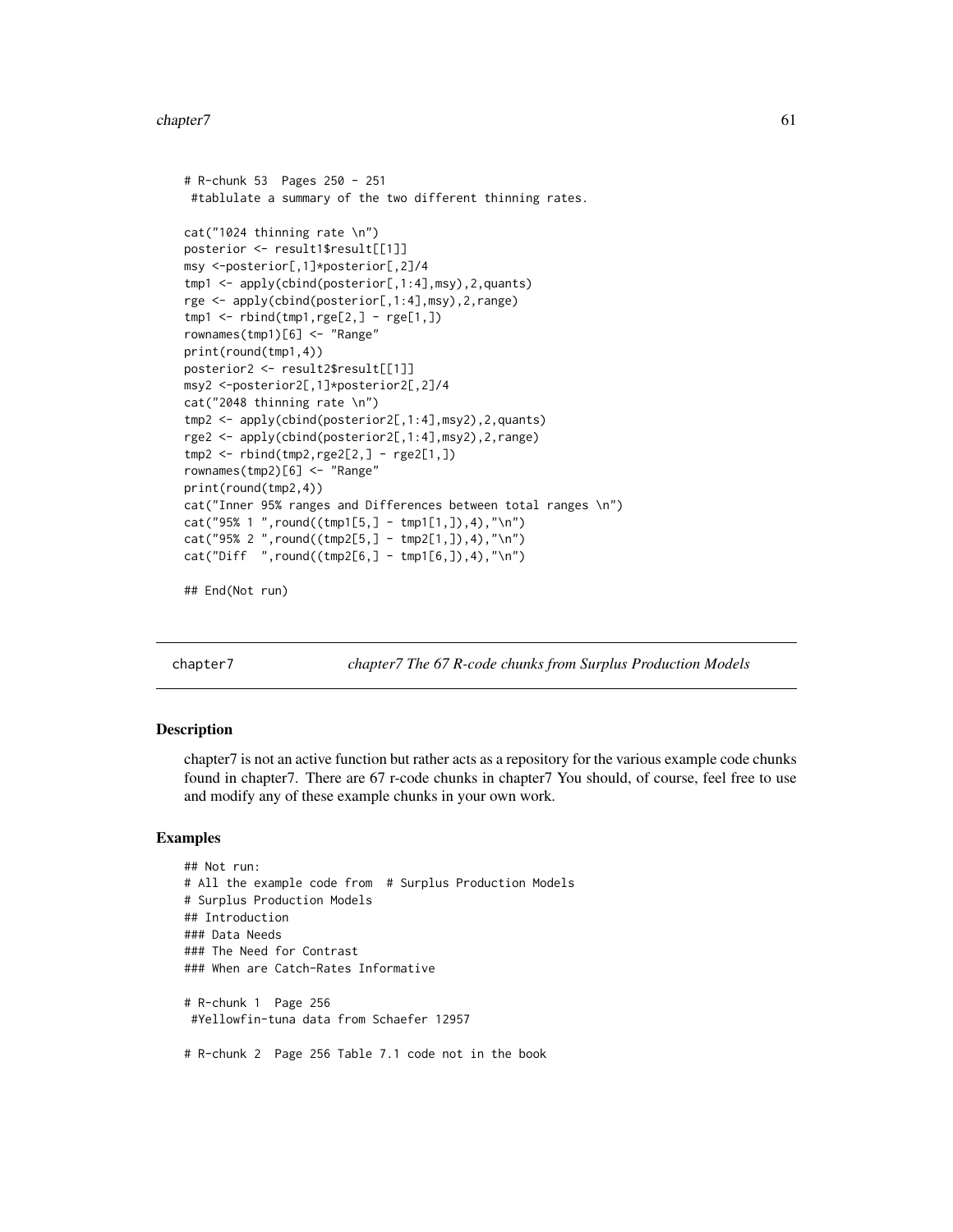```
# R-chunk 53  Pages 250 - 251
 #tablulate a summary of the two different thinning rates.

cat("1024 thinning rate \n")
posterior <- result1$result[[1]]
msy <-posterior[,1]*posterior[,2]/4
tmp1 <- apply(cbind(posterior[,1:4],msy),2,quants)
rge <- apply(cbind(posterior[,1:4],msy),2,range)
tmp1 <- rbind(tmp1,rge[2,] - rge[1,])
rownames(tmp1)[6] <- "Range"
print(round(tmp1,4))
posterior2 <- result2$result[[1]]
msy2 <-posterior2[,1]*posterior2[,2]/4
cat("2048 thinning rate \n")
tmp2 <- apply(cbind(posterior2[,1:4],msy2),2,quants)
rge2 <- apply(cbind(posterior2[,1:4],msy2),2,range)
tmp2 <- rbind(tmp2,rge2[2,] - rge2[1,])
rownames(tmp2)[6] <- "Range"
print(round(tmp2,4))
cat("Inner 95% ranges and Differences between total ranges \n")
cat("95% 1 ",round((tmp1[5,] - tmp1[1,]),4),"\n")
cat("95% 2 ",round((tmp2[5,] - tmp2[1,]),4),"\n")
cat("Diff  ",round((tmp2[6,] - tmp1[6,]),4),"\n")

## End(Not run)
```

---

chapter7 *chapter7 The 67 R-code chunks from Surplus Production Models*

---

## Description

chapter7 is not an active function but rather acts as a repository for the various example code chunks found in chapter7. There are 67 r-code chunks in chapter7 You should, of course, feel free to use and modify any of these example chunks in your own work.

## Examples

```
## Not run:
# All the example code from  # Surplus Production Models
# Surplus Production Models
## Introduction
### Data Needs
### The Need for Contrast
### When are Catch-Rates Informative

# R-chunk 1  Page 256
 #Yellowfin-tuna data from Schaefer 12957

# R-chunk 2  Page 256 Table 7.1 code not in the book
```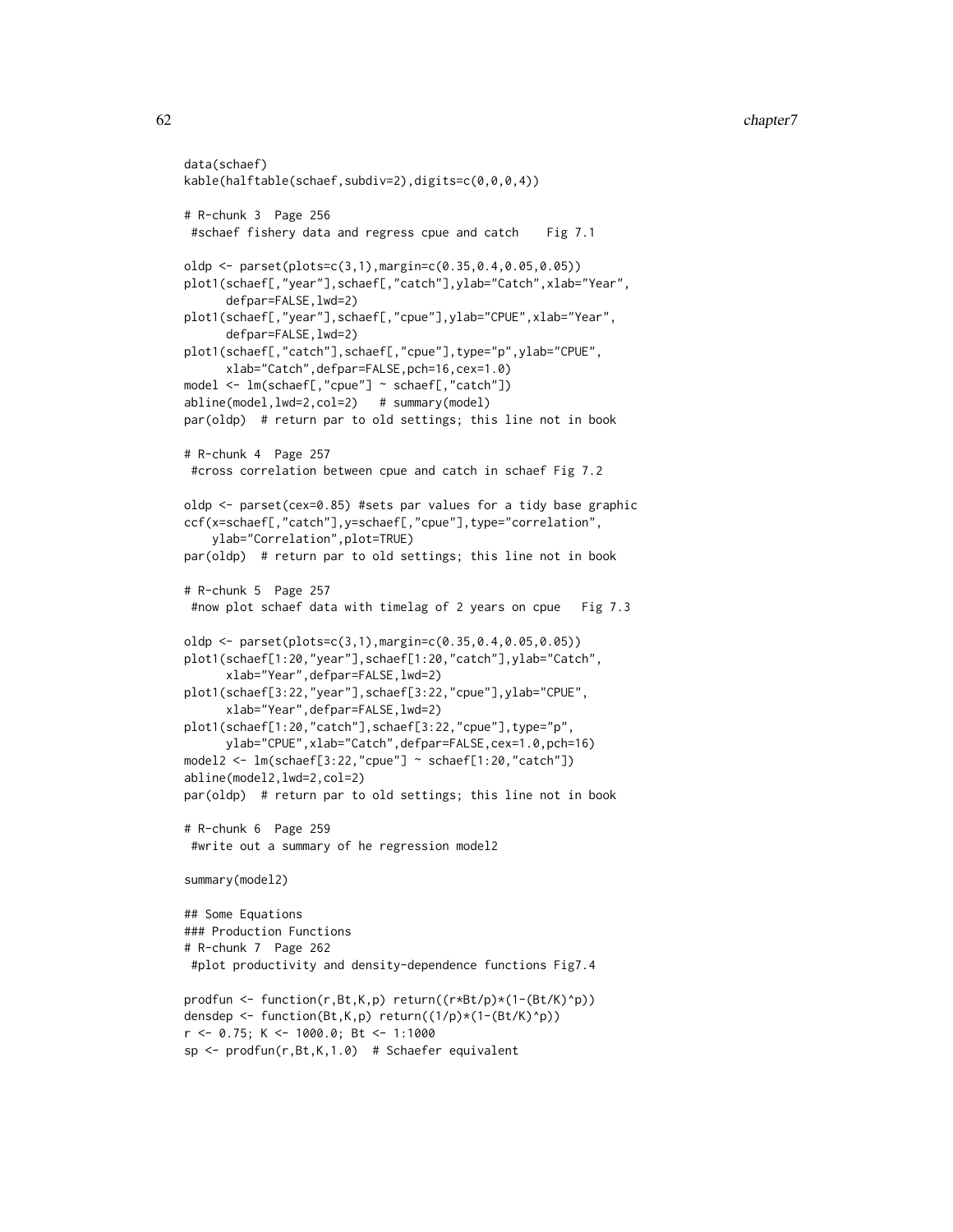```
data(schaef)
kable(halftable(schaef,subdiv=2),digits=c(0,0,0,4))

# R-chunk 3  Page 256
 #schaef fishery data and regress cpue and catch    Fig 7.1

oldp <- parset(plots=c(3,1),margin=c(0.35,0.4,0.05,0.05))
plot1(schaef[,"year"],schaef[,"catch"],ylab="Catch",xlab="Year",
      defpar=FALSE,lwd=2)
plot1(schaef[,"year"],schaef[,"cpue"],ylab="CPUE",xlab="Year",
      defpar=FALSE,lwd=2)
plot1(schaef[,"catch"],schaef[,"cpue"],type="p",ylab="CPUE",
      xlab="Catch",defpar=FALSE,pch=16,cex=1.0)
model <- lm(schaef[,"cpue"] ~ schaef[,"catch"])
abline(model,lwd=2,col=2)   # summary(model)
par(oldp)  # return par to old settings; this line not in book

# R-chunk 4  Page 257
 #cross correlation between cpue and catch in schaef Fig 7.2

oldp <- parset(cex=0.85) #sets par values for a tidy base graphic
ccf(x=schaef[,"catch"],y=schaef[,"cpue"],type="correlation",
    ylab="Correlation",plot=TRUE)
par(oldp)  # return par to old settings; this line not in book

# R-chunk 5  Page 257
 #now plot schaef data with timelag of 2 years on cpue   Fig 7.3

oldp <- parset(plots=c(3,1),margin=c(0.35,0.4,0.05,0.05))
plot1(schaef[1:20,"year"],schaef[1:20,"catch"],ylab="Catch",
      xlab="Year",defpar=FALSE,lwd=2)
plot1(schaef[3:22,"year"],schaef[3:22,"cpue"],ylab="CPUE",
      xlab="Year",defpar=FALSE,lwd=2)
plot1(schaef[1:20,"catch"],schaef[3:22,"cpue"],type="p",
      ylab="CPUE",xlab="Catch",defpar=FALSE,cex=1.0,pch=16)
model2 <- lm(schaef[3:22,"cpue"] ~ schaef[1:20,"catch"])
abline(model2,lwd=2,col=2)
par(oldp)  # return par to old settings; this line not in book

# R-chunk 6  Page 259
 #write out a summary of he regression model2

summary(model2)

## Some Equations
### Production Functions
# R-chunk 7  Page 262
 #plot productivity and density-dependence functions Fig7.4

prodfun <- function(r,Bt,K,p) return((r*Bt/p)*(1-(Bt/K)^p))
densdep <- function(Bt,K,p) return((1/p)*(1-(Bt/K)^p))
r <- 0.75; K <- 1000.0; Bt <- 1:1000
sp <- prodfun(r,Bt,K,1.0)  # Schaefer equivalent
```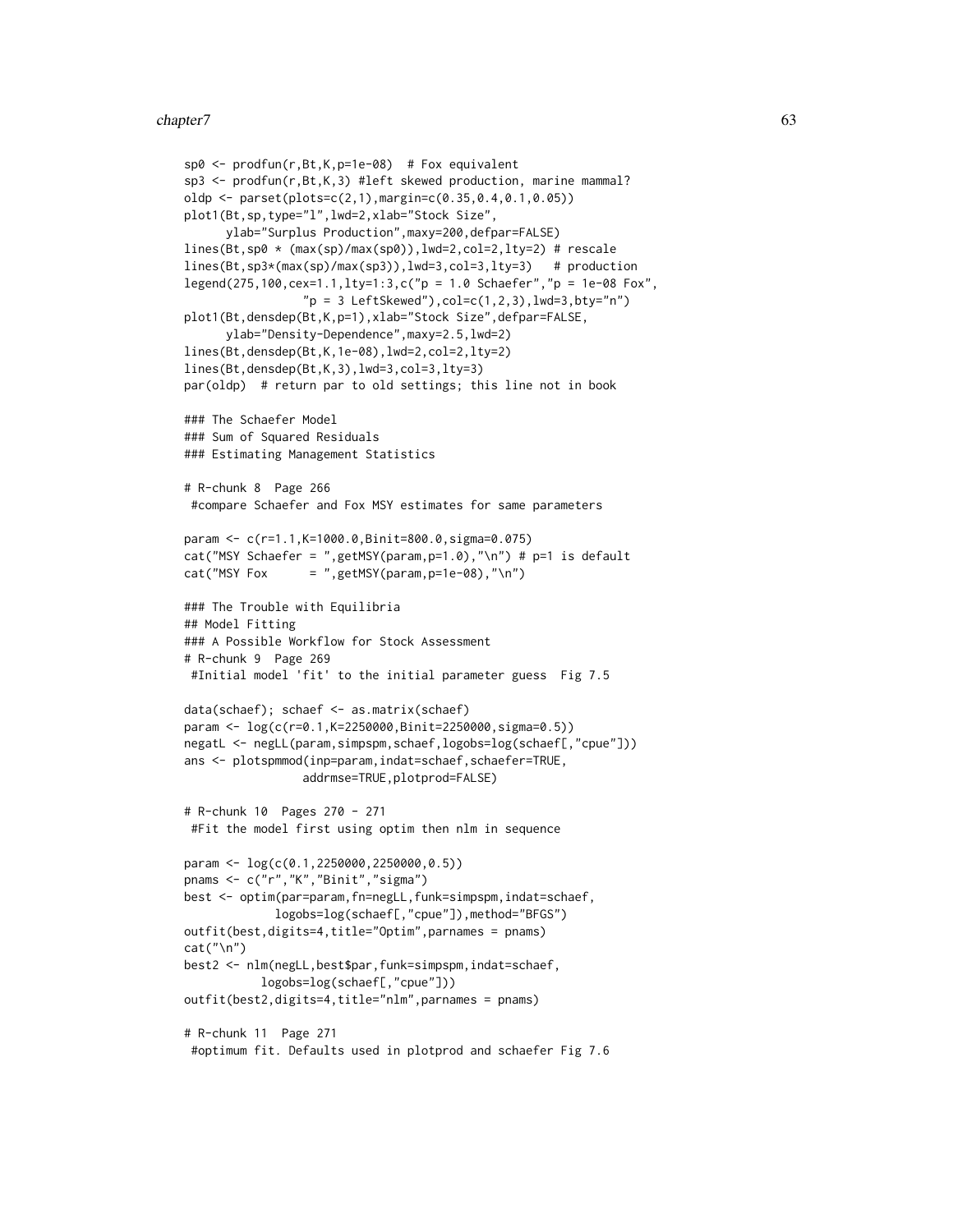```
sp0 <- prodfun(r,Bt,K,p=1e-08)  # Fox equivalent
sp3 <- prodfun(r,Bt,K,3) #left skewed production, marine mammal?
oldp <- parset(plots=c(2,1),margin=c(0.35,0.4,0.1,0.05))
plot1(Bt,sp,type="l",lwd=2,xlab="Stock Size",
      ylab="Surplus Production",maxy=200,defpar=FALSE)
lines(Bt,sp0 * (max(sp)/max(sp0)),lwd=2,col=2,lty=2) # rescale
lines(Bt,sp3*(max(sp)/max(sp3)),lwd=3,col=3,lty=3)   # production
legend(275,100,cex=1.1,lty=1:3,c("p = 1.0 Schaefer","p = 1e-08 Fox",
                "p = 3 LeftSkewed"),col=c(1,2,3),lwd=3,bty="n")
plot1(Bt,densdep(Bt,K,p=1),xlab="Stock Size",defpar=FALSE,
      ylab="Density-Dependence",maxy=2.5,lwd=2)
lines(Bt,densdep(Bt,K,1e-08),lwd=2,col=2,lty=2)
lines(Bt,densdep(Bt,K,3),lwd=3,col=3,lty=3)
par(oldp)  # return par to old settings; this line not in book

### The Schaefer Model
### Sum of Squared Residuals
### Estimating Management Statistics

# R-chunk 8  Page 266
 #compare Schaefer and Fox MSY estimates for same parameters

param <- c(r=1.1,K=1000.0,Binit=800.0,sigma=0.075)
cat("MSY Schaefer = ",getMSY(param,p=1.0),"\n") # p=1 is default
cat("MSY Fox      = ",getMSY(param,p=1e-08),"\n")

### The Trouble with Equilibria
## Model Fitting
### A Possible Workflow for Stock Assessment
# R-chunk 9  Page 269
 #Initial model 'fit' to the initial parameter guess  Fig 7.5

data(schaef); schaef <- as.matrix(schaef)
param <- log(c(r=0.1,K=2250000,Binit=2250000,sigma=0.5))
negatL <- negLL(param,simpspm,schaef,logobs=log(schaef[,"cpue"]))
ans <- plotspmmod(inp=param,indat=schaef,schaefer=TRUE,
                addrmse=TRUE,plotprod=FALSE)

# R-chunk 10  Pages 270 - 271
 #Fit the model first using optim then nlm in sequence

param <- log(c(0.1,2250000,2250000,0.5))
pnams <- c("r","K","Binit","sigma")
best <- optim(par=param,fn=negLL,funk=simpspm,indat=schaef,
            logobs=log(schaef[,"cpue"]),method="BFGS")
outfit(best,digits=4,title="Optim",parnames = pnams)
cat("\n")
best2 <- nlm(negLL,best$par,funk=simpspm,indat=schaef,
          logobs=log(schaef[,"cpue"]))
outfit(best2,digits=4,title="nlm",parnames = pnams)

# R-chunk 11  Page 271
 #optimum fit. Defaults used in plotprod and schaefer Fig 7.6
```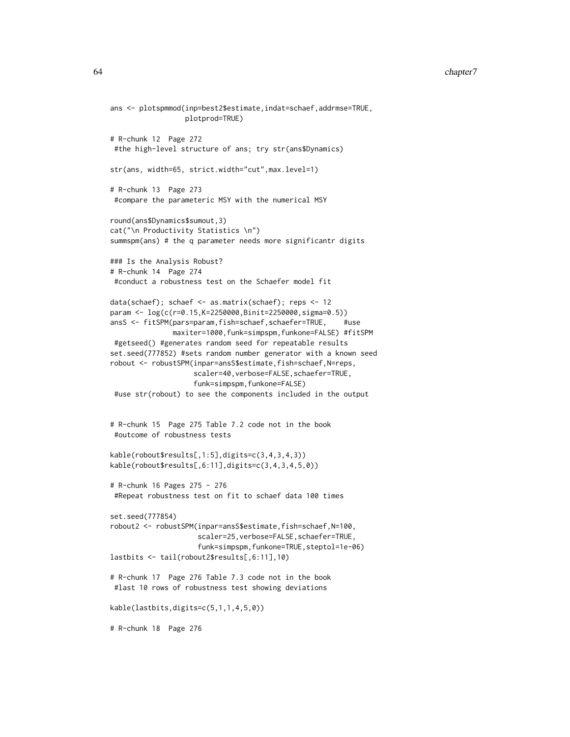```
ans <- plotspmmod(inp=best2$estimate,indat=schaef,addrmse=TRUE,
                  plotprod=TRUE)

# R-chunk 12  Page 272
 #the high-level structure of ans; try str(ans$Dynamics)

str(ans, width=65, strict.width="cut",max.level=1)

# R-chunk 13  Page 273
 #compare the parameteric MSY with the numerical MSY

round(ans$Dynamics$sumout,3)
cat("\n Productivity Statistics \n")
summspm(ans) # the q parameter needs more significantr digits

### Is the Analysis Robust?
# R-chunk 14  Page 274
 #conduct a robustness test on the Schaefer model fit

data(schaef); schaef <- as.matrix(schaef); reps <- 12
param <- log(c(r=0.15,K=2250000,Binit=2250000,sigma=0.5))
ansS <- fitSPM(pars=param,fish=schaef,schaefer=TRUE,    #use
               maxiter=1000,funk=simpspm,funkone=FALSE) #fitSPM
 #getseed() #generates random seed for repeatable results
set.seed(777852) #sets random number generator with a known seed
robout <- robustSPM(inpar=ansS$estimate,fish=schaef,N=reps,
                    scaler=40,verbose=FALSE,schaefer=TRUE,
                    funk=simpspm,funkone=FALSE)
 #use str(robout) to see the components included in the output


# R-chunk 15  Page 275 Table 7.2 code not in the book
 #outcome of robustness tests

kable(robout$results[,1:5],digits=c(3,4,3,4,3))
kable(robout$results[,6:11],digits=c(3,4,3,4,5,0))

# R-chunk 16 Pages 275 - 276
 #Repeat robustness test on fit to schaef data 100 times

set.seed(777854)
robout2 <- robustSPM(inpar=ansS$estimate,fish=schaef,N=100,
                     scaler=25,verbose=FALSE,schaefer=TRUE,
                     funk=simpspm,funkone=TRUE,steptol=1e-06)
lastbits <- tail(robout2$results[,6:11],10)

# R-chunk 17  Page 276 Table 7.3 code not in the book
 #last 10 rows of robustness test showing deviations

kable(lastbits,digits=c(5,1,1,4,5,0))

# R-chunk 18  Page 276
```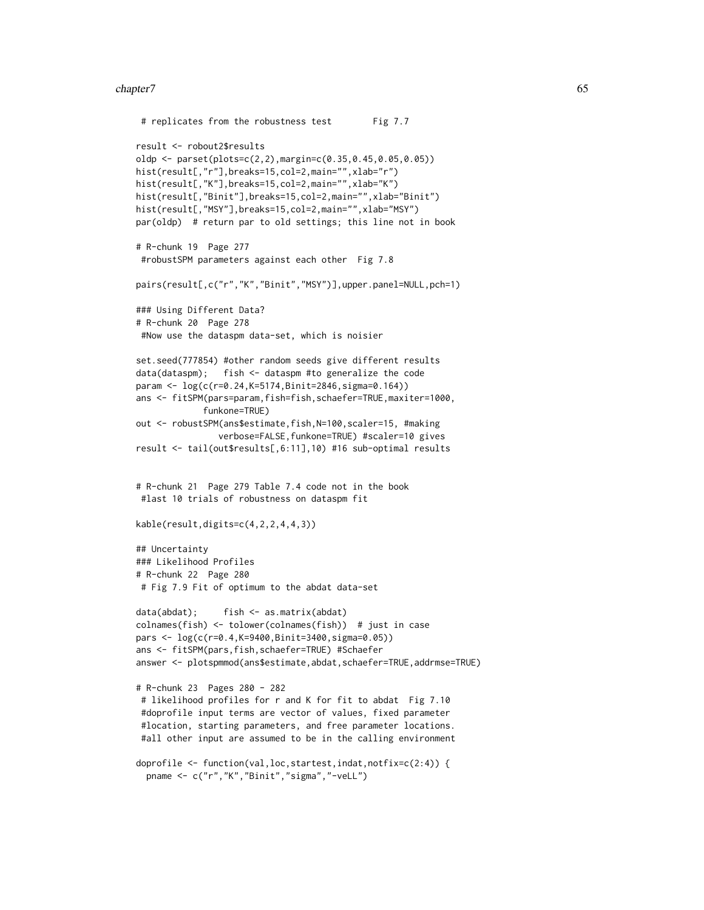```
 # replicates from the robustness test        Fig 7.7

result <- robout2$results
oldp <- parset(plots=c(2,2),margin=c(0.35,0.45,0.05,0.05))
hist(result[,"r"],breaks=15,col=2,main="",xlab="r")
hist(result[,"K"],breaks=15,col=2,main="",xlab="K")
hist(result[,"Binit"],breaks=15,col=2,main="",xlab="Binit")
hist(result[,"MSY"],breaks=15,col=2,main="",xlab="MSY")
par(oldp)  # return par to old settings; this line not in book

# R-chunk 19  Page 277
 #robustSPM parameters against each other  Fig 7.8

pairs(result[,c("r","K","Binit","MSY")],upper.panel=NULL,pch=1)

### Using Different Data?
# R-chunk 20  Page 278
 #Now use the dataspm data-set, which is noisier

set.seed(777854) #other random seeds give different results
data(dataspm);   fish <- dataspm #to generalize the code
param <- log(c(r=0.24,K=5174,Binit=2846,sigma=0.164))
ans <- fitSPM(pars=param,fish=fish,schaefer=TRUE,maxiter=1000,
             funkone=TRUE)
out <- robustSPM(ans$estimate,fish,N=100,scaler=15, #making
                verbose=FALSE,funkone=TRUE) #scaler=10 gives
result <- tail(out$results[,6:11],10) #16 sub-optimal results


# R-chunk 21  Page 279 Table 7.4 code not in the book
 #last 10 trials of robustness on dataspm fit

kable(result,digits=c(4,2,2,4,4,3))

## Uncertainty
### Likelihood Profiles
# R-chunk 22  Page 280
 # Fig 7.9 Fit of optimum to the abdat data-set

data(abdat);     fish <- as.matrix(abdat)
colnames(fish) <- tolower(colnames(fish))  # just in case
pars <- log(c(r=0.4,K=9400,Binit=3400,sigma=0.05))
ans <- fitSPM(pars,fish,schaefer=TRUE) #Schaefer
answer <- plotspmmod(ans$estimate,abdat,schaefer=TRUE,addrmse=TRUE)

# R-chunk 23  Pages 280 - 282
 # likelihood profiles for r and K for fit to abdat  Fig 7.10
 #doprofile input terms are vector of values, fixed parameter
 #location, starting parameters, and free parameter locations.
 #all other input are assumed to be in the calling environment

doprofile <- function(val,loc,startest,indat,notfix=c(2:4)) {
  pname <- c("r","K","Binit","sigma","-veLL")
```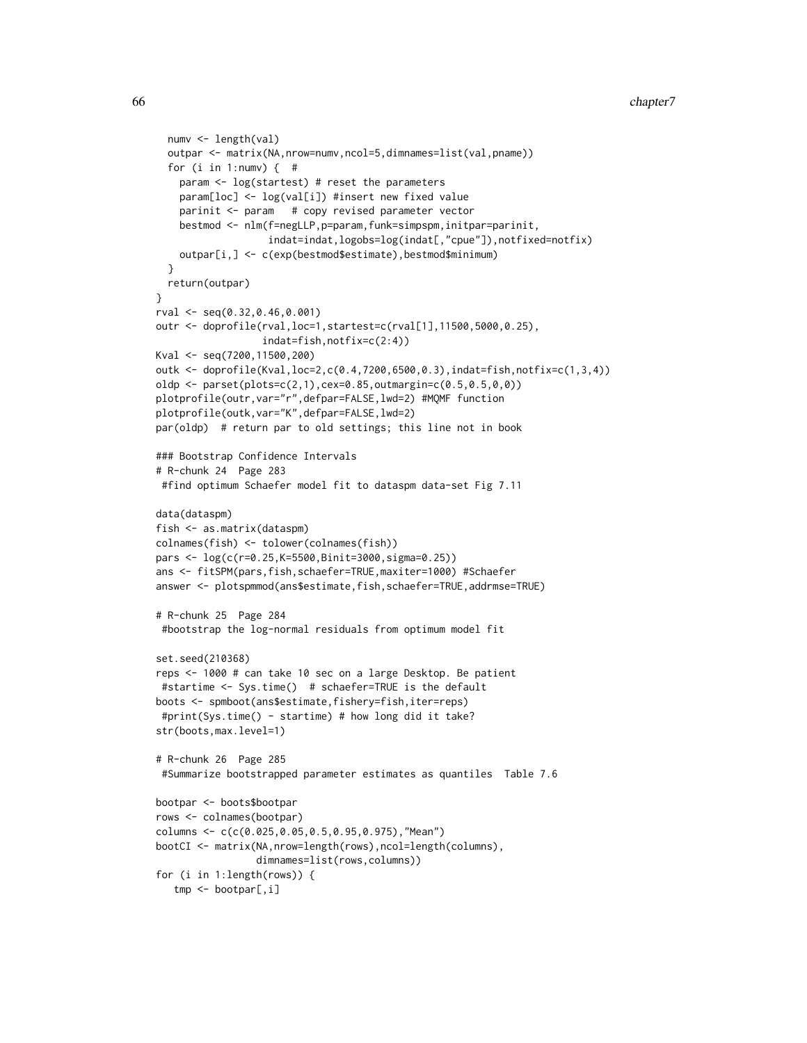```
  numv <- length(val)
  outpar <- matrix(NA,nrow=numv,ncol=5,dimnames=list(val,pname))
  for (i in 1:numv) {  #
    param <- log(startest) # reset the parameters
    param[loc] <- log(val[i]) #insert new fixed value
    parinit <- param   # copy revised parameter vector
    bestmod <- nlm(f=negLLP,p=param,funk=simpspm,initpar=parinit,
                   indat=indat,logobs=log(indat[,"cpue"]),notfixed=notfix)
    outpar[i,] <- c(exp(bestmod$estimate),bestmod$minimum)
  }
  return(outpar)
}
rval <- seq(0.32,0.46,0.001)
outr <- doprofile(rval,loc=1,startest=c(rval[1],11500,5000,0.25),
                  indat=fish,notfix=c(2:4))
Kval <- seq(7200,11500,200)
outk <- doprofile(Kval,loc=2,c(0.4,7200,6500,0.3),indat=fish,notfix=c(1,3,4))
oldp <- parset(plots=c(2,1),cex=0.85,outmargin=c(0.5,0.5,0,0))
plotprofile(outr,var="r",defpar=FALSE,lwd=2) #MQMF function
plotprofile(outk,var="K",defpar=FALSE,lwd=2)
par(oldp)  # return par to old settings; this line not in book

### Bootstrap Confidence Intervals
# R-chunk 24  Page 283
 #find optimum Schaefer model fit to dataspm data-set Fig 7.11

data(dataspm)
fish <- as.matrix(dataspm)
colnames(fish) <- tolower(colnames(fish))
pars <- log(c(r=0.25,K=5500,Binit=3000,sigma=0.25))
ans <- fitSPM(pars,fish,schaefer=TRUE,maxiter=1000) #Schaefer
answer <- plotspmmod(ans$estimate,fish,schaefer=TRUE,addrmse=TRUE)

# R-chunk 25  Page 284
 #bootstrap the log-normal residuals from optimum model fit

set.seed(210368)
reps <- 1000 # can take 10 sec on a large Desktop. Be patient
 #startime <- Sys.time()  # schaefer=TRUE is the default
boots <- spmboot(ans$estimate,fishery=fish,iter=reps)
 #print(Sys.time() - startime) # how long did it take?
str(boots,max.level=1)

# R-chunk 26  Page 285
 #Summarize bootstrapped parameter estimates as quantiles  Table 7.6

bootpar <- boots$bootpar
rows <- colnames(bootpar)
columns <- c(c(0.025,0.05,0.5,0.95,0.975),"Mean")
bootCI <- matrix(NA,nrow=length(rows),ncol=length(columns),
                 dimnames=list(rows,columns))
for (i in 1:length(rows)) {
   tmp <- bootpar[,i]
```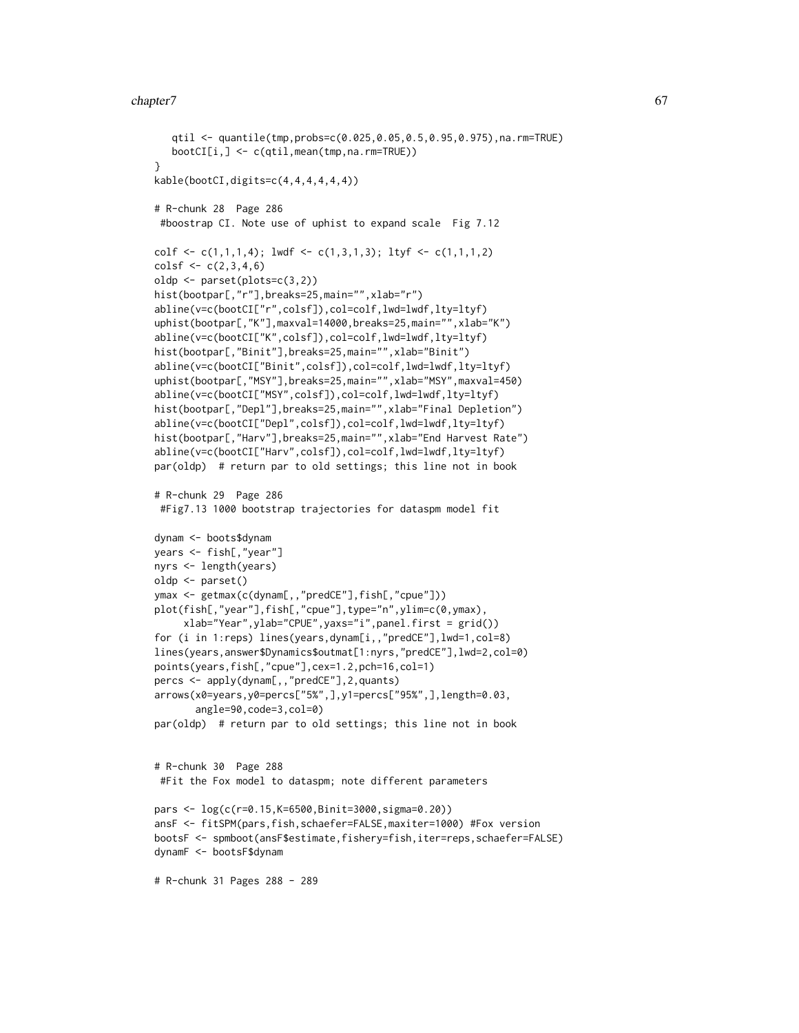```
   qtil <- quantile(tmp,probs=c(0.025,0.05,0.5,0.95,0.975),na.rm=TRUE)
   bootCI[i,] <- c(qtil,mean(tmp,na.rm=TRUE))
}
kable(bootCI,digits=c(4,4,4,4,4,4))

# R-chunk 28  Page 286
 #boostrap CI. Note use of uphist to expand scale  Fig 7.12

colf <- c(1,1,1,4); lwdf <- c(1,3,1,3); ltyf <- c(1,1,1,2)
colsf <- c(2,3,4,6)
oldp <- parset(plots=c(3,2))
hist(bootpar[,"r"],breaks=25,main="",xlab="r")
abline(v=c(bootCI["r",colsf]),col=colf,lwd=lwdf,lty=ltyf)
uphist(bootpar[,"K"],maxval=14000,breaks=25,main="",xlab="K")
abline(v=c(bootCI["K",colsf]),col=colf,lwd=lwdf,lty=ltyf)
hist(bootpar[,"Binit"],breaks=25,main="",xlab="Binit")
abline(v=c(bootCI["Binit",colsf]),col=colf,lwd=lwdf,lty=ltyf)
uphist(bootpar[,"MSY"],breaks=25,main="",xlab="MSY",maxval=450)
abline(v=c(bootCI["MSY",colsf]),col=colf,lwd=lwdf,lty=ltyf)
hist(bootpar[,"Depl"],breaks=25,main="",xlab="Final Depletion")
abline(v=c(bootCI["Depl",colsf]),col=colf,lwd=lwdf,lty=ltyf)
hist(bootpar[,"Harv"],breaks=25,main="",xlab="End Harvest Rate")
abline(v=c(bootCI["Harv",colsf]),col=colf,lwd=lwdf,lty=ltyf)
par(oldp)  # return par to old settings; this line not in book

# R-chunk 29  Page 286
 #Fig7.13 1000 bootstrap trajectories for dataspm model fit

dynam <- boots$dynam
years <- fish[,"year"]
nyrs <- length(years)
oldp <- parset()
ymax <- getmax(c(dynam[,,"predCE"],fish[,"cpue"]))
plot(fish[,"year"],fish[,"cpue"],type="n",ylim=c(0,ymax),
     xlab="Year",ylab="CPUE",yaxs="i",panel.first = grid())
for (i in 1:reps) lines(years,dynam[i,,"predCE"],lwd=1,col=8)
lines(years,answer$Dynamics$outmat[1:nyrs,"predCE"],lwd=2,col=0)
points(years,fish[,"cpue"],cex=1.2,pch=16,col=1)
percs <- apply(dynam[,,"predCE"],2,quants)
arrows(x0=years,y0=percs["5%",],y1=percs["95%",],length=0.03,
       angle=90,code=3,col=0)
par(oldp)  # return par to old settings; this line not in book


# R-chunk 30  Page 288
 #Fit the Fox model to dataspm; note different parameters

pars <- log(c(r=0.15,K=6500,Binit=3000,sigma=0.20))
ansF <- fitSPM(pars,fish,schaefer=FALSE,maxiter=1000) #Fox version
bootsF <- spmboot(ansF$estimate,fishery=fish,iter=reps,schaefer=FALSE)
dynamF <- bootsF$dynam

# R-chunk 31 Pages 288 - 289
```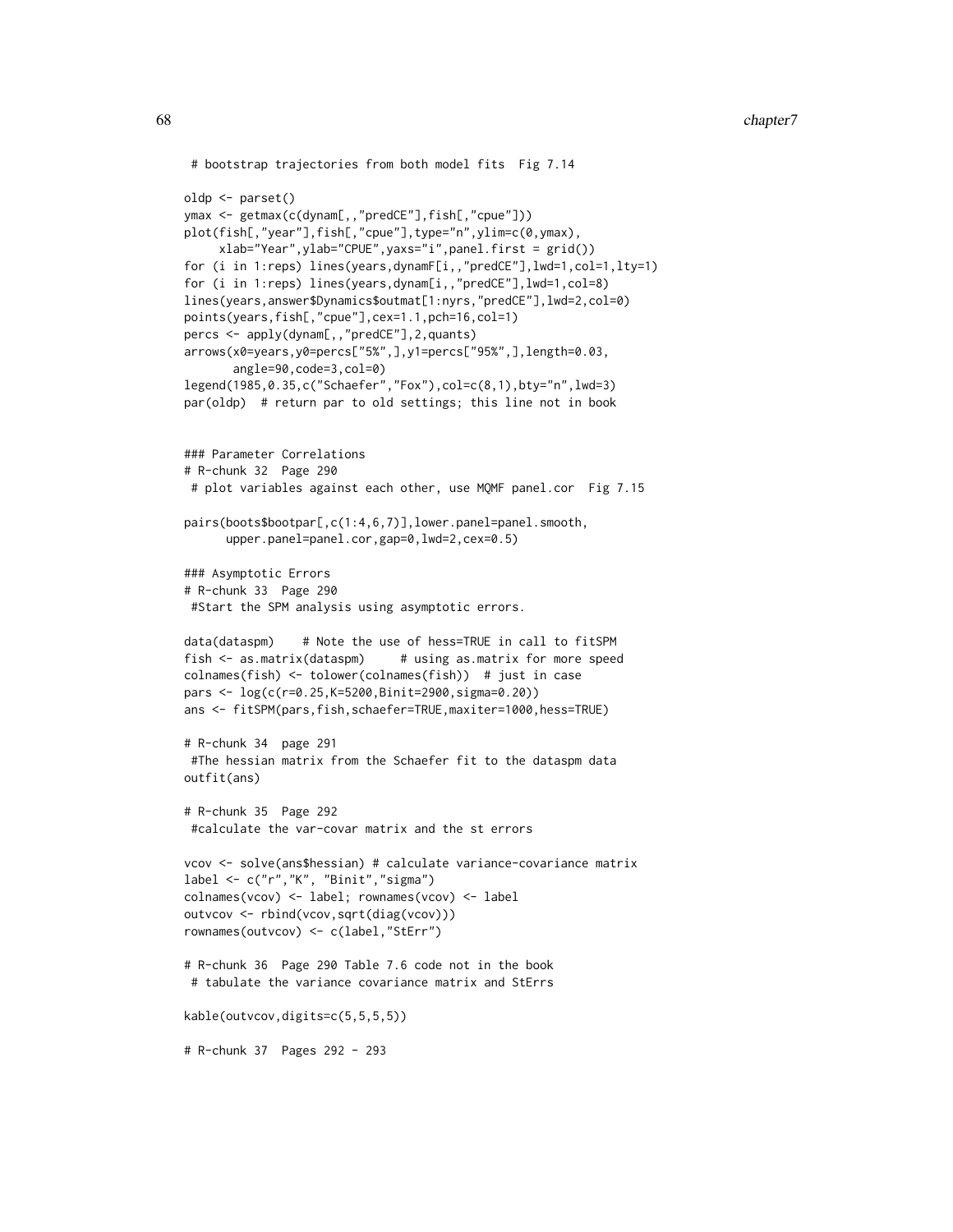```
 # bootstrap trajectories from both model fits  Fig 7.14

oldp <- parset()
ymax <- getmax(c(dynam[,,"predCE"],fish[,"cpue"]))
plot(fish[,"year"],fish[,"cpue"],type="n",ylim=c(0,ymax),
     xlab="Year",ylab="CPUE",yaxs="i",panel.first = grid())
for (i in 1:reps) lines(years,dynamF[i,,"predCE"],lwd=1,col=1,lty=1)
for (i in 1:reps) lines(years,dynam[i,,"predCE"],lwd=1,col=8)
lines(years,answer$Dynamics$outmat[1:nyrs,"predCE"],lwd=2,col=0)
points(years,fish[,"cpue"],cex=1.1,pch=16,col=1)
percs <- apply(dynam[,,"predCE"],2,quants)
arrows(x0=years,y0=percs["5%",],y1=percs["95%",],length=0.03,
       angle=90,code=3,col=0)
legend(1985,0.35,c("Schaefer","Fox"),col=c(8,1),bty="n",lwd=3)
par(oldp)  # return par to old settings; this line not in book


### Parameter Correlations
# R-chunk 32  Page 290
 # plot variables against each other, use MQMF panel.cor  Fig 7.15

pairs(boots$bootpar[,c(1:4,6,7)],lower.panel=panel.smooth,
      upper.panel=panel.cor,gap=0,lwd=2,cex=0.5)

### Asymptotic Errors
# R-chunk 33  Page 290
 #Start the SPM analysis using asymptotic errors.

data(dataspm)    # Note the use of hess=TRUE in call to fitSPM
fish <- as.matrix(dataspm)     # using as.matrix for more speed
colnames(fish) <- tolower(colnames(fish))  # just in case
pars <- log(c(r=0.25,K=5200,Binit=2900,sigma=0.20))
ans <- fitSPM(pars,fish,schaefer=TRUE,maxiter=1000,hess=TRUE)

# R-chunk 34  page 291
 #The hessian matrix from the Schaefer fit to the dataspm data
outfit(ans)

# R-chunk 35  Page 292
 #calculate the var-covar matrix and the st errors

vcov <- solve(ans$hessian) # calculate variance-covariance matrix
label <- c("r","K", "Binit","sigma")
colnames(vcov) <- label; rownames(vcov) <- label
outvcov <- rbind(vcov,sqrt(diag(vcov)))
rownames(outvcov) <- c(label,"StErr")

# R-chunk 36  Page 290 Table 7.6 code not in the book
 # tabulate the variance covariance matrix and StErrs

kable(outvcov,digits=c(5,5,5,5))

# R-chunk 37  Pages 292 - 293
```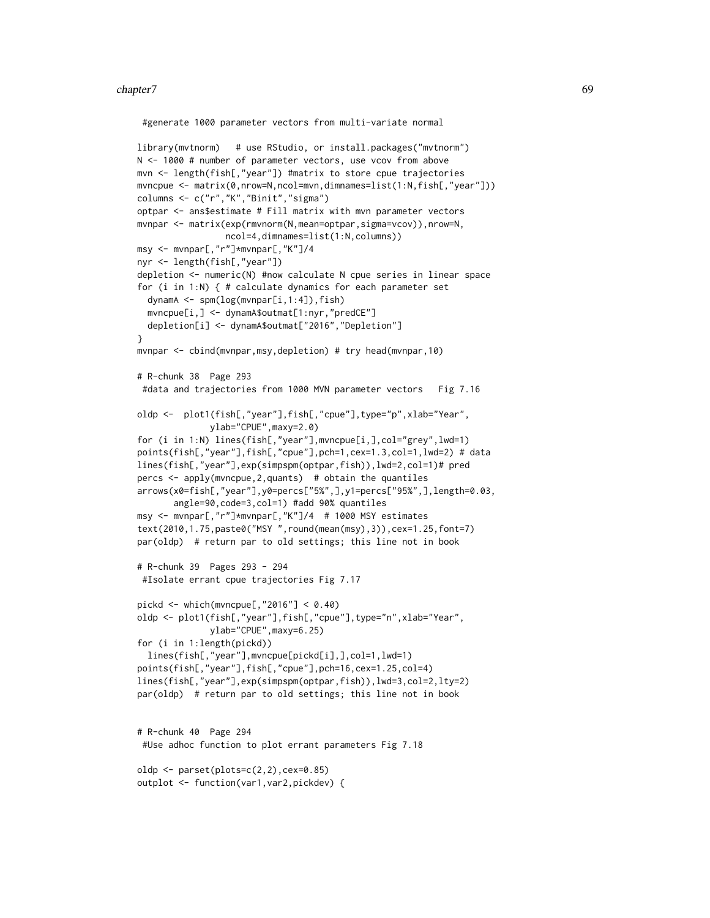```
 #generate 1000 parameter vectors from multi-variate normal

library(mvtnorm)   # use RStudio, or install.packages("mvtnorm")
N <- 1000 # number of parameter vectors, use vcov from above
mvn <- length(fish[,"year"]) #matrix to store cpue trajectories
mvncpue <- matrix(0,nrow=N,ncol=mvn,dimnames=list(1:N,fish[,"year"]))
columns <- c("r","K","Binit","sigma")
optpar <- ans$estimate # Fill matrix with mvn parameter vectors
mvnpar <- matrix(exp(rmvnorm(N,mean=optpar,sigma=vcov)),nrow=N,
                 ncol=4,dimnames=list(1:N,columns))
msy <- mvnpar[,"r"]*mvnpar[,"K"]/4
nyr <- length(fish[,"year"])
depletion <- numeric(N) #now calculate N cpue series in linear space
for (i in 1:N) { # calculate dynamics for each parameter set
  dynamA <- spm(log(mvnpar[i,1:4]),fish)
  mvncpue[i,] <- dynamA$outmat[1:nyr,"predCE"]
  depletion[i] <- dynamA$outmat["2016","Depletion"]
}
mvnpar <- cbind(mvnpar,msy,depletion) # try head(mvnpar,10)

# R-chunk 38  Page 293
 #data and trajectories from 1000 MVN parameter vectors   Fig 7.16

oldp <-  plot1(fish[,"year"],fish[,"cpue"],type="p",xlab="Year",
              ylab="CPUE",maxy=2.0)
for (i in 1:N) lines(fish[,"year"],mvncpue[i,],col="grey",lwd=1)
points(fish[,"year"],fish[,"cpue"],pch=1,cex=1.3,col=1,lwd=2) # data
lines(fish[,"year"],exp(simpspm(optpar,fish)),lwd=2,col=1)# pred
percs <- apply(mvncpue,2,quants)  # obtain the quantiles
arrows(x0=fish[,"year"],y0=percs["5%",],y1=percs["95%",],length=0.03,
       angle=90,code=3,col=1) #add 90% quantiles
msy <- mvnpar[,"r"]*mvnpar[,"K"]/4  # 1000 MSY estimates
text(2010,1.75,paste0("MSY ",round(mean(msy),3)),cex=1.25,font=7)
par(oldp)  # return par to old settings; this line not in book

# R-chunk 39  Pages 293 - 294
 #Isolate errant cpue trajectories Fig 7.17

pickd <- which(mvncpue[,"2016"] < 0.40)
oldp <- plot1(fish[,"year"],fish[,"cpue"],type="n",xlab="Year",
              ylab="CPUE",maxy=6.25)
for (i in 1:length(pickd))
  lines(fish[,"year"],mvncpue[pickd[i],],col=1,lwd=1)
points(fish[,"year"],fish[,"cpue"],pch=16,cex=1.25,col=4)
lines(fish[,"year"],exp(simpspm(optpar,fish)),lwd=3,col=2,lty=2)
par(oldp)  # return par to old settings; this line not in book


# R-chunk 40  Page 294
 #Use adhoc function to plot errant parameters Fig 7.18

oldp <- parset(plots=c(2,2),cex=0.85)
outplot <- function(var1,var2,pickdev) {
```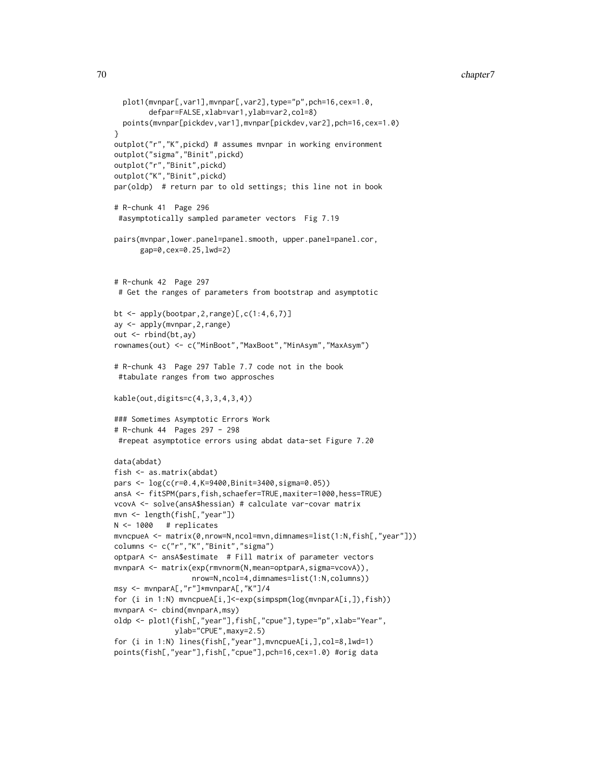```
  plot1(mvnpar[,var1],mvnpar[,var2],type="p",pch=16,cex=1.0,
        defpar=FALSE,xlab=var1,ylab=var2,col=8)
  points(mvnpar[pickdev,var1],mvnpar[pickdev,var2],pch=16,cex=1.0)
}
outplot("r","K",pickd) # assumes mvnpar in working environment
outplot("sigma","Binit",pickd)
outplot("r","Binit",pickd)
outplot("K","Binit",pickd)
par(oldp)  # return par to old settings; this line not in book

# R-chunk 41  Page 296
 #asymptotically sampled parameter vectors  Fig 7.19

pairs(mvnpar,lower.panel=panel.smooth, upper.panel=panel.cor,
      gap=0,cex=0.25,lwd=2)


# R-chunk 42  Page 297
 # Get the ranges of parameters from bootstrap and asymptotic

bt <- apply(bootpar,2,range)[,c(1:4,6,7)]
ay <- apply(mvnpar,2,range)
out <- rbind(bt,ay)
rownames(out) <- c("MinBoot","MaxBoot","MinAsym","MaxAsym")

# R-chunk 43  Page 297 Table 7.7 code not in the book
 #tabulate ranges from two approsches

kable(out,digits=c(4,3,3,4,3,4))

### Sometimes Asymptotic Errors Work
# R-chunk 44  Pages 297 - 298
 #repeat asymptotice errors using abdat data-set Figure 7.20

data(abdat)
fish <- as.matrix(abdat)
pars <- log(c(r=0.4,K=9400,Binit=3400,sigma=0.05))
ansA <- fitSPM(pars,fish,schaefer=TRUE,maxiter=1000,hess=TRUE)
vcovA <- solve(ansA$hessian) # calculate var-covar matrix
mvn <- length(fish[,"year"])
N <- 1000   # replicates
mvncpueA <- matrix(0,nrow=N,ncol=mvn,dimnames=list(1:N,fish[,"year"]))
columns <- c("r","K","Binit","sigma")
optparA <- ansA$estimate  # Fill matrix of parameter vectors
mvnparA <- matrix(exp(rmvnorm(N,mean=optparA,sigma=vcovA)),
                  nrow=N,ncol=4,dimnames=list(1:N,columns))
msy <- mvnparA[,"r"]*mvnparA[,"K"]/4
for (i in 1:N) mvncpueA[i,]<-exp(simpspm(log(mvnparA[i,]),fish))
mvnparA <- cbind(mvnparA,msy)
oldp <- plot1(fish[,"year"],fish[,"cpue"],type="p",xlab="Year",
              ylab="CPUE",maxy=2.5)
for (i in 1:N) lines(fish[,"year"],mvncpueA[i,],col=8,lwd=1)
points(fish[,"year"],fish[,"cpue"],pch=16,cex=1.0) #orig data
```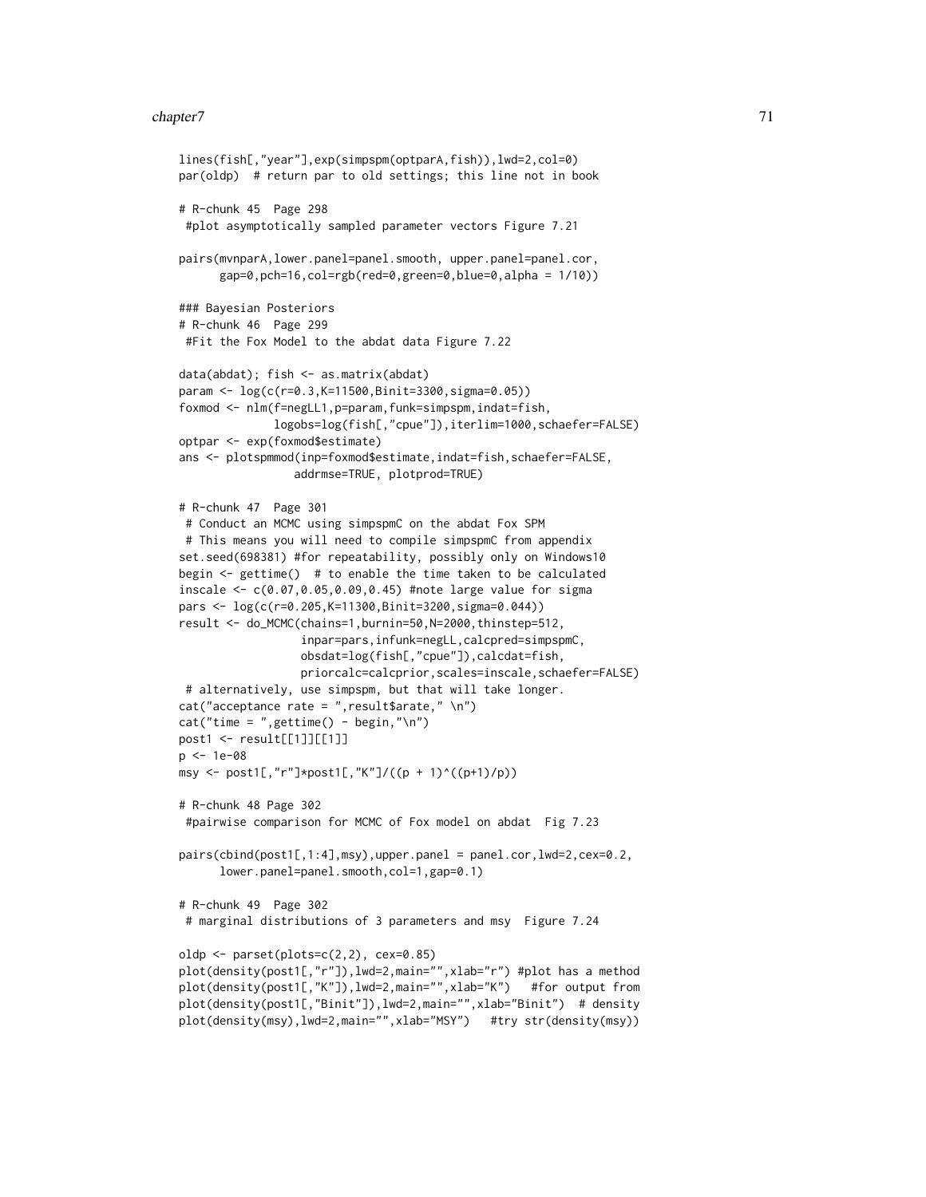```
lines(fish[,"year"],exp(simpspm(optparA,fish)),lwd=2,col=0)
par(oldp)  # return par to old settings; this line not in book

# R-chunk 45  Page 298
 #plot asymptotically sampled parameter vectors Figure 7.21

pairs(mvnparA,lower.panel=panel.smooth, upper.panel=panel.cor,
      gap=0,pch=16,col=rgb(red=0,green=0,blue=0,alpha = 1/10))

### Bayesian Posteriors
# R-chunk 46  Page 299
 #Fit the Fox Model to the abdat data Figure 7.22

data(abdat); fish <- as.matrix(abdat)
param <- log(c(r=0.3,K=11500,Binit=3300,sigma=0.05))
foxmod <- nlm(f=negLL1,p=param,funk=simpspm,indat=fish,
              logobs=log(fish[,"cpue"]),iterlim=1000,schaefer=FALSE)
optpar <- exp(foxmod$estimate)
ans <- plotspmmod(inp=foxmod$estimate,indat=fish,schaefer=FALSE,
                  addrmse=TRUE, plotprod=TRUE)

# R-chunk 47  Page 301
 # Conduct an MCMC using simpspmC on the abdat Fox SPM
 # This means you will need to compile simpspmC from appendix
set.seed(698381) #for repeatability, possibly only on Windows10
begin <- gettime()  # to enable the time taken to be calculated
inscale <- c(0.07,0.05,0.09,0.45) #note large value for sigma
pars <- log(c(r=0.205,K=11300,Binit=3200,sigma=0.044))
result <- do_MCMC(chains=1,burnin=50,N=2000,thinstep=512,
                  inpar=pars,infunk=negLL,calcpred=simpspmC,
                  obsdat=log(fish[,"cpue"]),calcdat=fish,
                  priorcalc=calcprior,scales=inscale,schaefer=FALSE)
 # alternatively, use simpspm, but that will take longer.
cat("acceptance rate = ",result$arate," \n")
cat("time = ",gettime() - begin,"\n")
post1 <- result[[1]][[1]]
p <- 1e-08
msy <- post1[,"r"]*post1[,"K"]/((p + 1)^((p+1)/p))

# R-chunk 48 Page 302
 #pairwise comparison for MCMC of Fox model on abdat  Fig 7.23

pairs(cbind(post1[,1:4],msy),upper.panel = panel.cor,lwd=2,cex=0.2,
      lower.panel=panel.smooth,col=1,gap=0.1)

# R-chunk 49  Page 302
 # marginal distributions of 3 parameters and msy  Figure 7.24

oldp <- parset(plots=c(2,2), cex=0.85)
plot(density(post1[,"r"]),lwd=2,main="",xlab="r") #plot has a method
plot(density(post1[,"K"]),lwd=2,main="",xlab="K")   #for output from
plot(density(post1[,"Binit"]),lwd=2,main="",xlab="Binit")  # density
plot(density(msy),lwd=2,main="",xlab="MSY")   #try str(density(msy))
```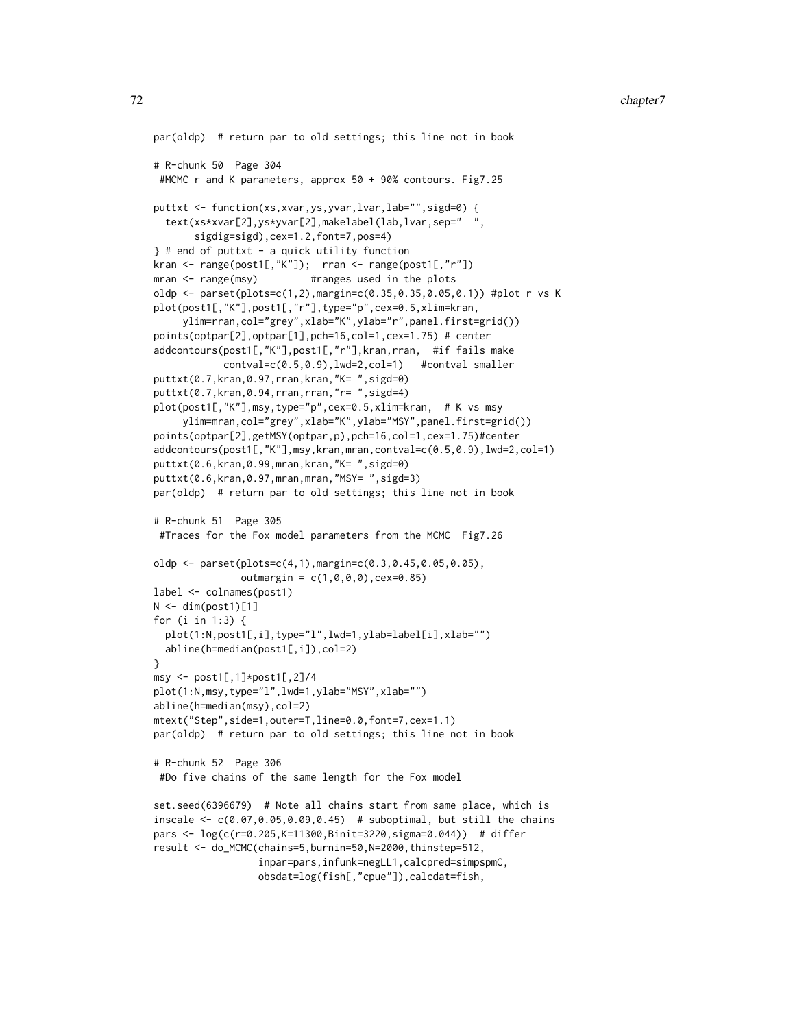```
par(oldp)  # return par to old settings; this line not in book

# R-chunk 50  Page 304
 #MCMC r and K parameters, approx 50 + 90% contours. Fig7.25

puttxt <- function(xs,xvar,ys,yvar,lvar,lab="",sigd=0) {
  text(xs*xvar[2],ys*yvar[2],makelabel(lab,lvar,sep="  ",
       sigdig=sigd),cex=1.2,font=7,pos=4)
} # end of puttxt - a quick utility function
kran <- range(post1[,"K"]);  rran <- range(post1[,"r"])
mran <- range(msy)         #ranges used in the plots
oldp <- parset(plots=c(1,2),margin=c(0.35,0.35,0.05,0.1)) #plot r vs K
plot(post1[,"K"],post1[,"r"],type="p",cex=0.5,xlim=kran,
     ylim=rran,col="grey",xlab="K",ylab="r",panel.first=grid())
points(optpar[2],optpar[1],pch=16,col=1,cex=1.75) # center
addcontours(post1[,"K"],post1[,"r"],kran,rran,  #if fails make
           contval=c(0.5,0.9),lwd=2,col=1)   #contval smaller
puttxt(0.7,kran,0.97,rran,kran,"K= ",sigd=0)
puttxt(0.7,kran,0.94,rran,rran,"r= ",sigd=4)
plot(post1[,"K"],msy,type="p",cex=0.5,xlim=kran,  # K vs msy
     ylim=mran,col="grey",xlab="K",ylab="MSY",panel.first=grid())
points(optpar[2],getMSY(optpar,p),pch=16,col=1,cex=1.75)#center
addcontours(post1[,"K"],msy,kran,mran,contval=c(0.5,0.9),lwd=2,col=1)
puttxt(0.6,kran,0.99,mran,kran,"K= ",sigd=0)
puttxt(0.6,kran,0.97,mran,mran,"MSY= ",sigd=3)
par(oldp)  # return par to old settings; this line not in book

# R-chunk 51  Page 305
 #Traces for the Fox model parameters from the MCMC  Fig7.26

oldp <- parset(plots=c(4,1),margin=c(0.3,0.45,0.05,0.05),
              outmargin = c(1,0,0,0),cex=0.85)
label <- colnames(post1)
N <- dim(post1)[1]
for (i in 1:3) {
  plot(1:N,post1[,i],type="l",lwd=1,ylab=label[i],xlab="")
  abline(h=median(post1[,i]),col=2)
}
msy <- post1[,1]*post1[,2]/4
plot(1:N,msy,type="l",lwd=1,ylab="MSY",xlab="")
abline(h=median(msy),col=2)
mtext("Step",side=1,outer=T,line=0.0,font=7,cex=1.1)
par(oldp)  # return par to old settings; this line not in book

# R-chunk 52  Page 306
 #Do five chains of the same length for the Fox model

set.seed(6396679)  # Note all chains start from same place, which is
inscale <- c(0.07,0.05,0.09,0.45)  # suboptimal, but still the chains
pars <- log(c(r=0.205,K=11300,Binit=3220,sigma=0.044))  # differ
result <- do_MCMC(chains=5,burnin=50,N=2000,thinstep=512,
                  inpar=pars,infunk=negLL1,calcpred=simpspmC,
                  obsdat=log(fish[,"cpue"]),calcdat=fish,
```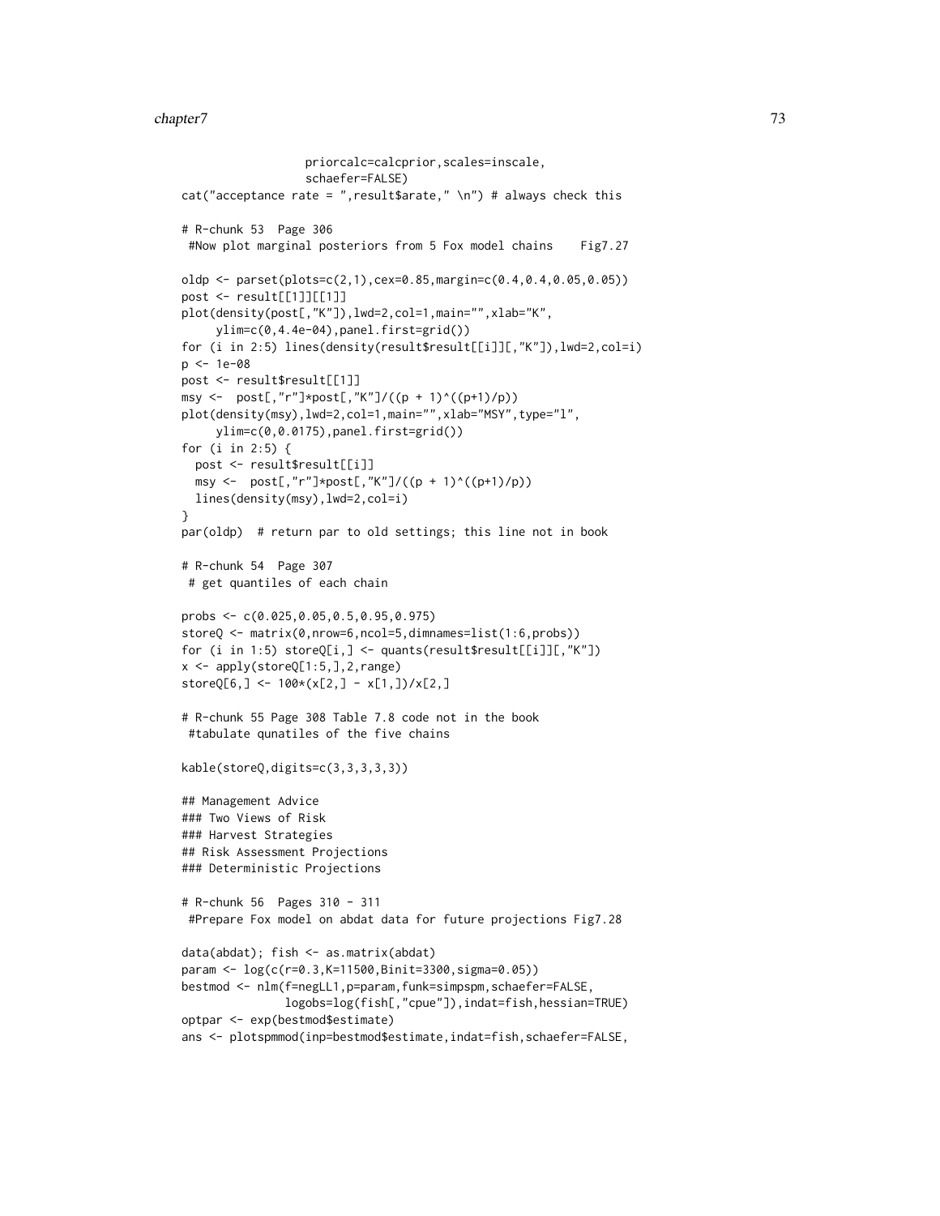```
                  priorcalc=calcprior,scales=inscale,
                  schaefer=FALSE)
cat("acceptance rate = ",result$arate," \n") # always check this

# R-chunk 53  Page 306
 #Now plot marginal posteriors from 5 Fox model chains    Fig7.27

oldp <- parset(plots=c(2,1),cex=0.85,margin=c(0.4,0.4,0.05,0.05))
post <- result[[1]][[1]]
plot(density(post[,"K"]),lwd=2,col=1,main="",xlab="K",
     ylim=c(0,4.4e-04),panel.first=grid())
for (i in 2:5) lines(density(result$result[[i]][,"K"]),lwd=2,col=i)
p <- 1e-08
post <- result$result[[1]]
msy <-  post[,"r"]*post[,"K"]/((p + 1)^((p+1)/p))
plot(density(msy),lwd=2,col=1,main="",xlab="MSY",type="l",
     ylim=c(0,0.0175),panel.first=grid())
for (i in 2:5) {
  post <- result$result[[i]]
  msy <-  post[,"r"]*post[,"K"]/((p + 1)^((p+1)/p))
  lines(density(msy),lwd=2,col=i)
}
par(oldp)  # return par to old settings; this line not in book

# R-chunk 54  Page 307
 # get quantiles of each chain

probs <- c(0.025,0.05,0.5,0.95,0.975)
storeQ <- matrix(0,nrow=6,ncol=5,dimnames=list(1:6,probs))
for (i in 1:5) storeQ[i,] <- quants(result$result[[i]][,"K"])
x <- apply(storeQ[1:5,],2,range)
storeQ[6,] <- 100*(x[2,] - x[1,])/x[2,]

# R-chunk 55 Page 308 Table 7.8 code not in the book
 #tabulate qunatiles of the five chains

kable(storeQ,digits=c(3,3,3,3,3))

## Management Advice
### Two Views of Risk
### Harvest Strategies
## Risk Assessment Projections
### Deterministic Projections

# R-chunk 56  Pages 310 - 311
 #Prepare Fox model on abdat data for future projections Fig7.28

data(abdat); fish <- as.matrix(abdat)
param <- log(c(r=0.3,K=11500,Binit=3300,sigma=0.05))
bestmod <- nlm(f=negLL1,p=param,funk=simpspm,schaefer=FALSE,
               logobs=log(fish[,"cpue"]),indat=fish,hessian=TRUE)
optpar <- exp(bestmod$estimate)
ans <- plotspmmod(inp=bestmod$estimate,indat=fish,schaefer=FALSE,
```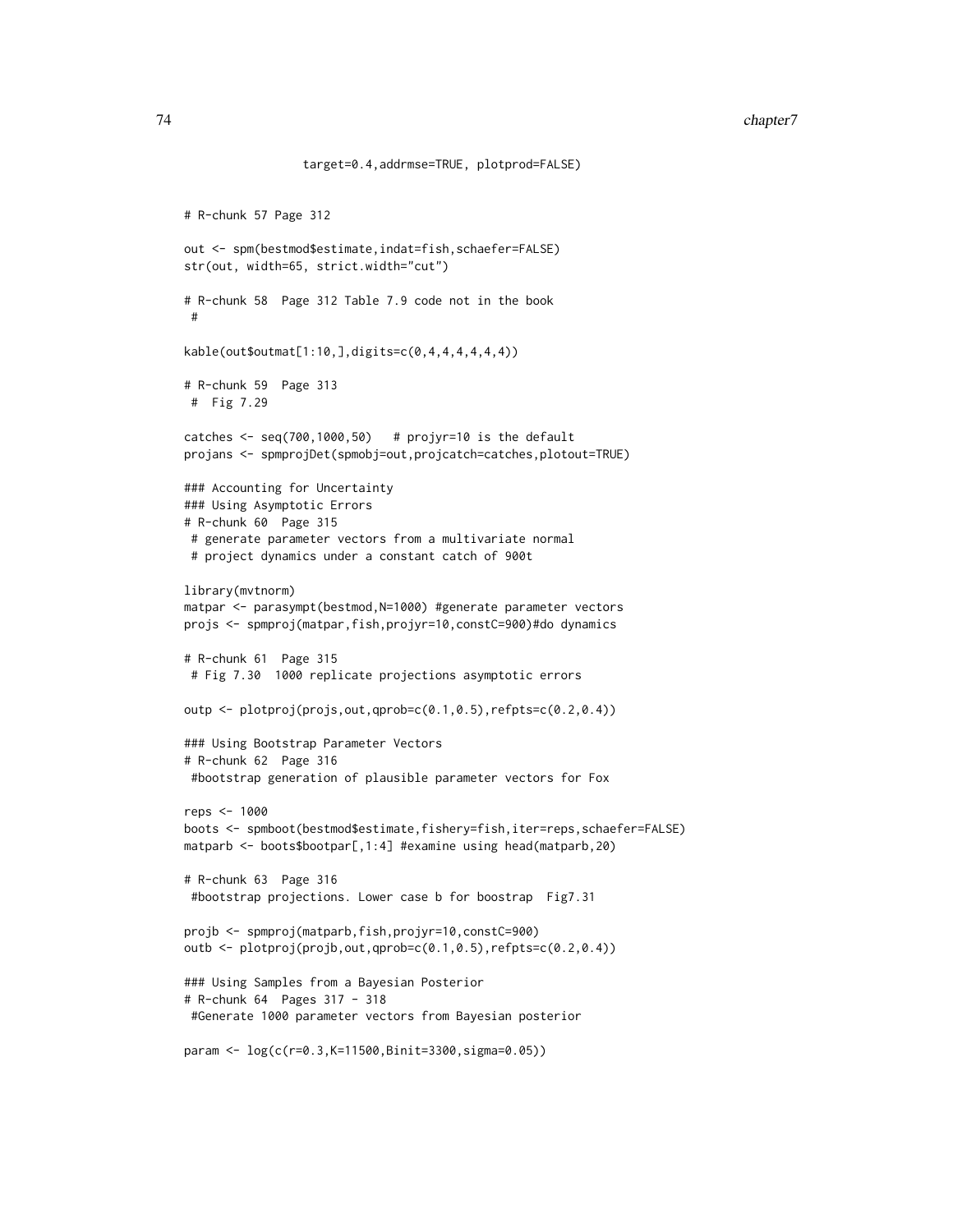```
                 target=0.4,addrmse=TRUE, plotprod=FALSE)


# R-chunk 57 Page 312

out <- spm(bestmod$estimate,indat=fish,schaefer=FALSE)
str(out, width=65, strict.width="cut")

# R-chunk 58  Page 312 Table 7.9 code not in the book
 #

kable(out$outmat[1:10,],digits=c(0,4,4,4,4,4,4))

# R-chunk 59  Page 313
 #  Fig 7.29

catches <- seq(700,1000,50)   # projyr=10 is the default
projans <- spmprojDet(spmobj=out,projcatch=catches,plotout=TRUE)

### Accounting for Uncertainty
### Using Asymptotic Errors
# R-chunk 60  Page 315
 # generate parameter vectors from a multivariate normal
 # project dynamics under a constant catch of 900t

library(mvtnorm)
matpar <- parasympt(bestmod,N=1000) #generate parameter vectors
projs <- spmproj(matpar,fish,projyr=10,constC=900)#do dynamics

# R-chunk 61  Page 315
 # Fig 7.30  1000 replicate projections asymptotic errors

outp <- plotproj(projs,out,qprob=c(0.1,0.5),refpts=c(0.2,0.4))

### Using Bootstrap Parameter Vectors
# R-chunk 62  Page 316
 #bootstrap generation of plausible parameter vectors for Fox

reps <- 1000
boots <- spmboot(bestmod$estimate,fishery=fish,iter=reps,schaefer=FALSE)
matparb <- boots$bootpar[,1:4] #examine using head(matparb,20)

# R-chunk 63  Page 316
 #bootstrap projections. Lower case b for boostrap  Fig7.31

projb <- spmproj(matparb,fish,projyr=10,constC=900)
outb <- plotproj(projb,out,qprob=c(0.1,0.5),refpts=c(0.2,0.4))

### Using Samples from a Bayesian Posterior
# R-chunk 64  Pages 317 - 318
 #Generate 1000 parameter vectors from Bayesian posterior

param <- log(c(r=0.3,K=11500,Binit=3300,sigma=0.05))
```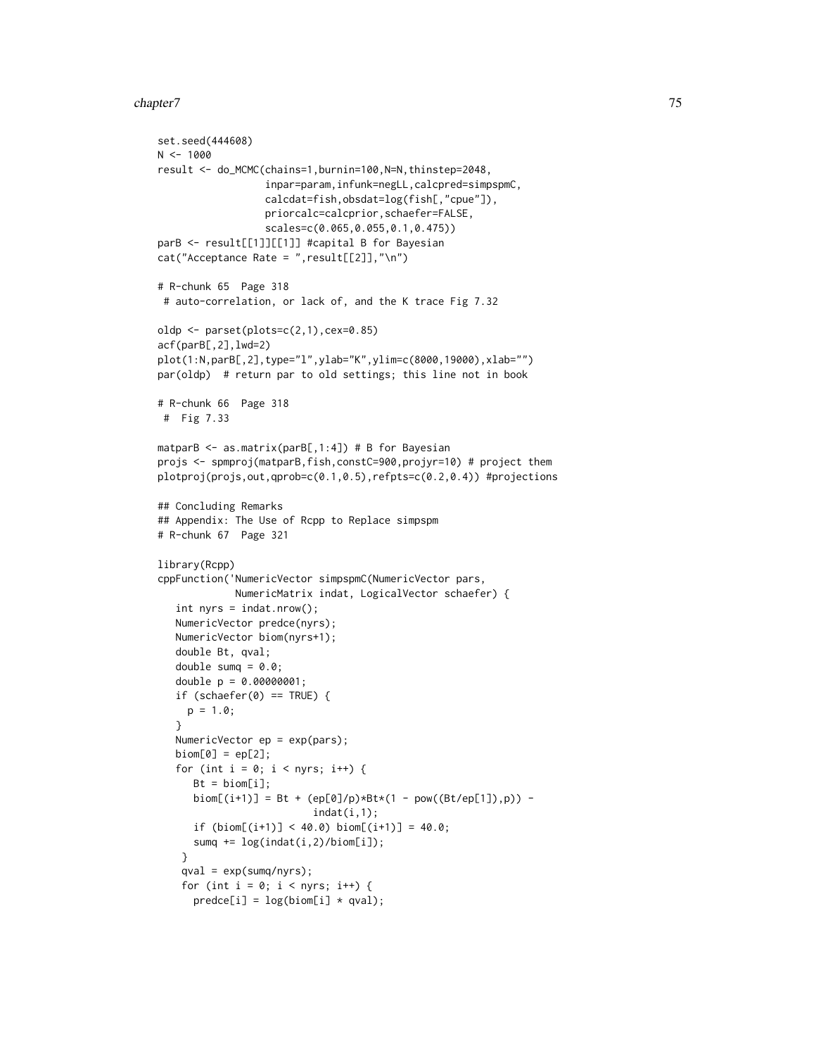```
set.seed(444608)
N <- 1000
result <- do_MCMC(chains=1,burnin=100,N=N,thinstep=2048,
                  inpar=param,infunk=negLL,calcpred=simpspmC,
                  calcdat=fish,obsdat=log(fish[,"cpue"]),
                  priorcalc=calcprior,schaefer=FALSE,
                  scales=c(0.065,0.055,0.1,0.475))
parB <- result[[1]][[1]] #capital B for Bayesian
cat("Acceptance Rate = ",result[[2]],"\n")

# R-chunk 65  Page 318
 # auto-correlation, or lack of, and the K trace Fig 7.32

oldp <- parset(plots=c(2,1),cex=0.85)
acf(parB[,2],lwd=2)
plot(1:N,parB[,2],type="l",ylab="K",ylim=c(8000,19000),xlab="")
par(oldp)  # return par to old settings; this line not in book

# R-chunk 66  Page 318
 #  Fig 7.33

matparB <- as.matrix(parB[,1:4]) # B for Bayesian
projs <- spmproj(matparB,fish,constC=900,projyr=10) # project them
plotproj(projs,out,qprob=c(0.1,0.5),refpts=c(0.2,0.4)) #projections

## Concluding Remarks
## Appendix: The Use of Rcpp to Replace simpspm
# R-chunk 67  Page 321

library(Rcpp)
cppFunction('NumericVector simpspmC(NumericVector pars,
             NumericMatrix indat, LogicalVector schaefer) {
   int nyrs = indat.nrow();
   NumericVector predce(nyrs);
   NumericVector biom(nyrs+1);
   double Bt, qval;
   double sumq = 0.0;
   double p = 0.00000001;
   if (schaefer(0) == TRUE) {
     p = 1.0;
   }
   NumericVector ep = exp(pars);
   biom[0] = ep[2];
   for (int i = 0; i < nyrs; i++) {
      Bt = biom[i];
      biom[(i+1)] = Bt + (ep[0]/p)*Bt*(1 - pow((Bt/ep[1]),p)) -
                          indat(i,1);
      if (biom[(i+1)] < 40.0) biom[(i+1)] = 40.0;
      sumq += log(indat(i,2)/biom[i]);
    }
    qval = exp(sumq/nyrs);
    for (int i = 0; i < nyrs; i++) {
      predce[i] = log(biom[i] * qval);
```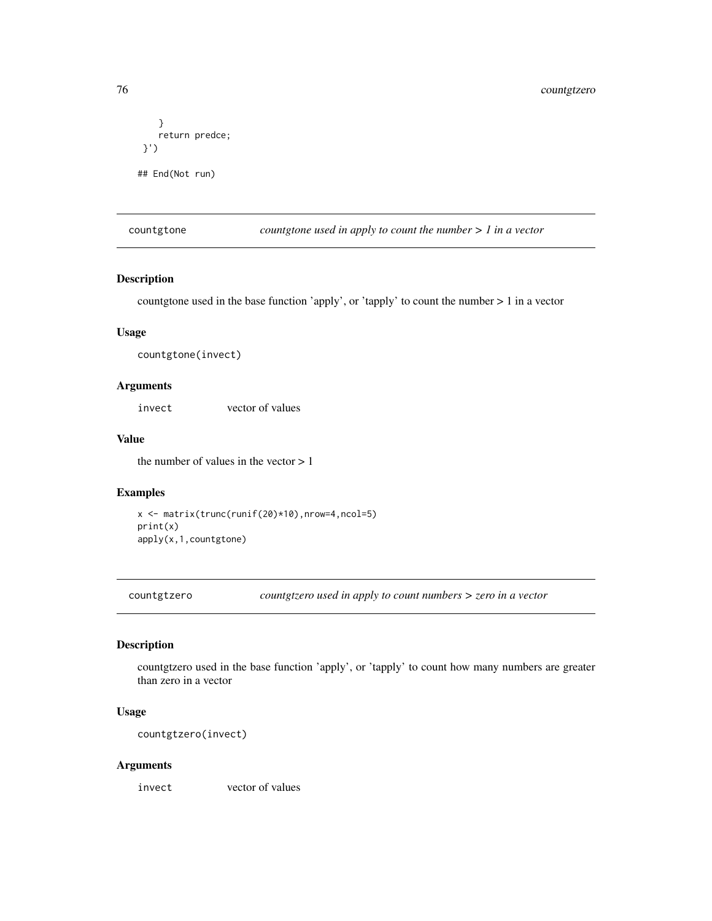```
    }
    return predce;
 }')

## End(Not run)
```

## countgtone — *countgtone used in apply to count the number > 1 in a vector*

### Description

countgtone used in the base function 'apply', or 'tapply' to count the number > 1 in a vector

### Usage

```
countgtone(invect)
```

### Arguments

| | |
|---|---|
| invect | vector of values |

### Value

the number of values in the vector > 1

### Examples

```
x <- matrix(trunc(runif(20)*10),nrow=4,ncol=5)
print(x)
apply(x,1,countgtone)
```

## countgtzero — *countgtzero used in apply to count numbers > zero in a vector*

### Description

countgtzero used in the base function 'apply', or 'tapply' to count how many numbers are greater than zero in a vector

### Usage

```
countgtzero(invect)
```

### Arguments

| | |
|---|---|
| invect | vector of values |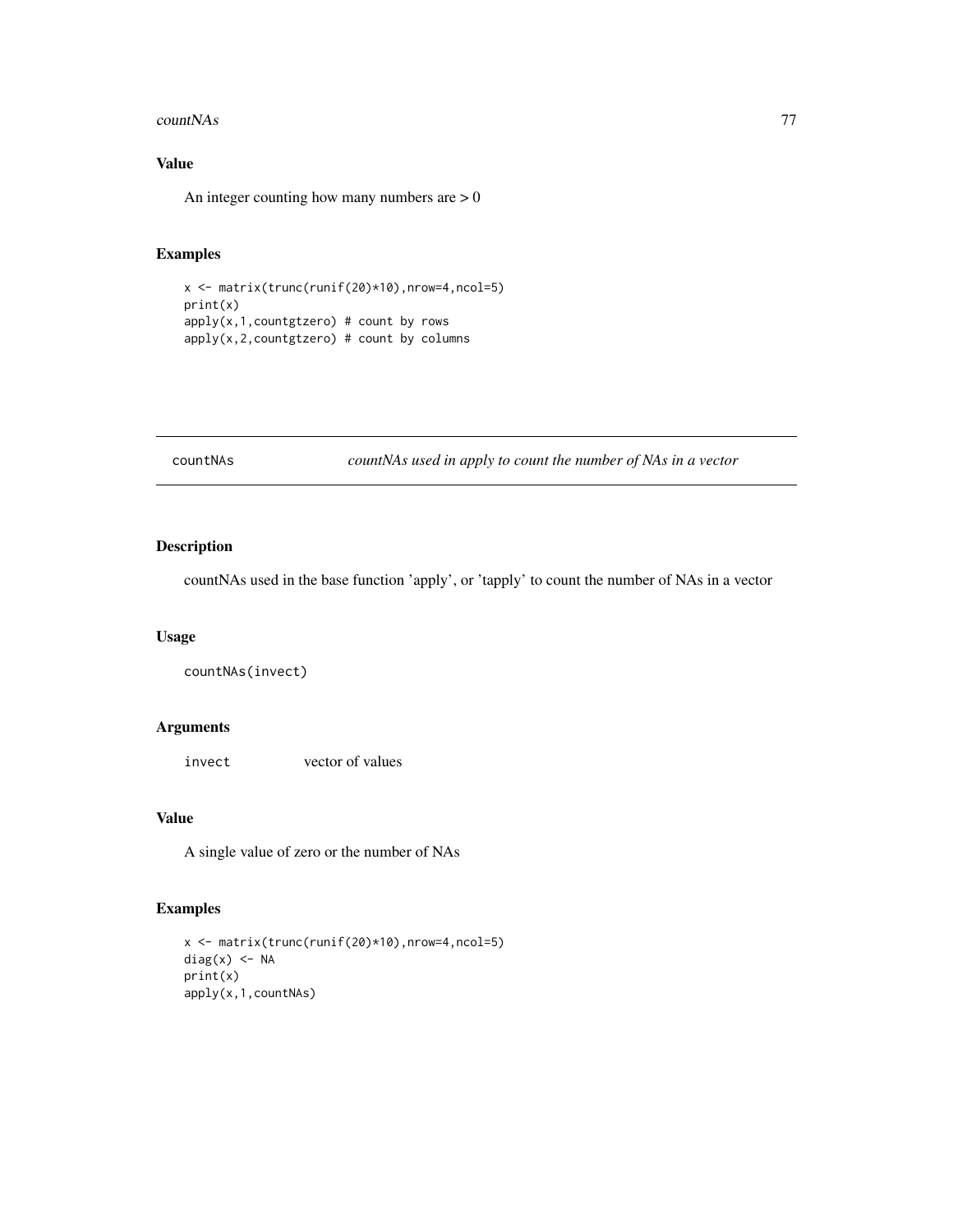## Value

An integer counting how many numbers are > 0

## Examples

```
x <- matrix(trunc(runif(20)*10),nrow=4,ncol=5)
print(x)
apply(x,1,countgtzero) # count by rows
apply(x,2,countgtzero) # count by columns
```

---

`countNAs` *countNAs used in apply to count the number of NAs in a vector*

---

## Description

countNAs used in the base function 'apply', or 'tapply' to count the number of NAs in a vector

## Usage

```
countNAs(invect)
```

## Arguments

| | |
|---|---|
| `invect` | vector of values |

## Value

A single value of zero or the number of NAs

## Examples

```
x <- matrix(trunc(runif(20)*10),nrow=4,ncol=5)
diag(x) <- NA
print(x)
apply(x,1,countNAs)
```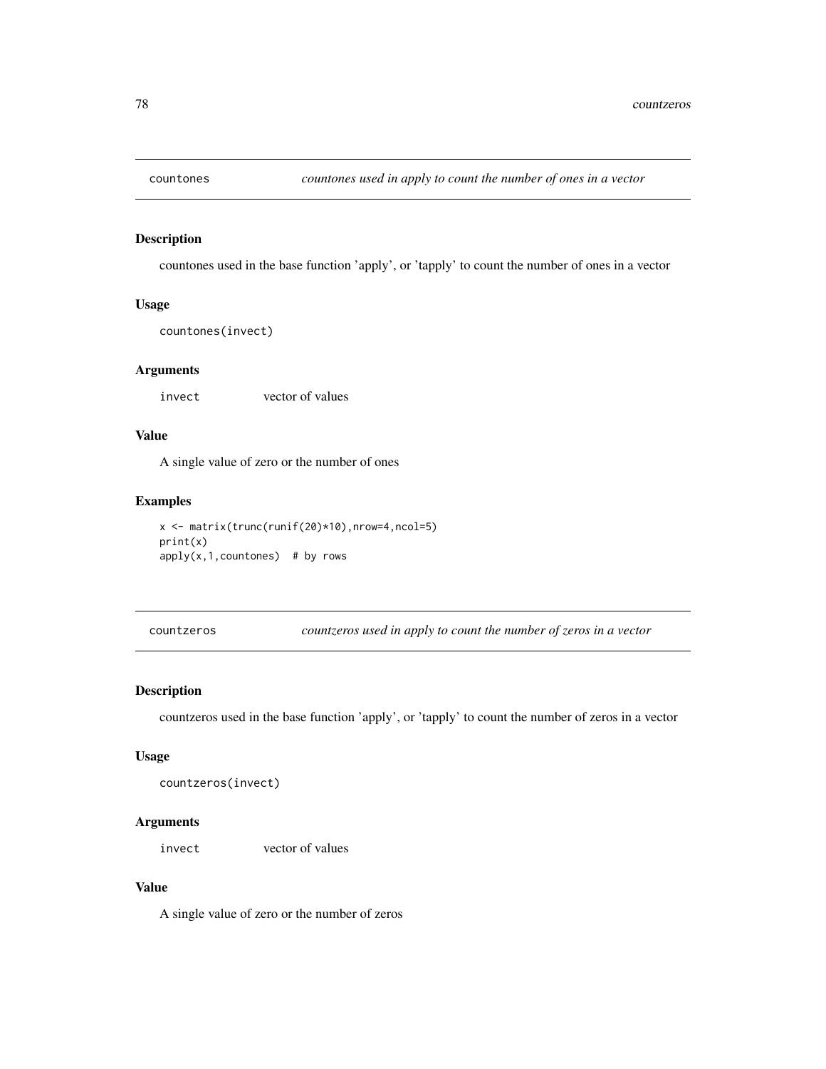## countones *countones used in apply to count the number of ones in a vector*

### Description

countones used in the base function 'apply', or 'tapply' to count the number of ones in a vector

### Usage

```
countones(invect)
```

### Arguments

| | |
|---|---|
| invect | vector of values |

### Value

A single value of zero or the number of ones

### Examples

```
x <- matrix(trunc(runif(20)*10),nrow=4,ncol=5)
print(x)
apply(x,1,countones)  # by rows
```

## countzeros *countzeros used in apply to count the number of zeros in a vector*

### Description

countzeros used in the base function 'apply', or 'tapply' to count the number of zeros in a vector

### Usage

```
countzeros(invect)
```

### Arguments

| | |
|---|---|
| invect | vector of values |

### Value

A single value of zero or the number of zeros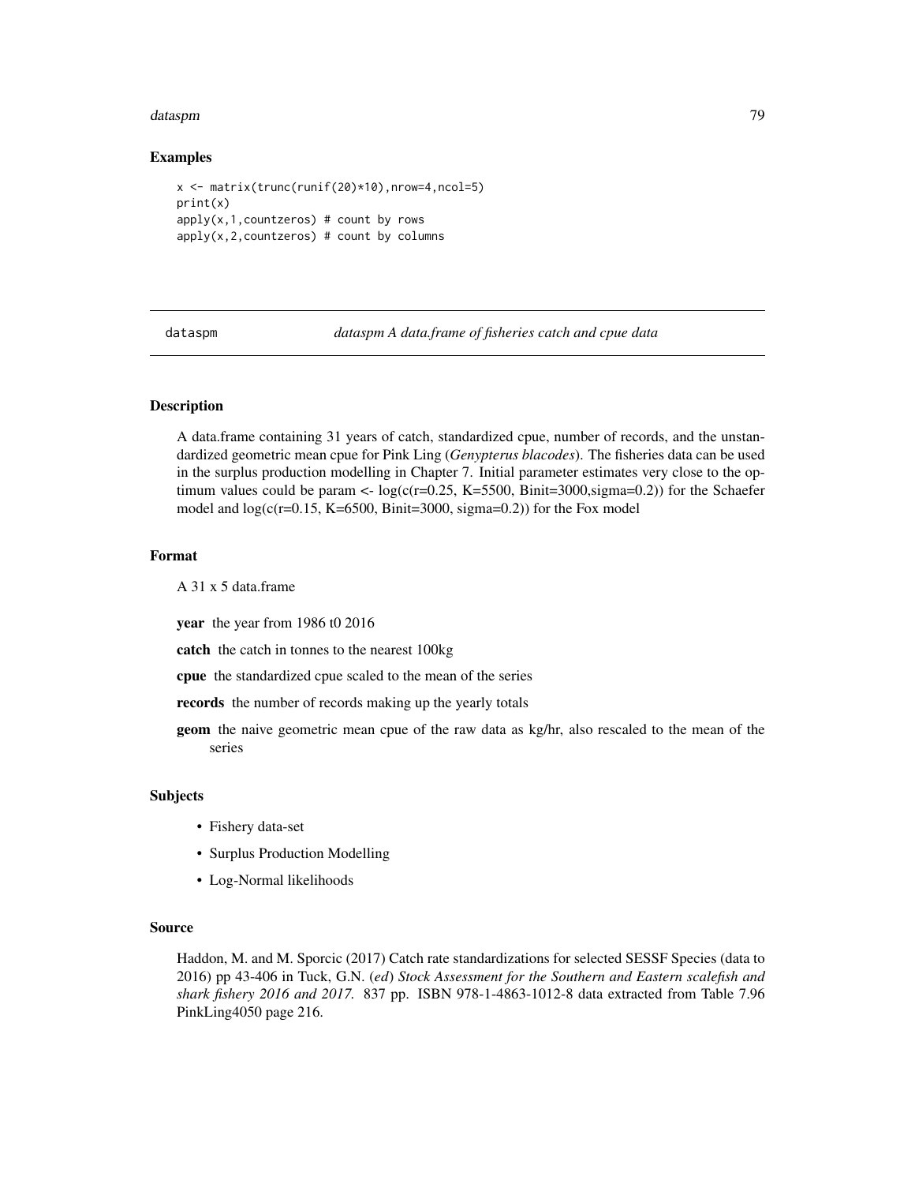## Examples

```
x <- matrix(trunc(runif(20)*10),nrow=4,ncol=5)
print(x)
apply(x,1,countzeros) # count by rows
apply(x,2,countzeros) # count by columns
```

---

# dataspm — *dataspm A data.frame of fisheries catch and cpue data*

## Description

A data.frame containing 31 years of catch, standardized cpue, number of records, and the unstandardized geometric mean cpue for Pink Ling (*Genypterus blacodes*). The fisheries data can be used in the surplus production modelling in Chapter 7. Initial parameter estimates very close to the optimum values could be param <- log(c(r=0.25, K=5500, Binit=3000,sigma=0.2)) for the Schaefer model and log(c(r=0.15, K=6500, Binit=3000, sigma=0.2)) for the Fox model

## Format

A 31 x 5 data.frame

**year** the year from 1986 t0 2016

**catch** the catch in tonnes to the nearest 100kg

**cpue** the standardized cpue scaled to the mean of the series

**records** the number of records making up the yearly totals

**geom** the naive geometric mean cpue of the raw data as kg/hr, also rescaled to the mean of the series

## Subjects

- Fishery data-set
- Surplus Production Modelling
- Log-Normal likelihoods

## Source

Haddon, M. and M. Sporcic (2017) Catch rate standardizations for selected SESSF Species (data to 2016) pp 43-406 in Tuck, G.N. (*ed*) *Stock Assessment for the Southern and Eastern scalefish and shark fishery 2016 and 2017.* 837 pp. ISBN 978-1-4863-1012-8 data extracted from Table 7.96 PinkLing4050 page 216.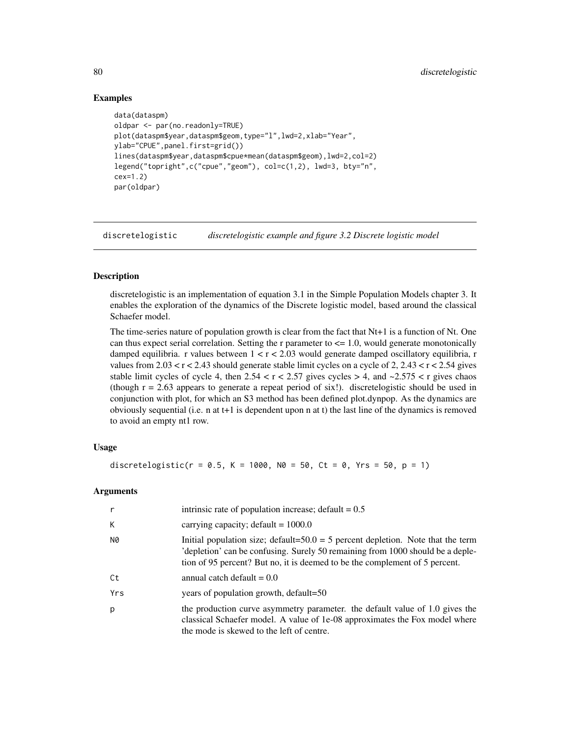## Examples

```
data(dataspm)
oldpar <- par(no.readonly=TRUE)
plot(dataspm$year,dataspm$geom,type="l",lwd=2,xlab="Year",
ylab="CPUE",panel.first=grid())
lines(dataspm$year,dataspm$cpue*mean(dataspm$geom),lwd=2,col=2)
legend("topright",c("cpue","geom"), col=c(1,2), lwd=3, bty="n",
cex=1.2)
par(oldpar)
```

---

# discretelogistic *discretelogistic example and figure 3.2 Discrete logistic model*

---

## Description

discretelogistic is an implementation of equation 3.1 in the Simple Population Models chapter 3. It enables the exploration of the dynamics of the Discrete logistic model, based around the classical Schaefer model.

The time-series nature of population growth is clear from the fact that Nt+1 is a function of Nt. One can thus expect serial correlation. Setting the r parameter to <= 1.0, would generate monotonically damped equilibria. r values between 1 < r < 2.03 would generate damped oscillatory equilibria, r values from 2.03 < r < 2.43 should generate stable limit cycles on a cycle of 2, 2.43 < r < 2.54 gives stable limit cycles of cycle 4, then 2.54 < r < 2.57 gives cycles > 4, and ~2.575 < r gives chaos (though r = 2.63 appears to generate a repeat period of six!). discretelogistic should be used in conjunction with plot, for which an S3 method has been defined plot.dynpop. As the dynamics are obviously sequential (i.e. n at t+1 is dependent upon n at t) the last line of the dynamics is removed to avoid an empty nt1 row.

## Usage

```
discretelogistic(r = 0.5, K = 1000, N0 = 50, Ct = 0, Yrs = 50, p = 1)
```

## Arguments

| | |
|---|---|
| r | intrinsic rate of population increase; default = 0.5 |
| K | carrying capacity; default = 1000.0 |
| N0 | Initial population size; default=50.0 = 5 percent depletion. Note that the term 'depletion' can be confusing. Surely 50 remaining from 1000 should be a depletion of 95 percent? But no, it is deemed to be the complement of 5 percent. |
| Ct | annual catch default = 0.0 |
| Yrs | years of population growth, default=50 |
| p | the production curve asymmetry parameter. the default value of 1.0 gives the classical Schaefer model. A value of 1e-08 approximates the Fox model where the mode is skewed to the left of centre. |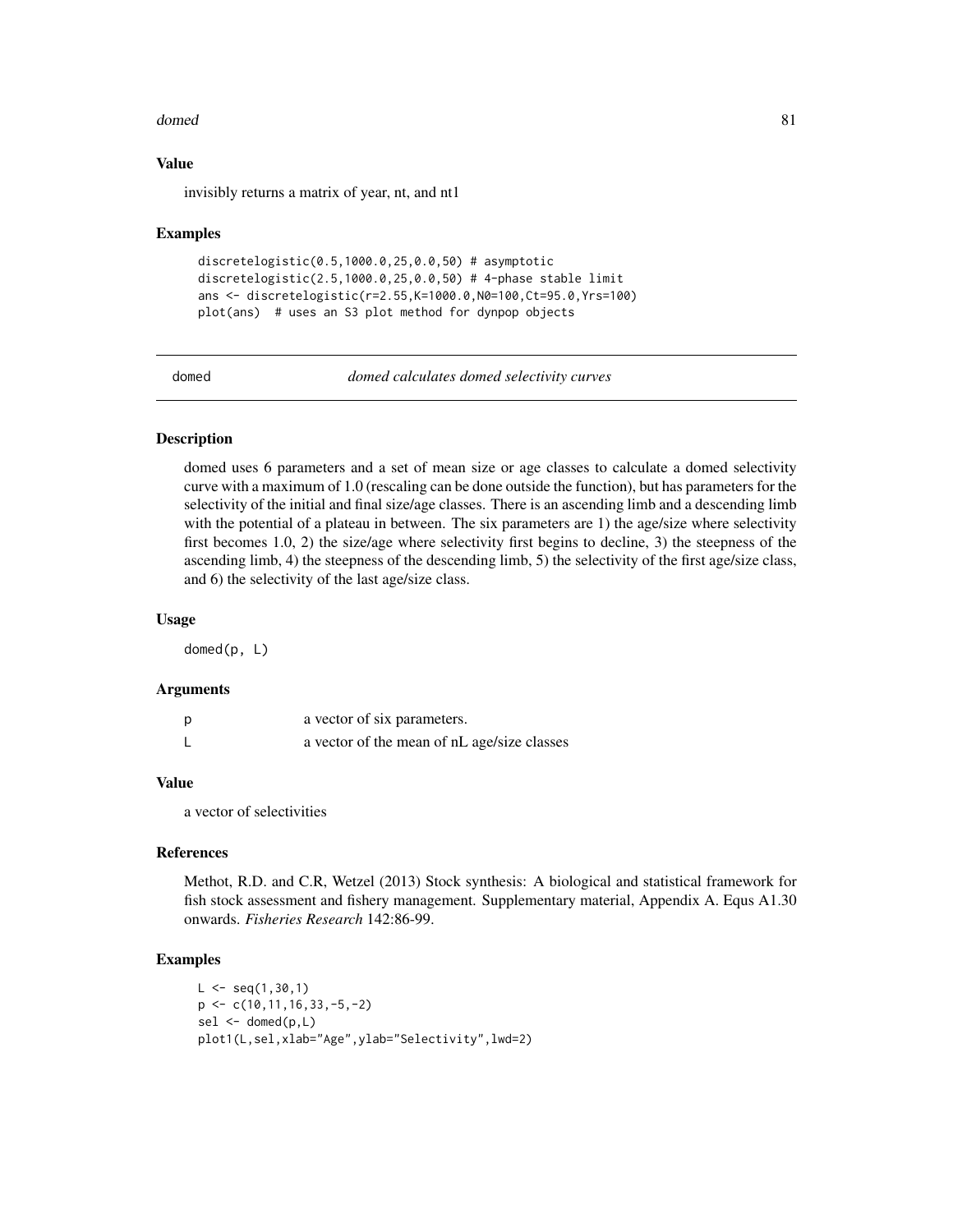### Value

invisibly returns a matrix of year, nt, and nt1

### Examples

```
discretelogistic(0.5,1000.0,25,0.0,50) # asymptotic
discretelogistic(2.5,1000.0,25,0.0,50) # 4-phase stable limit
ans <- discretelogistic(r=2.55,K=1000.0,N0=100,Ct=95.0,Yrs=100)
plot(ans)  # uses an S3 plot method for dynpop objects
```

---

## domed — *domed calculates domed selectivity curves*

### Description

domed uses 6 parameters and a set of mean size or age classes to calculate a domed selectivity curve with a maximum of 1.0 (rescaling can be done outside the function), but has parameters for the selectivity of the initial and final size/age classes. There is an ascending limb and a descending limb with the potential of a plateau in between. The six parameters are 1) the age/size where selectivity first becomes 1.0, 2) the size/age where selectivity first begins to decline, 3) the steepness of the ascending limb, 4) the steepness of the descending limb, 5) the selectivity of the first age/size class, and 6) the selectivity of the last age/size class.

### Usage

```
domed(p, L)
```

### Arguments

| | |
|---|---|
| p | a vector of six parameters. |
| L | a vector of the mean of nL age/size classes |

### Value

a vector of selectivities

### References

Methot, R.D. and C.R, Wetzel (2013) Stock synthesis: A biological and statistical framework for fish stock assessment and fishery management. Supplementary material, Appendix A. Equs A1.30 onwards. *Fisheries Research* 142:86-99.

### Examples

```
L <- seq(1,30,1)
p <- c(10,11,16,33,-5,-2)
sel <- domed(p,L)
plot1(L,sel,xlab="Age",ylab="Selectivity",lwd=2)
```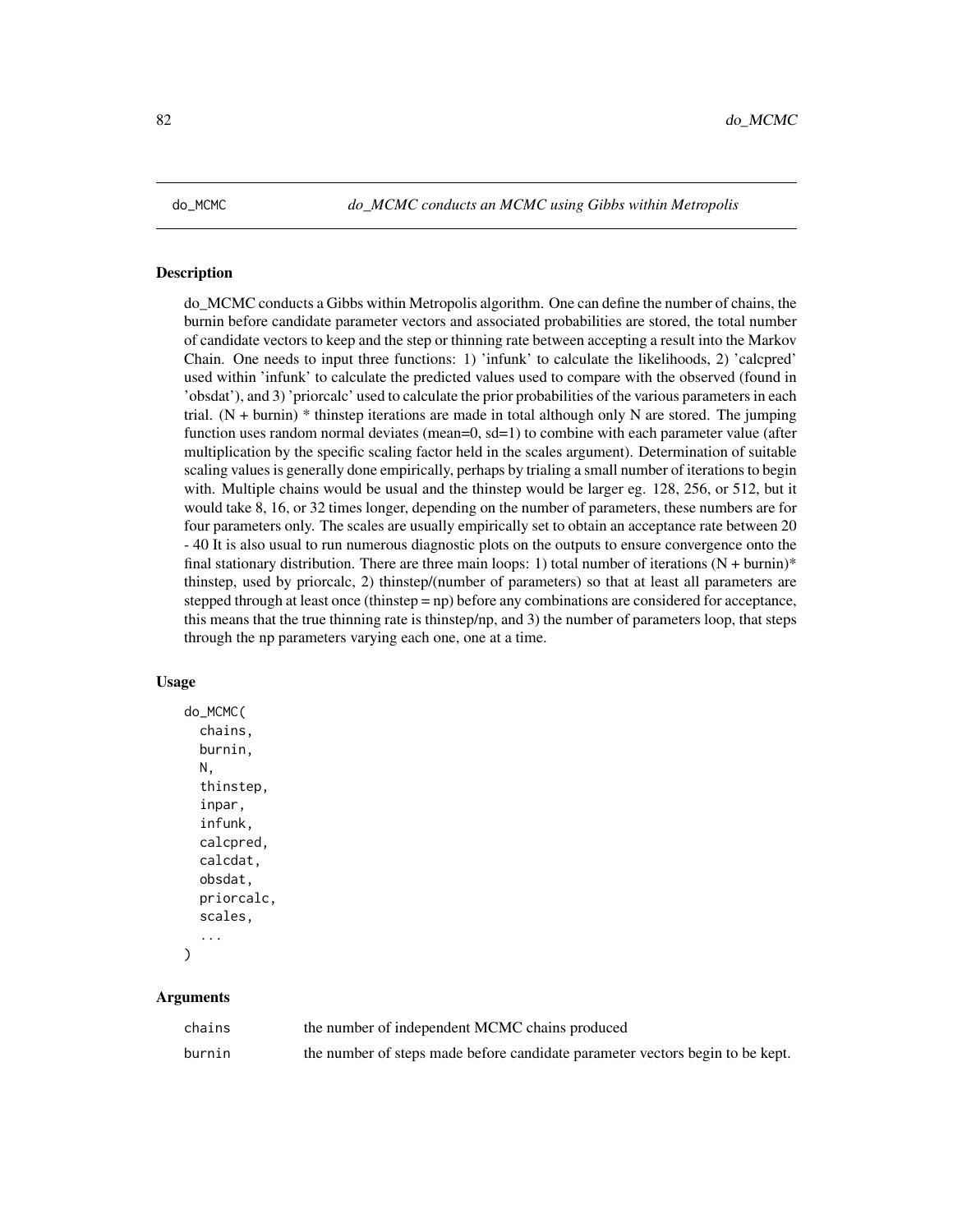do_MCMC *do_MCMC conducts an MCMC using Gibbs within Metropolis*

### Description

do_MCMC conducts a Gibbs within Metropolis algorithm. One can define the number of chains, the burnin before candidate parameter vectors and associated probabilities are stored, the total number of candidate vectors to keep and the step or thinning rate between accepting a result into the Markov Chain. One needs to input three functions: 1) 'infunk' to calculate the likelihoods, 2) 'calcpred' used within 'infunk' to calculate the predicted values used to compare with the observed (found in 'obsdat'), and 3) 'priorcalc' used to calculate the prior probabilities of the various parameters in each trial. (N + burnin) * thinstep iterations are made in total although only N are stored. The jumping function uses random normal deviates (mean=0, sd=1) to combine with each parameter value (after multiplication by the specific scaling factor held in the scales argument). Determination of suitable scaling values is generally done empirically, perhaps by trialing a small number of iterations to begin with. Multiple chains would be usual and the thinstep would be larger eg. 128, 256, or 512, but it would take 8, 16, or 32 times longer, depending on the number of parameters, these numbers are for four parameters only. The scales are usually empirically set to obtain an acceptance rate between 20 - 40 It is also usual to run numerous diagnostic plots on the outputs to ensure convergence onto the final stationary distribution. There are three main loops: 1) total number of iterations (N + burnin)* thinstep, used by priorcalc, 2) thinstep/(number of parameters) so that at least all parameters are stepped through at least once (thinstep = np) before any combinations are considered for acceptance, this means that the true thinning rate is thinstep/np, and 3) the number of parameters loop, that steps through the np parameters varying each one, one at a time.

### Usage

```
do_MCMC(
  chains,
  burnin,
  N,
  thinstep,
  inpar,
  infunk,
  calcpred,
  calcdat,
  obsdat,
  priorcalc,
  scales,
  ...
)
```

### Arguments

| | |
|---|---|
| chains | the number of independent MCMC chains produced |
| burnin | the number of steps made before candidate parameter vectors begin to be kept. |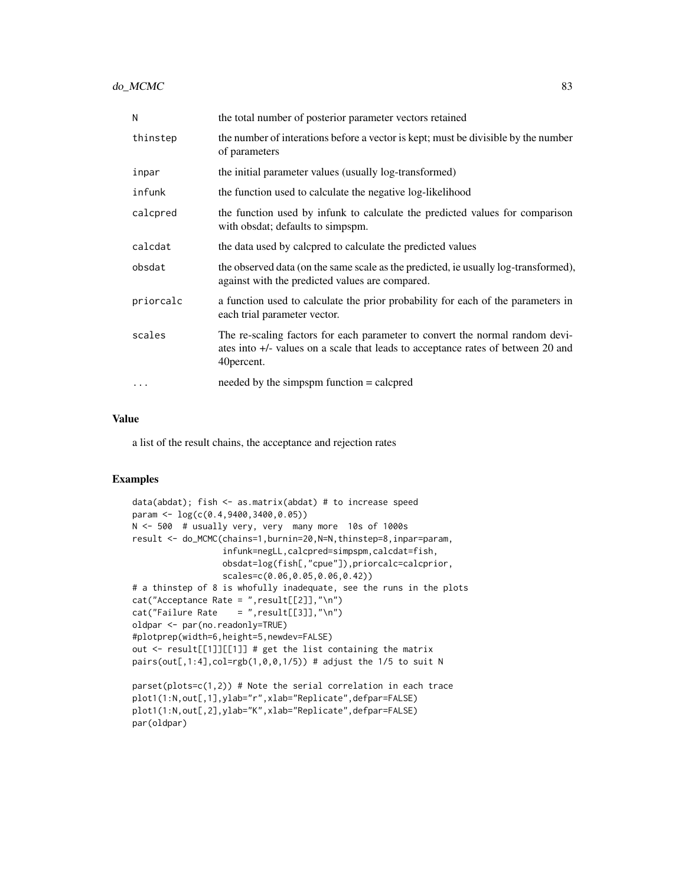| | |
|---|---|
| N | the total number of posterior parameter vectors retained |
| thinstep | the number of interations before a vector is kept; must be divisible by the number of parameters |
| inpar | the initial parameter values (usually log-transformed) |
| infunk | the function used to calculate the negative log-likelihood |
| calcpred | the function used by infunk to calculate the predicted values for comparison with obsdat; defaults to simpspm. |
| calcdat | the data used by calcpred to calculate the predicted values |
| obsdat | the observed data (on the same scale as the predicted, ie usually log-transformed), against with the predicted values are compared. |
| priorcalc | a function used to calculate the prior probability for each of the parameters in each trial parameter vector. |
| scales | The re-scaling factors for each parameter to convert the normal random deviates into +/- values on a scale that leads to acceptance rates of between 20 and 40percent. |
| ... | needed by the simpspm function = calcpred |

## Value

a list of the result chains, the acceptance and rejection rates

## Examples

```
data(abdat); fish <- as.matrix(abdat) # to increase speed
param <- log(c(0.4,9400,3400,0.05))
N <- 500  # usually very, very  many more  10s of 1000s
result <- do_MCMC(chains=1,burnin=20,N=N,thinstep=8,inpar=param,
                  infunk=negLL,calcpred=simpspm,calcdat=fish,
                  obsdat=log(fish[,"cpue"]),priorcalc=calcprior,
                  scales=c(0.06,0.05,0.06,0.42))
# a thinstep of 8 is whofully inadequate, see the runs in the plots
cat("Acceptance Rate = ",result[[2]],"\n")
cat("Failure Rate    = ",result[[3]],"\n")
oldpar <- par(no.readonly=TRUE)
#plotprep(width=6,height=5,newdev=FALSE)
out <- result[[1]][[1]] # get the list containing the matrix
pairs(out[,1:4],col=rgb(1,0,0,1/5)) # adjust the 1/5 to suit N

parset(plots=c(1,2)) # Note the serial correlation in each trace
plot1(1:N,out[,1],ylab="r",xlab="Replicate",defpar=FALSE)
plot1(1:N,out[,2],ylab="K",xlab="Replicate",defpar=FALSE)
par(oldpar)
```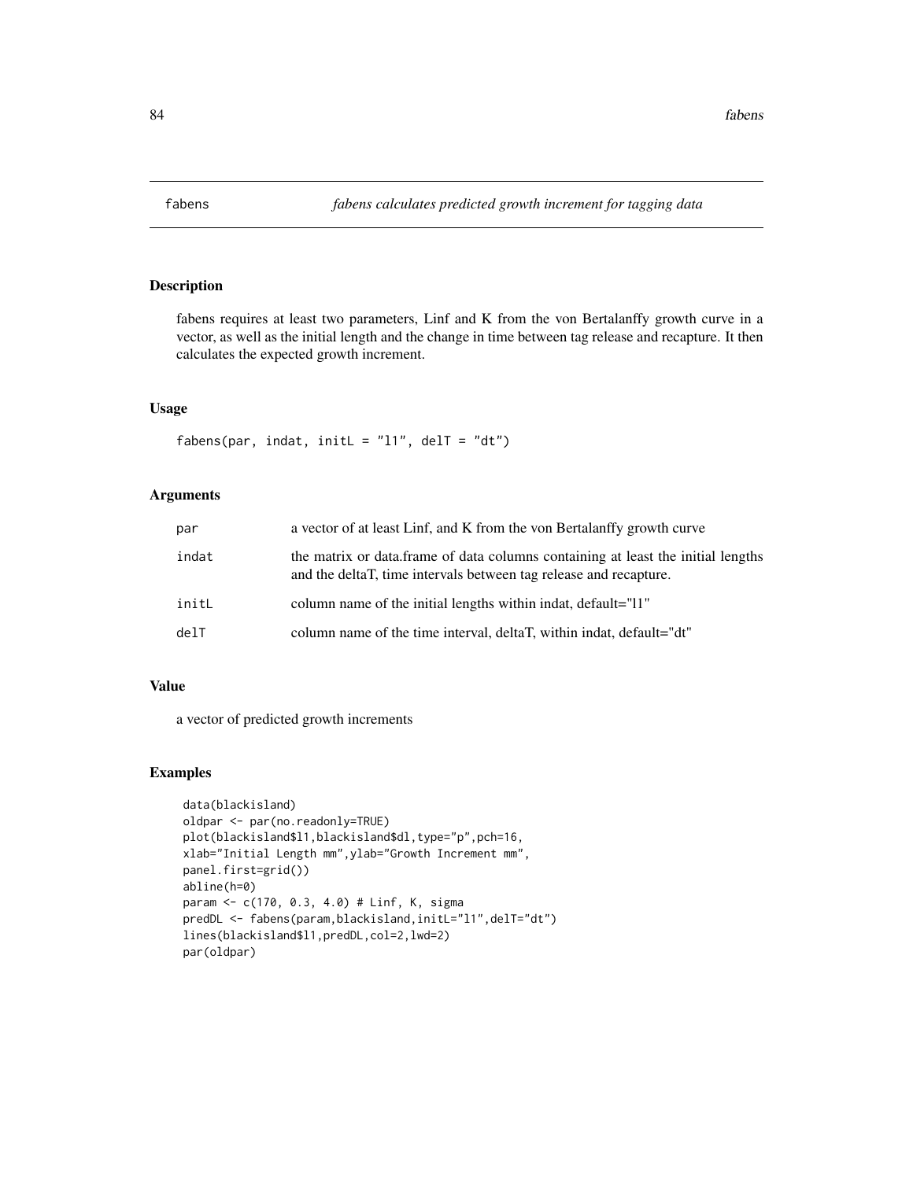# fabens *fabens calculates predicted growth increment for tagging data*

## Description

fabens requires at least two parameters, Linf and K from the von Bertalanffy growth curve in a vector, as well as the initial length and the change in time between tag release and recapture. It then calculates the expected growth increment.

## Usage

```
fabens(par, indat, initL = "l1", delT = "dt")
```

## Arguments

| | |
|---|---|
| par | a vector of at least Linf, and K from the von Bertalanffy growth curve |
| indat | the matrix or data.frame of data columns containing at least the initial lengths and the deltaT, time intervals between tag release and recapture. |
| initL | column name of the initial lengths within indat, default="l1" |
| delT | column name of the time interval, deltaT, within indat, default="dt" |

## Value

a vector of predicted growth increments

## Examples

```
data(blackisland)
oldpar <- par(no.readonly=TRUE)
plot(blackisland$l1,blackisland$dl,type="p",pch=16,
xlab="Initial Length mm",ylab="Growth Increment mm",
panel.first=grid())
abline(h=0)
param <- c(170, 0.3, 4.0) # Linf, K, sigma
predDL <- fabens(param,blackisland,initL="l1",delT="dt")
lines(blackisland$l1,predDL,col=2,lwd=2)
par(oldpar)
```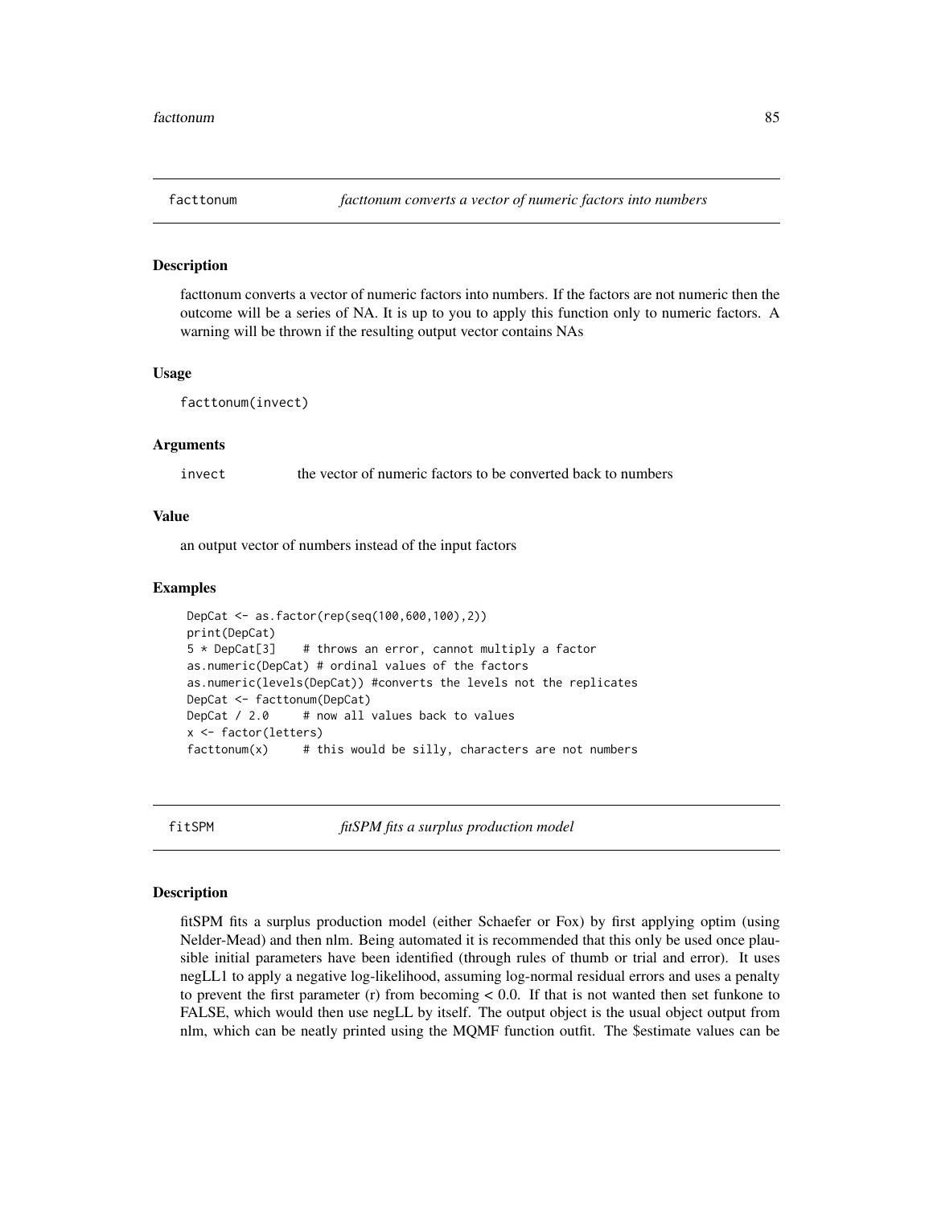## facttonum *facttonum converts a vector of numeric factors into numbers*

### Description

facttonum converts a vector of numeric factors into numbers. If the factors are not numeric then the outcome will be a series of NA. It is up to you to apply this function only to numeric factors. A warning will be thrown if the resulting output vector contains NAs

### Usage

```
facttonum(invect)
```

### Arguments

| | |
|---|---|
| invect | the vector of numeric factors to be converted back to numbers |

### Value

an output vector of numbers instead of the input factors

### Examples

```
DepCat <- as.factor(rep(seq(100,600,100),2))
print(DepCat)
5 * DepCat[3]    # throws an error, cannot multiply a factor
as.numeric(DepCat) # ordinal values of the factors
as.numeric(levels(DepCat)) #converts the levels not the replicates
DepCat <- facttonum(DepCat)
DepCat / 2.0     # now all values back to values
x <- factor(letters)
facttonum(x)     # this would be silly, characters are not numbers
```

## fitSPM *fitSPM fits a surplus production model*

### Description

fitSPM fits a surplus production model (either Schaefer or Fox) by first applying optim (using Nelder-Mead) and then nlm. Being automated it is recommended that this only be used once plausible initial parameters have been identified (through rules of thumb or trial and error). It uses negLL1 to apply a negative log-likelihood, assuming log-normal residual errors and uses a penalty to prevent the first parameter (r) from becoming < 0.0. If that is not wanted then set funkone to FALSE, which would then use negLL by itself. The output object is the usual object output from nlm, which can be neatly printed using the MQMF function outfit. The $estimate values can be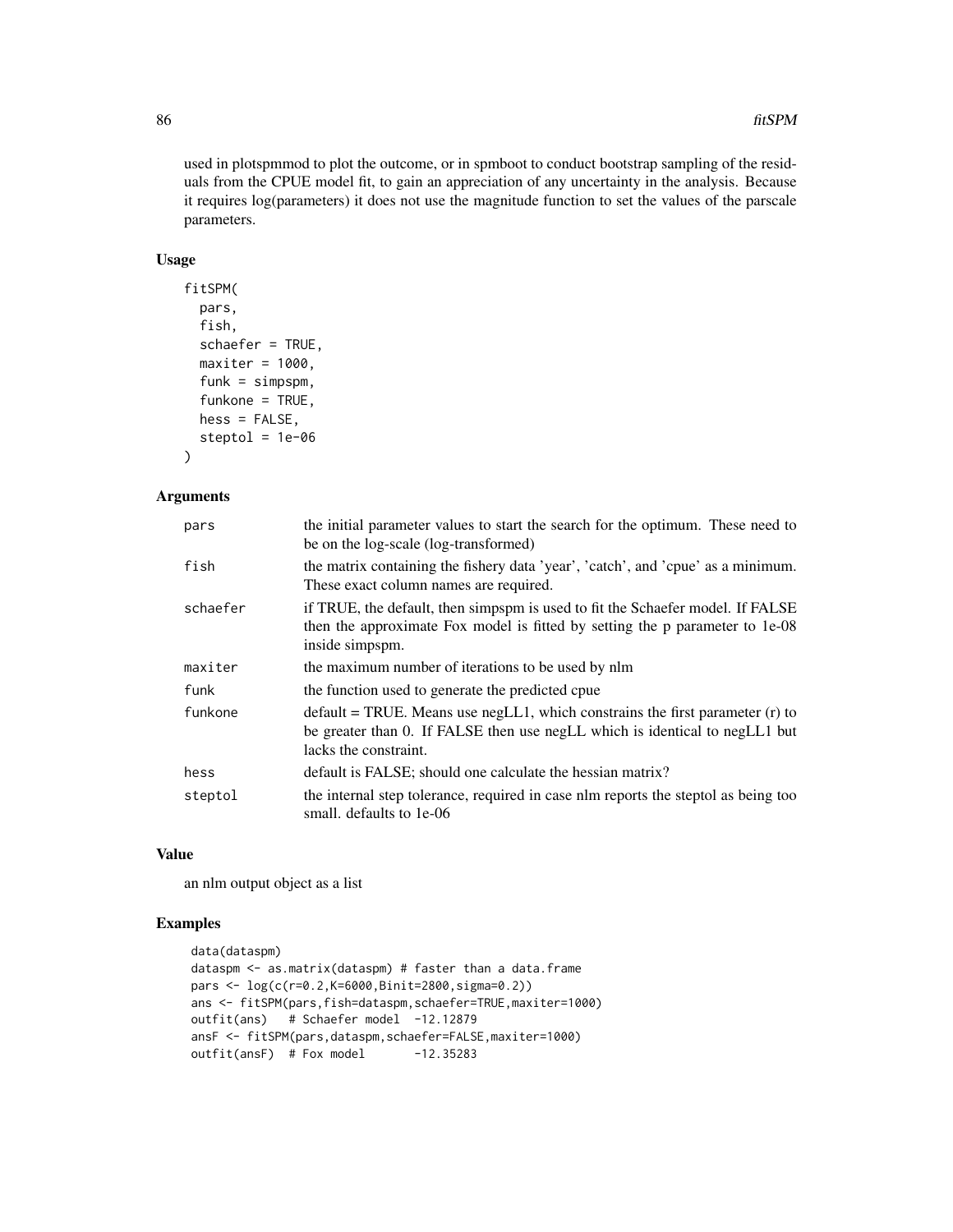used in plotspmmod to plot the outcome, or in spmboot to conduct bootstrap sampling of the residuals from the CPUE model fit, to gain an appreciation of any uncertainty in the analysis. Because it requires log(parameters) it does not use the magnitude function to set the values of the parscale parameters.

### Usage

```
fitSPM(
  pars,
  fish,
  schaefer = TRUE,
  maxiter = 1000,
  funk = simpspm,
  funkone = TRUE,
  hess = FALSE,
  steptol = 1e-06
)
```

### Arguments

| | |
|---|---|
| pars | the initial parameter values to start the search for the optimum. These need to be on the log-scale (log-transformed) |
| fish | the matrix containing the fishery data 'year', 'catch', and 'cpue' as a minimum. These exact column names are required. |
| schaefer | if TRUE, the default, then simpspm is used to fit the Schaefer model. If FALSE then the approximate Fox model is fitted by setting the p parameter to 1e-08 inside simpspm. |
| maxiter | the maximum number of iterations to be used by nlm |
| funk | the function used to generate the predicted cpue |
| funkone | default = TRUE. Means use negLL1, which constrains the first parameter (r) to be greater than 0. If FALSE then use negLL which is identical to negLL1 but lacks the constraint. |
| hess | default is FALSE; should one calculate the hessian matrix? |
| steptol | the internal step tolerance, required in case nlm reports the steptol as being too small. defaults to 1e-06 |

### Value

an nlm output object as a list

### Examples

```
data(dataspm)
dataspm <- as.matrix(dataspm) # faster than a data.frame
pars <- log(c(r=0.2,K=6000,Binit=2800,sigma=0.2))
ans <- fitSPM(pars,fish=dataspm,schaefer=TRUE,maxiter=1000)
outfit(ans)   # Schaefer model  -12.12879
ansF <- fitSPM(pars,dataspm,schaefer=FALSE,maxiter=1000)
outfit(ansF)  # Fox model       -12.35283
```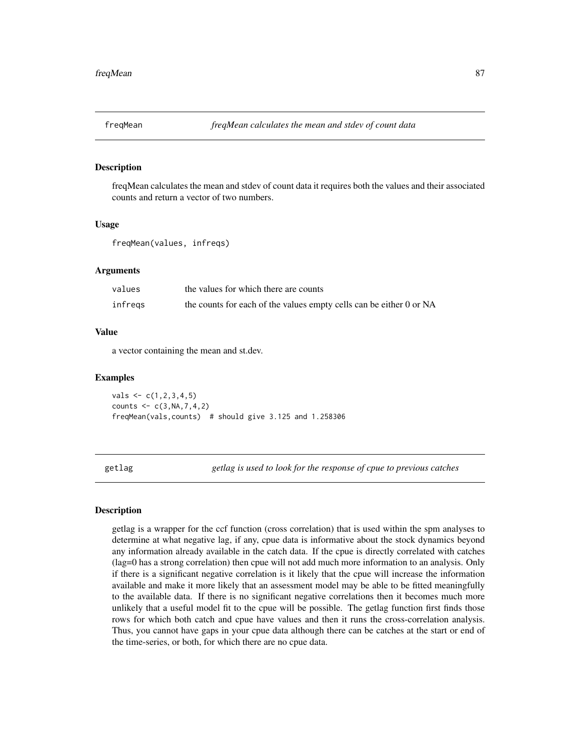## freqMean — *freqMean calculates the mean and stdev of count data*

### Description

freqMean calculates the mean and stdev of count data it requires both the values and their associated counts and return a vector of two numbers.

### Usage

```
freqMean(values, infreqs)
```

### Arguments

| | |
|---|---|
| values | the values for which there are counts |
| infreqs | the counts for each of the values empty cells can be either 0 or NA |

### Value

a vector containing the mean and st.dev.

### Examples

```
vals <- c(1,2,3,4,5)
counts <- c(3,NA,7,4,2)
freqMean(vals,counts)  # should give 3.125 and 1.258306
```

## getlag — *getlag is used to look for the response of cpue to previous catches*

### Description

getlag is a wrapper for the ccf function (cross correlation) that is used within the spm analyses to determine at what negative lag, if any, cpue data is informative about the stock dynamics beyond any information already available in the catch data. If the cpue is directly correlated with catches (lag=0 has a strong correlation) then cpue will not add much more information to an analysis. Only if there is a significant negative correlation is it likely that the cpue will increase the information available and make it more likely that an assessment model may be able to be fitted meaningfully to the available data. If there is no significant negative correlations then it becomes much more unlikely that a useful model fit to the cpue will be possible. The getlag function first finds those rows for which both catch and cpue have values and then it runs the cross-correlation analysis. Thus, you cannot have gaps in your cpue data although there can be catches at the start or end of the time-series, or both, for which there are no cpue data.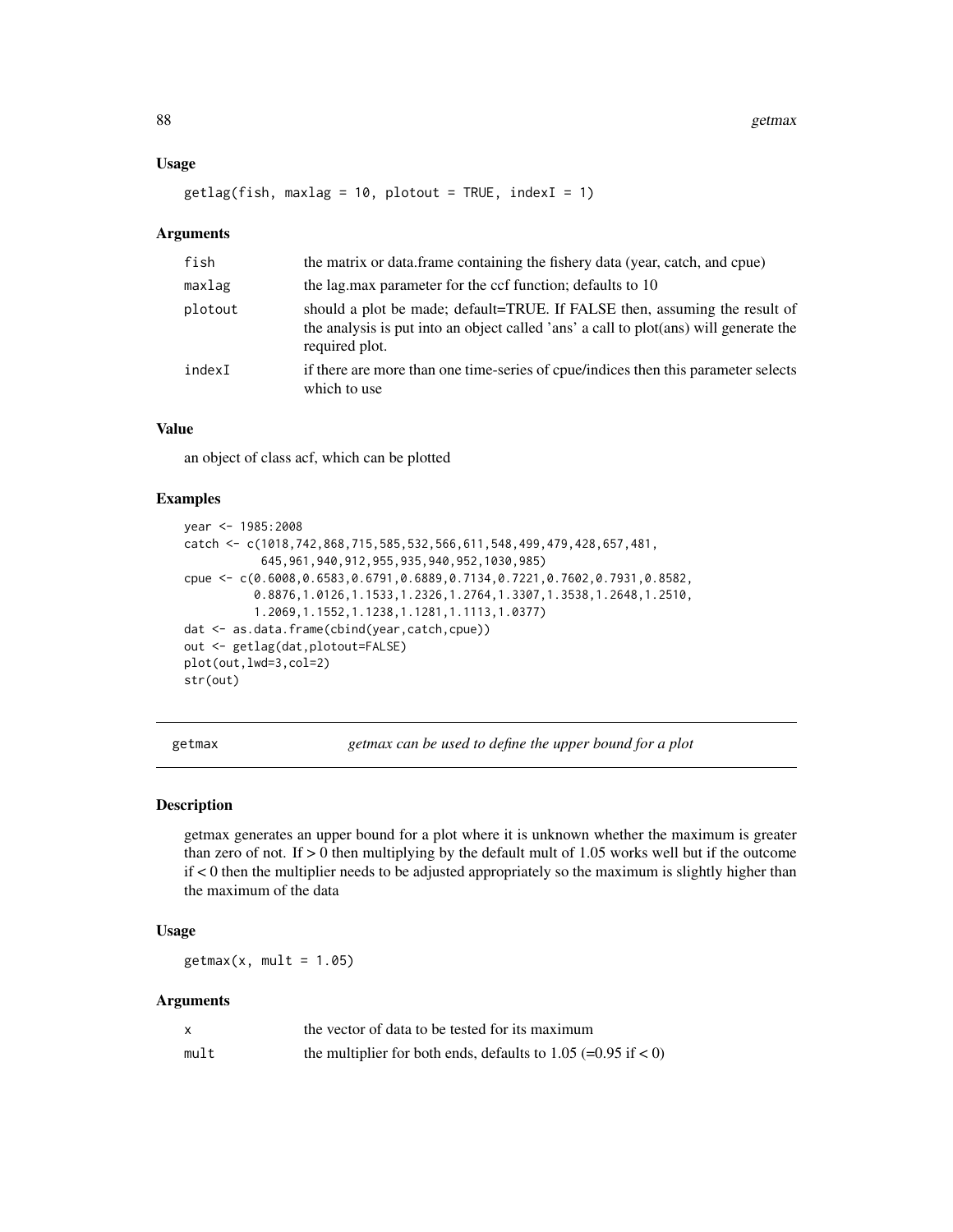### Usage

```
getlag(fish, maxlag = 10, plotout = TRUE, indexI = 1)
```

### Arguments

| | |
|---|---|
| fish | the matrix or data.frame containing the fishery data (year, catch, and cpue) |
| maxlag | the lag.max parameter for the ccf function; defaults to 10 |
| plotout | should a plot be made; default=TRUE. If FALSE then, assuming the result of the analysis is put into an object called 'ans' a call to plot(ans) will generate the required plot. |
| indexI | if there are more than one time-series of cpue/indices then this parameter selects which to use |

### Value

an object of class acf, which can be plotted

### Examples

```
year <- 1985:2008
catch <- c(1018,742,868,715,585,532,566,611,548,499,479,428,657,481,
           645,961,940,912,955,935,940,952,1030,985)
cpue <- c(0.6008,0.6583,0.6791,0.6889,0.7134,0.7221,0.7602,0.7931,0.8582,
          0.8876,1.0126,1.1533,1.2326,1.2764,1.3307,1.3538,1.2648,1.2510,
          1.2069,1.1552,1.1238,1.1281,1.1113,1.0377)
dat <- as.data.frame(cbind(year,catch,cpue))
out <- getlag(dat,plotout=FALSE)
plot(out,lwd=3,col=2)
str(out)
```

---

## getmax — *getmax can be used to define the upper bound for a plot*

### Description

getmax generates an upper bound for a plot where it is unknown whether the maximum is greater than zero of not. If > 0 then multiplying by the default mult of 1.05 works well but if the outcome if < 0 then the multiplier needs to be adjusted appropriately so the maximum is slightly higher than the maximum of the data

### Usage

```
getmax(x, mult = 1.05)
```

### Arguments

| | |
|---|---|
| x | the vector of data to be tested for its maximum |
| mult | the multiplier for both ends, defaults to 1.05 (=0.95 if < 0) |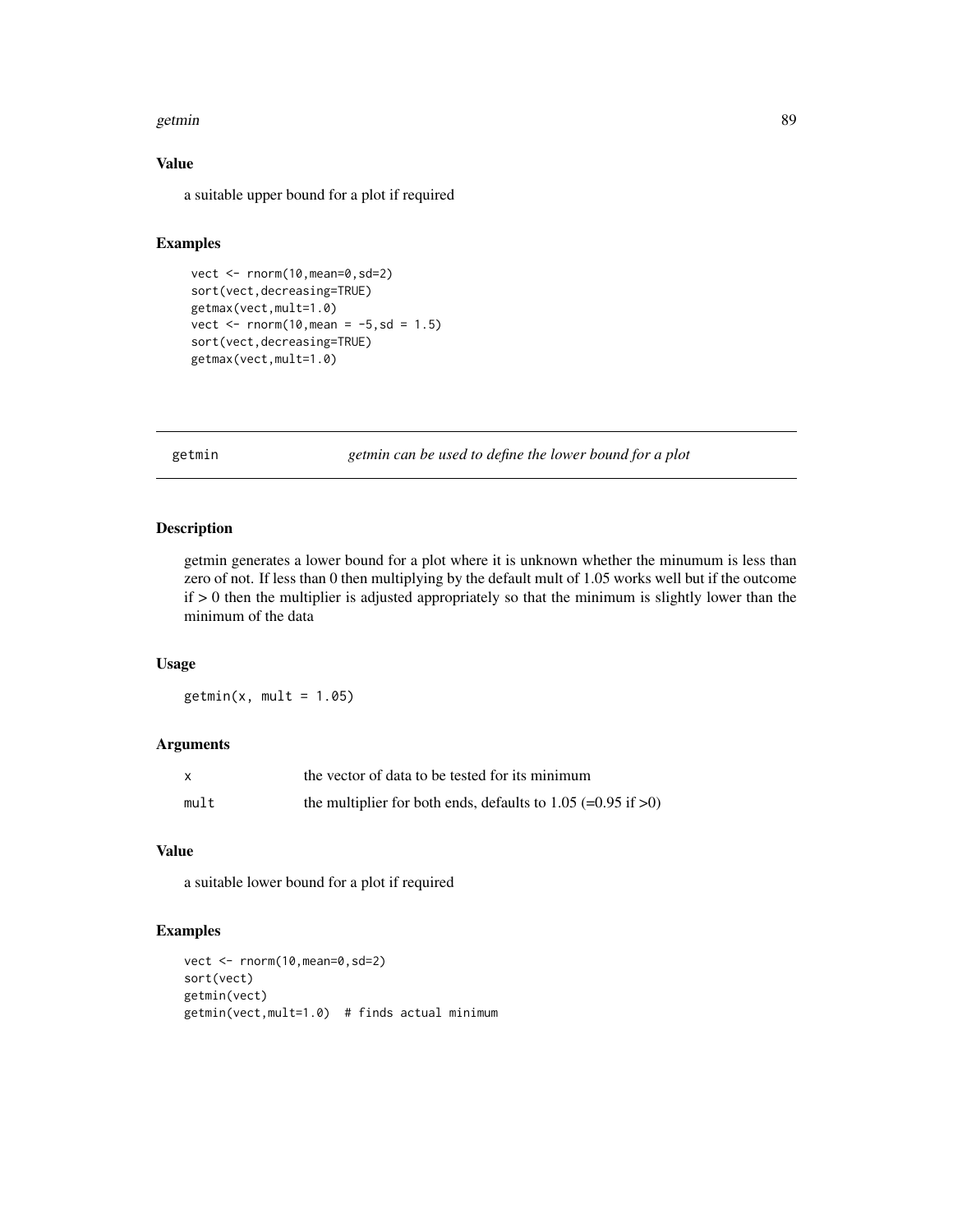### Value

a suitable upper bound for a plot if required

### Examples

```
vect <- rnorm(10,mean=0,sd=2)
sort(vect,decreasing=TRUE)
getmax(vect,mult=1.0)
vect <- rnorm(10,mean = -5,sd = 1.5)
sort(vect,decreasing=TRUE)
getmax(vect,mult=1.0)
```

---

## getmin — *getmin can be used to define the lower bound for a plot*

### Description

getmin generates a lower bound for a plot where it is unknown whether the minumum is less than zero of not. If less than 0 then multiplying by the default mult of 1.05 works well but if the outcome if > 0 then the multiplier is adjusted appropriately so that the minimum is slightly lower than the minimum of the data

### Usage

```
getmin(x, mult = 1.05)
```

### Arguments

| | |
|---|---|
| x | the vector of data to be tested for its minimum |
| mult | the multiplier for both ends, defaults to 1.05 (=0.95 if >0) |

### Value

a suitable lower bound for a plot if required

### Examples

```
vect <- rnorm(10,mean=0,sd=2)
sort(vect)
getmin(vect)
getmin(vect,mult=1.0)  # finds actual minimum
```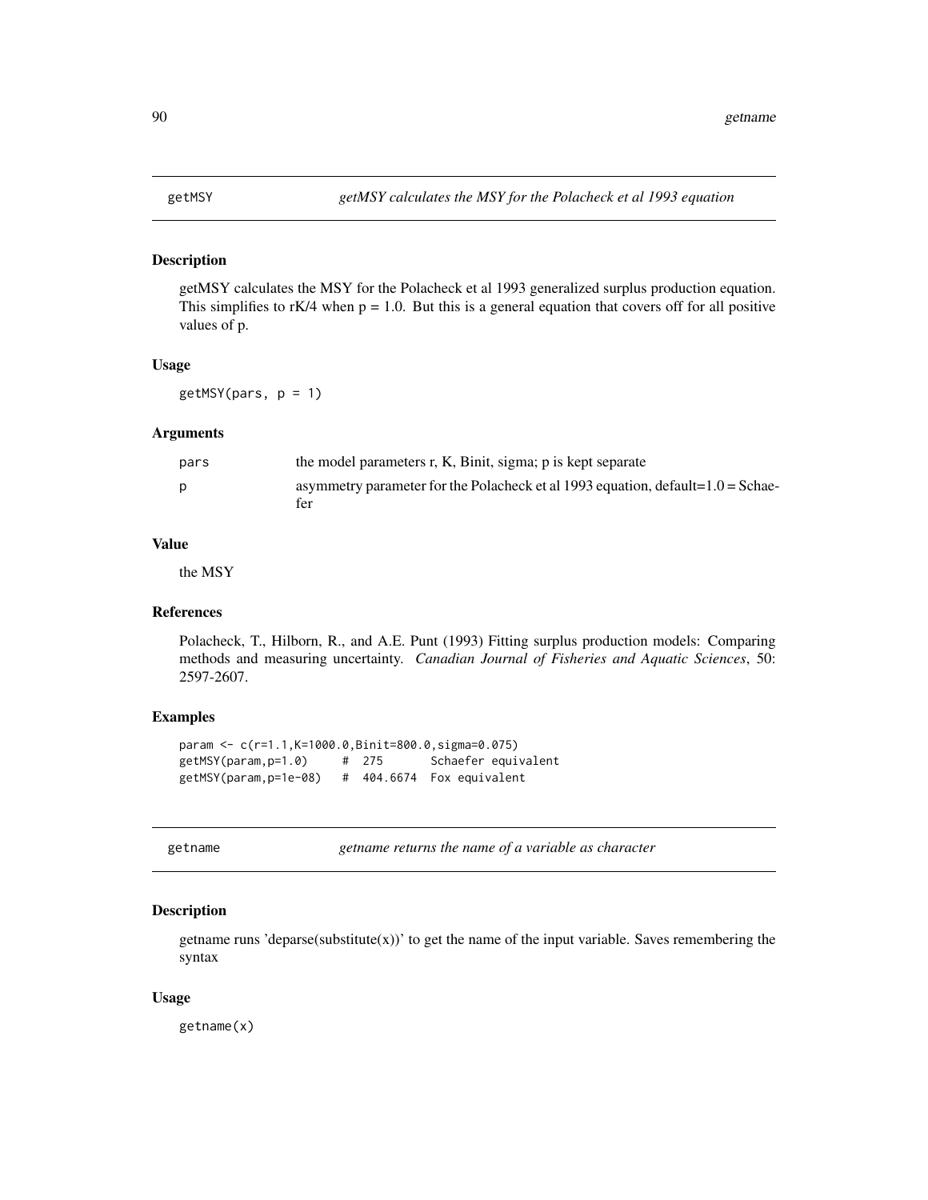## getMSY *getMSY calculates the MSY for the Polacheck et al 1993 equation*

### Description

getMSY calculates the MSY for the Polacheck et al 1993 generalized surplus production equation. This simplifies to rK/4 when p = 1.0. But this is a general equation that covers off for all positive values of p.

### Usage

```
getMSY(pars, p = 1)
```

### Arguments

| | |
|---|---|
| pars | the model parameters r, K, Binit, sigma; p is kept separate |
| p | asymmetry parameter for the Polacheck et al 1993 equation, default=1.0 = Schaefer |

### Value

the MSY

### References

Polacheck, T., Hilborn, R., and A.E. Punt (1993) Fitting surplus production models: Comparing methods and measuring uncertainty. *Canadian Journal of Fisheries and Aquatic Sciences*, 50: 2597-2607.

### Examples

```
param <- c(r=1.1,K=1000.0,Binit=800.0,sigma=0.075)
getMSY(param,p=1.0)     #  275       Schaefer equivalent
getMSY(param,p=1e-08)   #  404.6674  Fox equivalent
```

## getname *getname returns the name of a variable as character*

### Description

getname runs 'deparse(substitute(x))' to get the name of the input variable. Saves remembering the syntax

### Usage

```
getname(x)
```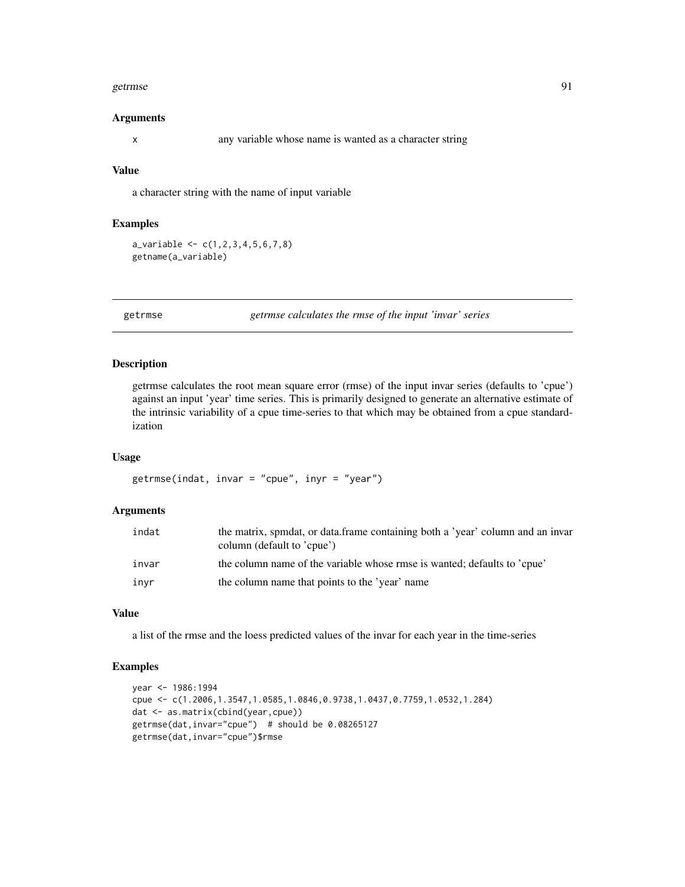### Arguments

x any variable whose name is wanted as a character string

### Value

a character string with the name of input variable

### Examples

```
a_variable <- c(1,2,3,4,5,6,7,8)
getname(a_variable)
```

---

## getrmse *getrmse calculates the rmse of the input 'invar' series*

---

### Description

getrmse calculates the root mean square error (rmse) of the input invar series (defaults to 'cpue') against an input 'year' time series. This is primarily designed to generate an alternative estimate of the intrinsic variability of a cpue time-series to that which may be obtained from a cpue standardization

### Usage

```
getrmse(indat, invar = "cpue", inyr = "year")
```

### Arguments

| | |
|---|---|
| indat | the matrix, spmdat, or data.frame containing both a 'year' column and an invar column (default to 'cpue') |
| invar | the column name of the variable whose rmse is wanted; defaults to 'cpue' |
| inyr | the column name that points to the 'year' name |

### Value

a list of the rmse and the loess predicted values of the invar for each year in the time-series

### Examples

```
year <- 1986:1994
cpue <- c(1.2006,1.3547,1.0585,1.0846,0.9738,1.0437,0.7759,1.0532,1.284)
dat <- as.matrix(cbind(year,cpue))
getrmse(dat,invar="cpue")  # should be 0.08265127
getrmse(dat,invar="cpue")$rmse
```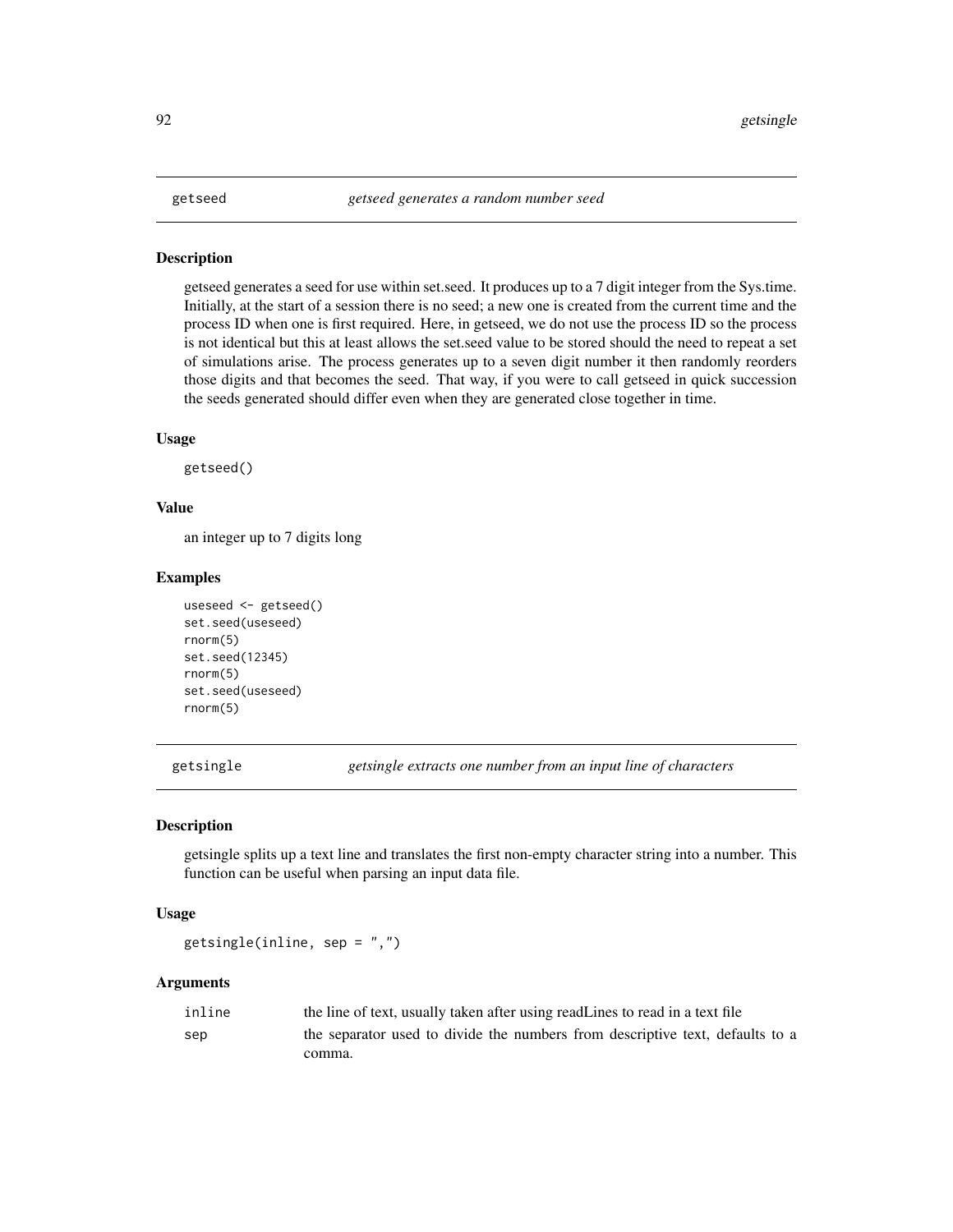## getseed *getseed generates a random number seed*

### Description

getseed generates a seed for use within set.seed. It produces up to a 7 digit integer from the Sys.time. Initially, at the start of a session there is no seed; a new one is created from the current time and the process ID when one is first required. Here, in getseed, we do not use the process ID so the process is not identical but this at least allows the set.seed value to be stored should the need to repeat a set of simulations arise. The process generates up to a seven digit number it then randomly reorders those digits and that becomes the seed. That way, if you were to call getseed in quick succession the seeds generated should differ even when they are generated close together in time.

### Usage

```
getseed()
```

### Value

an integer up to 7 digits long

### Examples

```
useseed <- getseed()
set.seed(useseed)
rnorm(5)
set.seed(12345)
rnorm(5)
set.seed(useseed)
rnorm(5)
```

## getsingle *getsingle extracts one number from an input line of characters*

### Description

getsingle splits up a text line and translates the first non-empty character string into a number. This function can be useful when parsing an input data file.

### Usage

```
getsingle(inline, sep = ",")
```

### Arguments

| | |
|---|---|
| inline | the line of text, usually taken after using readLines to read in a text file |
| sep | the separator used to divide the numbers from descriptive text, defaults to a comma. |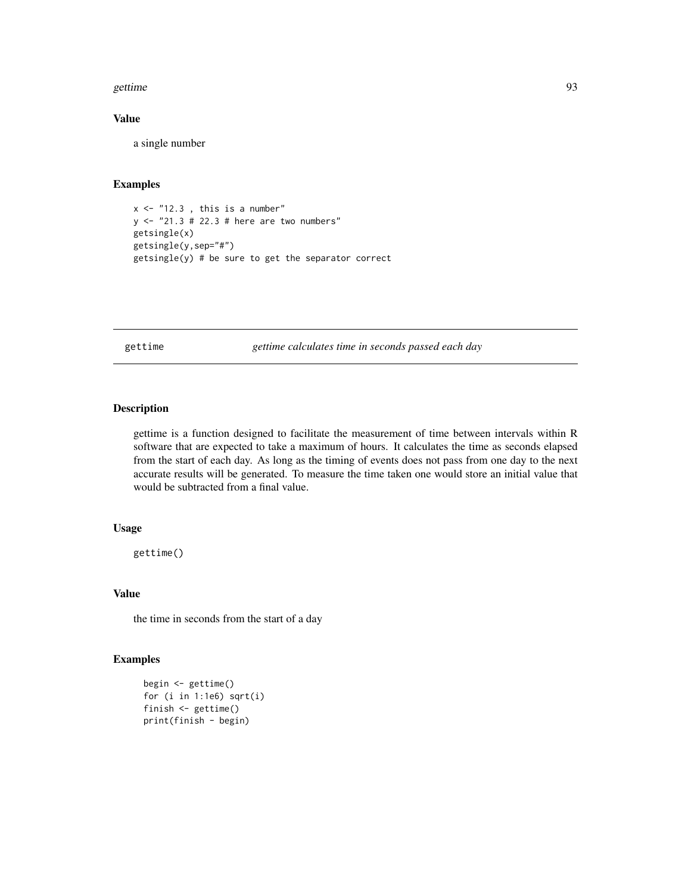### Value

a single number

### Examples

```
x <- "12.3 , this is a number"
y <- "21.3 # 22.3 # here are two numbers"
getsingle(x)
getsingle(y,sep="#")
getsingle(y) # be sure to get the separator correct
```

---

## gettime    *gettime calculates time in seconds passed each day*

---

### Description

gettime is a function designed to facilitate the measurement of time between intervals within R software that are expected to take a maximum of hours. It calculates the time as seconds elapsed from the start of each day. As long as the timing of events does not pass from one day to the next accurate results will be generated. To measure the time taken one would store an initial value that would be subtracted from a final value.

### Usage

```
gettime()
```

### Value

the time in seconds from the start of a day

### Examples

```
begin <- gettime()
for (i in 1:1e6) sqrt(i)
finish <- gettime()
print(finish - begin)
```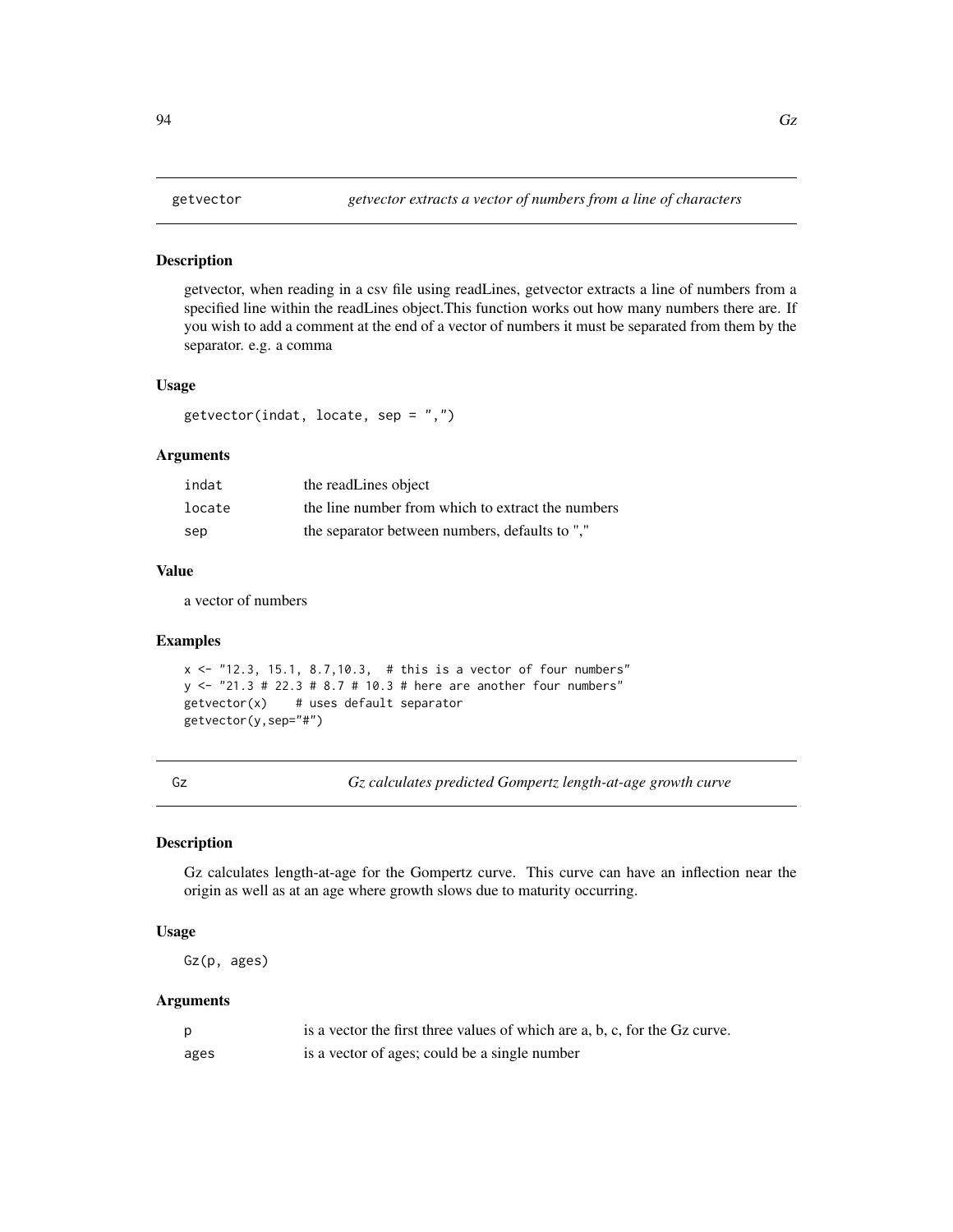## getvector

*getvector extracts a vector of numbers from a line of characters*

### Description

getvector, when reading in a csv file using readLines, getvector extracts a line of numbers from a specified line within the readLines object.This function works out how many numbers there are. If you wish to add a comment at the end of a vector of numbers it must be separated from them by the separator. e.g. a comma

### Usage

```
getvector(indat, locate, sep = ",")
```

### Arguments

| | |
|---|---|
| indat | the readLines object |
| locate | the line number from which to extract the numbers |
| sep | the separator between numbers, defaults to "," |

### Value

a vector of numbers

### Examples

```
x <- "12.3, 15.1, 8.7,10.3,  # this is a vector of four numbers"
y <- "21.3 # 22.3 # 8.7 # 10.3 # here are another four numbers"
getvector(x)    # uses default separator
getvector(y,sep="#")
```

## Gz

*Gz calculates predicted Gompertz length-at-age growth curve*

### Description

Gz calculates length-at-age for the Gompertz curve. This curve can have an inflection near the origin as well as at an age where growth slows due to maturity occurring.

### Usage

```
Gz(p, ages)
```

### Arguments

| | |
|---|---|
| p | is a vector the first three values of which are a, b, c, for the Gz curve. |
| ages | is a vector of ages; could be a single number |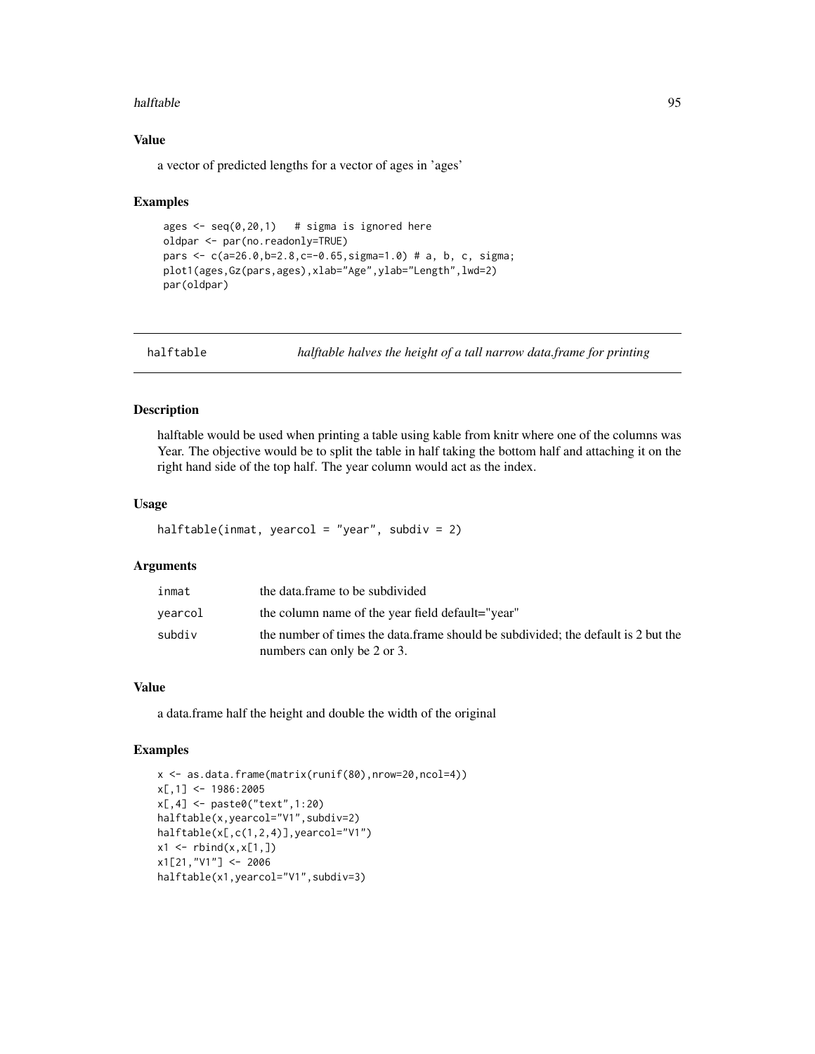### Value

a vector of predicted lengths for a vector of ages in 'ages'

### Examples

```
ages <- seq(0,20,1)   # sigma is ignored here
oldpar <- par(no.readonly=TRUE)
pars <- c(a=26.0,b=2.8,c=-0.65,sigma=1.0) # a, b, c, sigma;
plot1(ages,Gz(pars,ages),xlab="Age",ylab="Length",lwd=2)
par(oldpar)
```

---

## halftable — *halftable halves the height of a tall narrow data.frame for printing*

### Description

halftable would be used when printing a table using kable from knitr where one of the columns was Year. The objective would be to split the table in half taking the bottom half and attaching it on the right hand side of the top half. The year column would act as the index.

### Usage

```
halftable(inmat, yearcol = "year", subdiv = 2)
```

### Arguments

| | |
|---|---|
| inmat | the data.frame to be subdivided |
| yearcol | the column name of the year field default="year" |
| subdiv | the number of times the data.frame should be subdivided; the default is 2 but the numbers can only be 2 or 3. |

### Value

a data.frame half the height and double the width of the original

### Examples

```
x <- as.data.frame(matrix(runif(80),nrow=20,ncol=4))
x[,1] <- 1986:2005
x[,4] <- paste0("text",1:20)
halftable(x,yearcol="V1",subdiv=2)
halftable(x[,c(1,2,4)],yearcol="V1")
x1 <- rbind(x,x[1,])
x1[21,"V1"] <- 2006
halftable(x1,yearcol="V1",subdiv=3)
```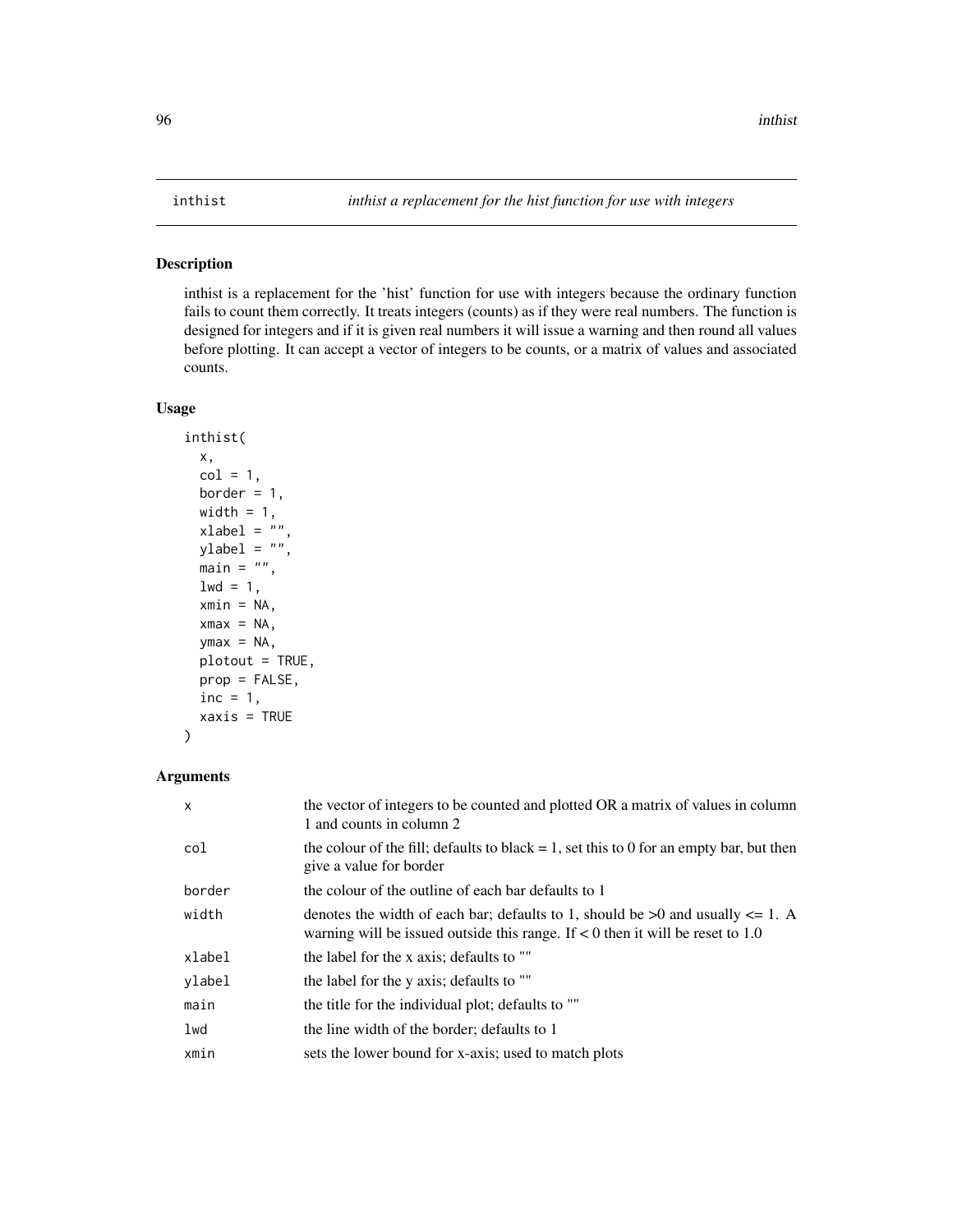inthist    *inthist a replacement for the hist function for use with integers*

## Description

inthist is a replacement for the 'hist' function for use with integers because the ordinary function fails to count them correctly. It treats integers (counts) as if they were real numbers. The function is designed for integers and if it is given real numbers it will issue a warning and then round all values before plotting. It can accept a vector of integers to be counts, or a matrix of values and associated counts.

## Usage

```
inthist(
  x,
  col = 1,
  border = 1,
  width = 1,
  xlabel = "",
  ylabel = "",
  main = "",
  lwd = 1,
  xmin = NA,
  xmax = NA,
  ymax = NA,
  plotout = TRUE,
  prop = FALSE,
  inc = 1,
  xaxis = TRUE
)
```

## Arguments

| | |
|---|---|
| x | the vector of integers to be counted and plotted OR a matrix of values in column 1 and counts in column 2 |
| col | the colour of the fill; defaults to black = 1, set this to 0 for an empty bar, but then give a value for border |
| border | the colour of the outline of each bar defaults to 1 |
| width | denotes the width of each bar; defaults to 1, should be >0 and usually <= 1. A warning will be issued outside this range. If < 0 then it will be reset to 1.0 |
| xlabel | the label for the x axis; defaults to "" |
| ylabel | the label for the y axis; defaults to "" |
| main | the title for the individual plot; defaults to "" |
| lwd | the line width of the border; defaults to 1 |
| xmin | sets the lower bound for x-axis; used to match plots |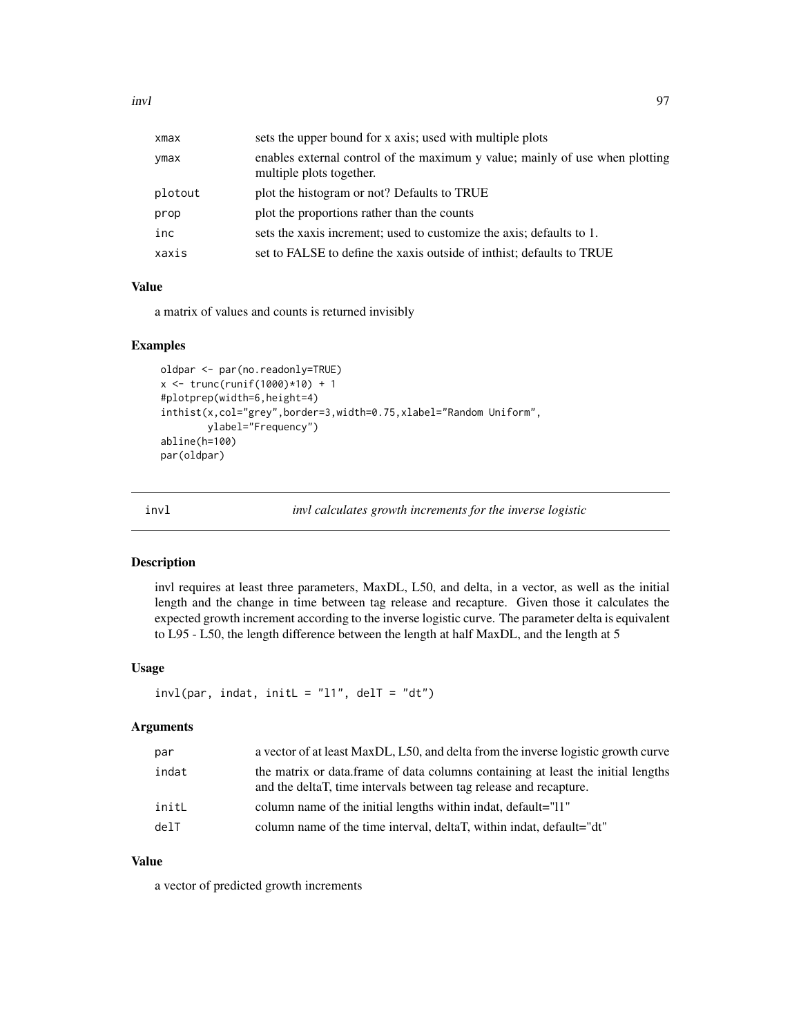| | |
|---|---|
| xmax | sets the upper bound for x axis; used with multiple plots |
| ymax | enables external control of the maximum y value; mainly of use when plotting multiple plots together. |
| plotout | plot the histogram or not? Defaults to TRUE |
| prop | plot the proportions rather than the counts |
| inc | sets the xaxis increment; used to customize the axis; defaults to 1. |
| xaxis | set to FALSE to define the xaxis outside of inthist; defaults to TRUE |

### Value

a matrix of values and counts is returned invisibly

### Examples

```
oldpar <- par(no.readonly=TRUE)
x <- trunc(runif(1000)*10) + 1
#plotprep(width=6,height=4)
inthist(x,col="grey",border=3,width=0.75,xlabel="Random Uniform",
        ylabel="Frequency")
abline(h=100)
par(oldpar)
```

## invl — *invl calculates growth increments for the inverse logistic*

### Description

invl requires at least three parameters, MaxDL, L50, and delta, in a vector, as well as the initial length and the change in time between tag release and recapture. Given those it calculates the expected growth increment according to the inverse logistic curve. The parameter delta is equivalent to L95 - L50, the length difference between the length at half MaxDL, and the length at 5

### Usage

```
invl(par, indat, initL = "l1", delT = "dt")
```

### Arguments

| | |
|---|---|
| par | a vector of at least MaxDL, L50, and delta from the inverse logistic growth curve |
| indat | the matrix or data.frame of data columns containing at least the initial lengths and the deltaT, time intervals between tag release and recapture. |
| initL | column name of the initial lengths within indat, default="l1" |
| delT | column name of the time interval, deltaT, within indat, default="dt" |

### Value

a vector of predicted growth increments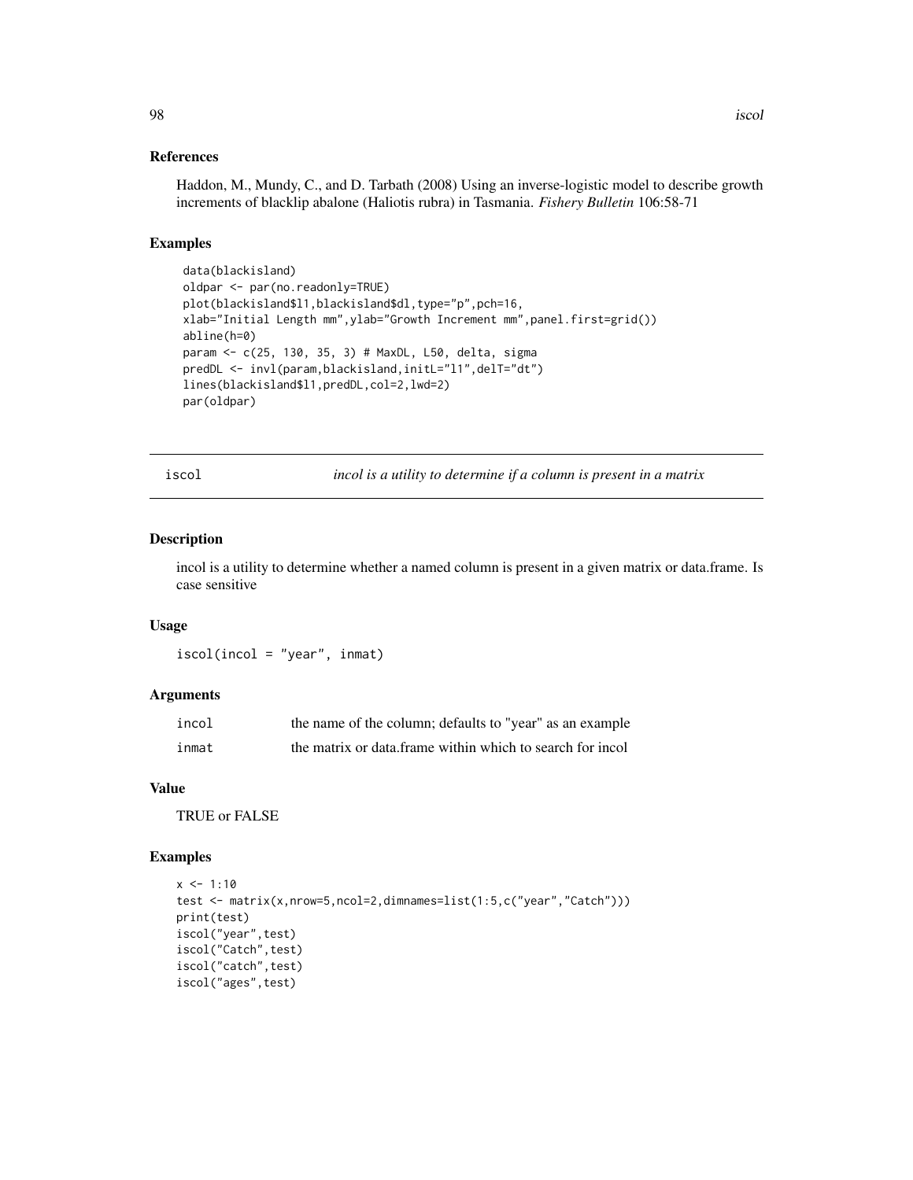## References

Haddon, M., Mundy, C., and D. Tarbath (2008) Using an inverse-logistic model to describe growth increments of blacklip abalone (Haliotis rubra) in Tasmania. *Fishery Bulletin* 106:58-71

## Examples

```
data(blackisland)
oldpar <- par(no.readonly=TRUE)
plot(blackisland$l1,blackisland$dl,type="p",pch=16,
xlab="Initial Length mm",ylab="Growth Increment mm",panel.first=grid())
abline(h=0)
param <- c(25, 130, 35, 3) # MaxDL, L50, delta, sigma
predDL <- invl(param,blackisland,initL="l1",delT="dt")
lines(blackisland$l1,predDL,col=2,lwd=2)
par(oldpar)
```

---

# iscol — *incol is a utility to determine if a column is present in a matrix*

## Description

incol is a utility to determine whether a named column is present in a given matrix or data.frame. Is case sensitive

## Usage

```
iscol(incol = "year", inmat)
```

## Arguments

| | |
|---|---|
| incol | the name of the column; defaults to "year" as an example |
| inmat | the matrix or data.frame within which to search for incol |

## Value

TRUE or FALSE

## Examples

```
x <- 1:10
test <- matrix(x,nrow=5,ncol=2,dimnames=list(1:5,c("year","Catch")))
print(test)
iscol("year",test)
iscol("Catch",test)
iscol("catch",test)
iscol("ages",test)
```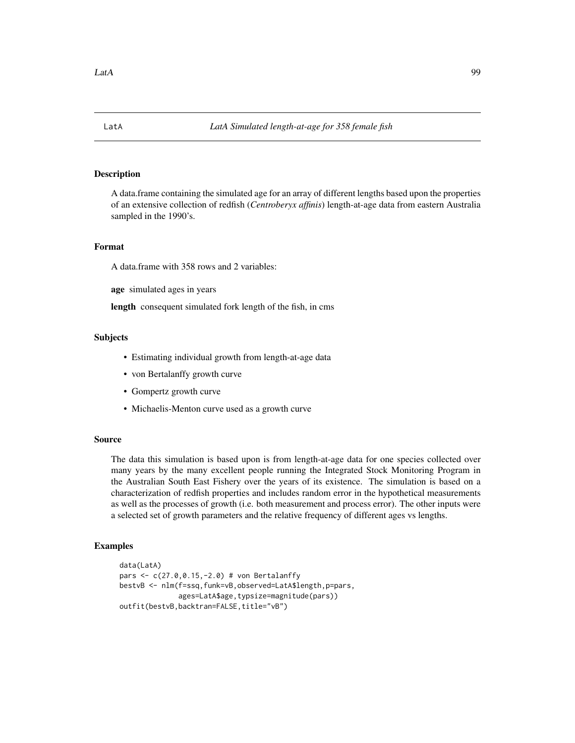# LatA — *LatA Simulated length-at-age for 358 female fish*

## Description

A data.frame containing the simulated age for an array of different lengths based upon the properties of an extensive collection of redfish (*Centroberyx affinis*) length-at-age data from eastern Australia sampled in the 1990's.

## Format

A data.frame with 358 rows and 2 variables:

**age** simulated ages in years

**length** consequent simulated fork length of the fish, in cms

## Subjects

- Estimating individual growth from length-at-age data
- von Bertalanffy growth curve
- Gompertz growth curve
- Michaelis-Menton curve used as a growth curve

## Source

The data this simulation is based upon is from length-at-age data for one species collected over many years by the many excellent people running the Integrated Stock Monitoring Program in the Australian South East Fishery over the years of its existence. The simulation is based on a characterization of redfish properties and includes random error in the hypothetical measurements as well as the processes of growth (i.e. both measurement and process error). The other inputs were a selected set of growth parameters and the relative frequency of different ages vs lengths.

## Examples

```
data(LatA)
pars <- c(27.0,0.15,-2.0) # von Bertalanffy
bestvB <- nlm(f=ssq,funk=vB,observed=LatA$length,p=pars,
              ages=LatA$age,typsize=magnitude(pars))
outfit(bestvB,backtran=FALSE,title="vB")
```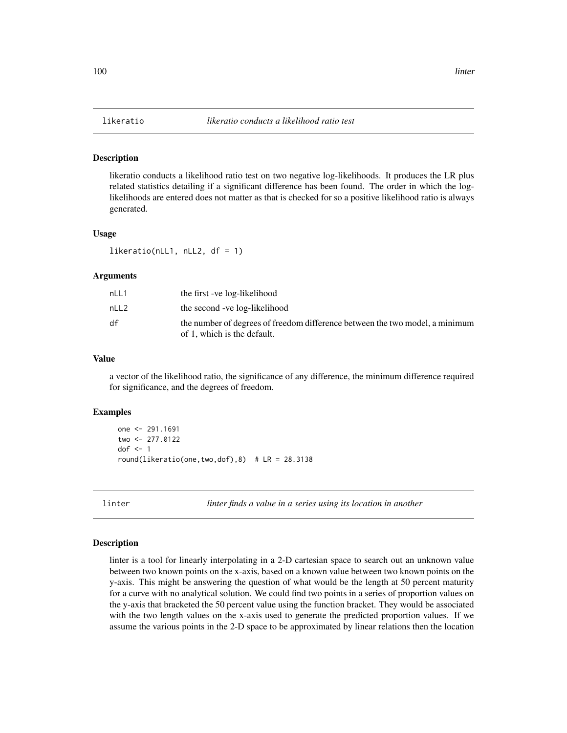## likeratio — *likeratio conducts a likelihood ratio test*

### Description

likeratio conducts a likelihood ratio test on two negative log-likelihoods. It produces the LR plus related statistics detailing if a significant difference has been found. The order in which the log-likelihoods are entered does not matter as that is checked for so a positive likelihood ratio is always generated.

### Usage

```
likeratio(nLL1, nLL2, df = 1)
```

### Arguments

| | |
|---|---|
| nLL1 | the first -ve log-likelihood |
| nLL2 | the second -ve log-likelihood |
| df | the number of degrees of freedom difference between the two model, a minimum of 1, which is the default. |

### Value

a vector of the likelihood ratio, the significance of any difference, the minimum difference required for significance, and the degrees of freedom.

### Examples

```
one <- 291.1691
two <- 277.0122
dof <- 1
round(likeratio(one,two,dof),8)  # LR = 28.3138
```

## linter — *linter finds a value in a series using its location in another*

### Description

linter is a tool for linearly interpolating in a 2-D cartesian space to search out an unknown value between two known points on the x-axis, based on a known value between two known points on the y-axis. This might be answering the question of what would be the length at 50 percent maturity for a curve with no analytical solution. We could find two points in a series of proportion values on the y-axis that bracketed the 50 percent value using the function bracket. They would be associated with the two length values on the x-axis used to generate the predicted proportion values. If we assume the various points in the 2-D space to be approximated by linear relations then the location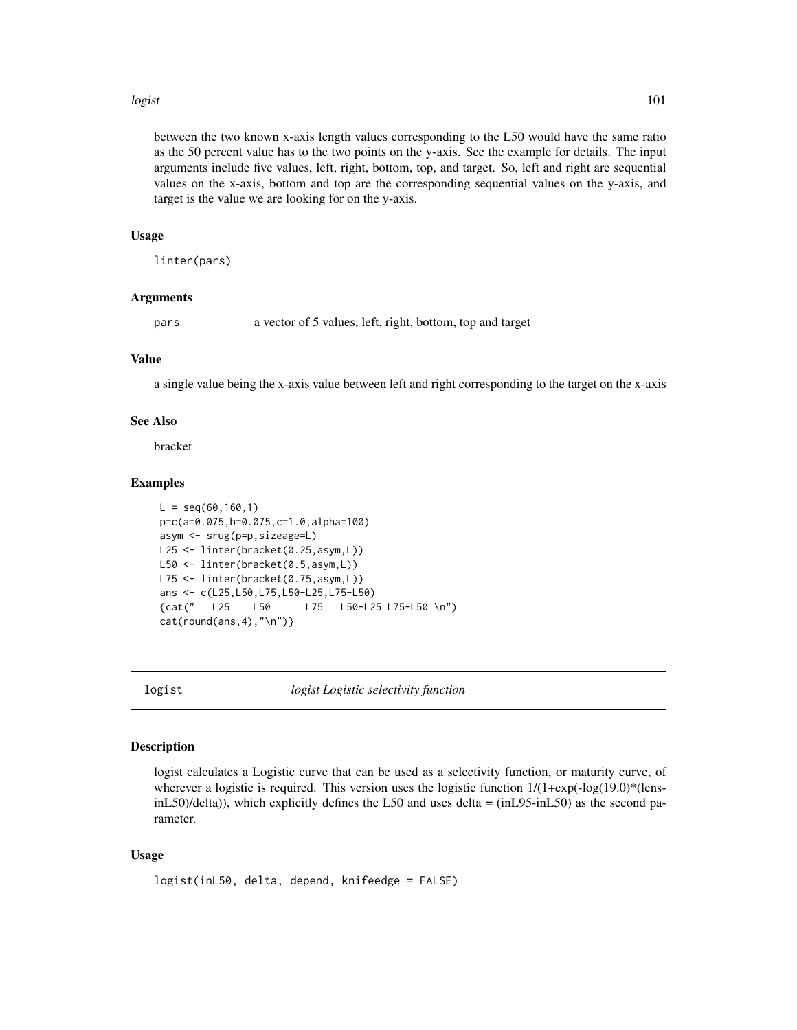between the two known x-axis length values corresponding to the L50 would have the same ratio as the 50 percent value has to the two points on the y-axis. See the example for details. The input arguments include five values, left, right, bottom, top, and target. So, left and right are sequential values on the x-axis, bottom and top are the corresponding sequential values on the y-axis, and target is the value we are looking for on the y-axis.

### Usage

```
linter(pars)
```

### Arguments

| | |
|---|---|
| pars | a vector of 5 values, left, right, bottom, top and target |

### Value

a single value being the x-axis value between left and right corresponding to the target on the x-axis

### See Also

bracket

### Examples

```
L = seq(60,160,1)
p=c(a=0.075,b=0.075,c=1.0,alpha=100)
asym <- srug(p=p,sizeage=L)
L25 <- linter(bracket(0.25,asym,L))
L50 <- linter(bracket(0.5,asym,L))
L75 <- linter(bracket(0.75,asym,L))
ans <- c(L25,L50,L75,L50-L25,L75-L50)
{cat("   L25    L50      L75   L50-L25 L75-L50 \n")
cat(round(ans,4),"\n")}
```

---

## logist — *logist Logistic selectivity function*

### Description

logist calculates a Logistic curve that can be used as a selectivity function, or maturity curve, of wherever a logistic is required. This version uses the logistic function 1/(1+exp(-log(19.0)*(lens-inL50)/delta)), which explicitly defines the L50 and uses delta = (inL95-inL50) as the second parameter.

### Usage

```
logist(inL50, delta, depend, knifeedge = FALSE)
```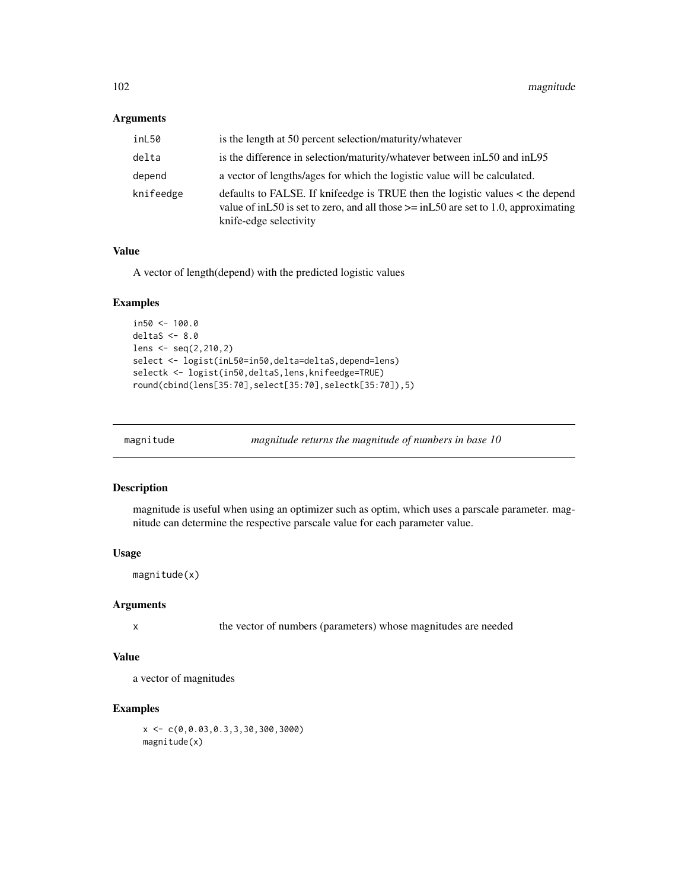### Arguments

| | |
|---|---|
| inL50 | is the length at 50 percent selection/maturity/whatever |
| delta | is the difference in selection/maturity/whatever between inL50 and inL95 |
| depend | a vector of lengths/ages for which the logistic value will be calculated. |
| knifeedge | defaults to FALSE. If knifeedge is TRUE then the logistic values < the depend value of inL50 is set to zero, and all those >= inL50 are set to 1.0, approximating knife-edge selectivity |

### Value

A vector of length(depend) with the predicted logistic values

### Examples

```
in50 <- 100.0
deltaS <- 8.0
lens <- seq(2,210,2)
select <- logist(inL50=in50,delta=deltaS,depend=lens)
selectk <- logist(in50,deltaS,lens,knifeedge=TRUE)
round(cbind(lens[35:70],select[35:70],selectk[35:70]),5)
```

---

## magnitude — *magnitude returns the magnitude of numbers in base 10*

### Description

magnitude is useful when using an optimizer such as optim, which uses a parscale parameter. magnitude can determine the respective parscale value for each parameter value.

### Usage

```
magnitude(x)
```

### Arguments

| | |
|---|---|
| x | the vector of numbers (parameters) whose magnitudes are needed |

### Value

a vector of magnitudes

### Examples

```
x <- c(0,0.03,0.3,3,30,300,3000)
magnitude(x)
```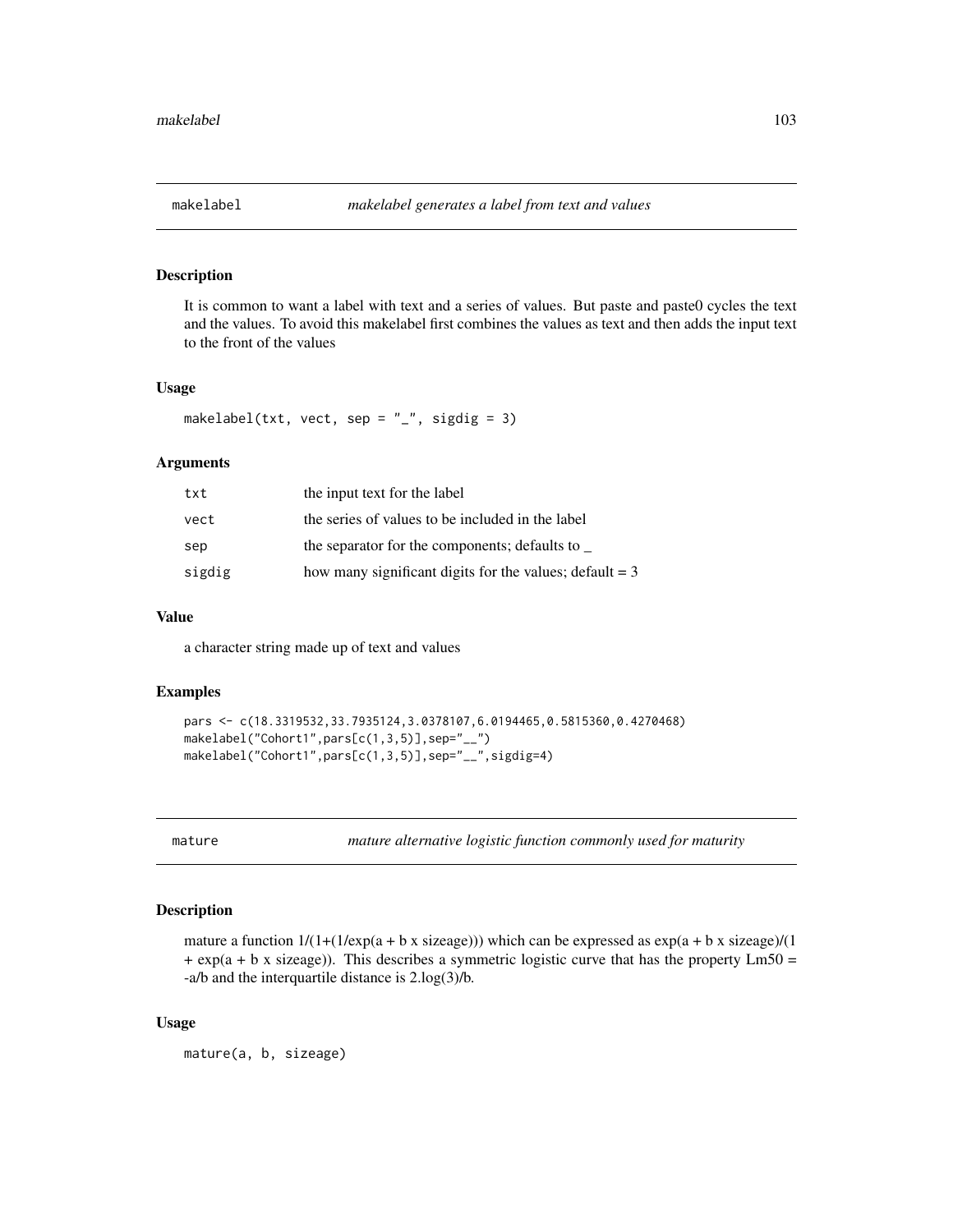## makelabel *makelabel generates a label from text and values*

### Description

It is common to want a label with text and a series of values. But paste and paste0 cycles the text and the values. To avoid this makelabel first combines the values as text and then adds the input text to the front of the values

### Usage

```
makelabel(txt, vect, sep = "_", sigdig = 3)
```

### Arguments

| | |
|---|---|
| txt | the input text for the label |
| vect | the series of values to be included in the label |
| sep | the separator for the components; defaults to _ |
| sigdig | how many significant digits for the values; default = 3 |

### Value

a character string made up of text and values

### Examples

```
pars <- c(18.3319532,33.7935124,3.0378107,6.0194465,0.5815360,0.4270468)
makelabel("Cohort1",pars[c(1,3,5)],sep="__")
makelabel("Cohort1",pars[c(1,3,5)],sep="__",sigdig=4)
```

## mature *mature alternative logistic function commonly used for maturity*

### Description

mature a function 1/(1+(1/exp(a + b x sizeage))) which can be expressed as exp(a + b x sizeage)/(1 + exp(a + b x sizeage)). This describes a symmetric logistic curve that has the property Lm50 = -a/b and the interquartile distance is 2.log(3)/b.

### Usage

```
mature(a, b, sizeage)
```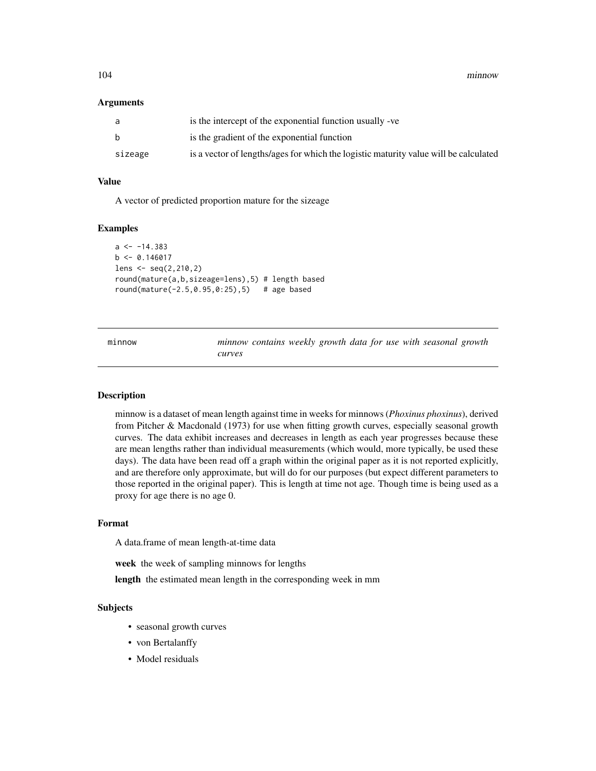### Arguments

| | |
|---|---|
| a | is the intercept of the exponential function usually -ve |
| b | is the gradient of the exponential function |
| sizeage | is a vector of lengths/ages for which the logistic maturity value will be calculated |

### Value

A vector of predicted proportion mature for the sizeage

### Examples

```
a <- -14.383
b <- 0.146017
lens <- seq(2,210,2)
round(mature(a,b,sizeage=lens),5) # length based
round(mature(-2.5,0.95,0:25),5)   # age based
```

---

## minnow — *minnow contains weekly growth data for use with seasonal growth curves*

---

### Description

minnow is a dataset of mean length against time in weeks for minnows (*Phoxinus phoxinus*), derived from Pitcher & Macdonald (1973) for use when fitting growth curves, especially seasonal growth curves. The data exhibit increases and decreases in length as each year progresses because these are mean lengths rather than individual measurements (which would, more typically, be used these days). The data have been read off a graph within the original paper as it is not reported explicitly, and are therefore only approximate, but will do for our purposes (but expect different parameters to those reported in the original paper). This is length at time not age. Though time is being used as a proxy for age there is no age 0.

### Format

A data.frame of mean length-at-time data

**week** the week of sampling minnows for lengths

**length** the estimated mean length in the corresponding week in mm

### Subjects

- seasonal growth curves
- von Bertalanffy
- Model residuals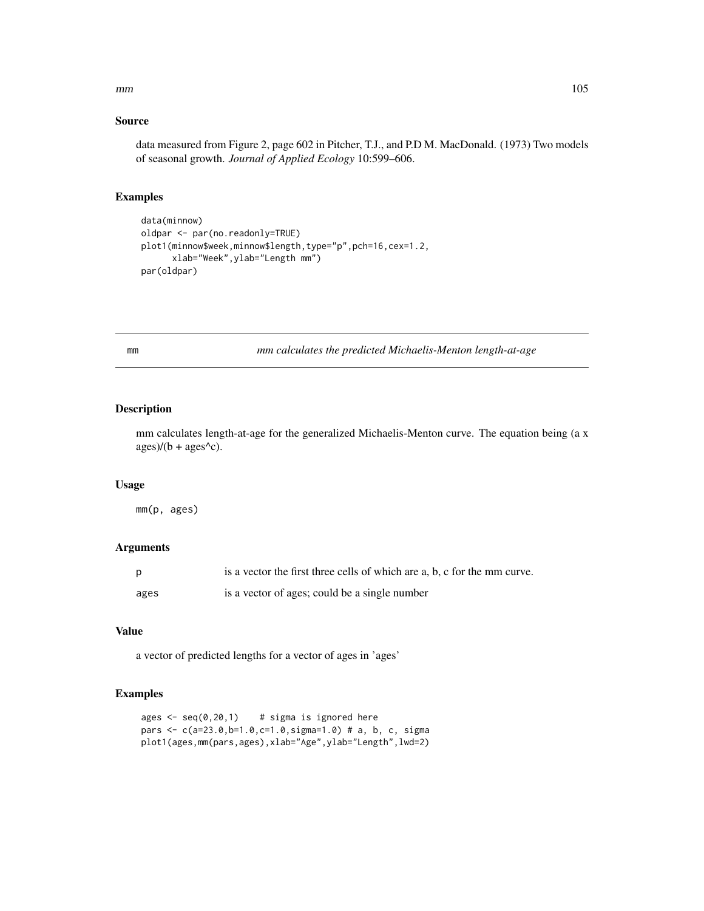## Source

data measured from Figure 2, page 602 in Pitcher, T.J., and P.D M. MacDonald. (1973) Two models of seasonal growth. *Journal of Applied Ecology* 10:599–606.

## Examples

```
data(minnow)
oldpar <- par(no.readonly=TRUE)
plot1(minnow$week,minnow$length,type="p",pch=16,cex=1.2,
      xlab="Week",ylab="Length mm")
par(oldpar)
```

---

# mm — *mm calculates the predicted Michaelis-Menton length-at-age*

## Description

mm calculates length-at-age for the generalized Michaelis-Menton curve. The equation being (a x ages)/(b + ages^c).

## Usage

```
mm(p, ages)
```

## Arguments

| | |
|---|---|
| p | is a vector the first three cells of which are a, b, c for the mm curve. |
| ages | is a vector of ages; could be a single number |

## Value

a vector of predicted lengths for a vector of ages in 'ages'

## Examples

```
ages <- seq(0,20,1)    # sigma is ignored here
pars <- c(a=23.0,b=1.0,c=1.0,sigma=1.0) # a, b, c, sigma
plot1(ages,mm(pars,ages),xlab="Age",ylab="Length",lwd=2)
```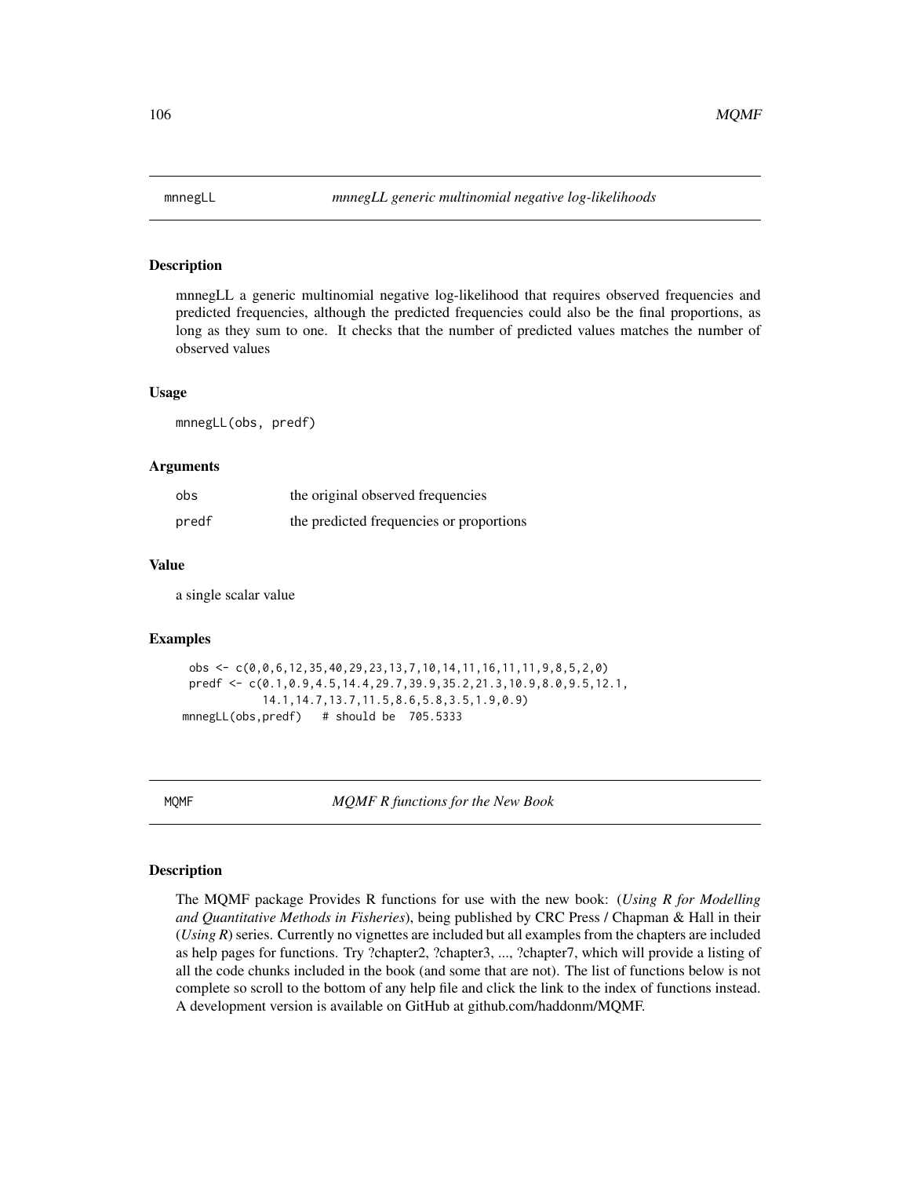## mnnegLL — *mnnegLL generic multinomial negative log-likelihoods*

### Description

mnnegLL a generic multinomial negative log-likelihood that requires observed frequencies and predicted frequencies, although the predicted frequencies could also be the final proportions, as long as they sum to one. It checks that the number of predicted values matches the number of observed values

### Usage

```
mnnegLL(obs, predf)
```

### Arguments

| | |
|---|---|
| obs | the original observed frequencies |
| predf | the predicted frequencies or proportions |

### Value

a single scalar value

### Examples

```
  obs <- c(0,0,6,12,35,40,29,23,13,7,10,14,11,16,11,11,9,8,5,2,0)
  predf <- c(0.1,0.9,4.5,14.4,29.7,39.9,35.2,21.3,10.9,8.0,9.5,12.1,
           14.1,14.7,13.7,11.5,8.6,5.8,3.5,1.9,0.9)
 mnnegLL(obs,predf)   # should be  705.5333
```

## MQMF — *MQMF R functions for the New Book*

### Description

The MQMF package Provides R functions for use with the new book: (*Using R for Modelling and Quantitative Methods in Fisheries*), being published by CRC Press / Chapman & Hall in their (*Using R*) series. Currently no vignettes are included but all examples from the chapters are included as help pages for functions. Try ?chapter2, ?chapter3, ..., ?chapter7, which will provide a listing of all the code chunks included in the book (and some that are not). The list of functions below is not complete so scroll to the bottom of any help file and click the link to the index of functions instead. A development version is available on GitHub at github.com/haddonm/MQMF.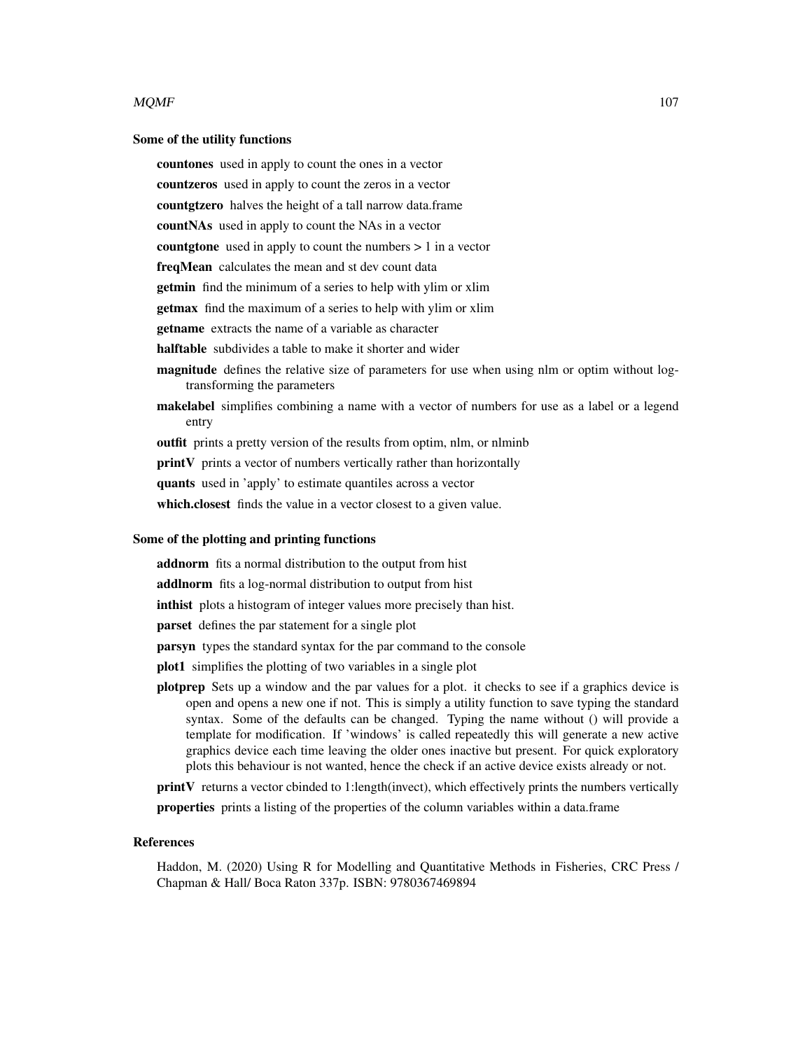### Some of the utility functions

**countones** used in apply to count the ones in a vector

**countzeros** used in apply to count the zeros in a vector

**countgtzero** halves the height of a tall narrow data.frame

**countNAs** used in apply to count the NAs in a vector

**countgtone** used in apply to count the numbers > 1 in a vector

**freqMean** calculates the mean and st dev count data

**getmin** find the minimum of a series to help with ylim or xlim

**getmax** find the maximum of a series to help with ylim or xlim

**getname** extracts the name of a variable as character

**halftable** subdivides a table to make it shorter and wider

**magnitude** defines the relative size of parameters for use when using nlm or optim without log-transforming the parameters

**makelabel** simplifies combining a name with a vector of numbers for use as a label or a legend entry

**outfit** prints a pretty version of the results from optim, nlm, or nlminb

**printV** prints a vector of numbers vertically rather than horizontally

**quants** used in 'apply' to estimate quantiles across a vector

**which.closest** finds the value in a vector closest to a given value.

### Some of the plotting and printing functions

**addnorm** fits a normal distribution to the output from hist

**addlnorm** fits a log-normal distribution to output from hist

**inthist** plots a histogram of integer values more precisely than hist.

**parset** defines the par statement for a single plot

**parsyn** types the standard syntax for the par command to the console

**plot1** simplifies the plotting of two variables in a single plot

**plotprep** Sets up a window and the par values for a plot. it checks to see if a graphics device is open and opens a new one if not. This is simply a utility function to save typing the standard syntax. Some of the defaults can be changed. Typing the name without () will provide a template for modification. If 'windows' is called repeatedly this will generate a new active graphics device each time leaving the older ones inactive but present. For quick exploratory plots this behaviour is not wanted, hence the check if an active device exists already or not.

**printV** returns a vector cbinded to 1:length(invect), which effectively prints the numbers vertically

**properties** prints a listing of the properties of the column variables within a data.frame

### References

Haddon, M. (2020) Using R for Modelling and Quantitative Methods in Fisheries, CRC Press / Chapman & Hall/ Boca Raton 337p. ISBN: 9780367469894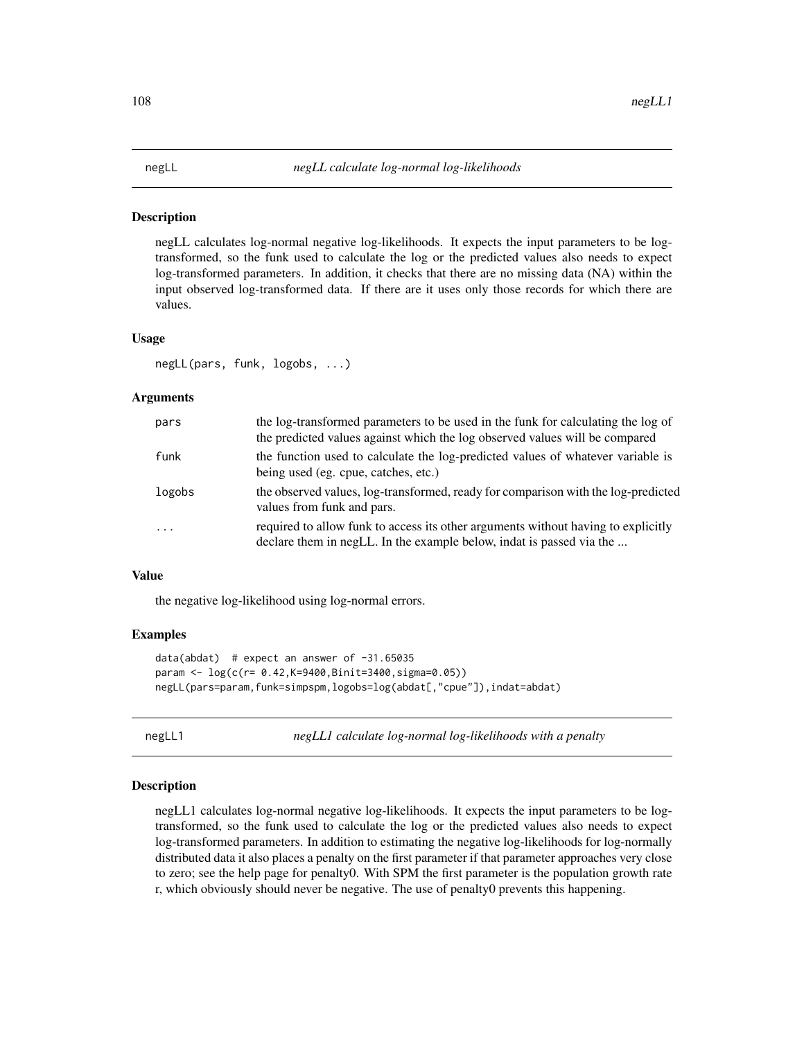## negLL *negLL calculate log-normal log-likelihoods*

### Description

negLL calculates log-normal negative log-likelihoods. It expects the input parameters to be log-transformed, so the funk used to calculate the log or the predicted values also needs to expect log-transformed parameters. In addition, it checks that there are no missing data (NA) within the input observed log-transformed data. If there are it uses only those records for which there are values.

### Usage

```
negLL(pars, funk, logobs, ...)
```

### Arguments

| | |
|---|---|
| pars | the log-transformed parameters to be used in the funk for calculating the log of the predicted values against which the log observed values will be compared |
| funk | the function used to calculate the log-predicted values of whatever variable is being used (eg. cpue, catches, etc.) |
| logobs | the observed values, log-transformed, ready for comparison with the log-predicted values from funk and pars. |
| ... | required to allow funk to access its other arguments without having to explicitly declare them in negLL. In the example below, indat is passed via the ... |

### Value

the negative log-likelihood using log-normal errors.

### Examples

```
data(abdat)  # expect an answer of -31.65035
param <- log(c(r= 0.42,K=9400,Binit=3400,sigma=0.05))
negLL(pars=param,funk=simpspm,logobs=log(abdat[,"cpue"]),indat=abdat)
```

## negLL1 *negLL1 calculate log-normal log-likelihoods with a penalty*

### Description

negLL1 calculates log-normal negative log-likelihoods. It expects the input parameters to be log-transformed, so the funk used to calculate the log or the predicted values also needs to expect log-transformed parameters. In addition to estimating the negative log-likelihoods for log-normally distributed data it also places a penalty on the first parameter if that parameter approaches very close to zero; see the help page for penalty0. With SPM the first parameter is the population growth rate r, which obviously should never be negative. The use of penalty0 prevents this happening.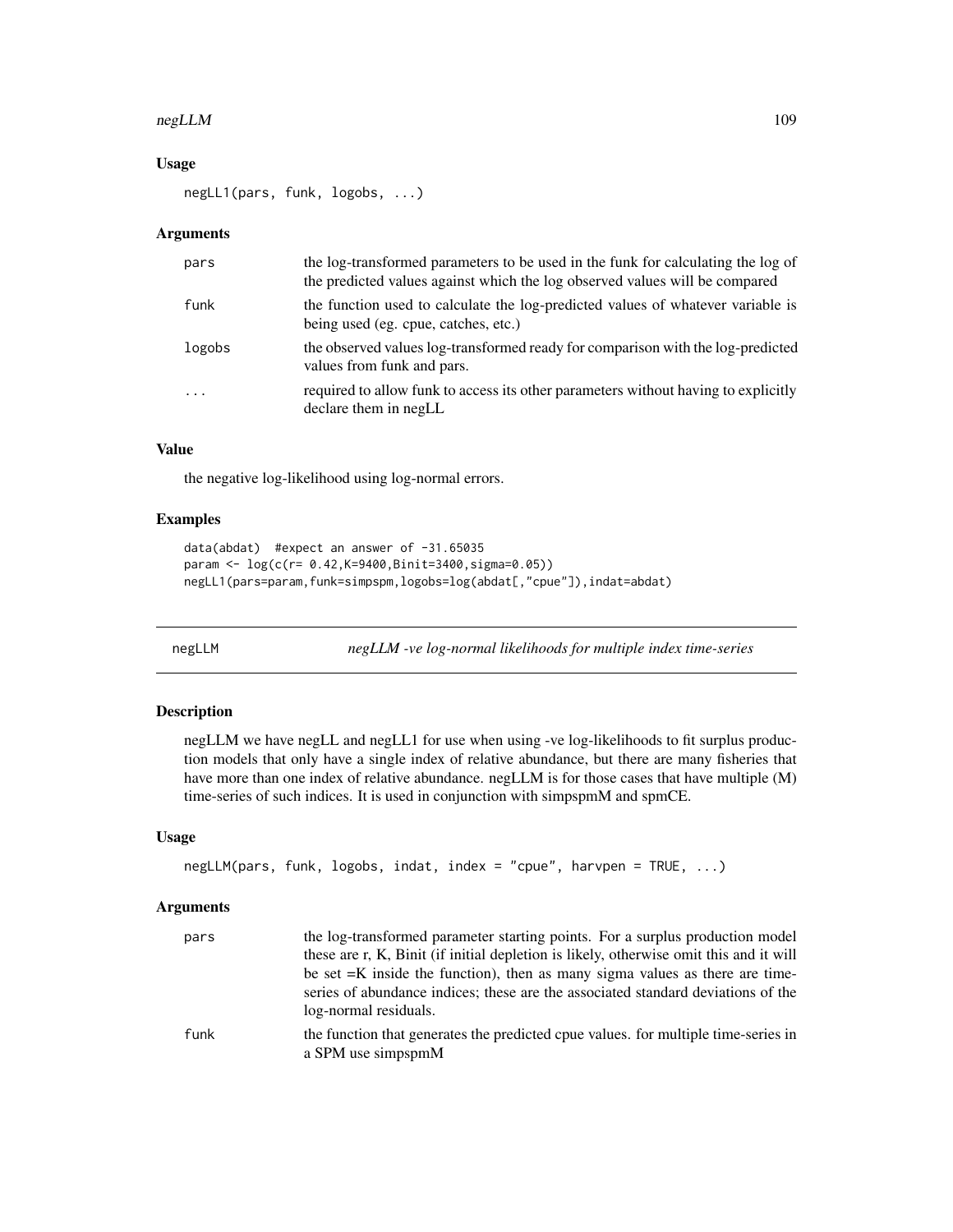### Usage

```
negLL1(pars, funk, logobs, ...)
```

### Arguments

| | |
|---|---|
| pars | the log-transformed parameters to be used in the funk for calculating the log of the predicted values against which the log observed values will be compared |
| funk | the function used to calculate the log-predicted values of whatever variable is being used (eg. cpue, catches, etc.) |
| logobs | the observed values log-transformed ready for comparison with the log-predicted values from funk and pars. |
| ... | required to allow funk to access its other parameters without having to explicitly declare them in negLL |

### Value

the negative log-likelihood using log-normal errors.

### Examples

```
data(abdat)  #expect an answer of -31.65035
param <- log(c(r= 0.42,K=9400,Binit=3400,sigma=0.05))
negLL1(pars=param,funk=simpspm,logobs=log(abdat[,"cpue"]),indat=abdat)
```

---

## negLLM &emsp; *negLLM -ve log-normal likelihoods for multiple index time-series*

---

### Description

negLLM we have negLL and negLL1 for use when using -ve log-likelihoods to fit surplus production models that only have a single index of relative abundance, but there are many fisheries that have more than one index of relative abundance. negLLM is for those cases that have multiple (M) time-series of such indices. It is used in conjunction with simpspmM and spmCE.

### Usage

```
negLLM(pars, funk, logobs, indat, index = "cpue", harvpen = TRUE, ...)
```

### Arguments

| | |
|---|---|
| pars | the log-transformed parameter starting points. For a surplus production model these are r, K, Binit (if initial depletion is likely, otherwise omit this and it will be set =K inside the function), then as many sigma values as there are time-series of abundance indices; these are the associated standard deviations of the log-normal residuals. |
| funk | the function that generates the predicted cpue values. for multiple time-series in a SPM use simpspmM |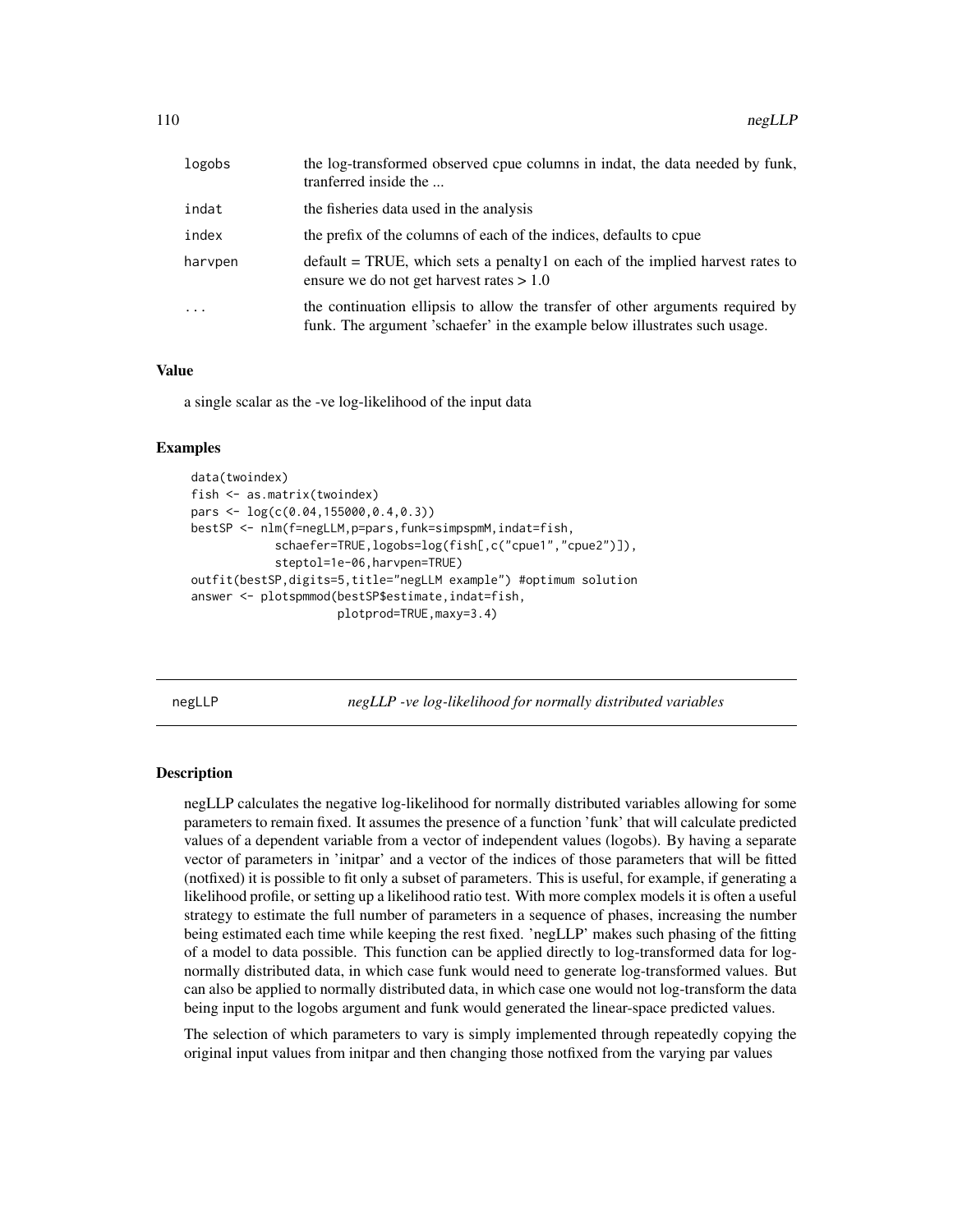| | |
|---|---|
| logobs | the log-transformed observed cpue columns in indat, the data needed by funk, tranferred inside the ... |
| indat | the fisheries data used in the analysis |
| index | the prefix of the columns of each of the indices, defaults to cpue |
| harvpen | default = TRUE, which sets a penalty1 on each of the implied harvest rates to ensure we do not get harvest rates > 1.0 |
| ... | the continuation ellipsis to allow the transfer of other arguments required by funk. The argument 'schaefer' in the example below illustrates such usage. |

### Value

a single scalar as the -ve log-likelihood of the input data

### Examples

```
data(twoindex)
fish <- as.matrix(twoindex)
pars <- log(c(0.04,155000,0.4,0.3))
bestSP <- nlm(f=negLLM,p=pars,funk=simpspmM,indat=fish,
            schaefer=TRUE,logobs=log(fish[,c("cpue1","cpue2")]),
            steptol=1e-06,harvpen=TRUE)
outfit(bestSP,digits=5,title="negLLM example") #optimum solution
answer <- plotspmmod(bestSP$estimate,indat=fish,
                     plotprod=TRUE,maxy=3.4)
```

---

## negLLP — *negLLP -ve log-likelihood for normally distributed variables*

### Description

negLLP calculates the negative log-likelihood for normally distributed variables allowing for some parameters to remain fixed. It assumes the presence of a function 'funk' that will calculate predicted values of a dependent variable from a vector of independent values (logobs). By having a separate vector of parameters in 'initpar' and a vector of the indices of those parameters that will be fitted (notfixed) it is possible to fit only a subset of parameters. This is useful, for example, if generating a likelihood profile, or setting up a likelihood ratio test. With more complex models it is often a useful strategy to estimate the full number of parameters in a sequence of phases, increasing the number being estimated each time while keeping the rest fixed. 'negLLP' makes such phasing of the fitting of a model to data possible. This function can be applied directly to log-transformed data for log-normally distributed data, in which case funk would need to generate log-transformed values. But can also be applied to normally distributed data, in which case one would not log-transform the data being input to the logobs argument and funk would generated the linear-space predicted values.

The selection of which parameters to vary is simply implemented through repeatedly copying the original input values from initpar and then changing those notfixed from the varying par values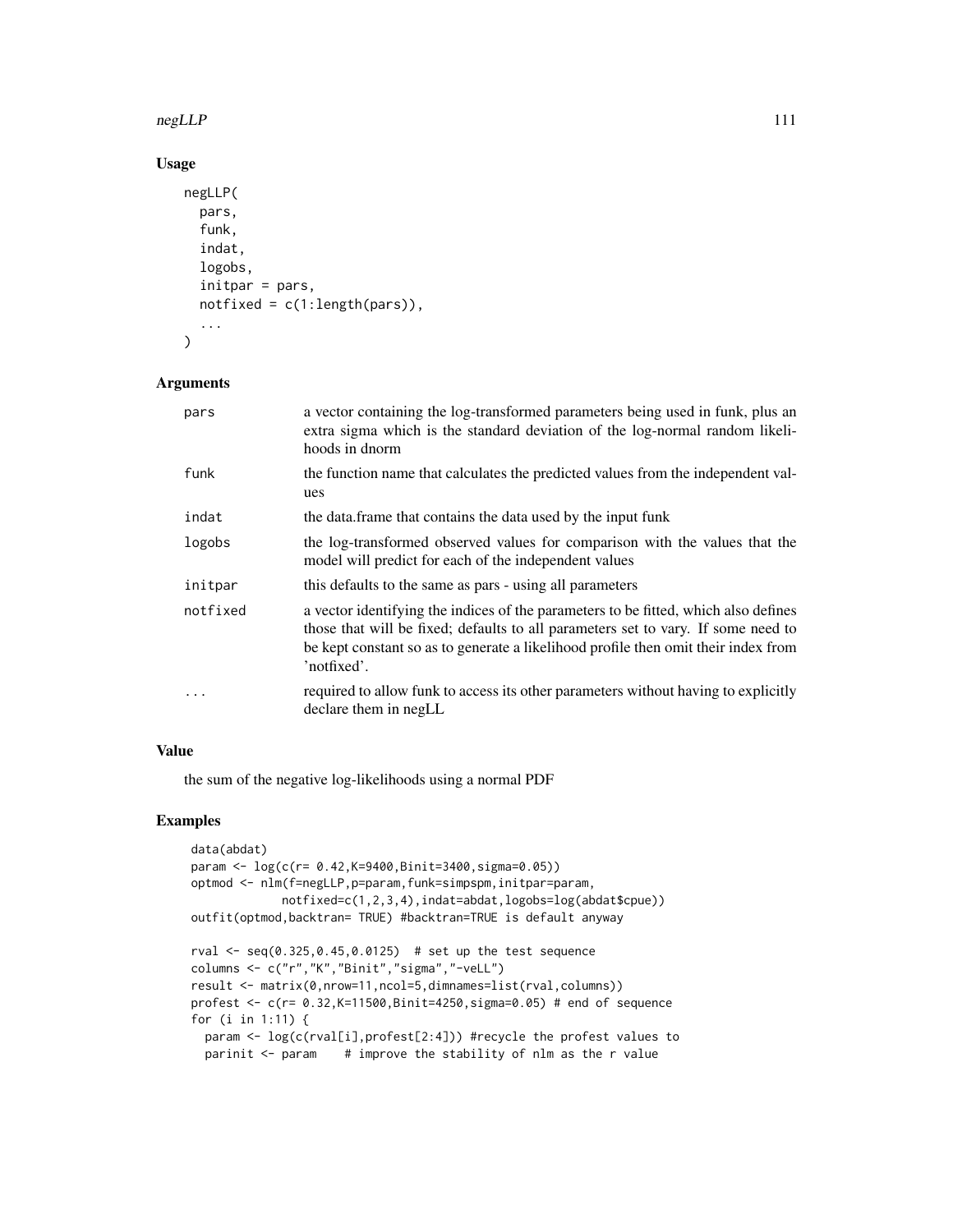## Usage

```
negLLP(
  pars,
  funk,
  indat,
  logobs,
  initpar = pars,
  notfixed = c(1:length(pars)),
  ...
)
```

## Arguments

| | |
|---|---|
| pars | a vector containing the log-transformed parameters being used in funk, plus an extra sigma which is the standard deviation of the log-normal random likelihoods in dnorm |
| funk | the function name that calculates the predicted values from the independent values |
| indat | the data.frame that contains the data used by the input funk |
| logobs | the log-transformed observed values for comparison with the values that the model will predict for each of the independent values |
| initpar | this defaults to the same as pars - using all parameters |
| notfixed | a vector identifying the indices of the parameters to be fitted, which also defines those that will be fixed; defaults to all parameters set to vary. If some need to be kept constant so as to generate a likelihood profile then omit their index from 'notfixed'. |
| ... | required to allow funk to access its other parameters without having to explicitly declare them in negLL |

## Value

the sum of the negative log-likelihoods using a normal PDF

## Examples

```
data(abdat)
param <- log(c(r= 0.42,K=9400,Binit=3400,sigma=0.05))
optmod <- nlm(f=negLLP,p=param,funk=simpspm,initpar=param,
             notfixed=c(1,2,3,4),indat=abdat,logobs=log(abdat$cpue))
outfit(optmod,backtran= TRUE) #backtran=TRUE is default anyway

rval <- seq(0.325,0.45,0.0125)  # set up the test sequence
columns <- c("r","K","Binit","sigma","-veLL")
result <- matrix(0,nrow=11,ncol=5,dimnames=list(rval,columns))
profest <- c(r= 0.32,K=11500,Binit=4250,sigma=0.05) # end of sequence
for (i in 1:11) {
  param <- log(c(rval[i],profest[2:4])) #recycle the profest values to
  parinit <- param    # improve the stability of nlm as the r value
```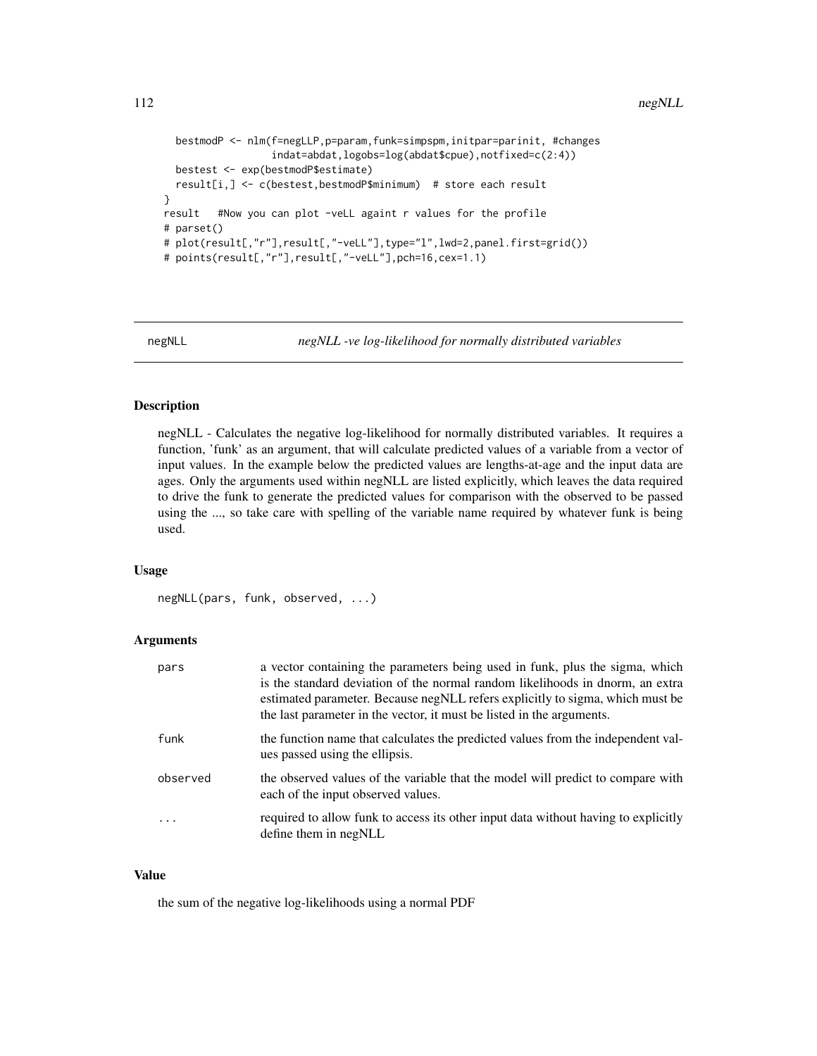```
  bestmodP <- nlm(f=negLLP,p=param,funk=simpspm,initpar=parinit, #changes
                  indat=abdat,logobs=log(abdat$cpue),notfixed=c(2:4))
  bestest <- exp(bestmodP$estimate)
  result[i,] <- c(bestest,bestmodP$minimum)  # store each result
}
result   #Now you can plot -veLL againt r values for the profile
# parset()
# plot(result[,"r"],result[,"-veLL"],type="l",lwd=2,panel.first=grid())
# points(result[,"r"],result[,"-veLL"],pch=16,cex=1.1)
```

---

## negNLL — *negNLL -ve log-likelihood for normally distributed variables*

### Description

negNLL - Calculates the negative log-likelihood for normally distributed variables. It requires a function, 'funk' as an argument, that will calculate predicted values of a variable from a vector of input values. In the example below the predicted values are lengths-at-age and the input data are ages. Only the arguments used within negNLL are listed explicitly, which leaves the data required to drive the funk to generate the predicted values for comparison with the observed to be passed using the ..., so take care with spelling of the variable name required by whatever funk is being used.

### Usage

```
negNLL(pars, funk, observed, ...)
```

### Arguments

| | |
|---|---|
| pars | a vector containing the parameters being used in funk, plus the sigma, which is the standard deviation of the normal random likelihoods in dnorm, an extra estimated parameter. Because negNLL refers explicitly to sigma, which must be the last parameter in the vector, it must be listed in the arguments. |
| funk | the function name that calculates the predicted values from the independent values passed using the ellipsis. |
| observed | the observed values of the variable that the model will predict to compare with each of the input observed values. |
| ... | required to allow funk to access its other input data without having to explicitly define them in negNLL |

### Value

the sum of the negative log-likelihoods using a normal PDF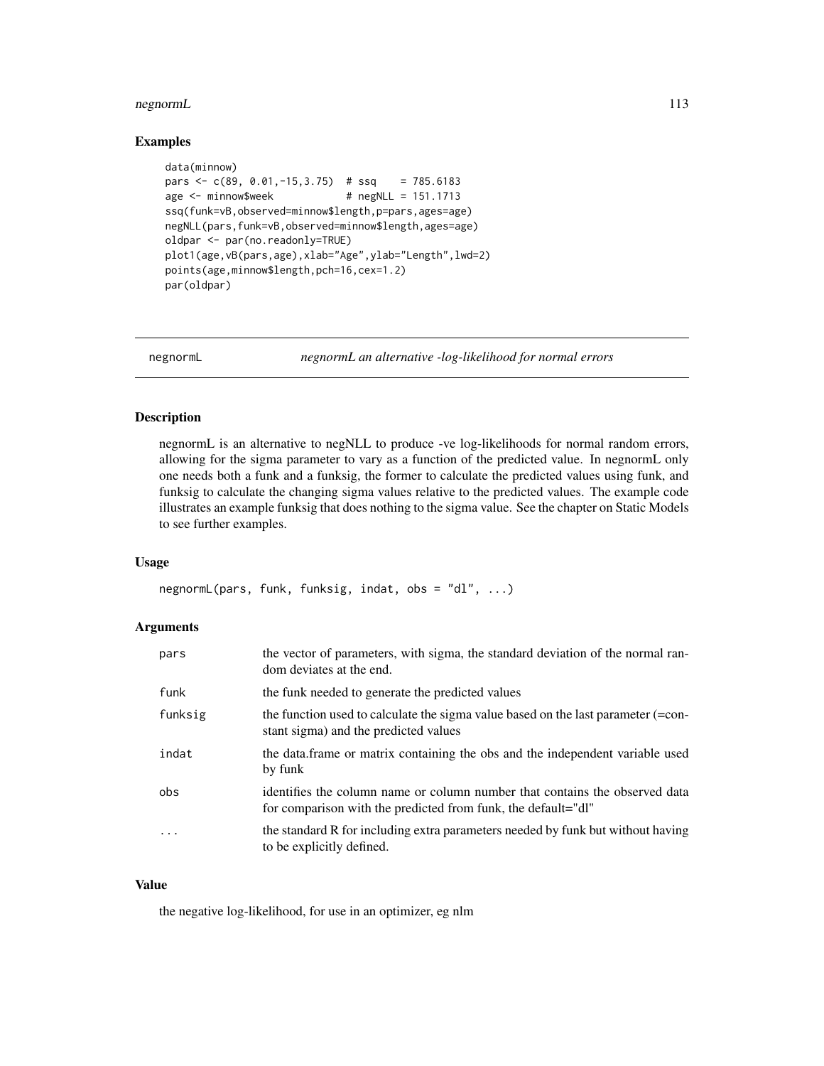## Examples

```
data(minnow)
pars <- c(89, 0.01,-15,3.75)  # ssq    = 785.6183
age <- minnow$week            # negNLL = 151.1713
ssq(funk=vB,observed=minnow$length,p=pars,ages=age)
negNLL(pars,funk=vB,observed=minnow$length,ages=age)
oldpar <- par(no.readonly=TRUE)
plot1(age,vB(pars,age),xlab="Age",ylab="Length",lwd=2)
points(age,minnow$length,pch=16,cex=1.2)
par(oldpar)
```

---

# negnormL — *negnormL an alternative -log-likelihood for normal errors*

---

## Description

negnormL is an alternative to negNLL to produce -ve log-likelihoods for normal random errors, allowing for the sigma parameter to vary as a function of the predicted value. In negnormL only one needs both a funk and a funksig, the former to calculate the predicted values using funk, and funksig to calculate the changing sigma values relative to the predicted values. The example code illustrates an example funksig that does nothing to the sigma value. See the chapter on Static Models to see further examples.

## Usage

```
negnormL(pars, funk, funksig, indat, obs = "dl", ...)
```

## Arguments

| | |
|---|---|
| pars | the vector of parameters, with sigma, the standard deviation of the normal random deviates at the end. |
| funk | the funk needed to generate the predicted values |
| funksig | the function used to calculate the sigma value based on the last parameter (=constant sigma) and the predicted values |
| indat | the data.frame or matrix containing the obs and the independent variable used by funk |
| obs | identifies the column name or column number that contains the observed data for comparison with the predicted from funk, the default="dl" |
| ... | the standard R for including extra parameters needed by funk but without having to be explicitly defined. |

## Value

the negative log-likelihood, for use in an optimizer, eg nlm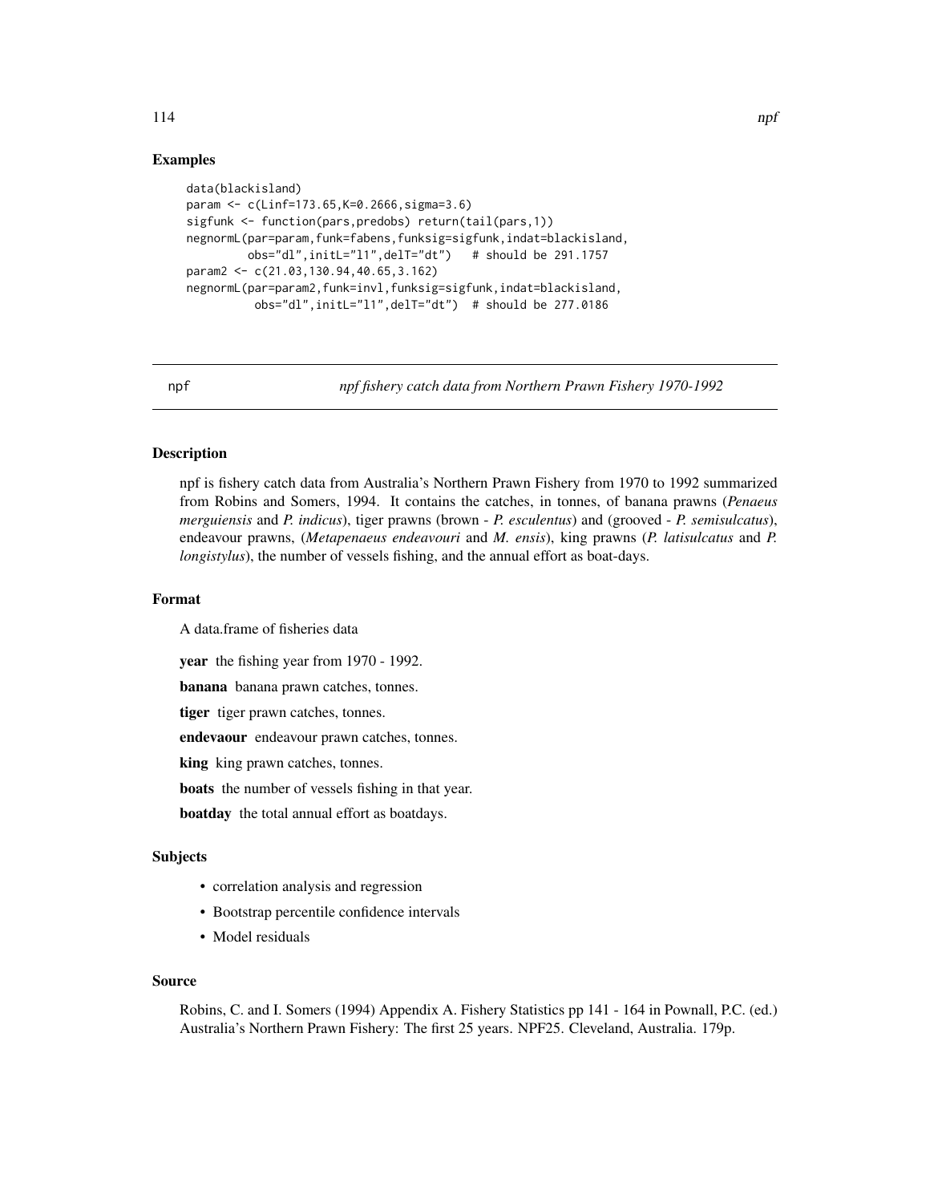## Examples

```
data(blackisland)
param <- c(Linf=173.65,K=0.2666,sigma=3.6)
sigfunk <- function(pars,predobs) return(tail(pars,1))
negnormL(par=param,funk=fabens,funksig=sigfunk,indat=blackisland,
         obs="dl",initL="l1",delT="dt")   # should be 291.1757
param2 <- c(21.03,130.94,40.65,3.162)
negnormL(par=param2,funk=invl,funksig=sigfunk,indat=blackisland,
          obs="dl",initL="l1",delT="dt")  # should be 277.0186
```

---

# npf — *npf fishery catch data from Northern Prawn Fishery 1970-1992*

## Description

npf is fishery catch data from Australia's Northern Prawn Fishery from 1970 to 1992 summarized from Robins and Somers, 1994. It contains the catches, in tonnes, of banana prawns (*Penaeus merguiensis* and *P. indicus*), tiger prawns (brown - *P. esculentus*) and (grooved - *P. semisulcatus*), endeavour prawns, (*Metapenaeus endeavouri* and *M. ensis*), king prawns (*P. latisulcatus* and *P. longistylus*), the number of vessels fishing, and the annual effort as boat-days.

## Format

A data.frame of fisheries data

**year** the fishing year from 1970 - 1992.

**banana** banana prawn catches, tonnes.

**tiger** tiger prawn catches, tonnes.

**endevaour** endeavour prawn catches, tonnes.

**king** king prawn catches, tonnes.

**boats** the number of vessels fishing in that year.

**boatday** the total annual effort as boatdays.

## Subjects

- correlation analysis and regression
- Bootstrap percentile confidence intervals
- Model residuals

## Source

Robins, C. and I. Somers (1994) Appendix A. Fishery Statistics pp 141 - 164 in Pownall, P.C. (ed.) Australia's Northern Prawn Fishery: The first 25 years. NPF25. Cleveland, Australia. 179p.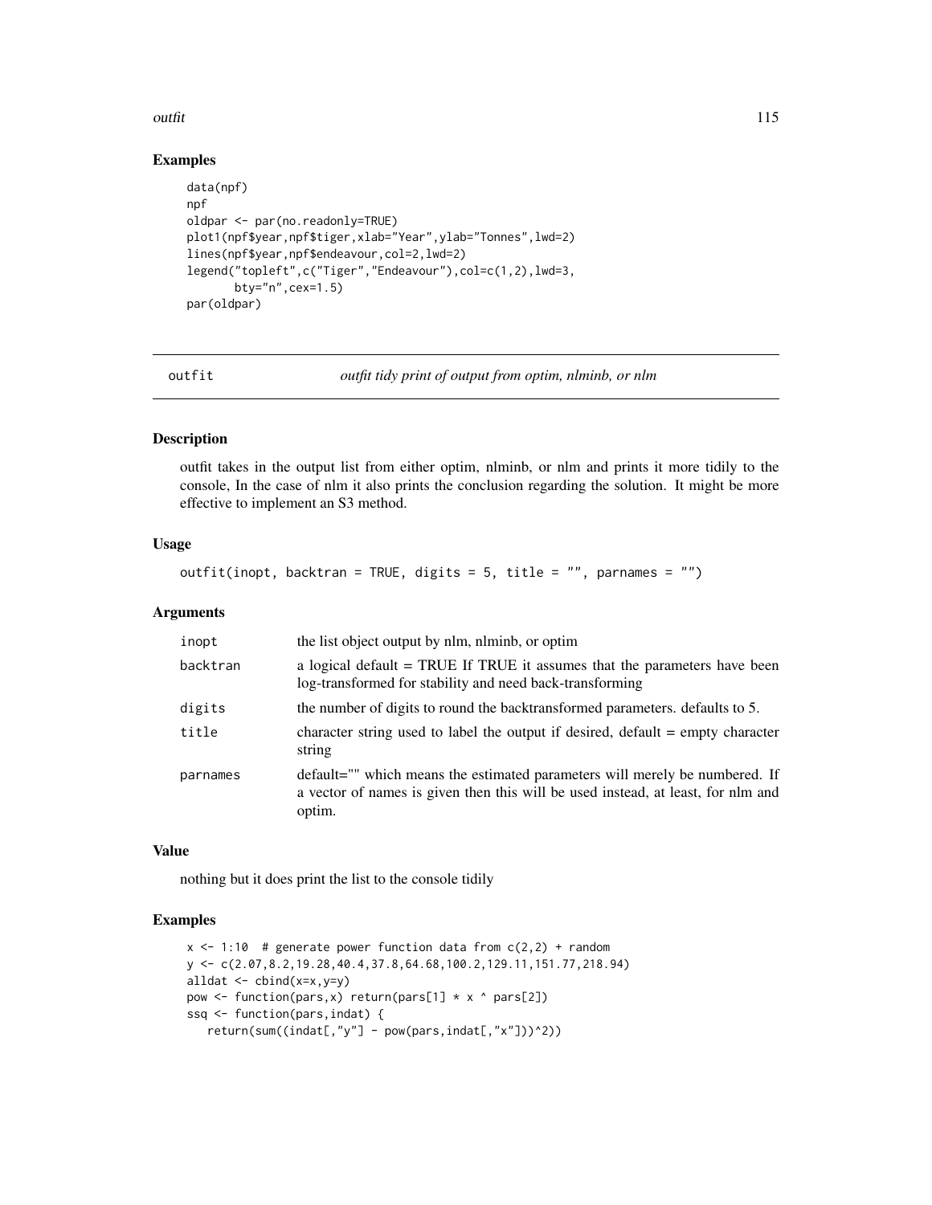## Examples

```
data(npf)
npf
oldpar <- par(no.readonly=TRUE)
plot1(npf$year,npf$tiger,xlab="Year",ylab="Tonnes",lwd=2)
lines(npf$year,npf$endeavour,col=2,lwd=2)
legend("topleft",c("Tiger","Endeavour"),col=c(1,2),lwd=3,
       bty="n",cex=1.5)
par(oldpar)
```

---

# outfit — *outfit tidy print of output from optim, nlminb, or nlm*

## Description

outfit takes in the output list from either optim, nlminb, or nlm and prints it more tidily to the console, In the case of nlm it also prints the conclusion regarding the solution. It might be more effective to implement an S3 method.

## Usage

```
outfit(inopt, backtran = TRUE, digits = 5, title = "", parnames = "")
```

## Arguments

| | |
|---|---|
| inopt | the list object output by nlm, nlminb, or optim |
| backtran | a logical default = TRUE If TRUE it assumes that the parameters have been log-transformed for stability and need back-transforming |
| digits | the number of digits to round the backtransformed parameters. defaults to 5. |
| title | character string used to label the output if desired, default = empty character string |
| parnames | default="" which means the estimated parameters will merely be numbered. If a vector of names is given then this will be used instead, at least, for nlm and optim. |

## Value

nothing but it does print the list to the console tidily

## Examples

```
x <- 1:10  # generate power function data from c(2,2) + random
y <- c(2.07,8.2,19.28,40.4,37.8,64.68,100.2,129.11,151.77,218.94)
alldat <- cbind(x=x,y=y)
pow <- function(pars,x) return(pars[1] * x ^ pars[2])
ssq <- function(pars,indat) {
   return(sum((indat[,"y"] - pow(pars,indat[,"x"]))^2))
```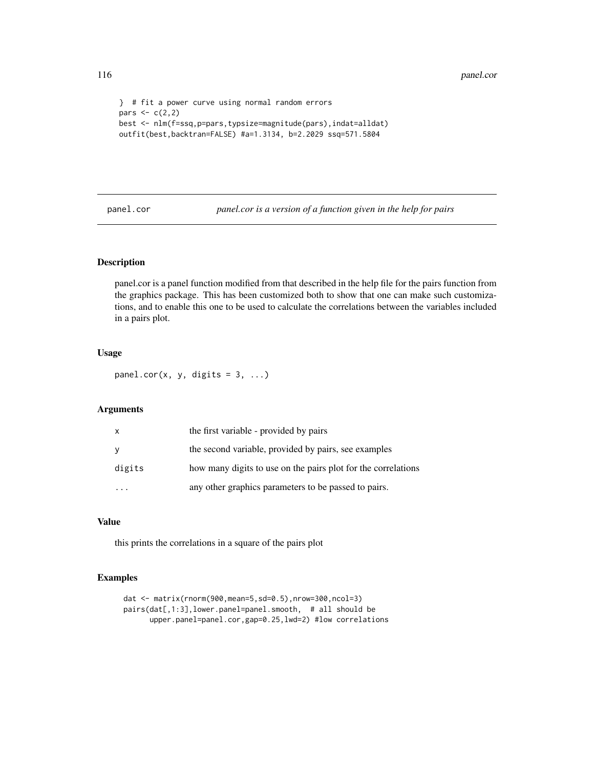```
} # fit a power curve using normal random errors
pars <- c(2,2)
best <- nlm(f=ssq,p=pars,typsize=magnitude(pars),indat=alldat)
outfit(best,backtran=FALSE) #a=1.3134, b=2.2029 ssq=571.5804
```

## panel.cor — *panel.cor is a version of a function given in the help for pairs*

### Description

panel.cor is a panel function modified from that described in the help file for the pairs function from the graphics package. This has been customized both to show that one can make such customizations, and to enable this one to be used to calculate the correlations between the variables included in a pairs plot.

### Usage

```
panel.cor(x, y, digits = 3, ...)
```

### Arguments

| | |
|---|---|
| x | the first variable - provided by pairs |
| y | the second variable, provided by pairs, see examples |
| digits | how many digits to use on the pairs plot for the correlations |
| ... | any other graphics parameters to be passed to pairs. |

### Value

this prints the correlations in a square of the pairs plot

### Examples

```
dat <- matrix(rnorm(900,mean=5,sd=0.5),nrow=300,ncol=3)
pairs(dat[,1:3],lower.panel=panel.smooth,  # all should be
      upper.panel=panel.cor,gap=0.25,lwd=2) #low correlations
```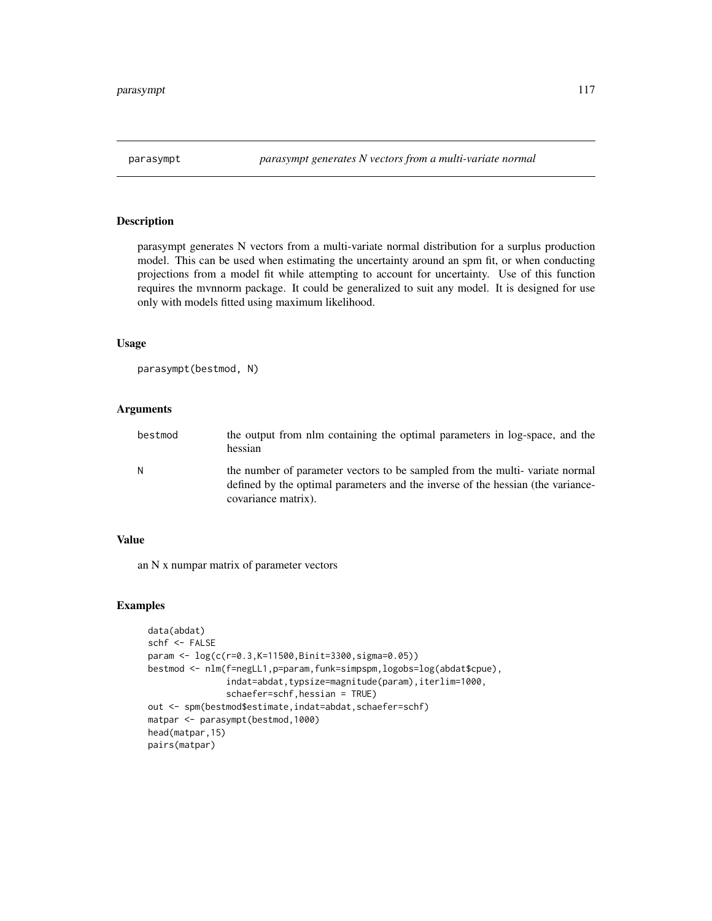parasympt *parasympt generates N vectors from a multi-variate normal*

## Description

parasympt generates N vectors from a multi-variate normal distribution for a surplus production model. This can be used when estimating the uncertainty around an spm fit, or when conducting projections from a model fit while attempting to account for uncertainty. Use of this function requires the mvnnorm package. It could be generalized to suit any model. It is designed for use only with models fitted using maximum likelihood.

## Usage

```
parasympt(bestmod, N)
```

## Arguments

| | |
|---|---|
| bestmod | the output from nlm containing the optimal parameters in log-space, and the hessian |
| N | the number of parameter vectors to be sampled from the multi- variate normal defined by the optimal parameters and the inverse of the hessian (the variance-covariance matrix). |

## Value

an N x numpar matrix of parameter vectors

## Examples

```
data(abdat)
schf <- FALSE
param <- log(c(r=0.3,K=11500,Binit=3300,sigma=0.05))
bestmod <- nlm(f=negLL1,p=param,funk=simpspm,logobs=log(abdat$cpue),
               indat=abdat,typsize=magnitude(param),iterlim=1000,
               schaefer=schf,hessian = TRUE)
out <- spm(bestmod$estimate,indat=abdat,schaefer=schf)
matpar <- parasympt(bestmod,1000)
head(matpar,15)
pairs(matpar)
```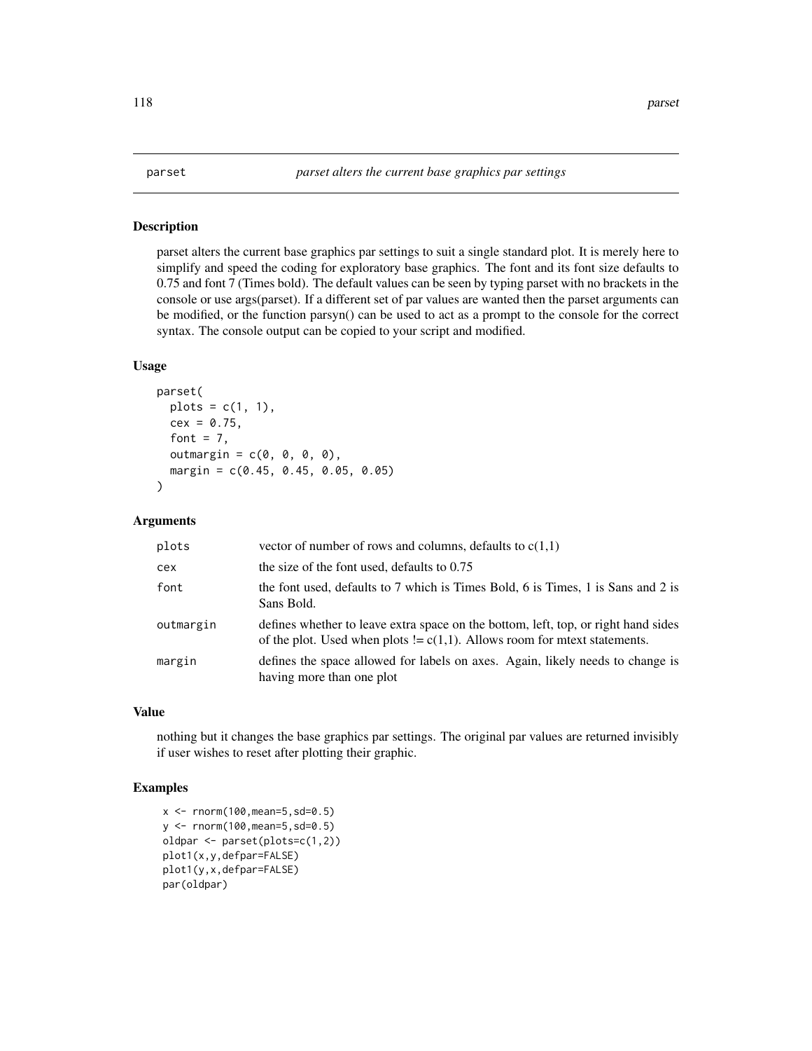# parset — *parset alters the current base graphics par settings*

## Description

parset alters the current base graphics par settings to suit a single standard plot. It is merely here to simplify and speed the coding for exploratory base graphics. The font and its font size defaults to 0.75 and font 7 (Times bold). The default values can be seen by typing parset with no brackets in the console or use args(parset). If a different set of par values are wanted then the parset arguments can be modified, or the function parsyn() can be used to act as a prompt to the console for the correct syntax. The console output can be copied to your script and modified.

## Usage

```
parset(
  plots = c(1, 1),
  cex = 0.75,
  font = 7,
  outmargin = c(0, 0, 0, 0),
  margin = c(0.45, 0.45, 0.05, 0.05)
)
```

## Arguments

| | |
|---|---|
| `plots` | vector of number of rows and columns, defaults to c(1,1) |
| `cex` | the size of the font used, defaults to 0.75 |
| `font` | the font used, defaults to 7 which is Times Bold, 6 is Times, 1 is Sans and 2 is Sans Bold. |
| `outmargin` | defines whether to leave extra space on the bottom, left, top, or right hand sides of the plot. Used when plots != c(1,1). Allows room for mtext statements. |
| `margin` | defines the space allowed for labels on axes. Again, likely needs to change is having more than one plot |

## Value

nothing but it changes the base graphics par settings. The original par values are returned invisibly if user wishes to reset after plotting their graphic.

## Examples

```
x <- rnorm(100,mean=5,sd=0.5)
y <- rnorm(100,mean=5,sd=0.5)
oldpar <- parset(plots=c(1,2))
plot1(x,y,defpar=FALSE)
plot1(y,x,defpar=FALSE)
par(oldpar)
```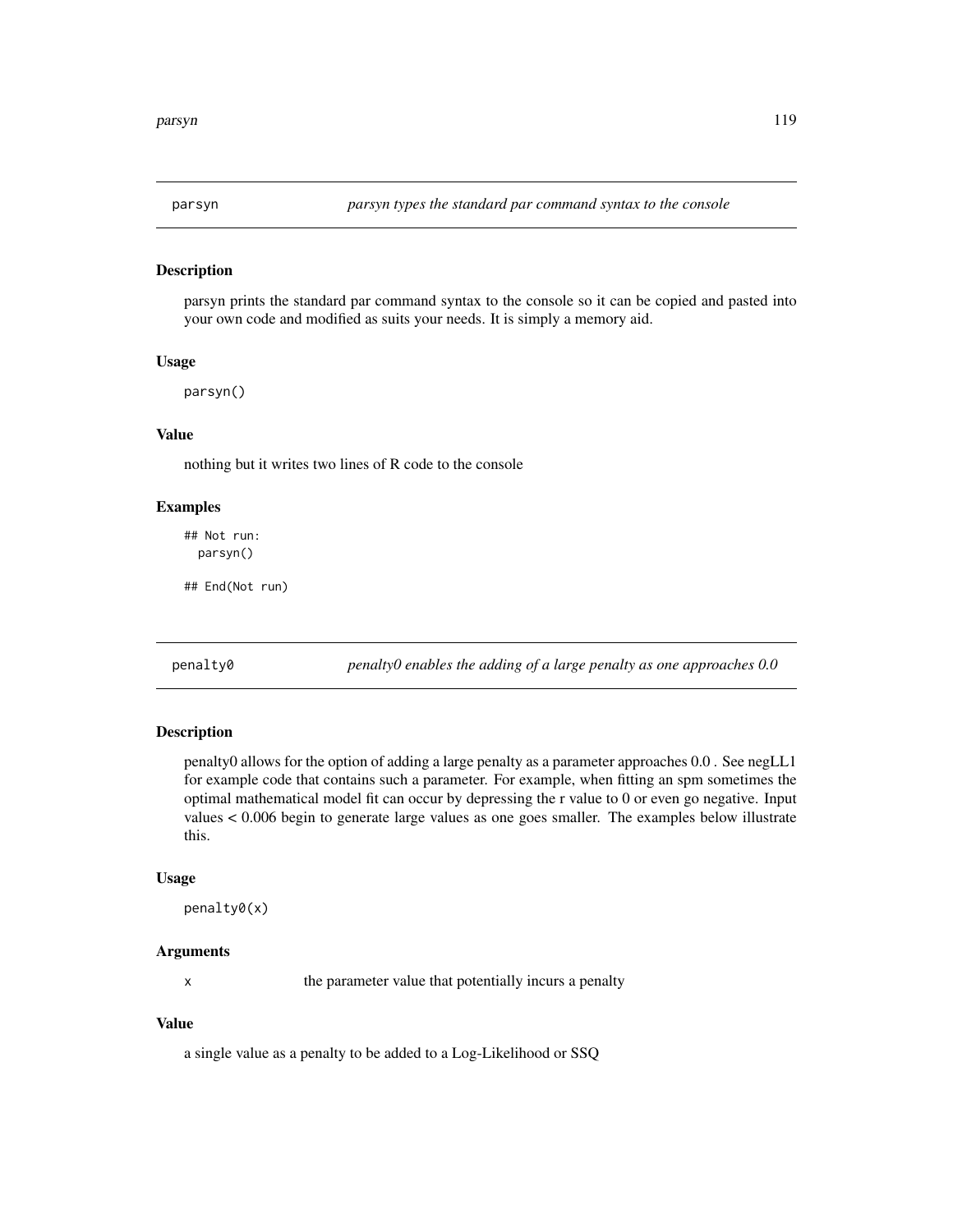## parsyn *parsyn types the standard par command syntax to the console*

### Description

parsyn prints the standard par command syntax to the console so it can be copied and pasted into your own code and modified as suits your needs. It is simply a memory aid.

### Usage

```
parsyn()
```

### Value

nothing but it writes two lines of R code to the console

### Examples

```
## Not run:
  parsyn()

## End(Not run)
```

## penalty0 *penalty0 enables the adding of a large penalty as one approaches 0.0*

### Description

penalty0 allows for the option of adding a large penalty as a parameter approaches 0.0 . See negLL1 for example code that contains such a parameter. For example, when fitting an spm sometimes the optimal mathematical model fit can occur by depressing the r value to 0 or even go negative. Input values < 0.006 begin to generate large values as one goes smaller. The examples below illustrate this.

### Usage

```
penalty0(x)
```

### Arguments

| | |
|---|---|
| x | the parameter value that potentially incurs a penalty |

### Value

a single value as a penalty to be added to a Log-Likelihood or SSQ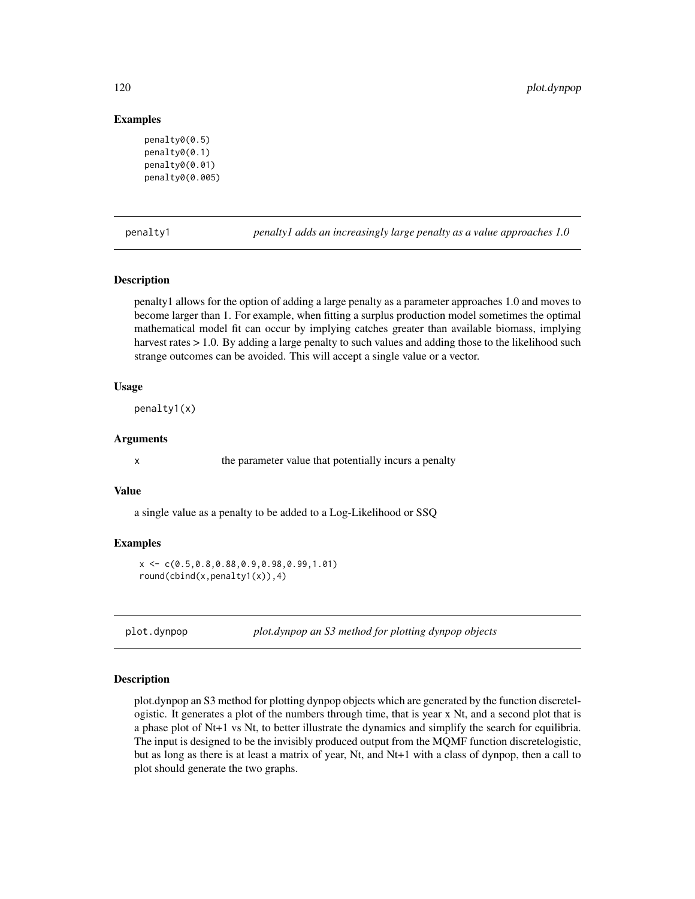### Examples

```
penalty0(0.5)
penalty0(0.1)
penalty0(0.01)
penalty0(0.005)
```

---

## penalty1 — *penalty1 adds an increasingly large penalty as a value approaches 1.0*

### Description

penalty1 allows for the option of adding a large penalty as a parameter approaches 1.0 and moves to become larger than 1. For example, when fitting a surplus production model sometimes the optimal mathematical model fit can occur by implying catches greater than available biomass, implying harvest rates > 1.0. By adding a large penalty to such values and adding those to the likelihood such strange outcomes can be avoided. This will accept a single value or a vector.

### Usage

```
penalty1(x)
```

### Arguments

x — the parameter value that potentially incurs a penalty

### Value

a single value as a penalty to be added to a Log-Likelihood or SSQ

### Examples

```
x <- c(0.5,0.8,0.88,0.9,0.98,0.99,1.01)
round(cbind(x,penalty1(x)),4)
```

---

## plot.dynpop — *plot.dynpop an S3 method for plotting dynpop objects*

### Description

plot.dynpop an S3 method for plotting dynpop objects which are generated by the function discretelogistic. It generates a plot of the numbers through time, that is year x Nt, and a second plot that is a phase plot of Nt+1 vs Nt, to better illustrate the dynamics and simplify the search for equilibria. The input is designed to be the invisibly produced output from the MQMF function discretelogistic, but as long as there is at least a matrix of year, Nt, and Nt+1 with a class of dynpop, then a call to plot should generate the two graphs.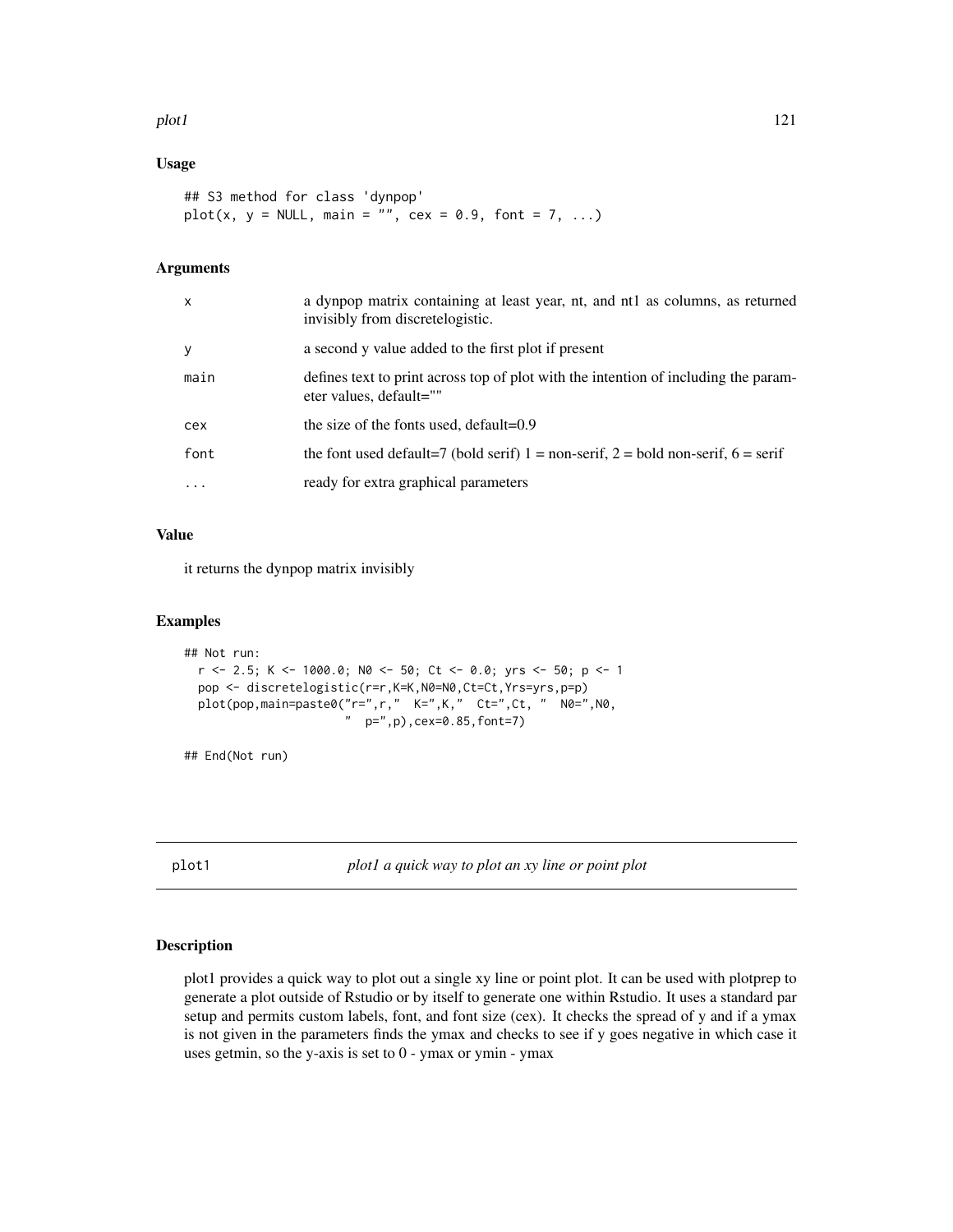### Usage

```
## S3 method for class 'dynpop'
plot(x, y = NULL, main = "", cex = 0.9, font = 7, ...)
```

### Arguments

| | |
|---|---|
| x | a dynpop matrix containing at least year, nt, and nt1 as columns, as returned invisibly from discretelogistic. |
| y | a second y value added to the first plot if present |
| main | defines text to print across top of plot with the intention of including the parameter values, default="" |
| cex | the size of the fonts used, default=0.9 |
| font | the font used default=7 (bold serif) 1 = non-serif, 2 = bold non-serif, 6 = serif |
| ... | ready for extra graphical parameters |

### Value

it returns the dynpop matrix invisibly

### Examples

```
## Not run:
  r <- 2.5; K <- 1000.0; N0 <- 50; Ct <- 0.0; yrs <- 50; p <- 1
  pop <- discretelogistic(r=r,K=K,N0=N0,Ct=Ct,Yrs=yrs,p=p)
  plot(pop,main=paste0("r=",r,"  K=",K,"  Ct=",Ct, "  N0=",N0,
                       "  p=",p),cex=0.85,font=7)

## End(Not run)
```

---

## plot1 — *plot1 a quick way to plot an xy line or point plot*

### Description

plot1 provides a quick way to plot out a single xy line or point plot. It can be used with plotprep to generate a plot outside of Rstudio or by itself to generate one within Rstudio. It uses a standard par setup and permits custom labels, font, and font size (cex). It checks the spread of y and if a ymax is not given in the parameters finds the ymax and checks to see if y goes negative in which case it uses getmin, so the y-axis is set to 0 - ymax or ymin - ymax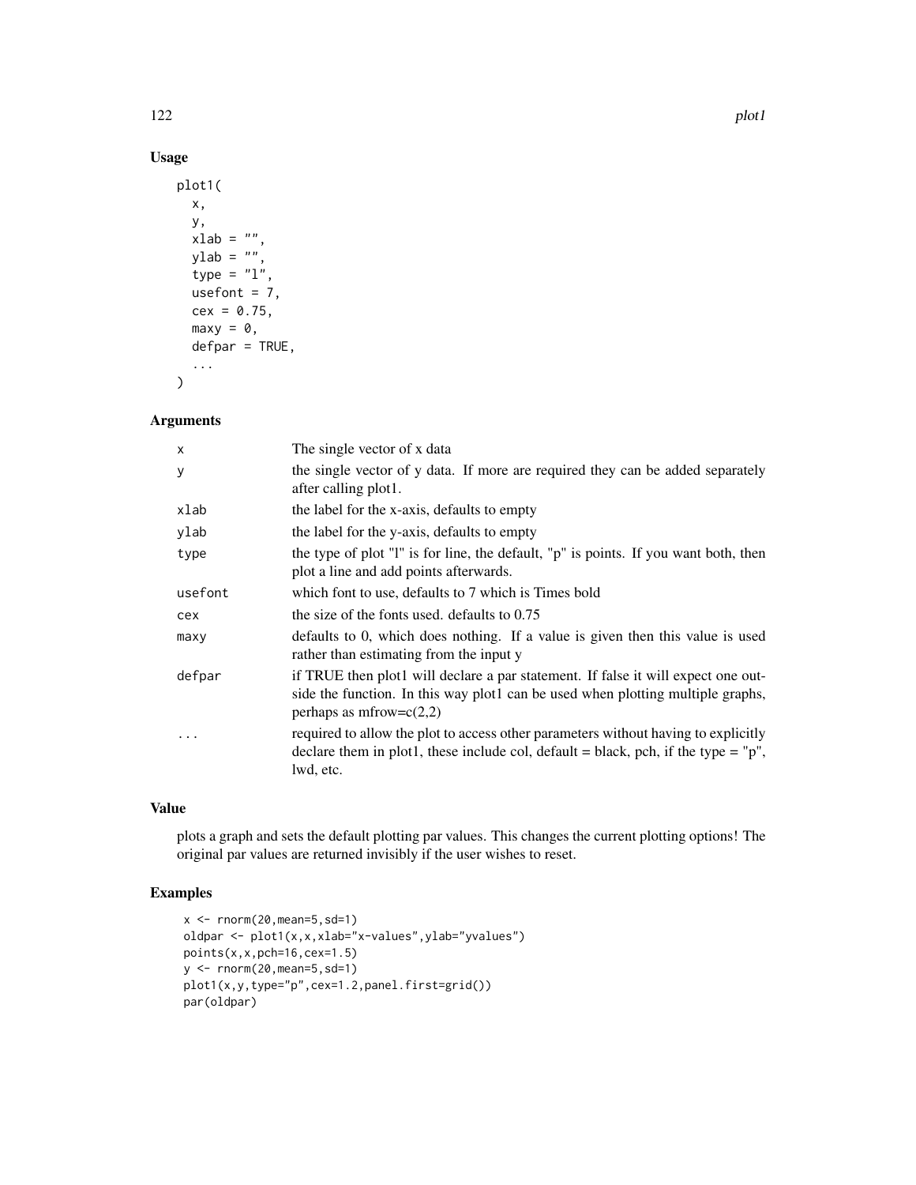## Usage

```
plot1(
  x,
  y,
  xlab = "",
  ylab = "",
  type = "l",
  usefont = 7,
  cex = 0.75,
  maxy = 0,
  defpar = TRUE,
  ...
)
```

## Arguments

| | |
|---|---|
| x | The single vector of x data |
| y | the single vector of y data. If more are required they can be added separately after calling plot1. |
| xlab | the label for the x-axis, defaults to empty |
| ylab | the label for the y-axis, defaults to empty |
| type | the type of plot "l" is for line, the default, "p" is points. If you want both, then plot a line and add points afterwards. |
| usefont | which font to use, defaults to 7 which is Times bold |
| cex | the size of the fonts used. defaults to 0.75 |
| maxy | defaults to 0, which does nothing. If a value is given then this value is used rather than estimating from the input y |
| defpar | if TRUE then plot1 will declare a par statement. If false it will expect one outside the function. In this way plot1 can be used when plotting multiple graphs, perhaps as mfrow=c(2,2) |
| ... | required to allow the plot to access other parameters without having to explicitly declare them in plot1, these include col, default = black, pch, if the type = "p", lwd, etc. |

## Value

plots a graph and sets the default plotting par values. This changes the current plotting options! The original par values are returned invisibly if the user wishes to reset.

## Examples

```
x <- rnorm(20,mean=5,sd=1)
oldpar <- plot1(x,x,xlab="x-values",ylab="yvalues")
points(x,x,pch=16,cex=1.5)
y <- rnorm(20,mean=5,sd=1)
plot1(x,y,type="p",cex=1.2,panel.first=grid())
par(oldpar)
```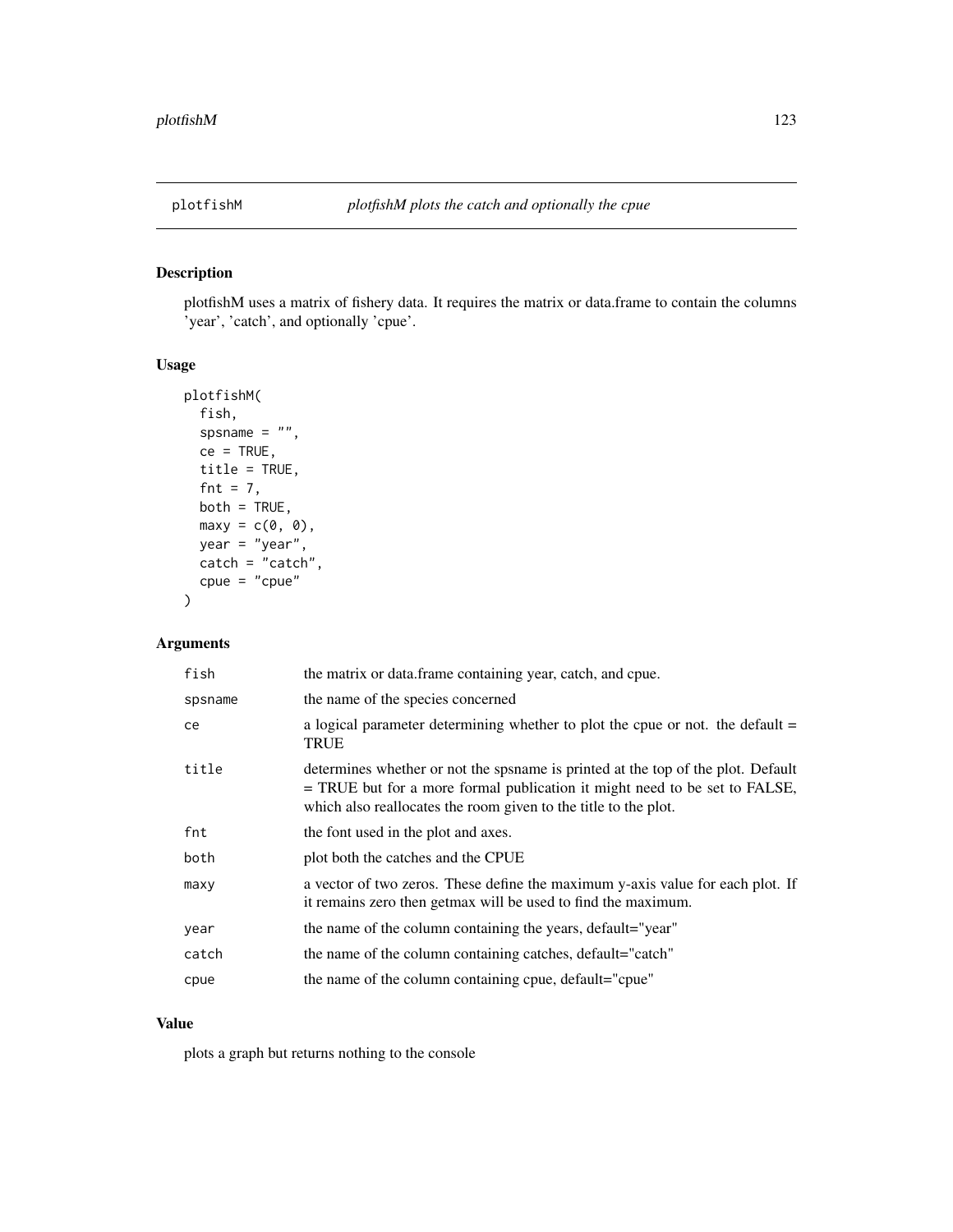## plotfishM *plotfishM plots the catch and optionally the cpue*

### Description

plotfishM uses a matrix of fishery data. It requires the matrix or data.frame to contain the columns 'year', 'catch', and optionally 'cpue'.

### Usage

```
plotfishM(
  fish,
  spsname = "",
  ce = TRUE,
  title = TRUE,
  fnt = 7,
  both = TRUE,
  maxy = c(0, 0),
  year = "year",
  catch = "catch",
  cpue = "cpue"
)
```

### Arguments

| | |
|---|---|
| fish | the matrix or data.frame containing year, catch, and cpue. |
| spsname | the name of the species concerned |
| ce | a logical parameter determining whether to plot the cpue or not. the default = TRUE |
| title | determines whether or not the spsname is printed at the top of the plot. Default = TRUE but for a more formal publication it might need to be set to FALSE, which also reallocates the room given to the title to the plot. |
| fnt | the font used in the plot and axes. |
| both | plot both the catches and the CPUE |
| maxy | a vector of two zeros. These define the maximum y-axis value for each plot. If it remains zero then getmax will be used to find the maximum. |
| year | the name of the column containing the years, default="year" |
| catch | the name of the column containing catches, default="catch" |
| cpue | the name of the column containing cpue, default="cpue" |

### Value

plots a graph but returns nothing to the console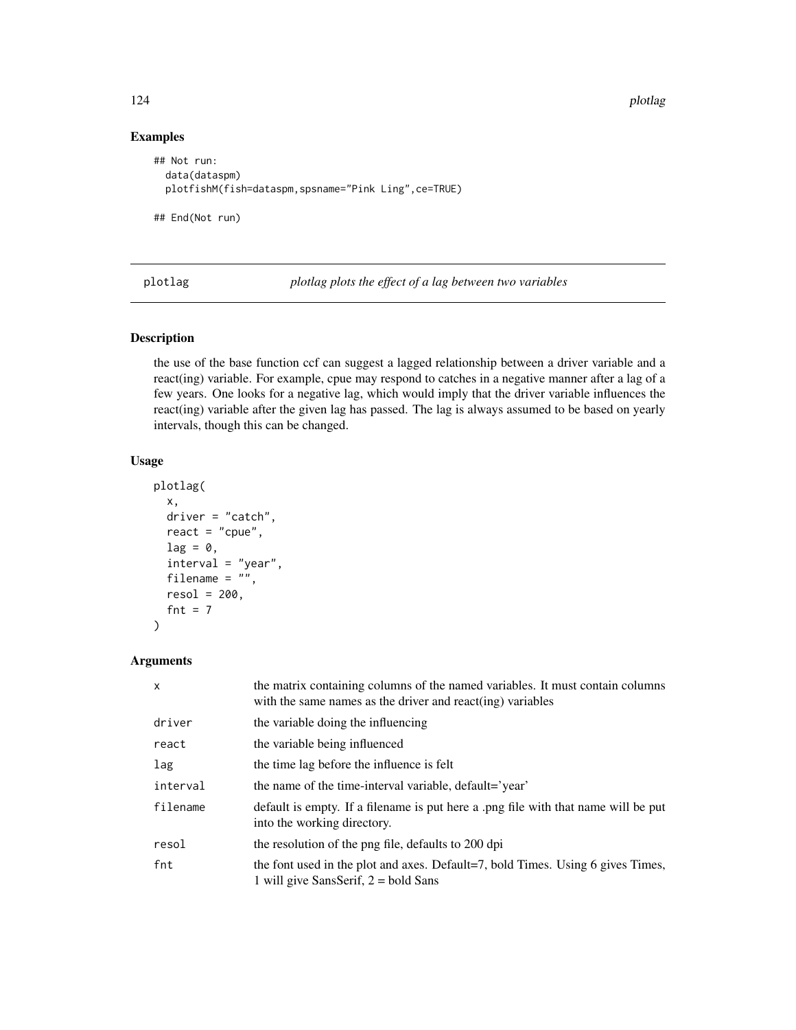## Examples

```
## Not run:
  data(dataspm)
  plotfishM(fish=dataspm,spsname="Pink Ling",ce=TRUE)

## End(Not run)
```

---

## plotlag — *plotlag plots the effect of a lag between two variables*

---

### Description

the use of the base function ccf can suggest a lagged relationship between a driver variable and a react(ing) variable. For example, cpue may respond to catches in a negative manner after a lag of a few years. One looks for a negative lag, which would imply that the driver variable influences the react(ing) variable after the given lag has passed. The lag is always assumed to be based on yearly intervals, though this can be changed.

### Usage

```
plotlag(
  x,
  driver = "catch",
  react = "cpue",
  lag = 0,
  interval = "year",
  filename = "",
  resol = 200,
  fnt = 7
)
```

### Arguments

| | |
|---|---|
| `x` | the matrix containing columns of the named variables. It must contain columns with the same names as the driver and react(ing) variables |
| `driver` | the variable doing the influencing |
| `react` | the variable being influenced |
| `lag` | the time lag before the influence is felt |
| `interval` | the name of the time-interval variable, default='year' |
| `filename` | default is empty. If a filename is put here a .png file with that name will be put into the working directory. |
| `resol` | the resolution of the png file, defaults to 200 dpi |
| `fnt` | the font used in the plot and axes. Default=7, bold Times. Using 6 gives Times, 1 will give SansSerif, 2 = bold Sans |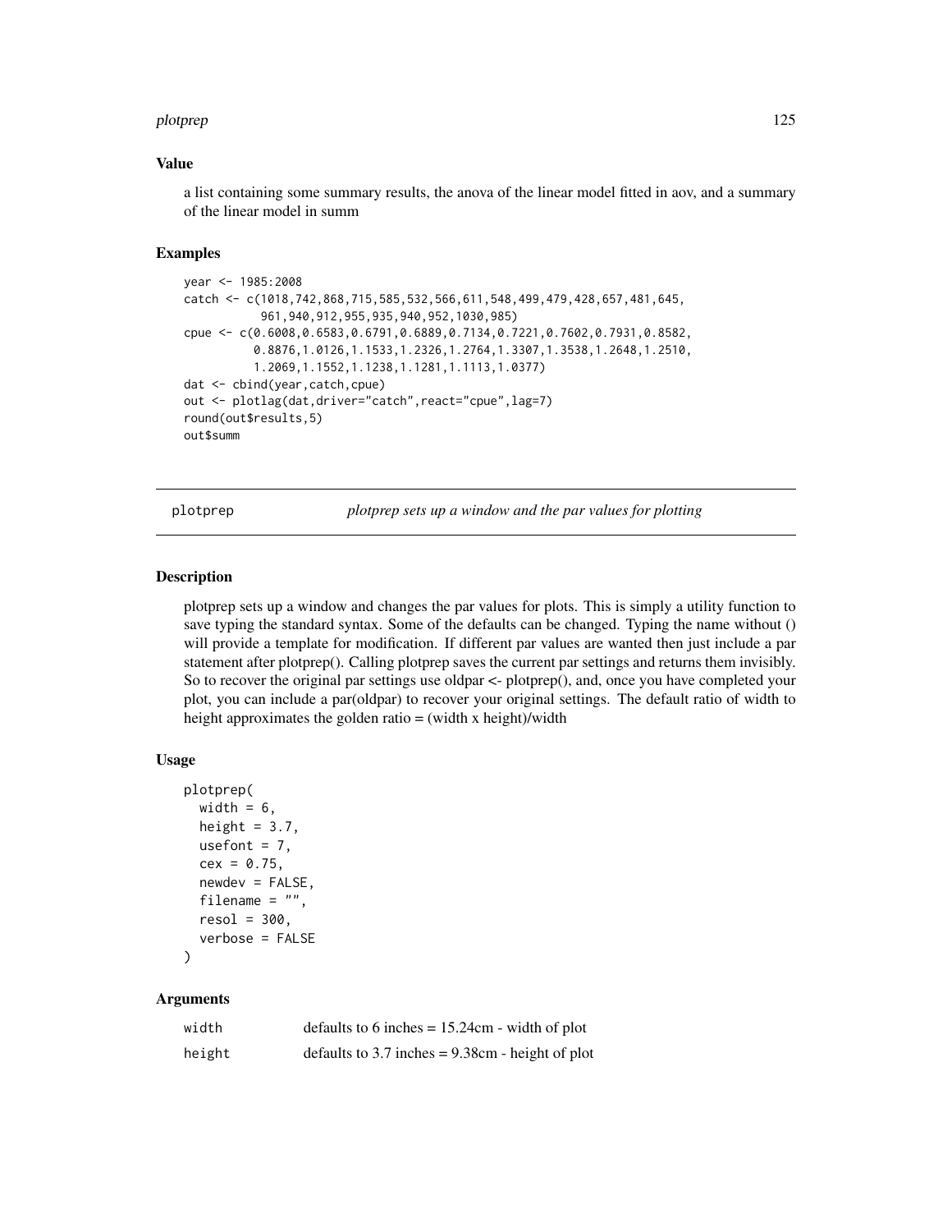### Value

a list containing some summary results, the anova of the linear model fitted in aov, and a summary of the linear model in summ

### Examples

```
year <- 1985:2008
catch <- c(1018,742,868,715,585,532,566,611,548,499,479,428,657,481,645,
           961,940,912,955,935,940,952,1030,985)
cpue <- c(0.6008,0.6583,0.6791,0.6889,0.7134,0.7221,0.7602,0.7931,0.8582,
          0.8876,1.0126,1.1533,1.2326,1.2764,1.3307,1.3538,1.2648,1.2510,
          1.2069,1.1552,1.1238,1.1281,1.1113,1.0377)
dat <- cbind(year,catch,cpue)
out <- plotlag(dat,driver="catch",react="cpue",lag=7)
round(out$results,5)
out$summ
```

---

## plotprep *plotprep sets up a window and the par values for plotting*

---

### Description

plotprep sets up a window and changes the par values for plots. This is simply a utility function to save typing the standard syntax. Some of the defaults can be changed. Typing the name without () will provide a template for modification. If different par values are wanted then just include a par statement after plotprep(). Calling plotprep saves the current par settings and returns them invisibly. So to recover the original par settings use oldpar <- plotprep(), and, once you have completed your plot, you can include a par(oldpar) to recover your original settings. The default ratio of width to height approximates the golden ratio = (width x height)/width

### Usage

```
plotprep(
  width = 6,
  height = 3.7,
  usefont = 7,
  cex = 0.75,
  newdev = FALSE,
  filename = "",
  resol = 300,
  verbose = FALSE
)
```

### Arguments

| | |
|---|---|
| `width` | defaults to 6 inches = 15.24cm - width of plot |
| `height` | defaults to 3.7 inches = 9.38cm - height of plot |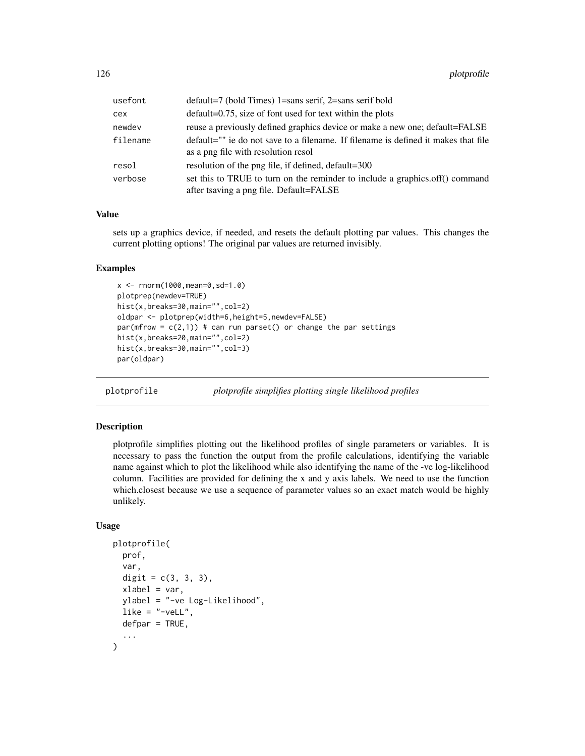| | |
|---|---|
| usefont | default=7 (bold Times) 1=sans serif, 2=sans serif bold |
| cex | default=0.75, size of font used for text within the plots |
| newdev | reuse a previously defined graphics device or make a new one; default=FALSE |
| filename | default="" ie do not save to a filename. If filename is defined it makes that file as a png file with resolution resol |
| resol | resolution of the png file, if defined, default=300 |
| verbose | set this to TRUE to turn on the reminder to include a graphics.off() command after tsaving a png file. Default=FALSE |

### Value

sets up a graphics device, if needed, and resets the default plotting par values. This changes the current plotting options! The original par values are returned invisibly.

### Examples

```
x <- rnorm(1000,mean=0,sd=1.0)
plotprep(newdev=TRUE)
hist(x,breaks=30,main="",col=2)
oldpar <- plotprep(width=6,height=5,newdev=FALSE)
par(mfrow = c(2,1)) # can run parset() or change the par settings
hist(x,breaks=20,main="",col=2)
hist(x,breaks=30,main="",col=3)
par(oldpar)
```

---

## plotprofile — *plotprofile simplifies plotting single likelihood profiles*

### Description

plotprofile simplifies plotting out the likelihood profiles of single parameters or variables. It is necessary to pass the function the output from the profile calculations, identifying the variable name against which to plot the likelihood while also identifying the name of the -ve log-likelihood column. Facilities are provided for defining the x and y axis labels. We need to use the function which.closest because we use a sequence of parameter values so an exact match would be highly unlikely.

### Usage

```
plotprofile(
  prof,
  var,
  digit = c(3, 3, 3),
  xlabel = var,
  ylabel = "-ve Log-Likelihood",
  like = "-veLL",
  defpar = TRUE,
  ...
)
```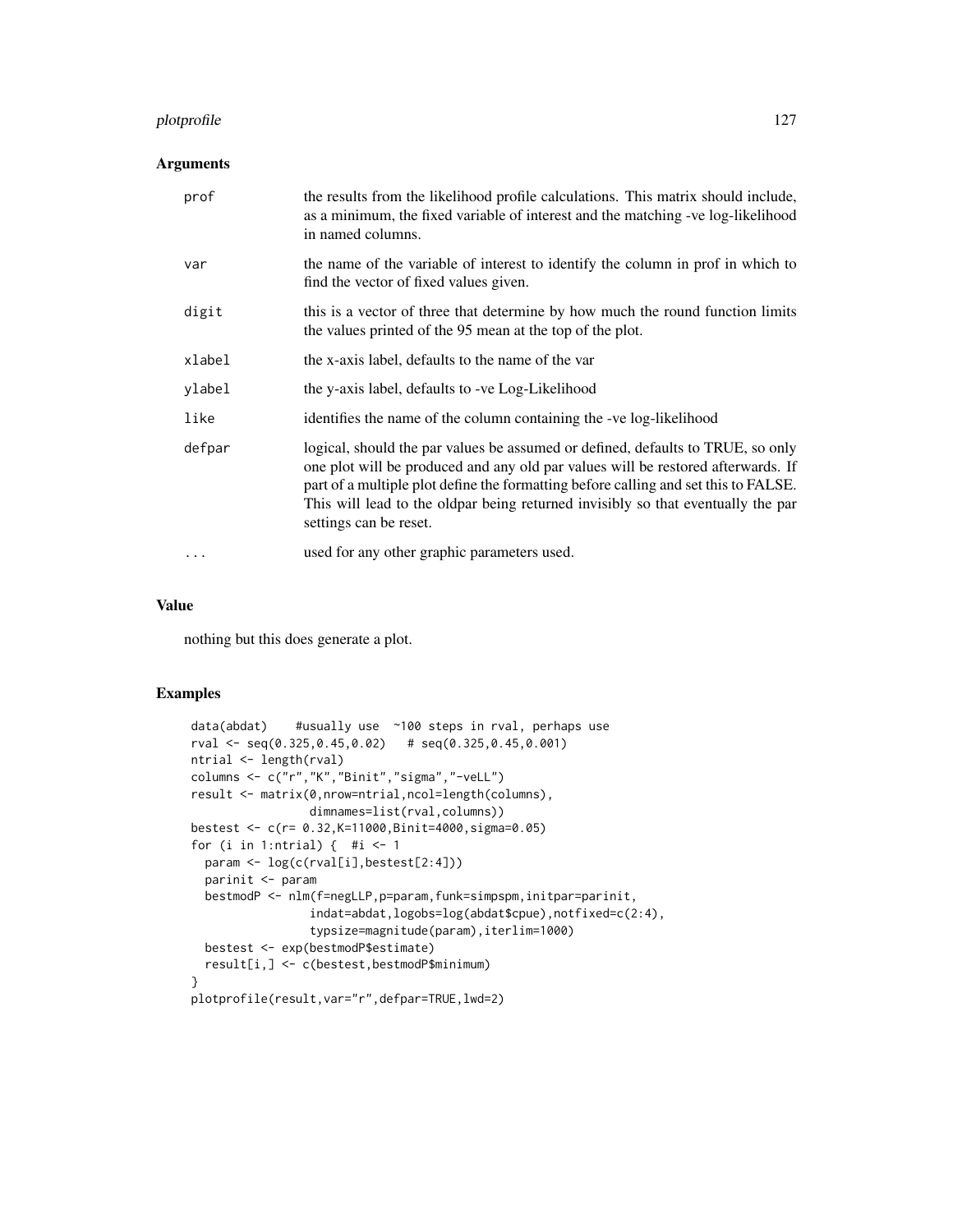### Arguments

| | |
|---|---|
| prof | the results from the likelihood profile calculations. This matrix should include, as a minimum, the fixed variable of interest and the matching -ve log-likelihood in named columns. |
| var | the name of the variable of interest to identify the column in prof in which to find the vector of fixed values given. |
| digit | this is a vector of three that determine by how much the round function limits the values printed of the 95 mean at the top of the plot. |
| xlabel | the x-axis label, defaults to the name of the var |
| ylabel | the y-axis label, defaults to -ve Log-Likelihood |
| like | identifies the name of the column containing the -ve log-likelihood |
| defpar | logical, should the par values be assumed or defined, defaults to TRUE, so only one plot will be produced and any old par values will be restored afterwards. If part of a multiple plot define the formatting before calling and set this to FALSE. This will lead to the oldpar being returned invisibly so that eventually the par settings can be reset. |
| ... | used for any other graphic parameters used. |

### Value

nothing but this does generate a plot.

### Examples

```
data(abdat)    #usually use  ~100 steps in rval, perhaps use
rval <- seq(0.325,0.45,0.02)   # seq(0.325,0.45,0.001)
ntrial <- length(rval)
columns <- c("r","K","Binit","sigma","-veLL")
result <- matrix(0,nrow=ntrial,ncol=length(columns),
                 dimnames=list(rval,columns))
bestest <- c(r= 0.32,K=11000,Binit=4000,sigma=0.05)
for (i in 1:ntrial) {  #i <- 1
  param <- log(c(rval[i],bestest[2:4]))
  parinit <- param
  bestmodP <- nlm(f=negLLP,p=param,funk=simpspm,initpar=parinit,
                 indat=abdat,logobs=log(abdat$cpue),notfixed=c(2:4),
                 typsize=magnitude(param),iterlim=1000)
  bestest <- exp(bestmodP$estimate)
  result[i,] <- c(bestest,bestmodP$minimum)
}
plotprofile(result,var="r",defpar=TRUE,lwd=2)
```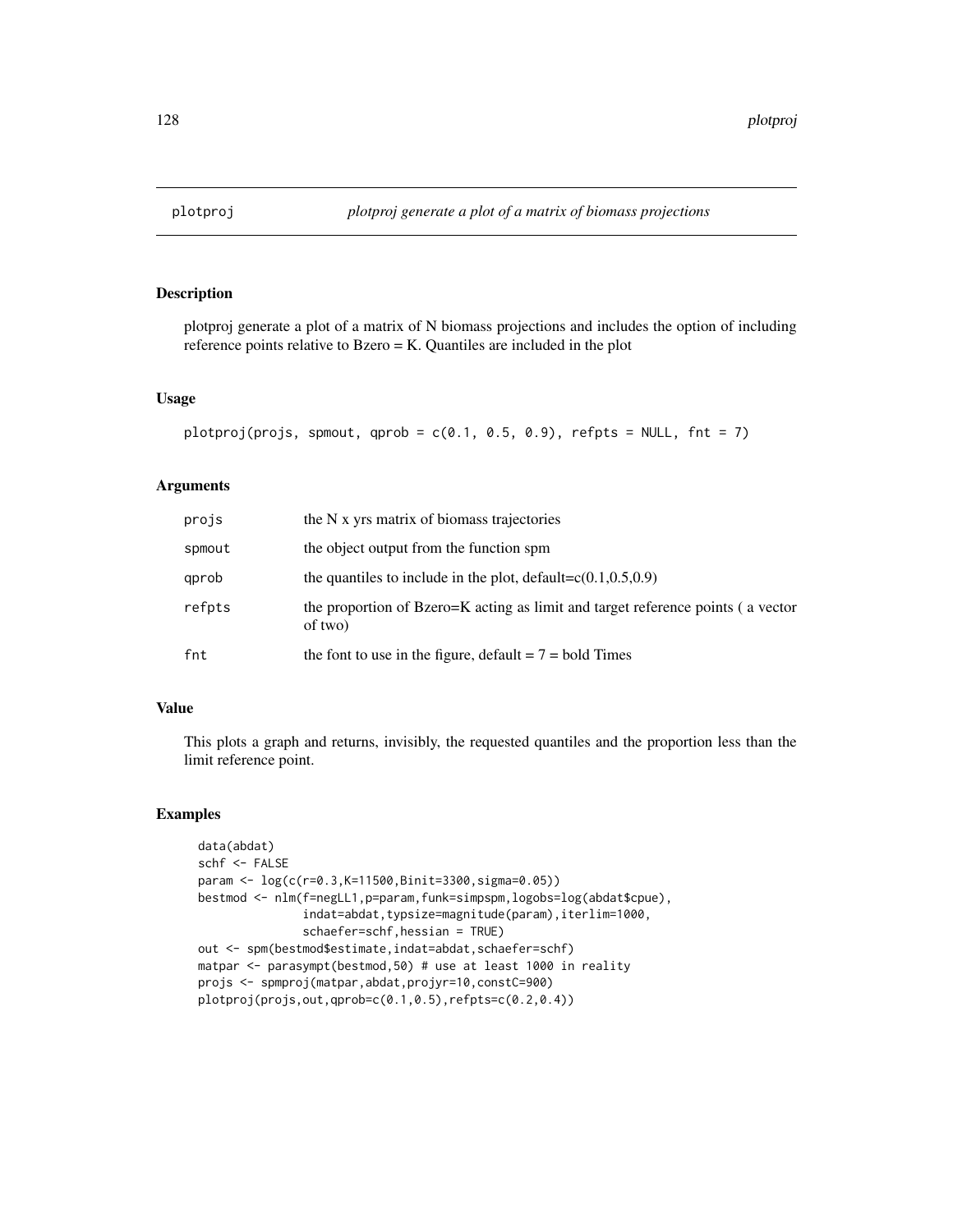# plotproj *plotproj generate a plot of a matrix of biomass projections*

## Description

plotproj generate a plot of a matrix of N biomass projections and includes the option of including reference points relative to Bzero = K. Quantiles are included in the plot

## Usage

```
plotproj(projs, spmout, qprob = c(0.1, 0.5, 0.9), refpts = NULL, fnt = 7)
```

## Arguments

| | |
|---|---|
| `projs` | the N x yrs matrix of biomass trajectories |
| `spmout` | the object output from the function spm |
| `qprob` | the quantiles to include in the plot, default=c(0.1,0.5,0.9) |
| `refpts` | the proportion of Bzero=K acting as limit and target reference points ( a vector of two) |
| `fnt` | the font to use in the figure, default = 7 = bold Times |

## Value

This plots a graph and returns, invisibly, the requested quantiles and the proportion less than the limit reference point.

## Examples

```
data(abdat)
schf <- FALSE
param <- log(c(r=0.3,K=11500,Binit=3300,sigma=0.05))
bestmod <- nlm(f=negLL1,p=param,funk=simpspm,logobs=log(abdat$cpue),
               indat=abdat,typsize=magnitude(param),iterlim=1000,
               schaefer=schf,hessian = TRUE)
out <- spm(bestmod$estimate,indat=abdat,schaefer=schf)
matpar <- parasympt(bestmod,50) # use at least 1000 in reality
projs <- spmproj(matpar,abdat,projyr=10,constC=900)
plotproj(projs,out,qprob=c(0.1,0.5),refpts=c(0.2,0.4))
```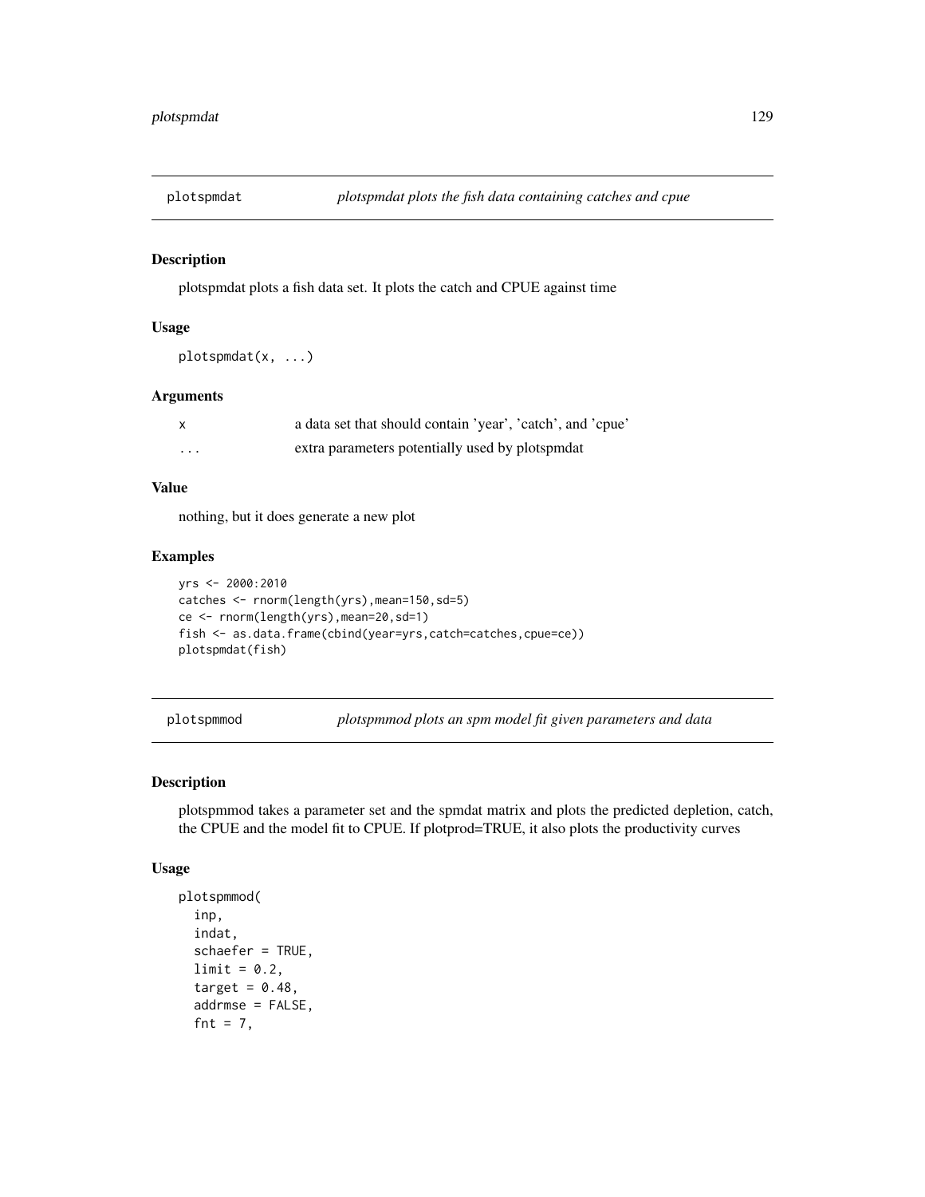## plotspmdat    *plotspmdat plots the fish data containing catches and cpue*

### Description

plotspmdat plots a fish data set. It plots the catch and CPUE against time

### Usage

```
plotspmdat(x, ...)
```

### Arguments

| | |
|---|---|
| x | a data set that should contain 'year', 'catch', and 'cpue' |
| ... | extra parameters potentially used by plotspmdat |

### Value

nothing, but it does generate a new plot

### Examples

```
yrs <- 2000:2010
catches <- rnorm(length(yrs),mean=150,sd=5)
ce <- rnorm(length(yrs),mean=20,sd=1)
fish <- as.data.frame(cbind(year=yrs,catch=catches,cpue=ce))
plotspmdat(fish)
```

## plotspmmod    *plotspmmod plots an spm model fit given parameters and data*

### Description

plotspmmod takes a parameter set and the spmdat matrix and plots the predicted depletion, catch, the CPUE and the model fit to CPUE. If plotprod=TRUE, it also plots the productivity curves

### Usage

```
plotspmmod(
  inp,
  indat,
  schaefer = TRUE,
  limit = 0.2,
  target = 0.48,
  addrmse = FALSE,
  fnt = 7,
```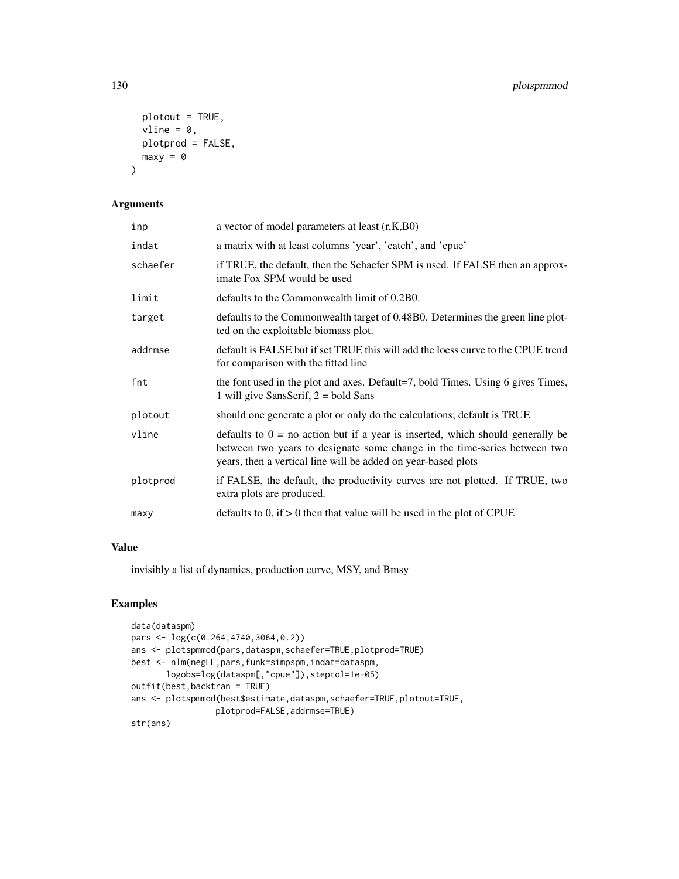```
  plotout = TRUE,
  vline = 0,
  plotprod = FALSE,
  maxy = 0
)
```

## Arguments

| | |
|---|---|
| inp | a vector of model parameters at least (r,K,B0) |
| indat | a matrix with at least columns 'year', 'catch', and 'cpue' |
| schaefer | if TRUE, the default, then the Schaefer SPM is used. If FALSE then an approximate Fox SPM would be used |
| limit | defaults to the Commonwealth limit of 0.2B0. |
| target | defaults to the Commonwealth target of 0.48B0. Determines the green line plotted on the exploitable biomass plot. |
| addrmse | default is FALSE but if set TRUE this will add the loess curve to the CPUE trend for comparison with the fitted line |
| fnt | the font used in the plot and axes. Default=7, bold Times. Using 6 gives Times, 1 will give SansSerif, 2 = bold Sans |
| plotout | should one generate a plot or only do the calculations; default is TRUE |
| vline | defaults to 0 = no action but if a year is inserted, which should generally be between two years to designate some change in the time-series between two years, then a vertical line will be added on year-based plots |
| plotprod | if FALSE, the default, the productivity curves are not plotted. If TRUE, two extra plots are produced. |
| maxy | defaults to 0, if > 0 then that value will be used in the plot of CPUE |

## Value

invisibly a list of dynamics, production curve, MSY, and Bmsy

## Examples

```
data(dataspm)
pars <- log(c(0.264,4740,3064,0.2))
ans <- plotspmmod(pars,dataspm,schaefer=TRUE,plotprod=TRUE)
best <- nlm(negLL,pars,funk=simpspm,indat=dataspm,
       logobs=log(dataspm[,"cpue"]),steptol=1e-05)
outfit(best,backtran = TRUE)
ans <- plotspmmod(best$estimate,dataspm,schaefer=TRUE,plotout=TRUE,
                  plotprod=FALSE,addrmse=TRUE)
str(ans)
```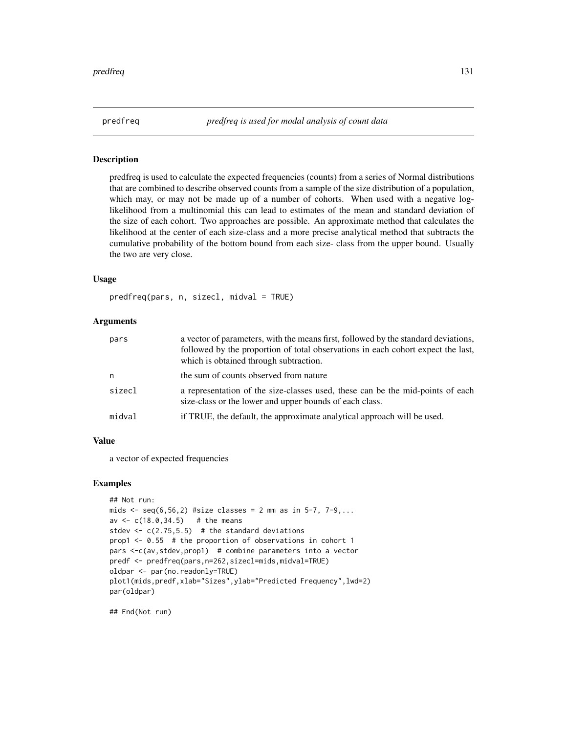# predfreq    *predfreq is used for modal analysis of count data*

## Description

predfreq is used to calculate the expected frequencies (counts) from a series of Normal distributions that are combined to describe observed counts from a sample of the size distribution of a population, which may, or may not be made up of a number of cohorts. When used with a negative log-likelihood from a multinomial this can lead to estimates of the mean and standard deviation of the size of each cohort. Two approaches are possible. An approximate method that calculates the likelihood at the center of each size-class and a more precise analytical method that subtracts the cumulative probability of the bottom bound from each size- class from the upper bound. Usually the two are very close.

## Usage

```
predfreq(pars, n, sizecl, midval = TRUE)
```

## Arguments

| | |
|---|---|
| pars | a vector of parameters, with the means first, followed by the standard deviations, followed by the proportion of total observations in each cohort expect the last, which is obtained through subtraction. |
| n | the sum of counts observed from nature |
| sizecl | a representation of the size-classes used, these can be the mid-points of each size-class or the lower and upper bounds of each class. |
| midval | if TRUE, the default, the approximate analytical approach will be used. |

## Value

a vector of expected frequencies

## Examples

```
## Not run:
mids <- seq(6,56,2) #size classes = 2 mm as in 5-7, 7-9,...
av <- c(18.0,34.5)   # the means
stdev <- c(2.75,5.5)  # the standard deviations
prop1 <- 0.55  # the proportion of observations in cohort 1
pars <-c(av,stdev,prop1)  # combine parameters into a vector
predf <- predfreq(pars,n=262,sizecl=mids,midval=TRUE)
oldpar <- par(no.readonly=TRUE)
plot1(mids,predf,xlab="Sizes",ylab="Predicted Frequency",lwd=2)
par(oldpar)

## End(Not run)
```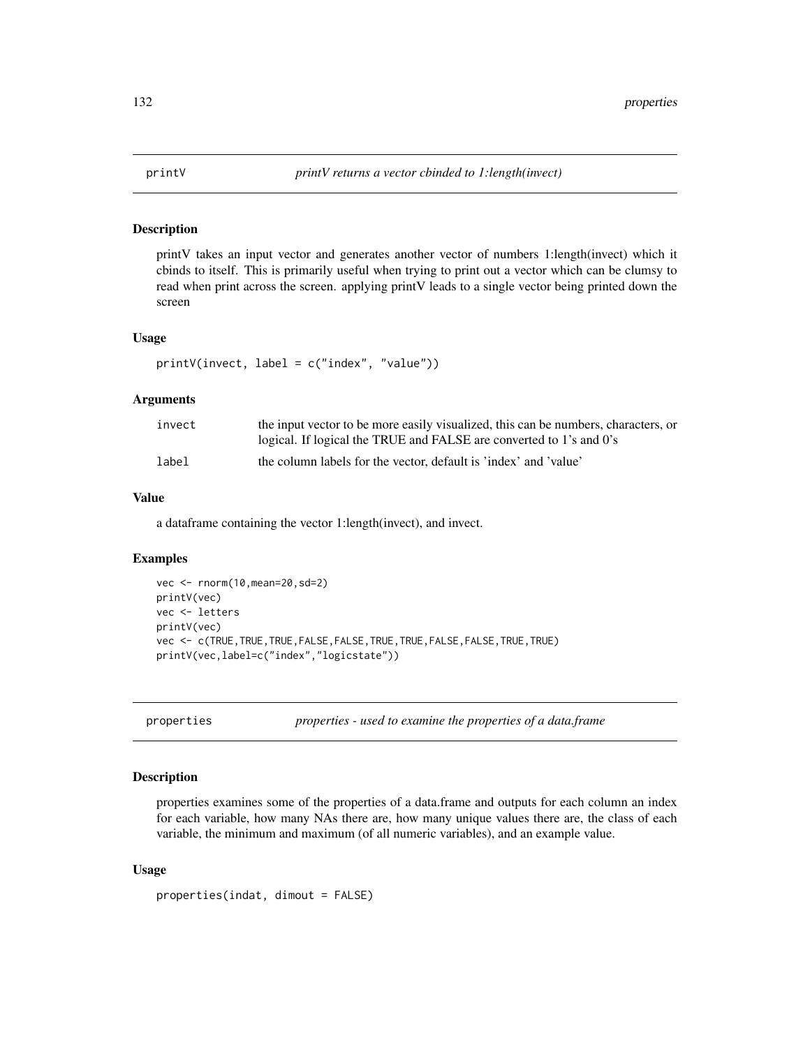## printV — *printV returns a vector cbinded to 1:length(invect)*

### Description

printV takes an input vector and generates another vector of numbers 1:length(invect) which it cbinds to itself. This is primarily useful when trying to print out a vector which can be clumsy to read when print across the screen. applying printV leads to a single vector being printed down the screen

### Usage

```
printV(invect, label = c("index", "value"))
```

### Arguments

| | |
|---|---|
| invect | the input vector to be more easily visualized, this can be numbers, characters, or logical. If logical the TRUE and FALSE are converted to 1's and 0's |
| label | the column labels for the vector, default is 'index' and 'value' |

### Value

a dataframe containing the vector 1:length(invect), and invect.

### Examples

```
vec <- rnorm(10,mean=20,sd=2)
printV(vec)
vec <- letters
printV(vec)
vec <- c(TRUE,TRUE,TRUE,FALSE,FALSE,TRUE,TRUE,FALSE,FALSE,TRUE,TRUE)
printV(vec,label=c("index","logicstate"))
```

## properties — *properties - used to examine the properties of a data.frame*

### Description

properties examines some of the properties of a data.frame and outputs for each column an index for each variable, how many NAs there are, how many unique values there are, the class of each variable, the minimum and maximum (of all numeric variables), and an example value.

### Usage

```
properties(indat, dimout = FALSE)
```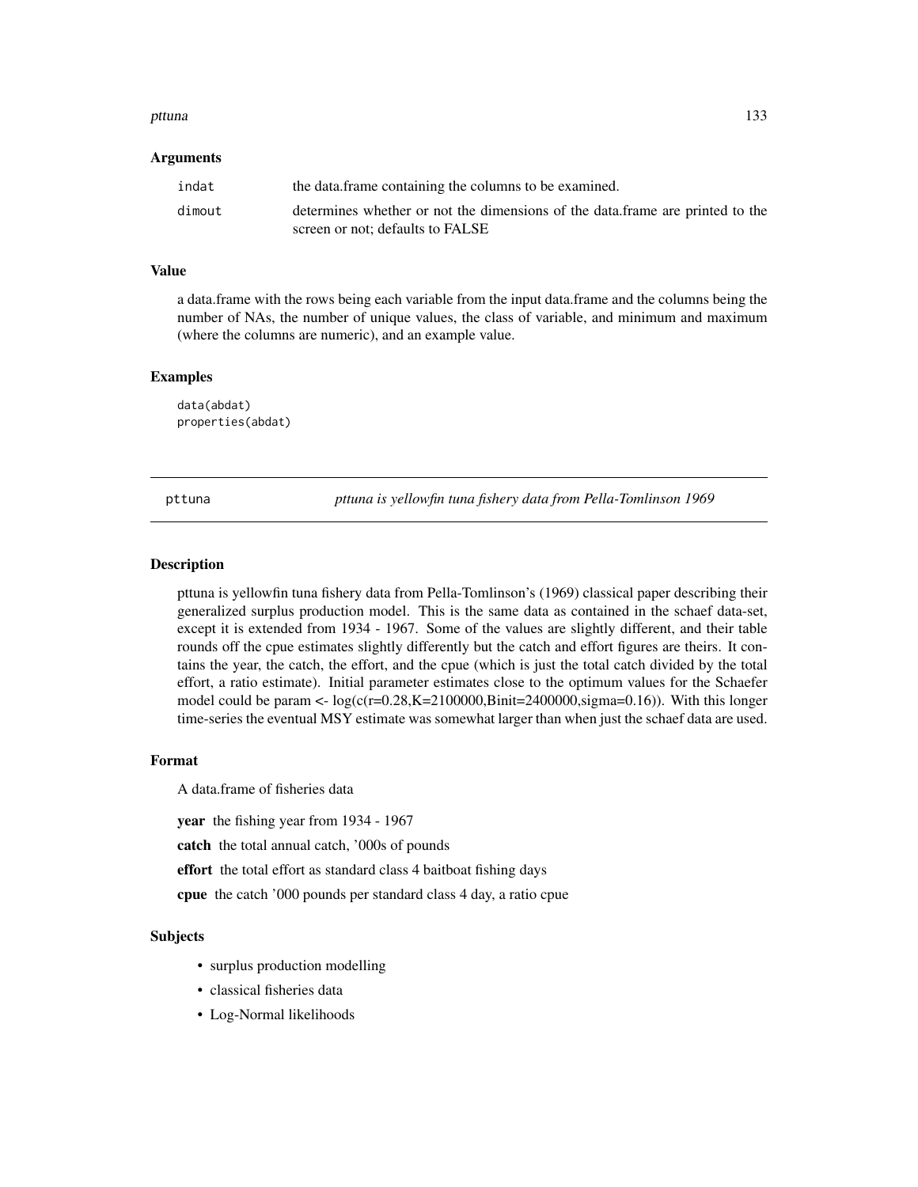### Arguments

| | |
|---|---|
| indat | the data.frame containing the columns to be examined. |
| dimout | determines whether or not the dimensions of the data.frame are printed to the screen or not; defaults to FALSE |

### Value

a data.frame with the rows being each variable from the input data.frame and the columns being the number of NAs, the number of unique values, the class of variable, and minimum and maximum (where the columns are numeric), and an example value.

### Examples

```
data(abdat)
properties(abdat)
```

---

## pttuna — *pttuna is yellowfin tuna fishery data from Pella-Tomlinson 1969*

### Description

pttuna is yellowfin tuna fishery data from Pella-Tomlinson's (1969) classical paper describing their generalized surplus production model. This is the same data as contained in the schaef data-set, except it is extended from 1934 - 1967. Some of the values are slightly different, and their table rounds off the cpue estimates slightly differently but the catch and effort figures are theirs. It contains the year, the catch, the effort, and the cpue (which is just the total catch divided by the total effort, a ratio estimate). Initial parameter estimates close to the optimum values for the Schaefer model could be param <- log(c(r=0.28,K=2100000,Binit=2400000,sigma=0.16)). With this longer time-series the eventual MSY estimate was somewhat larger than when just the schaef data are used.

### Format

A data.frame of fisheries data

**year** the fishing year from 1934 - 1967

**catch** the total annual catch, '000s of pounds

**effort** the total effort as standard class 4 baitboat fishing days

**cpue** the catch '000 pounds per standard class 4 day, a ratio cpue

### Subjects

- surplus production modelling
- classical fisheries data
- Log-Normal likelihoods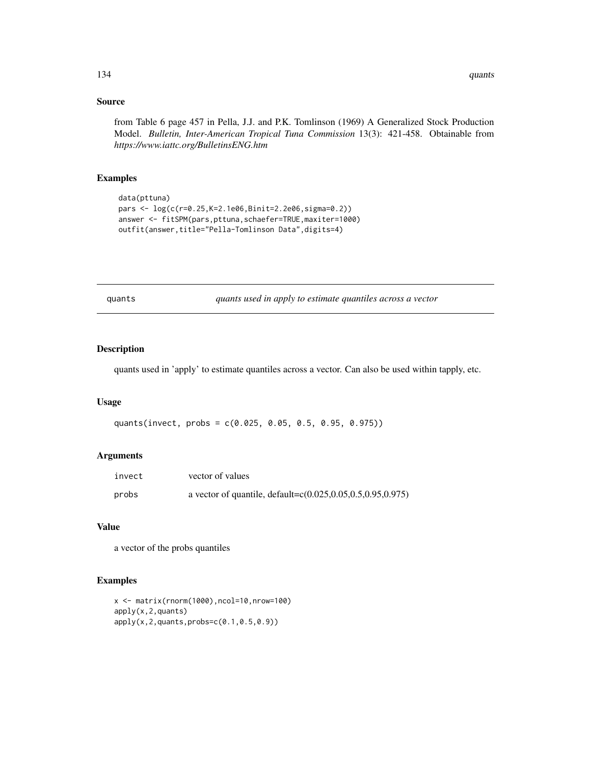## Source

from Table 6 page 457 in Pella, J.J. and P.K. Tomlinson (1969) A Generalized Stock Production Model. *Bulletin, Inter-American Tropical Tuna Commission* 13(3): 421-458. Obtainable from *https://www.iattc.org/BulletinsENG.htm*

## Examples

```
data(pttuna)
pars <- log(c(r=0.25,K=2.1e06,Binit=2.2e06,sigma=0.2))
answer <- fitSPM(pars,pttuna,schaefer=TRUE,maxiter=1000)
outfit(answer,title="Pella-Tomlinson Data",digits=4)
```

---

# quants *quants used in apply to estimate quantiles across a vector*

## Description

quants used in 'apply' to estimate quantiles across a vector. Can also be used within tapply, etc.

## Usage

```
quants(invect, probs = c(0.025, 0.05, 0.5, 0.95, 0.975))
```

## Arguments

| | |
|---|---|
| invect | vector of values |
| probs | a vector of quantile, default=c(0.025,0.05,0.5,0.95,0.975) |

## Value

a vector of the probs quantiles

## Examples

```
x <- matrix(rnorm(1000),ncol=10,nrow=100)
apply(x,2,quants)
apply(x,2,quants,probs=c(0.1,0.5,0.9))
```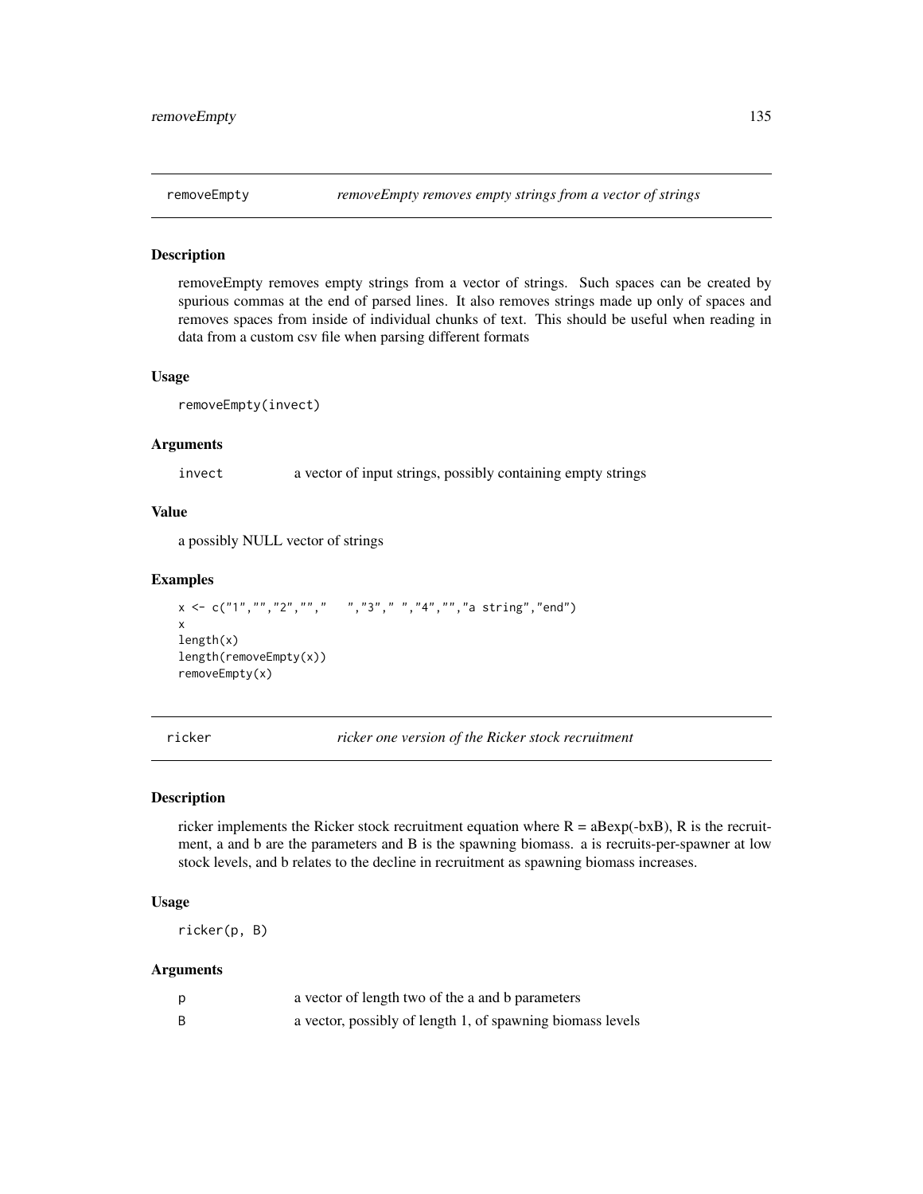## removeEmpty — *removeEmpty removes empty strings from a vector of strings*

### Description

removeEmpty removes empty strings from a vector of strings. Such spaces can be created by spurious commas at the end of parsed lines. It also removes strings made up only of spaces and removes spaces from inside of individual chunks of text. This should be useful when reading in data from a custom csv file when parsing different formats

### Usage

```
removeEmpty(invect)
```

### Arguments

| | |
|---|---|
| invect | a vector of input strings, possibly containing empty strings |

### Value

a possibly NULL vector of strings

### Examples

```
x <- c("1","","2",""," ","3"," ","4","","a string","end")
x
length(x)
length(removeEmpty(x))
removeEmpty(x)
```

## ricker — *ricker one version of the Ricker stock recruitment*

### Description

ricker implements the Ricker stock recruitment equation where R = aBexp(-bxB), R is the recruitment, a and b are the parameters and B is the spawning biomass. a is recruits-per-spawner at low stock levels, and b relates to the decline in recruitment as spawning biomass increases.

### Usage

```
ricker(p, B)
```

### Arguments

| | |
|---|---|
| p | a vector of length two of the a and b parameters |
| B | a vector, possibly of length 1, of spawning biomass levels |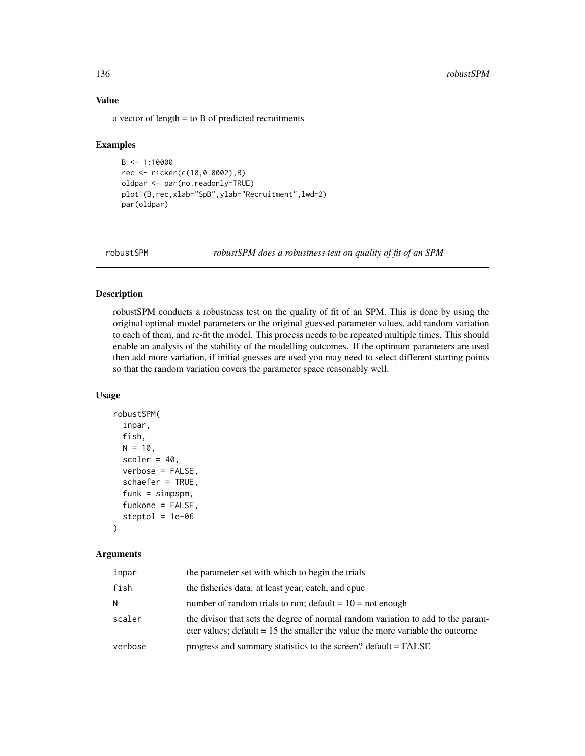### Value

a vector of length = to B of predicted recruitments

### Examples

```
B <- 1:10000
rec <- ricker(c(10,0.0002),B)
oldpar <- par(no.readonly=TRUE)
plot1(B,rec,xlab="SpB",ylab="Recruitment",lwd=2)
par(oldpar)
```

---

## robustSPM — *robustSPM does a robustness test on quality of fit of an SPM*

### Description

robustSPM conducts a robustness test on the quality of fit of an SPM. This is done by using the original optimal model parameters or the original guessed parameter values, add random variation to each of them, and re-fit the model. This process needs to be repeated multiple times. This should enable an analysis of the stability of the modelling outcomes. If the optimum parameters are used then add more variation, if initial guesses are used you may need to select different starting points so that the random variation covers the parameter space reasonably well.

### Usage

```
robustSPM(
  inpar,
  fish,
  N = 10,
  scaler = 40,
  verbose = FALSE,
  schaefer = TRUE,
  funk = simpspm,
  funkone = FALSE,
  steptol = 1e-06
)
```

### Arguments

| | |
|---|---|
| inpar | the parameter set with which to begin the trials |
| fish | the fisheries data: at least year, catch, and cpue |
| N | number of random trials to run; default = 10 = not enough |
| scaler | the divisor that sets the degree of normal random variation to add to the parameter values; default = 15 the smaller the value the more variable the outcome |
| verbose | progress and summary statistics to the screen? default = FALSE |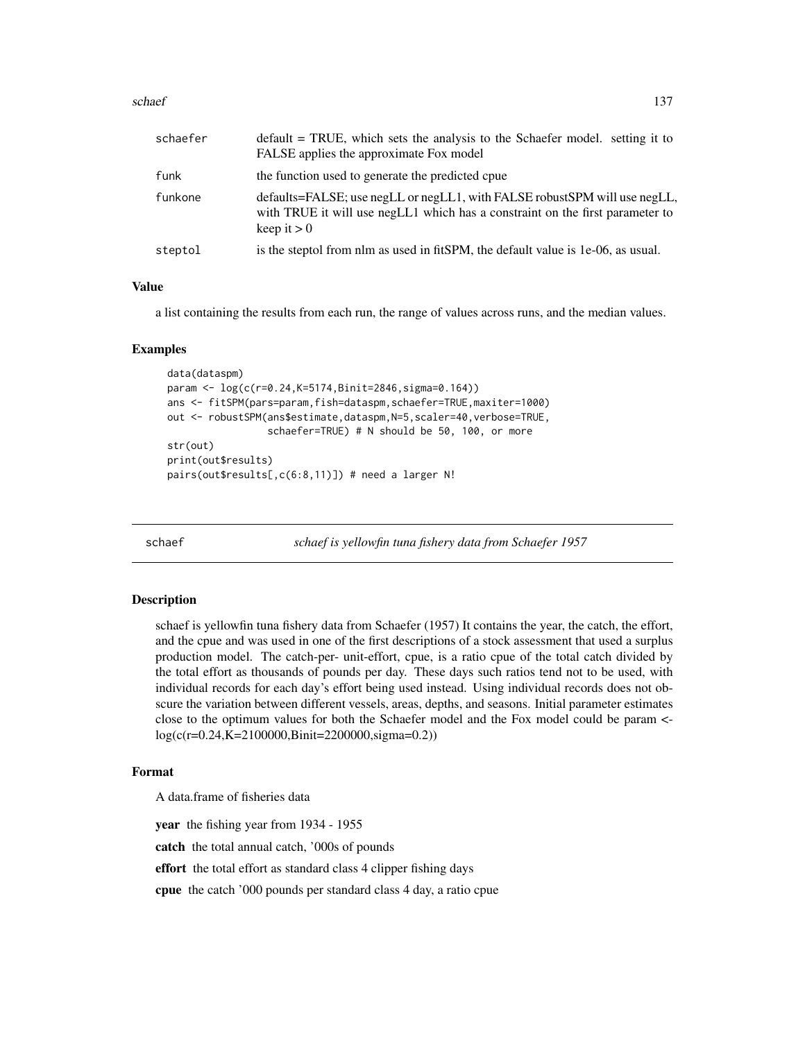| | |
|---|---|
| schaefer | default = TRUE, which sets the analysis to the Schaefer model. setting it to FALSE applies the approximate Fox model |
| funk | the function used to generate the predicted cpue |
| funkone | defaults=FALSE; use negLL or negLL1, with FALSE robustSPM will use negLL, with TRUE it will use negLL1 which has a constraint on the first parameter to keep it > 0 |
| steptol | is the steptol from nlm as used in fitSPM, the default value is 1e-06, as usual. |

### Value

a list containing the results from each run, the range of values across runs, and the median values.

### Examples

```
data(dataspm)
param <- log(c(r=0.24,K=5174,Binit=2846,sigma=0.164))
ans <- fitSPM(pars=param,fish=dataspm,schaefer=TRUE,maxiter=1000)
out <- robustSPM(ans$estimate,dataspm,N=5,scaler=40,verbose=TRUE,
               schaefer=TRUE) # N should be 50, 100, or more
str(out)
print(out$results)
pairs(out$results[,c(6:8,11)]) # need a larger N!
```

---

## schaef *schaef is yellowfin tuna fishery data from Schaefer 1957*

### Description

schaef is yellowfin tuna fishery data from Schaefer (1957) It contains the year, the catch, the effort, and the cpue and was used in one of the first descriptions of a stock assessment that used a surplus production model. The catch-per- unit-effort, cpue, is a ratio cpue of the total catch divided by the total effort as thousands of pounds per day. These days such ratios tend not to be used, with individual records for each day's effort being used instead. Using individual records does not obscure the variation between different vessels, areas, depths, and seasons. Initial parameter estimates close to the optimum values for both the Schaefer model and the Fox model could be param <- log(c(r=0.24,K=2100000,Binit=2200000,sigma=0.2))

### Format

A data.frame of fisheries data

**year** the fishing year from 1934 - 1955

**catch** the total annual catch, '000s of pounds

**effort** the total effort as standard class 4 clipper fishing days

**cpue** the catch '000 pounds per standard class 4 day, a ratio cpue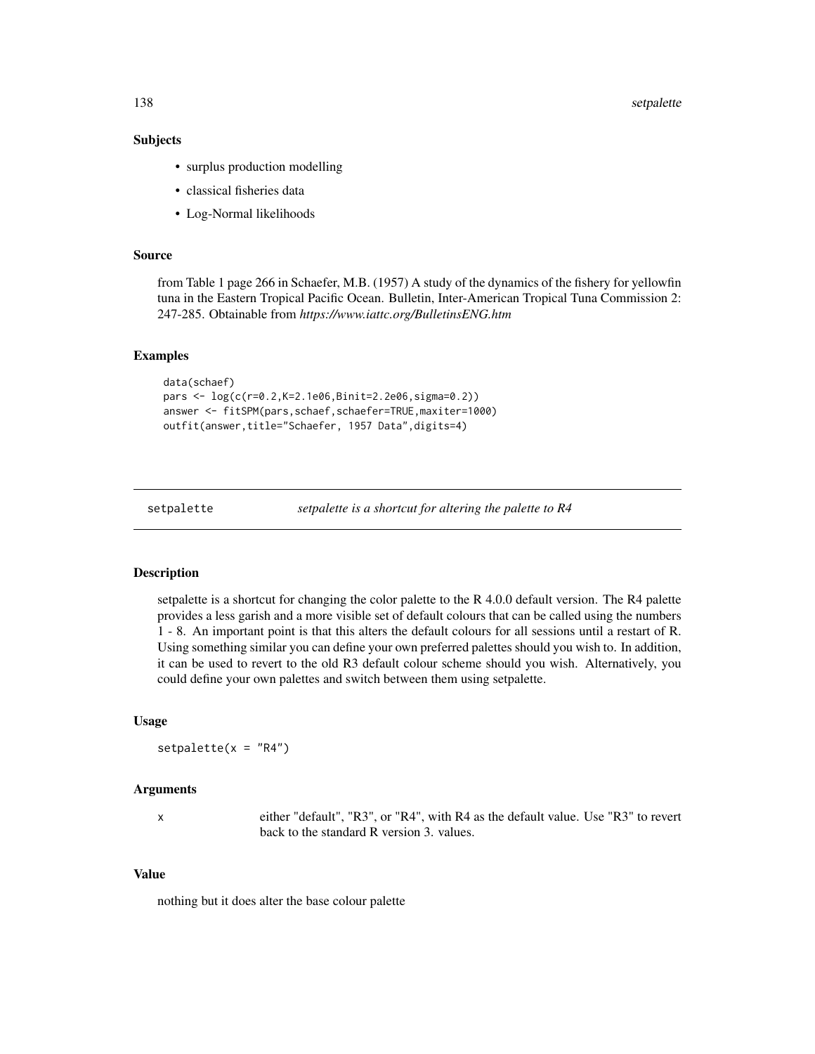### Subjects

- surplus production modelling
- classical fisheries data
- Log-Normal likelihoods

### Source

from Table 1 page 266 in Schaefer, M.B. (1957) A study of the dynamics of the fishery for yellowfin tuna in the Eastern Tropical Pacific Ocean. Bulletin, Inter-American Tropical Tuna Commission 2: 247-285. Obtainable from *https://www.iattc.org/BulletinsENG.htm*

### Examples

```
data(schaef)
pars <- log(c(r=0.2,K=2.1e06,Binit=2.2e06,sigma=0.2))
answer <- fitSPM(pars,schaef,schaefer=TRUE,maxiter=1000)
outfit(answer,title="Schaefer, 1957 Data",digits=4)
```

---

## setpalette — *setpalette is a shortcut for altering the palette to R4*

---

### Description

setpalette is a shortcut for changing the color palette to the R 4.0.0 default version. The R4 palette provides a less garish and a more visible set of default colours that can be called using the numbers 1 - 8. An important point is that this alters the default colours for all sessions until a restart of R. Using something similar you can define your own preferred palettes should you wish to. In addition, it can be used to revert to the old R3 default colour scheme should you wish. Alternatively, you could define your own palettes and switch between them using setpalette.

### Usage

```
setpalette(x = "R4")
```

### Arguments

| | |
|---|---|
| x | either "default", "R3", or "R4", with R4 as the default value. Use "R3" to revert back to the standard R version 3. values. |

### Value

nothing but it does alter the base colour palette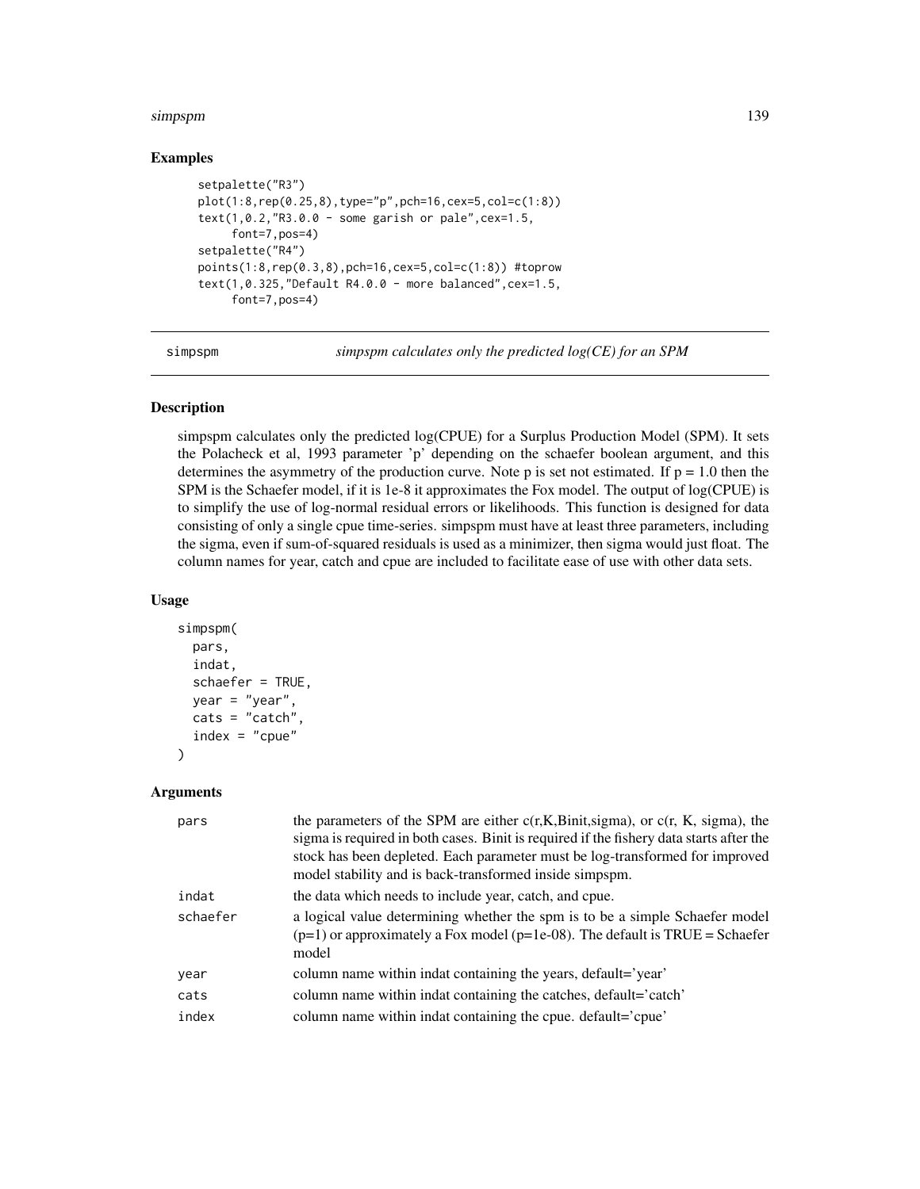## Examples

```
setpalette("R3")
plot(1:8,rep(0.25,8),type="p",pch=16,cex=5,col=c(1:8))
text(1,0.2,"R3.0.0 - some garish or pale",cex=1.5,
     font=7,pos=4)
setpalette("R4")
points(1:8,rep(0.3,8),pch=16,cex=5,col=c(1:8)) #toprow
text(1,0.325,"Default R4.0.0 - more balanced",cex=1.5,
     font=7,pos=4)
```

---

# simpspm — *simpspm calculates only the predicted log(CE) for an SPM*

## Description

simpspm calculates only the predicted log(CPUE) for a Surplus Production Model (SPM). It sets the Polacheck et al, 1993 parameter 'p' depending on the schaefer boolean argument, and this determines the asymmetry of the production curve. Note p is set not estimated. If p = 1.0 then the SPM is the Schaefer model, if it is 1e-8 it approximates the Fox model. The output of log(CPUE) is to simplify the use of log-normal residual errors or likelihoods. This function is designed for data consisting of only a single cpue time-series. simpspm must have at least three parameters, including the sigma, even if sum-of-squared residuals is used as a minimizer, then sigma would just float. The column names for year, catch and cpue are included to facilitate ease of use with other data sets.

## Usage

```
simpspm(
  pars,
  indat,
  schaefer = TRUE,
  year = "year",
  cats = "catch",
  index = "cpue"
)
```

## Arguments

| | |
|---|---|
| pars | the parameters of the SPM are either c(r,K,Binit,sigma), or c(r, K, sigma), the sigma is required in both cases. Binit is required if the fishery data starts after the stock has been depleted. Each parameter must be log-transformed for improved model stability and is back-transformed inside simpspm. |
| indat | the data which needs to include year, catch, and cpue. |
| schaefer | a logical value determining whether the spm is to be a simple Schaefer model (p=1) or approximately a Fox model (p=1e-08). The default is TRUE = Schaefer model |
| year | column name within indat containing the years, default='year' |
| cats | column name within indat containing the catches, default='catch' |
| index | column name within indat containing the cpue. default='cpue' |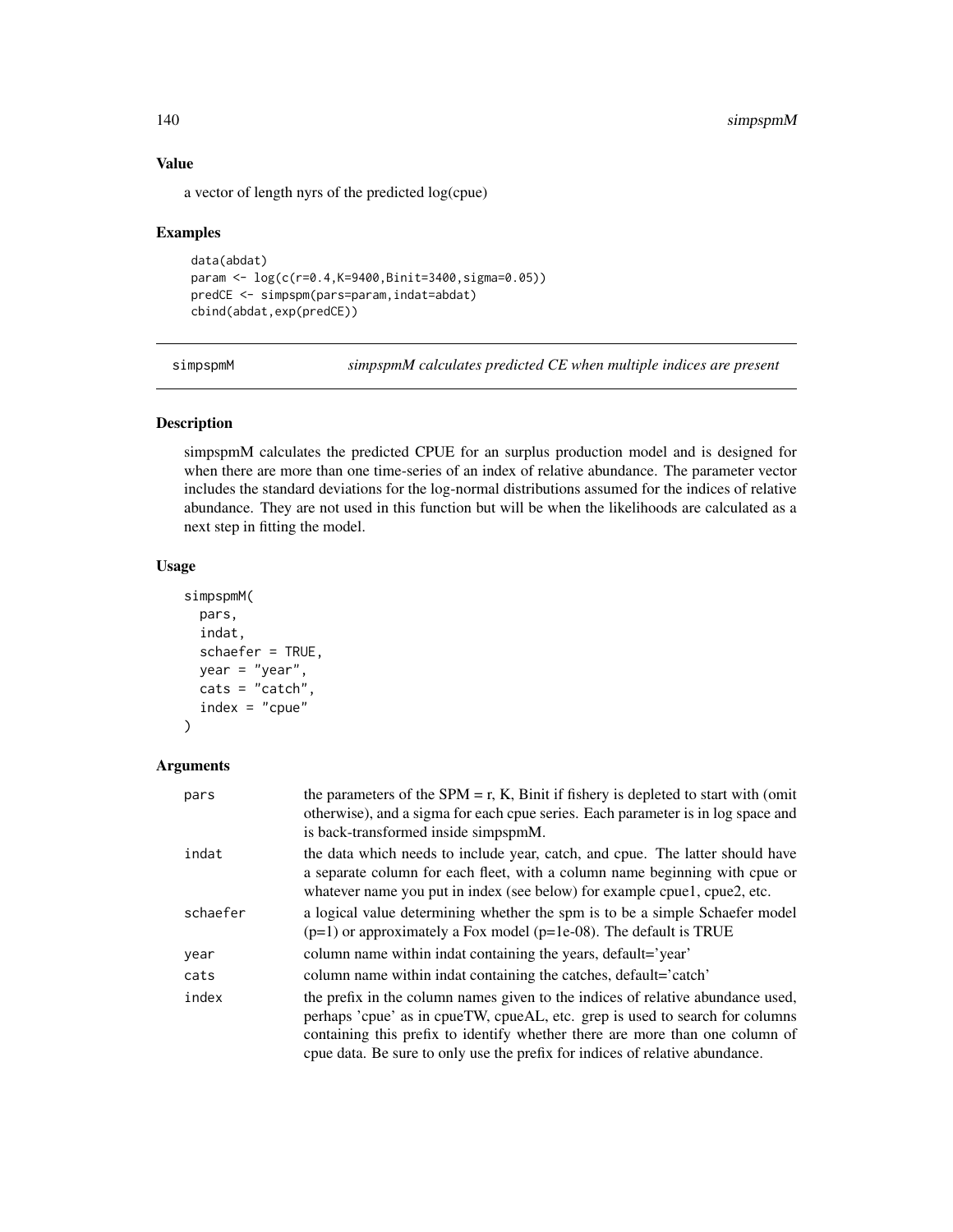### Value

a vector of length nyrs of the predicted log(cpue)

### Examples

```
data(abdat)
param <- log(c(r=0.4,K=9400,Binit=3400,sigma=0.05))
predCE <- simpspm(pars=param,indat=abdat)
cbind(abdat,exp(predCE))
```

---

## simpspmM *simpspmM calculates predicted CE when multiple indices are present*

---

### Description

simpspmM calculates the predicted CPUE for an surplus production model and is designed for when there are more than one time-series of an index of relative abundance. The parameter vector includes the standard deviations for the log-normal distributions assumed for the indices of relative abundance. They are not used in this function but will be when the likelihoods are calculated as a next step in fitting the model.

### Usage

```
simpspmM(
  pars,
  indat,
  schaefer = TRUE,
  year = "year",
  cats = "catch",
  index = "cpue"
)
```

### Arguments

| | |
|---|---|
| pars | the parameters of the SPM = r, K, Binit if fishery is depleted to start with (omit otherwise), and a sigma for each cpue series. Each parameter is in log space and is back-transformed inside simpspmM. |
| indat | the data which needs to include year, catch, and cpue. The latter should have a separate column for each fleet, with a column name beginning with cpue or whatever name you put in index (see below) for example cpue1, cpue2, etc. |
| schaefer | a logical value determining whether the spm is to be a simple Schaefer model (p=1) or approximately a Fox model (p=1e-08). The default is TRUE |
| year | column name within indat containing the years, default='year' |
| cats | column name within indat containing the catches, default='catch' |
| index | the prefix in the column names given to the indices of relative abundance used, perhaps 'cpue' as in cpueTW, cpueAL, etc. grep is used to search for columns containing this prefix to identify whether there are more than one column of cpue data. Be sure to only use the prefix for indices of relative abundance. |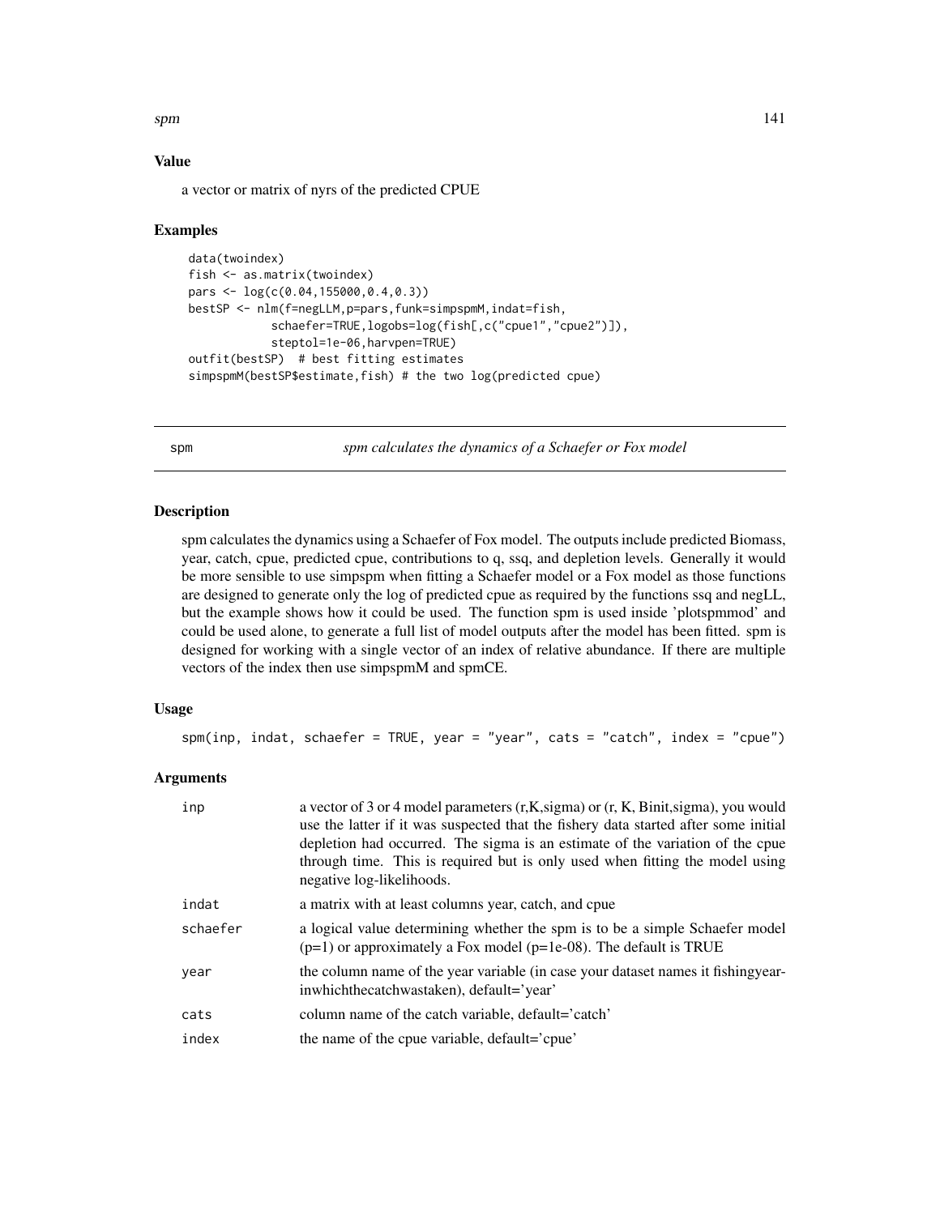### Value

a vector or matrix of nyrs of the predicted CPUE

### Examples

```
data(twoindex)
fish <- as.matrix(twoindex)
pars <- log(c(0.04,155000,0.4,0.3))
bestSP <- nlm(f=negLLM,p=pars,funk=simpspmM,indat=fish,
            schaefer=TRUE,logobs=log(fish[,c("cpue1","cpue2")]),
            steptol=1e-06,harvpen=TRUE)
outfit(bestSP)  # best fitting estimates
simpspmM(bestSP$estimate,fish) # the two log(predicted cpue)
```

---

## spm — *spm calculates the dynamics of a Schaefer or Fox model*

### Description

spm calculates the dynamics using a Schaefer of Fox model. The outputs include predicted Biomass, year, catch, cpue, predicted cpue, contributions to q, ssq, and depletion levels. Generally it would be more sensible to use simpspm when fitting a Schaefer model or a Fox model as those functions are designed to generate only the log of predicted cpue as required by the functions ssq and negLL, but the example shows how it could be used. The function spm is used inside 'plotspmmod' and could be used alone, to generate a full list of model outputs after the model has been fitted. spm is designed for working with a single vector of an index of relative abundance. If there are multiple vectors of the index then use simpspmM and spmCE.

### Usage

```
spm(inp, indat, schaefer = TRUE, year = "year", cats = "catch", index = "cpue")
```

### Arguments

| | |
|---|---|
| inp | a vector of 3 or 4 model parameters (r,K,sigma) or (r, K, Binit,sigma), you would use the latter if it was suspected that the fishery data started after some initial depletion had occurred. The sigma is an estimate of the variation of the cpue through time. This is required but is only used when fitting the model using negative log-likelihoods. |
| indat | a matrix with at least columns year, catch, and cpue |
| schaefer | a logical value determining whether the spm is to be a simple Schaefer model (p=1) or approximately a Fox model (p=1e-08). The default is TRUE |
| year | the column name of the year variable (in case your dataset names it fishingyearinwhichthecatchwastaken), default='year' |
| cats | column name of the catch variable, default='catch' |
| index | the name of the cpue variable, default='cpue' |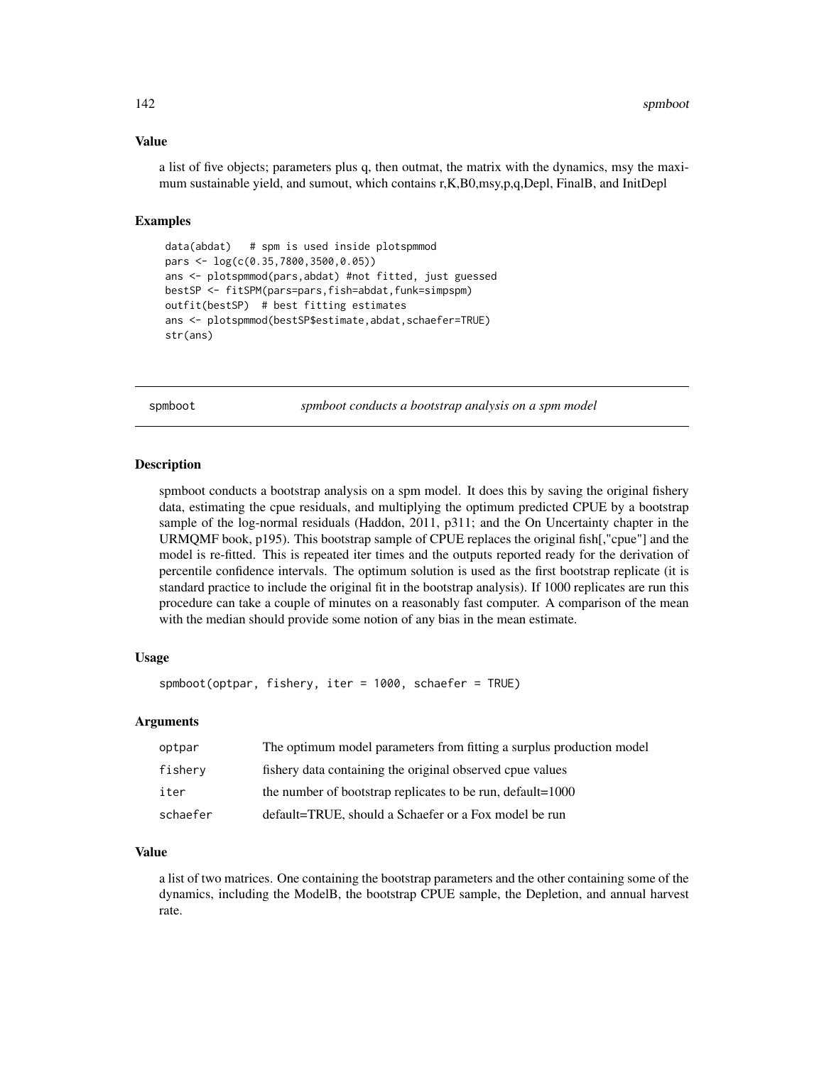### Value

a list of five objects; parameters plus q, then outmat, the matrix with the dynamics, msy the maximum sustainable yield, and sumout, which contains r,K,B0,msy,p,q,Depl, FinalB, and InitDepl

### Examples

```
data(abdat)   # spm is used inside plotspmmod
pars <- log(c(0.35,7800,3500,0.05))
ans <- plotspmmod(pars,abdat) #not fitted, just guessed
bestSP <- fitSPM(pars=pars,fish=abdat,funk=simpspm)
outfit(bestSP)  # best fitting estimates
ans <- plotspmmod(bestSP$estimate,abdat,schaefer=TRUE)
str(ans)
```

---

## spmboot — *spmboot conducts a bootstrap analysis on a spm model*

### Description

spmboot conducts a bootstrap analysis on a spm model. It does this by saving the original fishery data, estimating the cpue residuals, and multiplying the optimum predicted CPUE by a bootstrap sample of the log-normal residuals (Haddon, 2011, p311; and the On Uncertainty chapter in the URMQMF book, p195). This bootstrap sample of CPUE replaces the original fish[,"cpue"] and the model is re-fitted. This is repeated iter times and the outputs reported ready for the derivation of percentile confidence intervals. The optimum solution is used as the first bootstrap replicate (it is standard practice to include the original fit in the bootstrap analysis). If 1000 replicates are run this procedure can take a couple of minutes on a reasonably fast computer. A comparison of the mean with the median should provide some notion of any bias in the mean estimate.

### Usage

```
spmboot(optpar, fishery, iter = 1000, schaefer = TRUE)
```

### Arguments

| | |
|---|---|
| optpar | The optimum model parameters from fitting a surplus production model |
| fishery | fishery data containing the original observed cpue values |
| iter | the number of bootstrap replicates to be run, default=1000 |
| schaefer | default=TRUE, should a Schaefer or a Fox model be run |

### Value

a list of two matrices. One containing the bootstrap parameters and the other containing some of the dynamics, including the ModelB, the bootstrap CPUE sample, the Depletion, and annual harvest rate.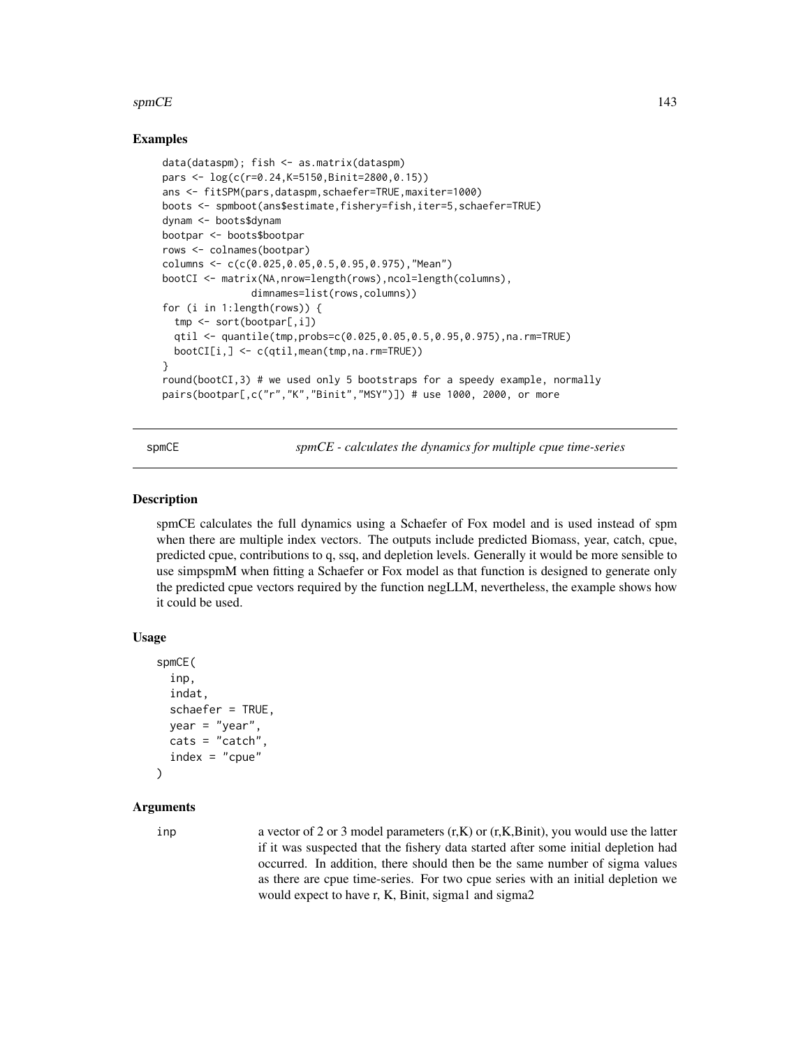## Examples

```
data(dataspm); fish <- as.matrix(dataspm)
pars <- log(c(r=0.24,K=5150,Binit=2800,0.15))
ans <- fitSPM(pars,dataspm,schaefer=TRUE,maxiter=1000)
boots <- spmboot(ans$estimate,fishery=fish,iter=5,schaefer=TRUE)
dynam <- boots$dynam
bootpar <- boots$bootpar
rows <- colnames(bootpar)
columns <- c(c(0.025,0.05,0.5,0.95,0.975),"Mean")
bootCI <- matrix(NA,nrow=length(rows),ncol=length(columns),
              dimnames=list(rows,columns))
for (i in 1:length(rows)) {
  tmp <- sort(bootpar[,i])
  qtil <- quantile(tmp,probs=c(0.025,0.05,0.5,0.95,0.975),na.rm=TRUE)
  bootCI[i,] <- c(qtil,mean(tmp,na.rm=TRUE))
}
round(bootCI,3) # we used only 5 bootstraps for a speedy example, normally
pairs(bootpar[,c("r","K","Binit","MSY")]) # use 1000, 2000, or more
```

---

# spmCE — *spmCE - calculates the dynamics for multiple cpue time-series*

## Description

spmCE calculates the full dynamics using a Schaefer of Fox model and is used instead of spm when there are multiple index vectors. The outputs include predicted Biomass, year, catch, cpue, predicted cpue, contributions to q, ssq, and depletion levels. Generally it would be more sensible to use simpspmM when fitting a Schaefer or Fox model as that function is designed to generate only the predicted cpue vectors required by the function negLLM, nevertheless, the example shows how it could be used.

## Usage

```
spmCE(
  inp,
  indat,
  schaefer = TRUE,
  year = "year",
  cats = "catch",
  index = "cpue"
)
```

## Arguments

`inp` a vector of 2 or 3 model parameters (r,K) or (r,K,Binit), you would use the latter if it was suspected that the fishery data started after some initial depletion had occurred. In addition, there should then be the same number of sigma values as there are cpue time-series. For two cpue series with an initial depletion we would expect to have r, K, Binit, sigma1 and sigma2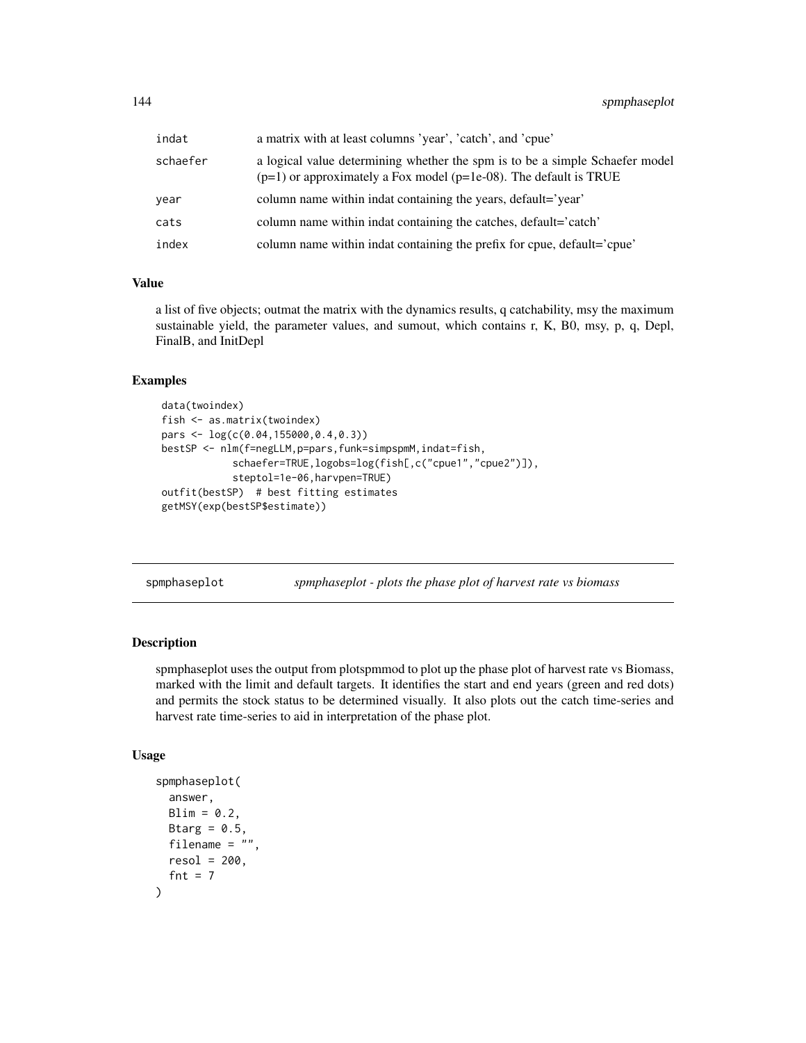| | |
|---|---|
| indat | a matrix with at least columns 'year', 'catch', and 'cpue' |
| schaefer | a logical value determining whether the spm is to be a simple Schaefer model (p=1) or approximately a Fox model (p=1e-08). The default is TRUE |
| year | column name within indat containing the years, default='year' |
| cats | column name within indat containing the catches, default='catch' |
| index | column name within indat containing the prefix for cpue, default='cpue' |

### Value

a list of five objects; outmat the matrix with the dynamics results, q catchability, msy the maximum sustainable yield, the parameter values, and sumout, which contains r, K, B0, msy, p, q, Depl, FinalB, and InitDepl

### Examples

```
data(twoindex)
fish <- as.matrix(twoindex)
pars <- log(c(0.04,155000,0.4,0.3))
bestSP <- nlm(f=negLLM,p=pars,funk=simpspmM,indat=fish,
           schaefer=TRUE,logobs=log(fish[,c("cpue1","cpue2")]),
           steptol=1e-06,harvpen=TRUE)
outfit(bestSP)  # best fitting estimates
getMSY(exp(bestSP$estimate))
```

---

## spmphaseplot — *spmphaseplot - plots the phase plot of harvest rate vs biomass*

### Description

spmphaseplot uses the output from plotspmmod to plot up the phase plot of harvest rate vs Biomass, marked with the limit and default targets. It identifies the start and end years (green and red dots) and permits the stock status to be determined visually. It also plots out the catch time-series and harvest rate time-series to aid in interpretation of the phase plot.

### Usage

```
spmphaseplot(
  answer,
  Blim = 0.2,
  Btarg = 0.5,
  filename = "",
  resol = 200,
  fnt = 7
)
```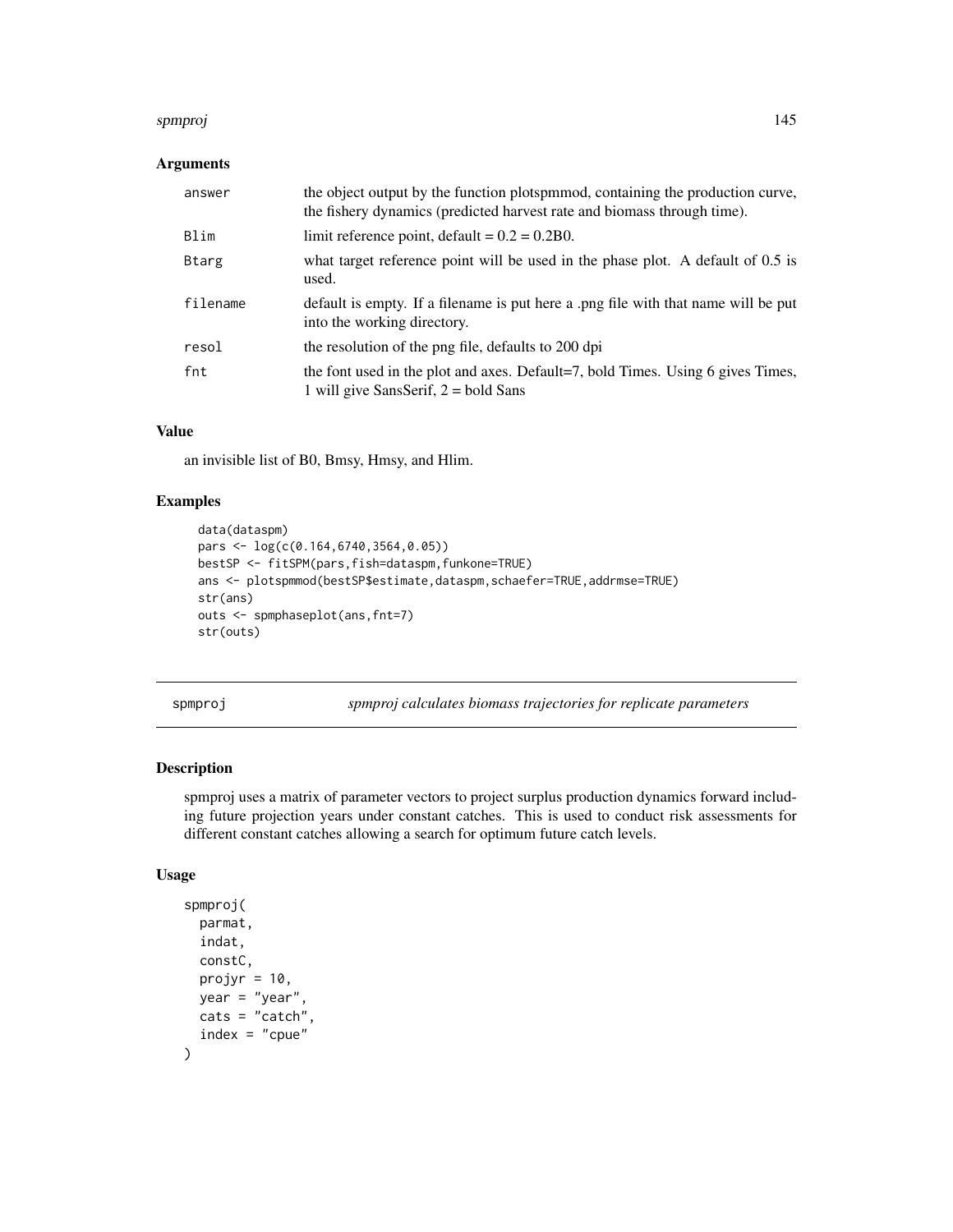### Arguments

| | |
|---|---|
| answer | the object output by the function plotspmmod, containing the production curve, the fishery dynamics (predicted harvest rate and biomass through time). |
| Blim | limit reference point, default = 0.2 = 0.2B0. |
| Btarg | what target reference point will be used in the phase plot. A default of 0.5 is used. |
| filename | default is empty. If a filename is put here a .png file with that name will be put into the working directory. |
| resol | the resolution of the png file, defaults to 200 dpi |
| fnt | the font used in the plot and axes. Default=7, bold Times. Using 6 gives Times, 1 will give SansSerif, 2 = bold Sans |

### Value

an invisible list of B0, Bmsy, Hmsy, and Hlim.

### Examples

```
data(dataspm)
pars <- log(c(0.164,6740,3564,0.05))
bestSP <- fitSPM(pars,fish=dataspm,funkone=TRUE)
ans <- plotspmmod(bestSP$estimate,dataspm,schaefer=TRUE,addrmse=TRUE)
str(ans)
outs <- spmphaseplot(ans,fnt=7)
str(outs)
```

---

## spmproj *spmproj calculates biomass trajectories for replicate parameters*

### Description

spmproj uses a matrix of parameter vectors to project surplus production dynamics forward including future projection years under constant catches. This is used to conduct risk assessments for different constant catches allowing a search for optimum future catch levels.

### Usage

```
spmproj(
  parmat,
  indat,
  constC,
  projyr = 10,
  year = "year",
  cats = "catch",
  index = "cpue"
)
```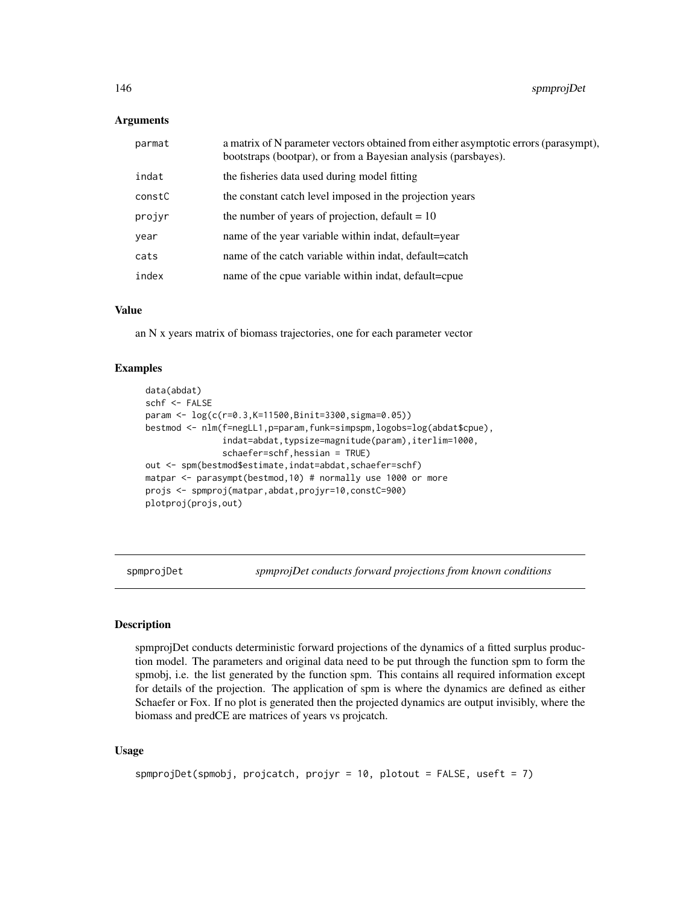### Arguments

| | |
|---|---|
| parmat | a matrix of N parameter vectors obtained from either asymptotic errors (parasympt), bootstraps (bootpar), or from a Bayesian analysis (parsbayes). |
| indat | the fisheries data used during model fitting |
| constC | the constant catch level imposed in the projection years |
| projyr | the number of years of projection, default = 10 |
| year | name of the year variable within indat, default=year |
| cats | name of the catch variable within indat, default=catch |
| index | name of the cpue variable within indat, default=cpue |

### Value

an N x years matrix of biomass trajectories, one for each parameter vector

### Examples

```
data(abdat)
schf <- FALSE
param <- log(c(r=0.3,K=11500,Binit=3300,sigma=0.05))
bestmod <- nlm(f=negLL1,p=param,funk=simpspm,logobs=log(abdat$cpue),
               indat=abdat,typsize=magnitude(param),iterlim=1000,
               schaefer=schf,hessian = TRUE)
out <- spm(bestmod$estimate,indat=abdat,schaefer=schf)
matpar <- parasympt(bestmod,10) # normally use 1000 or more
projs <- spmproj(matpar,abdat,projyr=10,constC=900)
plotproj(projs,out)
```

---

## spmprojDet — *spmprojDet conducts forward projections from known conditions*

### Description

spmprojDet conducts deterministic forward projections of the dynamics of a fitted surplus production model. The parameters and original data need to be put through the function spm to form the spmobj, i.e. the list generated by the function spm. This contains all required information except for details of the projection. The application of spm is where the dynamics are defined as either Schaefer or Fox. If no plot is generated then the projected dynamics are output invisibly, where the biomass and predCE are matrices of years vs projcatch.

### Usage

```
spmprojDet(spmobj, projcatch, projyr = 10, plotout = FALSE, useft = 7)
```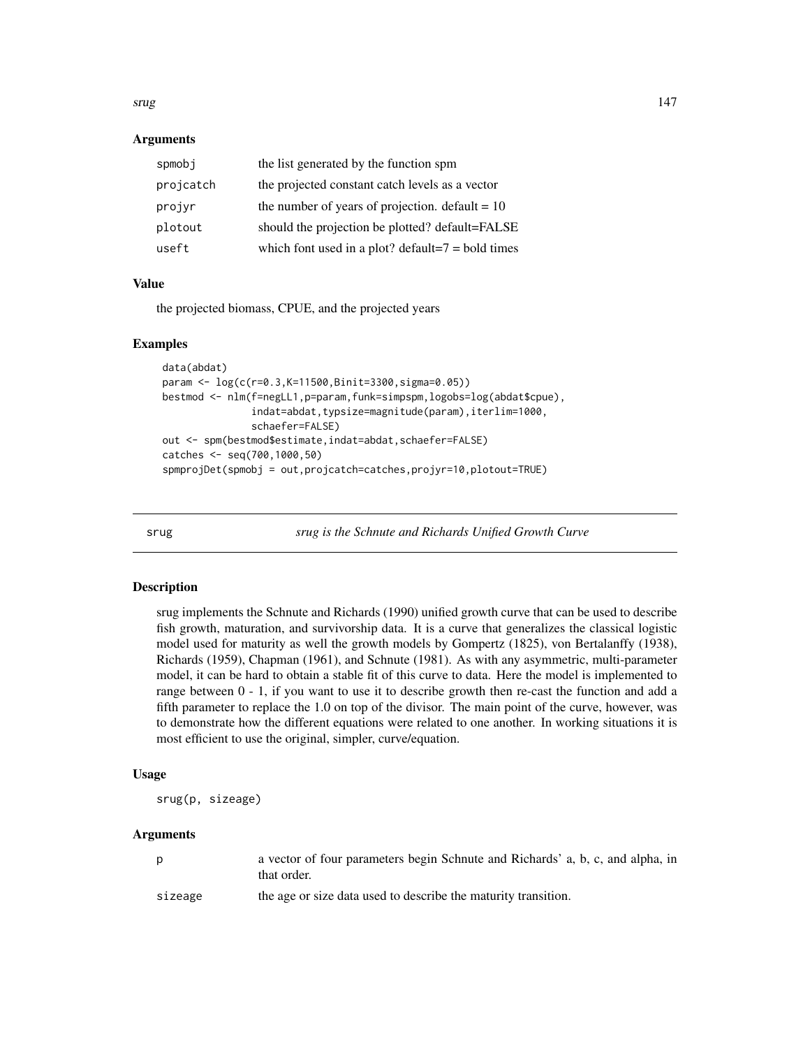### Arguments

| | |
|---|---|
| spmobj | the list generated by the function spm |
| projcatch | the projected constant catch levels as a vector |
| projyr | the number of years of projection. default = 10 |
| plotout | should the projection be plotted? default=FALSE |
| useft | which font used in a plot? default=7 = bold times |

### Value

the projected biomass, CPUE, and the projected years

### Examples

```
data(abdat)
param <- log(c(r=0.3,K=11500,Binit=3300,sigma=0.05))
bestmod <- nlm(f=negLL1,p=param,funk=simpspm,logobs=log(abdat$cpue),
              indat=abdat,typsize=magnitude(param),iterlim=1000,
              schaefer=FALSE)
out <- spm(bestmod$estimate,indat=abdat,schaefer=FALSE)
catches <- seq(700,1000,50)
spmprojDet(spmobj = out,projcatch=catches,projyr=10,plotout=TRUE)
```

---

## srug — *srug is the Schnute and Richards Unified Growth Curve*

### Description

srug implements the Schnute and Richards (1990) unified growth curve that can be used to describe fish growth, maturation, and survivorship data. It is a curve that generalizes the classical logistic model used for maturity as well the growth models by Gompertz (1825), von Bertalanffy (1938), Richards (1959), Chapman (1961), and Schnute (1981). As with any asymmetric, multi-parameter model, it can be hard to obtain a stable fit of this curve to data. Here the model is implemented to range between 0 - 1, if you want to use it to describe growth then re-cast the function and add a fifth parameter to replace the 1.0 on top of the divisor. The main point of the curve, however, was to demonstrate how the different equations were related to one another. In working situations it is most efficient to use the original, simpler, curve/equation.

### Usage

```
srug(p, sizeage)
```

### Arguments

| | |
|---|---|
| p | a vector of four parameters begin Schnute and Richards' a, b, c, and alpha, in that order. |
| sizeage | the age or size data used to describe the maturity transition. |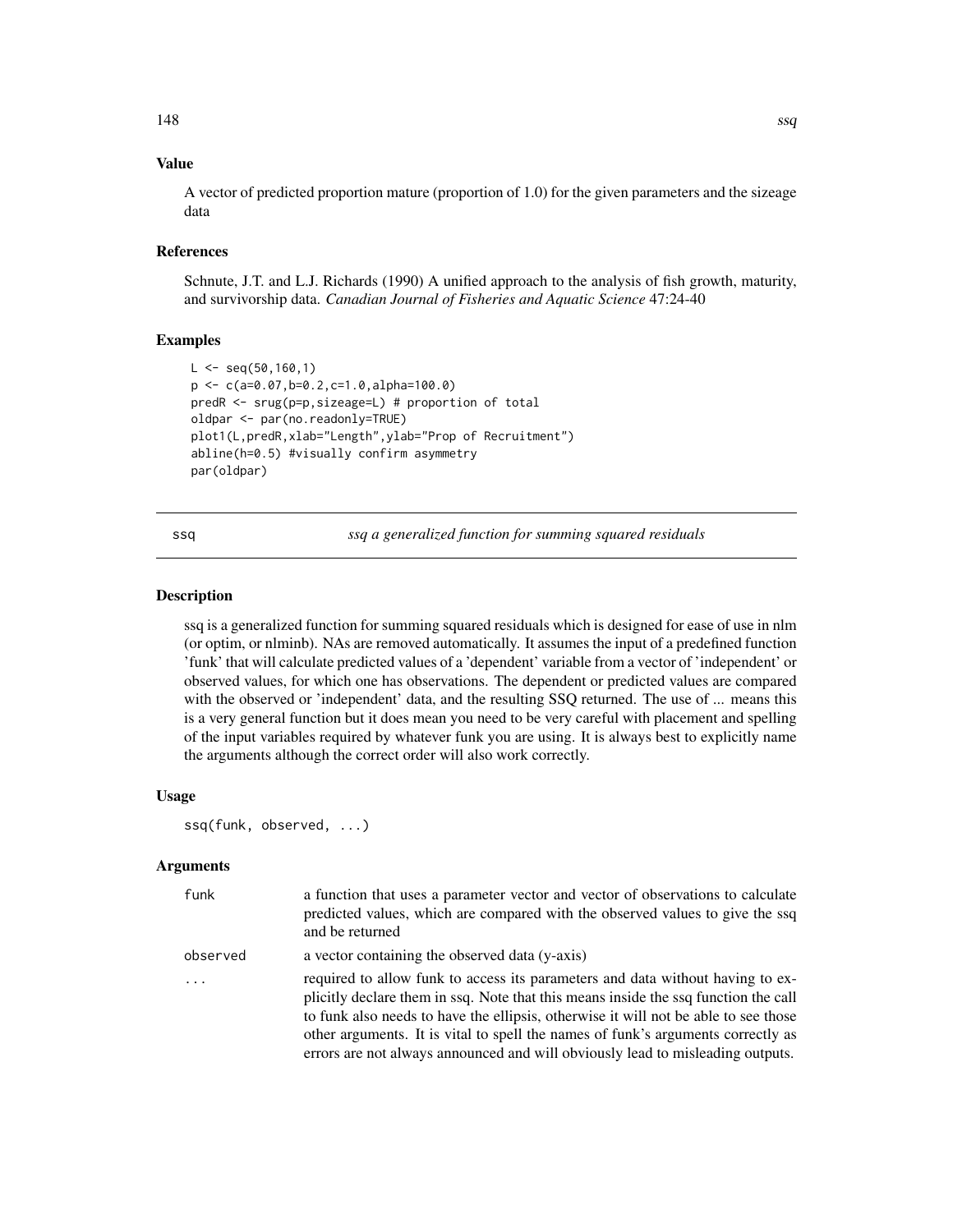### Value

A vector of predicted proportion mature (proportion of 1.0) for the given parameters and the sizeage data

### References

Schnute, J.T. and L.J. Richards (1990) A unified approach to the analysis of fish growth, maturity, and survivorship data. *Canadian Journal of Fisheries and Aquatic Science* 47:24-40

### Examples

```
L <- seq(50,160,1)
p <- c(a=0.07,b=0.2,c=1.0,alpha=100.0)
predR <- srug(p=p,sizeage=L) # proportion of total
oldpar <- par(no.readonly=TRUE)
plot1(L,predR,xlab="Length",ylab="Prop of Recruitment")
abline(h=0.5) #visually confirm asymmetry
par(oldpar)
```

---

## ssq — *ssq a generalized function for summing squared residuals*

### Description

ssq is a generalized function for summing squared residuals which is designed for ease of use in nlm (or optim, or nlminb). NAs are removed automatically. It assumes the input of a predefined function 'funk' that will calculate predicted values of a 'dependent' variable from a vector of 'independent' or observed values, for which one has observations. The dependent or predicted values are compared with the observed or 'independent' data, and the resulting SSQ returned. The use of ... means this is a very general function but it does mean you need to be very careful with placement and spelling of the input variables required by whatever funk you are using. It is always best to explicitly name the arguments although the correct order will also work correctly.

### Usage

```
ssq(funk, observed, ...)
```

### Arguments

| | |
|---|---|
| funk | a function that uses a parameter vector and vector of observations to calculate predicted values, which are compared with the observed values to give the ssq and be returned |
| observed | a vector containing the observed data (y-axis) |
| ... | required to allow funk to access its parameters and data without having to explicitly declare them in ssq. Note that this means inside the ssq function the call to funk also needs to have the ellipsis, otherwise it will not be able to see those other arguments. It is vital to spell the names of funk's arguments correctly as errors are not always announced and will obviously lead to misleading outputs. |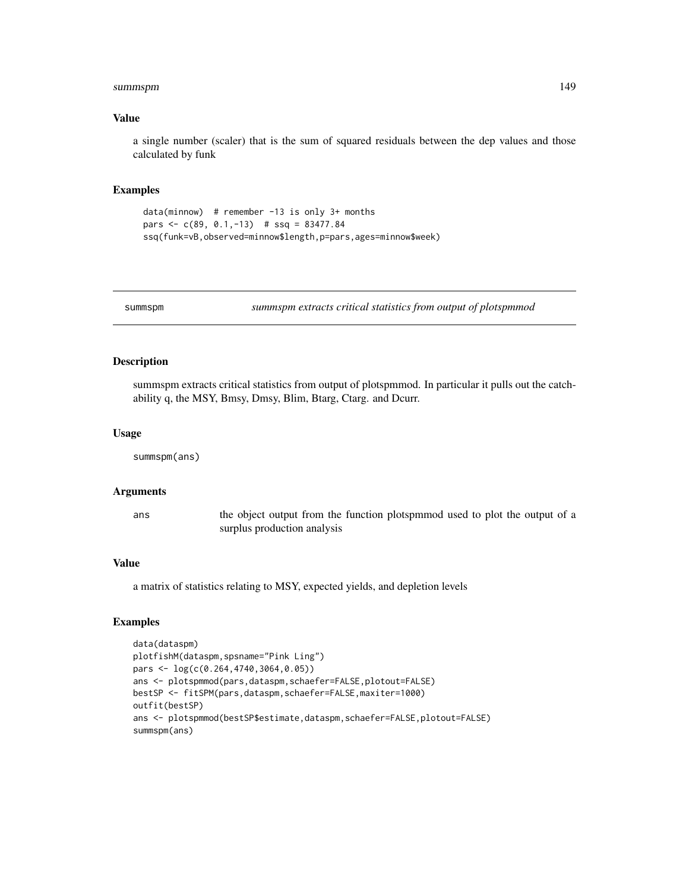### Value

a single number (scaler) that is the sum of squared residuals between the dep values and those calculated by funk

### Examples

```
data(minnow)  # remember -13 is only 3+ months
pars <- c(89, 0.1,-13)  # ssq = 83477.84
ssq(funk=vB,observed=minnow$length,p=pars,ages=minnow$week)
```

---

## summspm — *summspm extracts critical statistics from output of plotspmmod*

### Description

summspm extracts critical statistics from output of plotspmmod. In particular it pulls out the catchability q, the MSY, Bmsy, Dmsy, Blim, Btarg, Ctarg. and Dcurr.

### Usage

```
summspm(ans)
```

### Arguments

| | |
|---|---|
| ans | the object output from the function plotspmmod used to plot the output of a surplus production analysis |

### Value

a matrix of statistics relating to MSY, expected yields, and depletion levels

### Examples

```
data(dataspm)
plotfishM(dataspm,spsname="Pink Ling")
pars <- log(c(0.264,4740,3064,0.05))
ans <- plotspmmod(pars,dataspm,schaefer=FALSE,plotout=FALSE)
bestSP <- fitSPM(pars,dataspm,schaefer=FALSE,maxiter=1000)
outfit(bestSP)
ans <- plotspmmod(bestSP$estimate,dataspm,schaefer=FALSE,plotout=FALSE)
summspm(ans)
```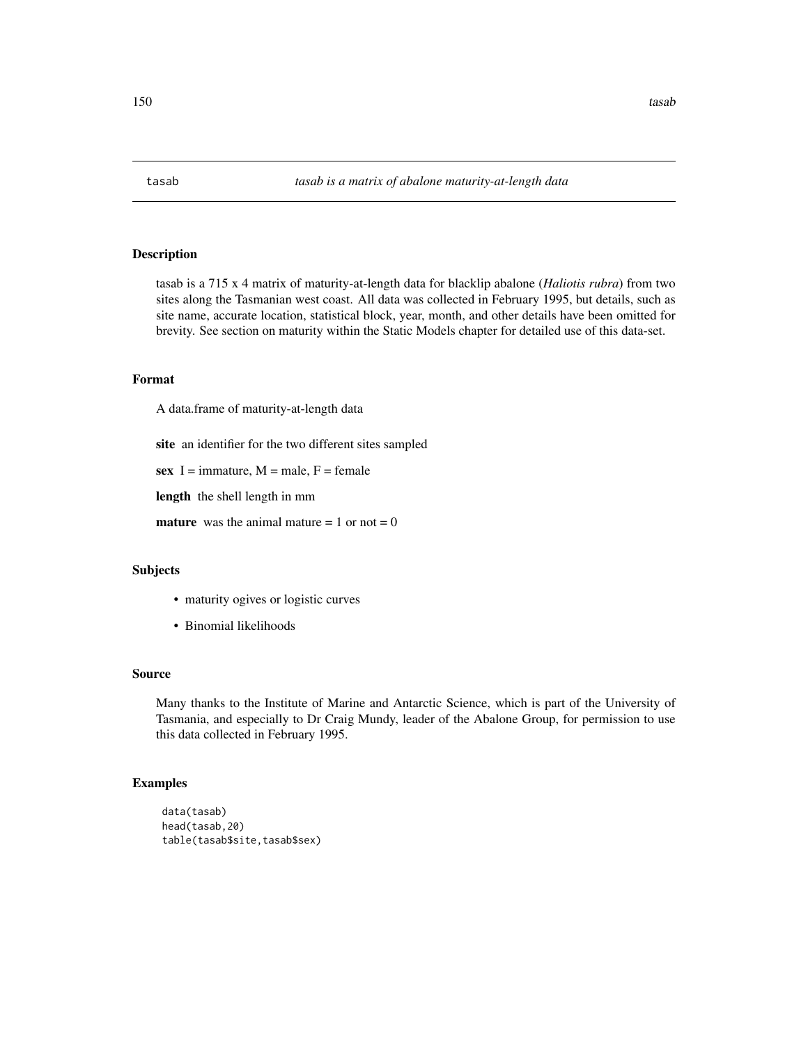## tasab — *tasab is a matrix of abalone maturity-at-length data*

### Description

tasab is a 715 x 4 matrix of maturity-at-length data for blacklip abalone (*Haliotis rubra*) from two sites along the Tasmanian west coast. All data was collected in February 1995, but details, such as site name, accurate location, statistical block, year, month, and other details have been omitted for brevity. See section on maturity within the Static Models chapter for detailed use of this data-set.

### Format

A data.frame of maturity-at-length data

**site** an identifier for the two different sites sampled

**sex** I = immature, M = male, F = female

**length** the shell length in mm

**mature** was the animal mature = 1 or not = 0

### Subjects

- maturity ogives or logistic curves
- Binomial likelihoods

### Source

Many thanks to the Institute of Marine and Antarctic Science, which is part of the University of Tasmania, and especially to Dr Craig Mundy, leader of the Abalone Group, for permission to use this data collected in February 1995.

### Examples

```
data(tasab)
head(tasab,20)
table(tasab$site,tasab$sex)
```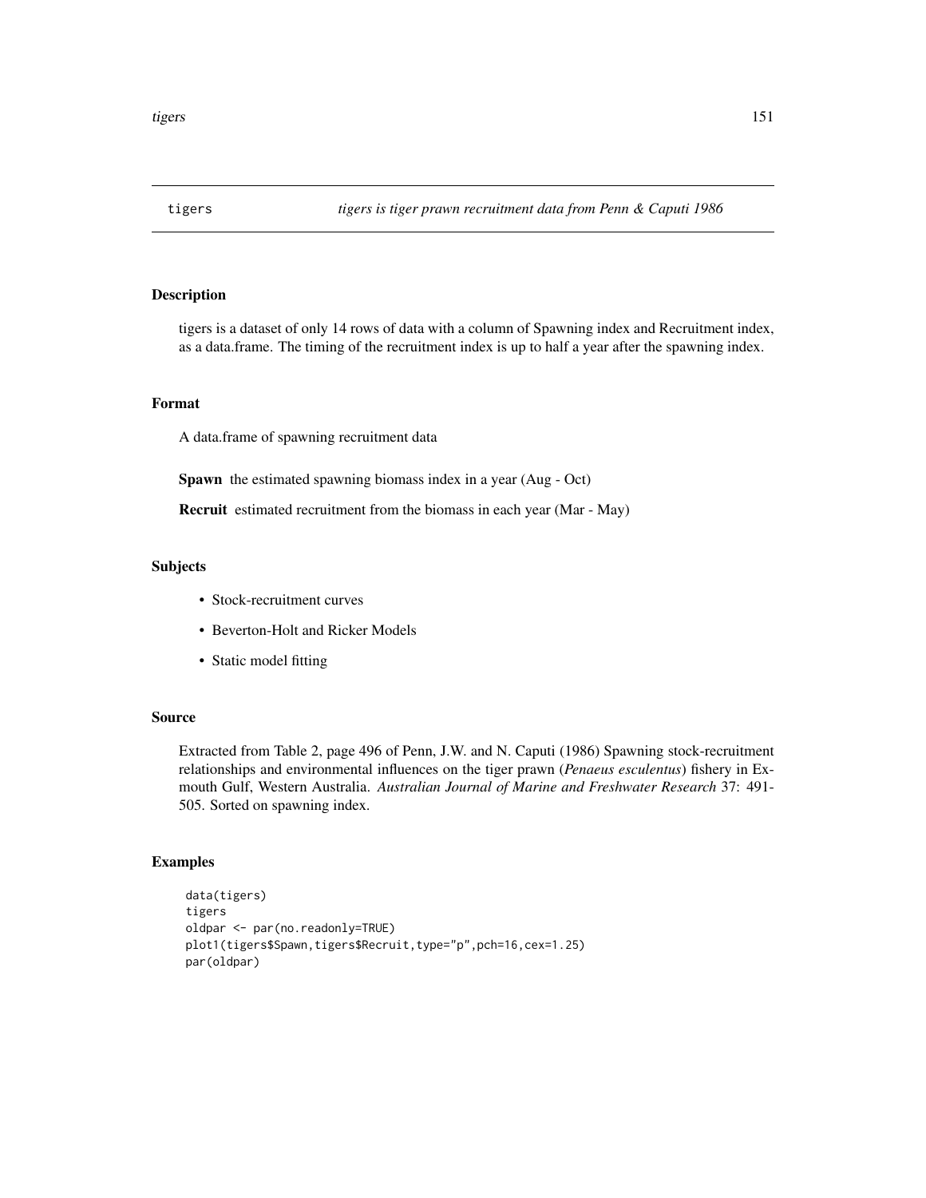# tigers — *tigers is tiger prawn recruitment data from Penn & Caputi 1986*

## Description

tigers is a dataset of only 14 rows of data with a column of Spawning index and Recruitment index, as a data.frame. The timing of the recruitment index is up to half a year after the spawning index.

## Format

A data.frame of spawning recruitment data

**Spawn** the estimated spawning biomass index in a year (Aug - Oct)

**Recruit** estimated recruitment from the biomass in each year (Mar - May)

## Subjects

- Stock-recruitment curves
- Beverton-Holt and Ricker Models
- Static model fitting

## Source

Extracted from Table 2, page 496 of Penn, J.W. and N. Caputi (1986) Spawning stock-recruitment relationships and environmental influences on the tiger prawn (*Penaeus esculentus*) fishery in Exmouth Gulf, Western Australia. *Australian Journal of Marine and Freshwater Research* 37: 491-505. Sorted on spawning index.

## Examples

```
data(tigers)
tigers
oldpar <- par(no.readonly=TRUE)
plot1(tigers$Spawn,tigers$Recruit,type="p",pch=16,cex=1.25)
par(oldpar)
```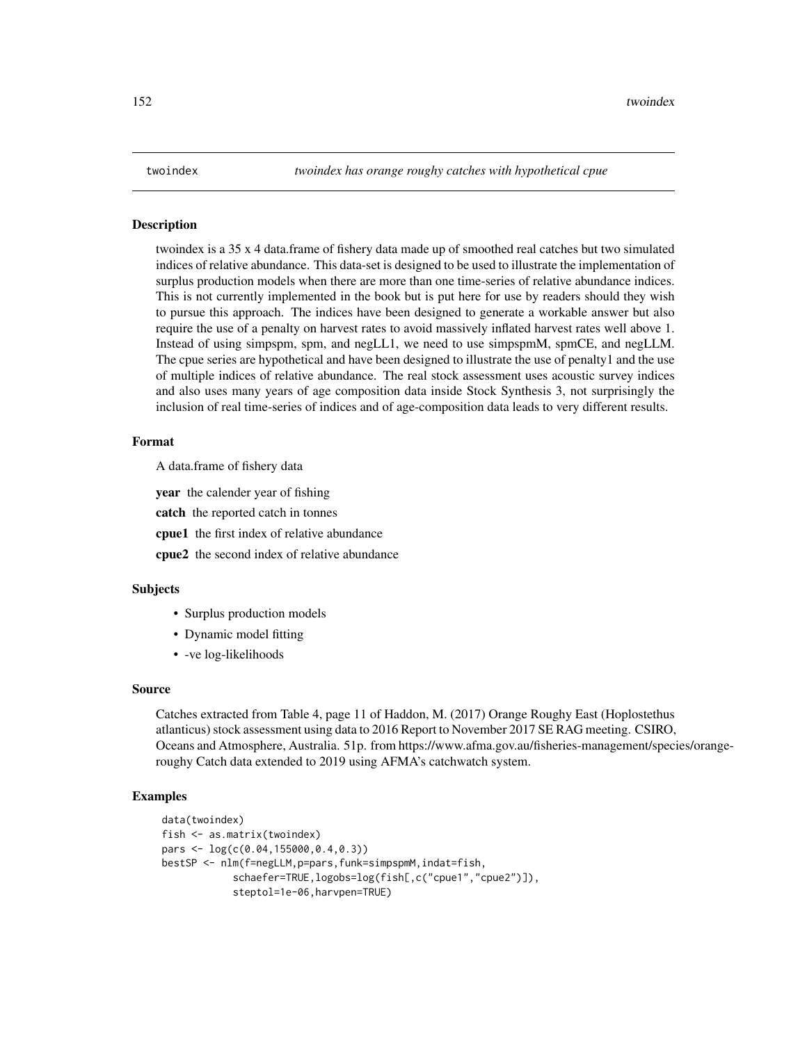# twoindex

*twoindex has orange roughy catches with hypothetical cpue*

## Description

twoindex is a 35 x 4 data.frame of fishery data made up of smoothed real catches but two simulated indices of relative abundance. This data-set is designed to be used to illustrate the implementation of surplus production models when there are more than one time-series of relative abundance indices. This is not currently implemented in the book but is put here for use by readers should they wish to pursue this approach. The indices have been designed to generate a workable answer but also require the use of a penalty on harvest rates to avoid massively inflated harvest rates well above 1. Instead of using simpspm, spm, and negLL1, we need to use simpspmM, spmCE, and negLLM. The cpue series are hypothetical and have been designed to illustrate the use of penalty1 and the use of multiple indices of relative abundance. The real stock assessment uses acoustic survey indices and also uses many years of age composition data inside Stock Synthesis 3, not surprisingly the inclusion of real time-series of indices and of age-composition data leads to very different results.

## Format

A data.frame of fishery data

**year** the calender year of fishing

**catch** the reported catch in tonnes

**cpue1** the first index of relative abundance

**cpue2** the second index of relative abundance

## Subjects

- Surplus production models
- Dynamic model fitting
- -ve log-likelihoods

## Source

Catches extracted from Table 4, page 11 of Haddon, M. (2017) Orange Roughy East (Hoplostethus atlanticus) stock assessment using data to 2016 Report to November 2017 SE RAG meeting. CSIRO, Oceans and Atmosphere, Australia. 51p. from https://www.afma.gov.au/fisheries-management/species/orange-roughy Catch data extended to 2019 using AFMA's catchwatch system.

## Examples

```
data(twoindex)
fish <- as.matrix(twoindex)
pars <- log(c(0.04,155000,0.4,0.3))
bestSP <- nlm(f=negLLM,p=pars,funk=simpspmM,indat=fish,
            schaefer=TRUE,logobs=log(fish[,c("cpue1","cpue2")]),
            steptol=1e-06,harvpen=TRUE)
```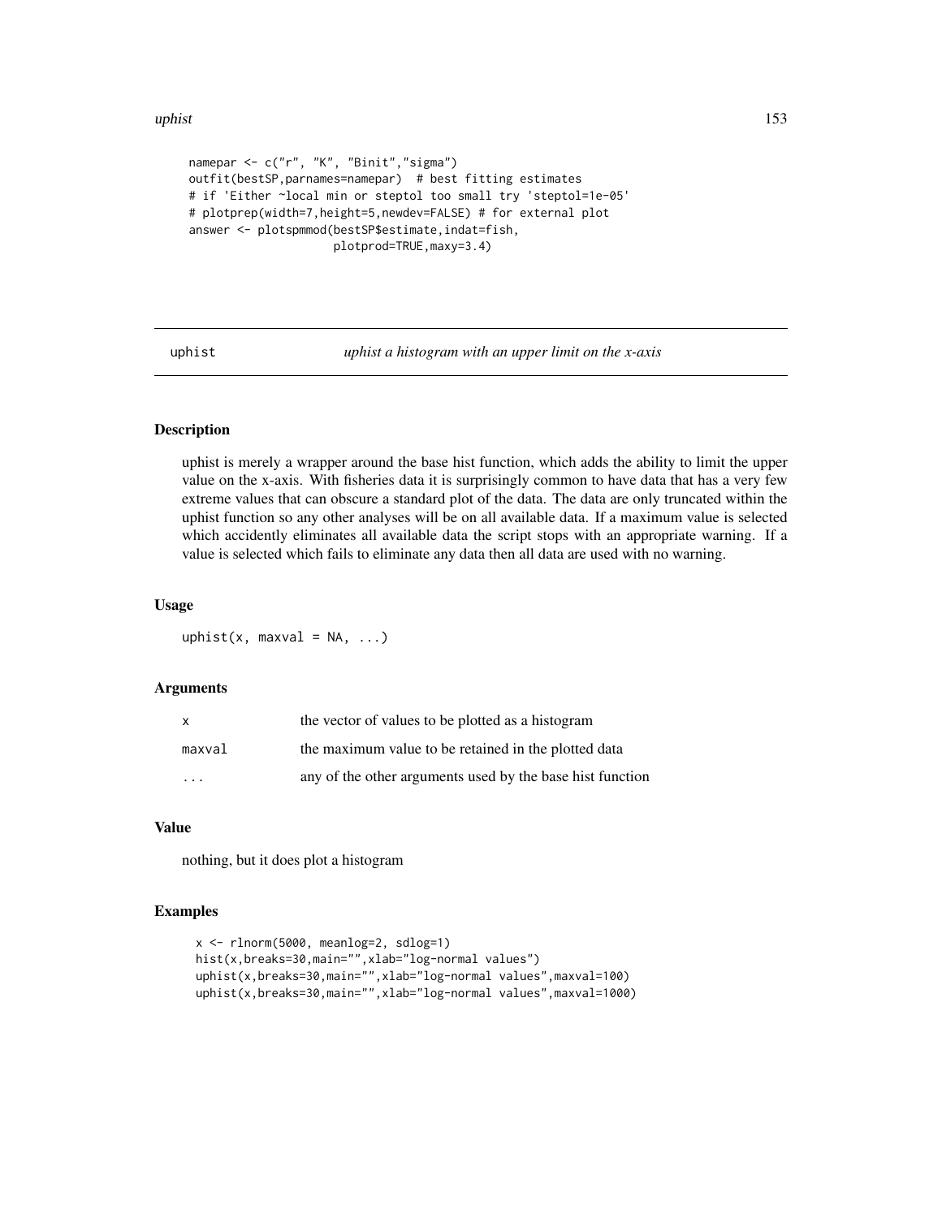```
namepar <- c("r", "K", "Binit","sigma")
outfit(bestSP,parnames=namepar)  # best fitting estimates
# if 'Either ~local min or steptol too small try 'steptol=1e-05'
# plotprep(width=7,height=5,newdev=FALSE) # for external plot
answer <- plotspmmod(bestSP$estimate,indat=fish,
                     plotprod=TRUE,maxy=3.4)
```

## uphist — *uphist a histogram with an upper limit on the x-axis*

### Description

uphist is merely a wrapper around the base hist function, which adds the ability to limit the upper value on the x-axis. With fisheries data it is surprisingly common to have data that has a very few extreme values that can obscure a standard plot of the data. The data are only truncated within the uphist function so any other analyses will be on all available data. If a maximum value is selected which accidently eliminates all available data the script stops with an appropriate warning. If a value is selected which fails to eliminate any data then all data are used with no warning.

### Usage

```
uphist(x, maxval = NA, ...)
```

### Arguments

| | |
|---|---|
| x | the vector of values to be plotted as a histogram |
| maxval | the maximum value to be retained in the plotted data |
| ... | any of the other arguments used by the base hist function |

### Value

nothing, but it does plot a histogram

### Examples

```
x <- rlnorm(5000, meanlog=2, sdlog=1)
hist(x,breaks=30,main="",xlab="log-normal values")
uphist(x,breaks=30,main="",xlab="log-normal values",maxval=100)
uphist(x,breaks=30,main="",xlab="log-normal values",maxval=1000)
```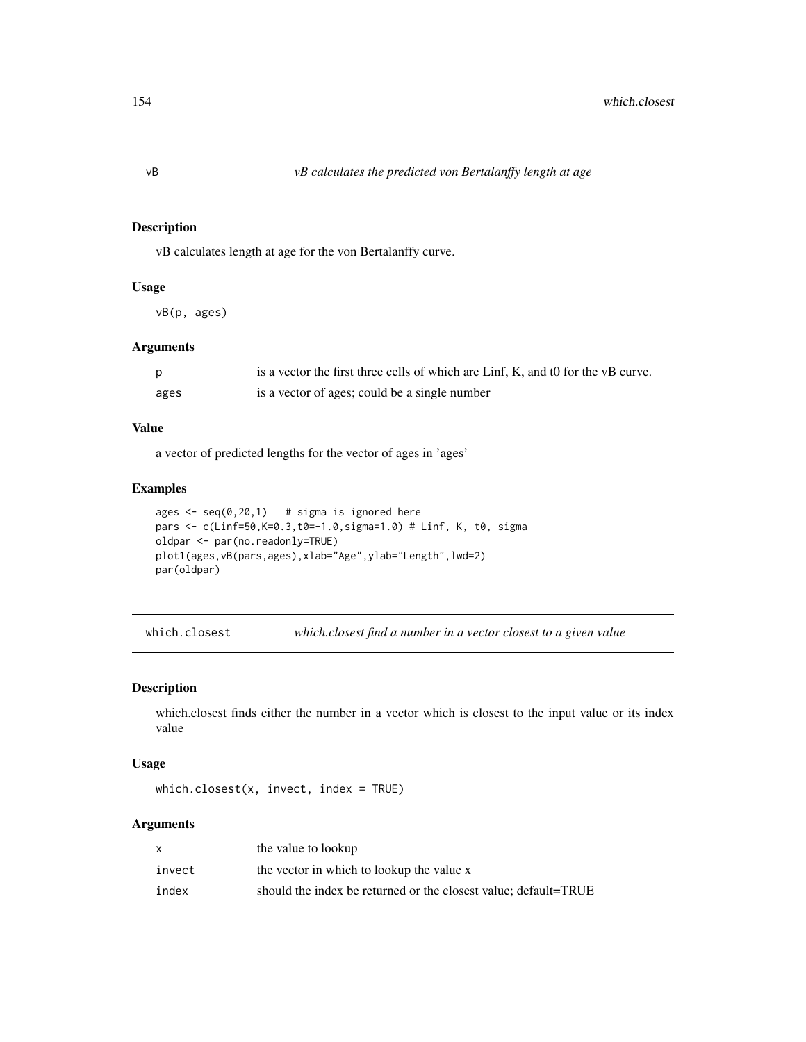## vB — *vB calculates the predicted von Bertalanffy length at age*

### Description

vB calculates length at age for the von Bertalanffy curve.

### Usage

```
vB(p, ages)
```

### Arguments

| | |
|---|---|
| p | is a vector the first three cells of which are Linf, K, and t0 for the vB curve. |
| ages | is a vector of ages; could be a single number |

### Value

a vector of predicted lengths for the vector of ages in 'ages'

### Examples

```
ages <- seq(0,20,1)   # sigma is ignored here
pars <- c(Linf=50,K=0.3,t0=-1.0,sigma=1.0) # Linf, K, t0, sigma
oldpar <- par(no.readonly=TRUE)
plot1(ages,vB(pars,ages),xlab="Age",ylab="Length",lwd=2)
par(oldpar)
```

## which.closest — *which.closest find a number in a vector closest to a given value*

### Description

which.closest finds either the number in a vector which is closest to the input value or its index value

### Usage

```
which.closest(x, invect, index = TRUE)
```

### Arguments

| | |
|---|---|
| x | the value to lookup |
| invect | the vector in which to lookup the value x |
| index | should the index be returned or the closest value; default=TRUE |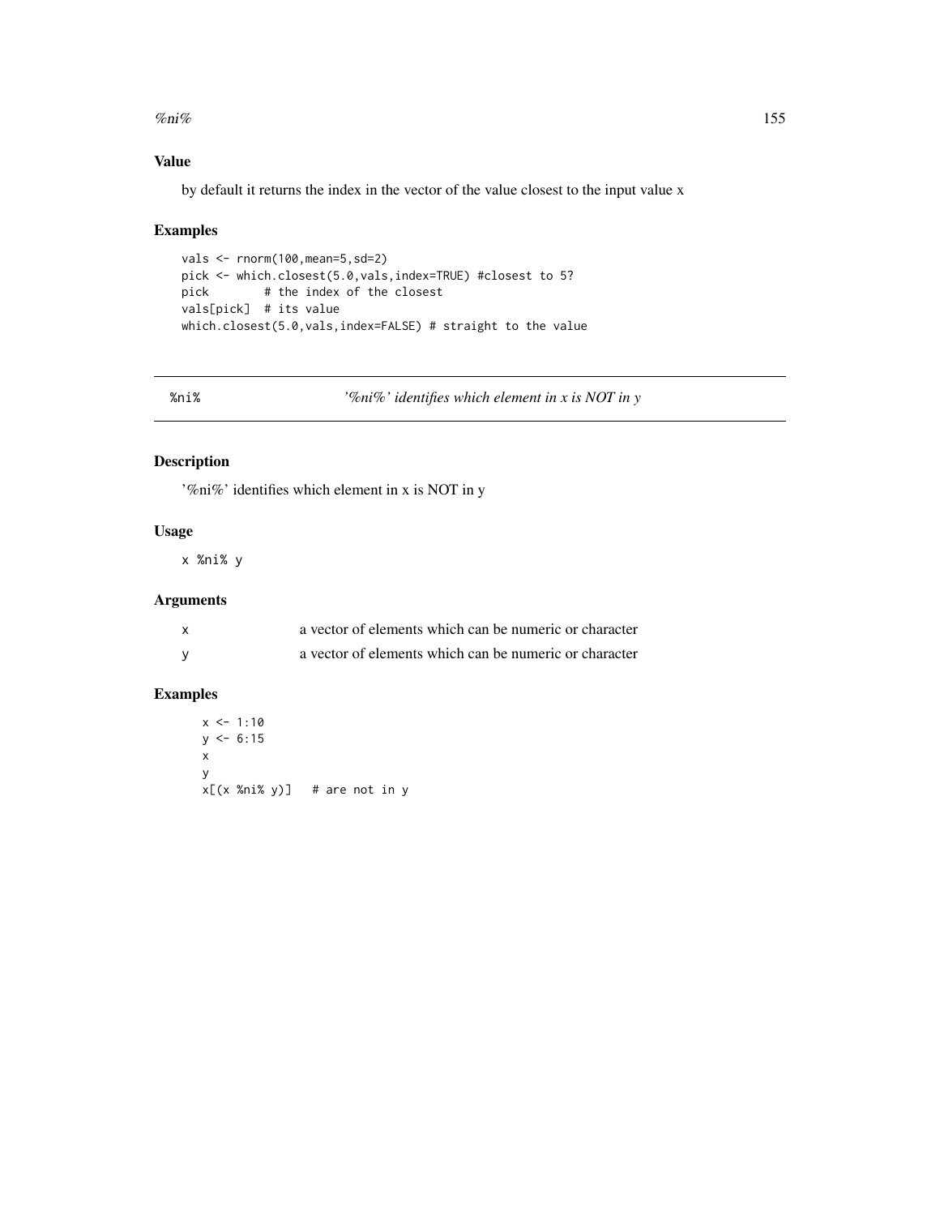## Value

by default it returns the index in the vector of the value closest to the input value x

## Examples

```
vals <- rnorm(100,mean=5,sd=2)
pick <- which.closest(5.0,vals,index=TRUE) #closest to 5?
pick        # the index of the closest
vals[pick]  # its value
which.closest(5.0,vals,index=FALSE) # straight to the value
```

---

# %ni% — *'%ni%' identifies which element in x is NOT in y*

---

## Description

'%ni%' identifies which element in x is NOT in y

## Usage

```
x %ni% y
```

## Arguments

| | |
|---|---|
| x | a vector of elements which can be numeric or character |
| y | a vector of elements which can be numeric or character |

## Examples

```
  x <- 1:10
  y <- 6:15
  x
  y
  x[(x %ni% y)]   # are not in y
```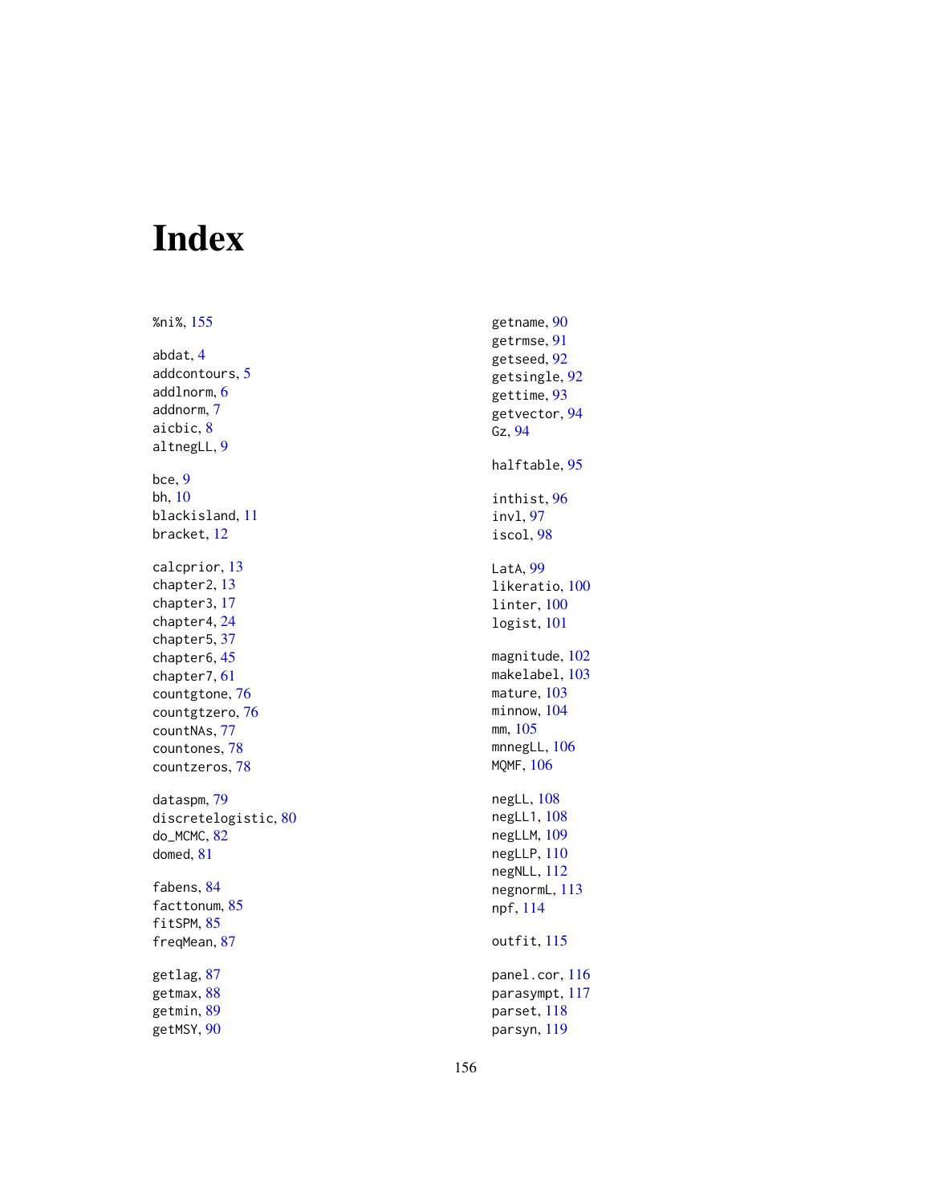# Index

%ni%, 155

abdat, 4
addcontours, 5
addlnorm, 6
addnorm, 7
aicbic, 8
altnegLL, 9

bce, 9
bh, 10
blackisland, 11
bracket, 12

calcprior, 13
chapter2, 13
chapter3, 17
chapter4, 24
chapter5, 37
chapter6, 45
chapter7, 61
countgtone, 76
countgtzero, 76
countNAs, 77
countones, 78
countzeros, 78

dataspm, 79
discretelogistic, 80
do_MCMC, 82
domed, 81

fabens, 84
facttonum, 85
fitSPM, 85
freqMean, 87

getlag, 87
getmax, 88
getmin, 89
getMSY, 90
getname, 90
getrmse, 91
getseed, 92
getsingle, 92
gettime, 93
getvector, 94
Gz, 94

halftable, 95

inthist, 96
invl, 97
iscol, 98

LatA, 99
likeratio, 100
linter, 100
logist, 101

magnitude, 102
makelabel, 103
mature, 103
minnow, 104
mm, 105
mnnegLL, 106
MQMF, 106

negLL, 108
negLL1, 108
negLLM, 109
negLLP, 110
negNLL, 112
negnormL, 113
npf, 114

outfit, 115

panel.cor, 116
parasympt, 117
parset, 118
parsyn, 119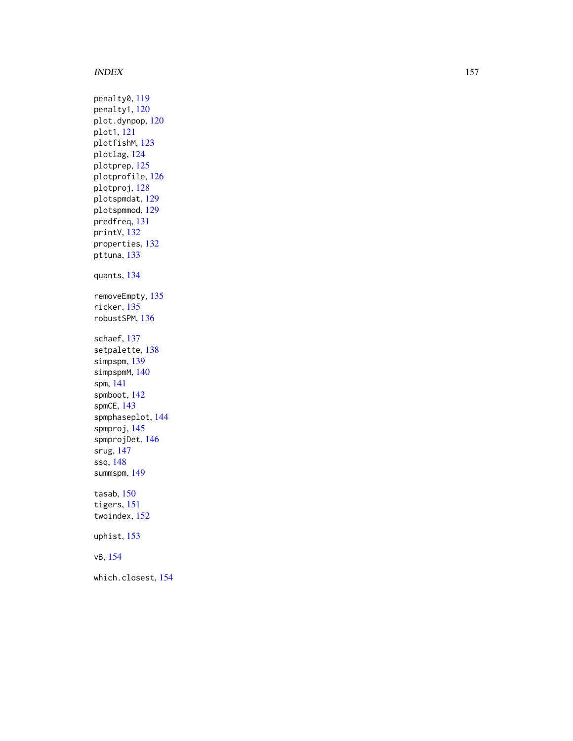penalty0, 119
penalty1, 120
plot.dynpop, 120
plot1, 121
plotfishM, 123
plotlag, 124
plotprep, 125
plotprofile, 126
plotproj, 128
plotspmdat, 129
plotspmmod, 129
predfreq, 131
printV, 132
properties, 132
pttuna, 133

quants, 134

removeEmpty, 135
ricker, 135
robustSPM, 136

schaef, 137
setpalette, 138
simpspm, 139
simpspmM, 140
spm, 141
spmboot, 142
spmCE, 143
spmphaseplot, 144
spmproj, 145
spmprojDet, 146
srug, 147
ssq, 148
summspm, 149

tasab, 150
tigers, 151
twoindex, 152

uphist, 153

vB, 154

which.closest, 154